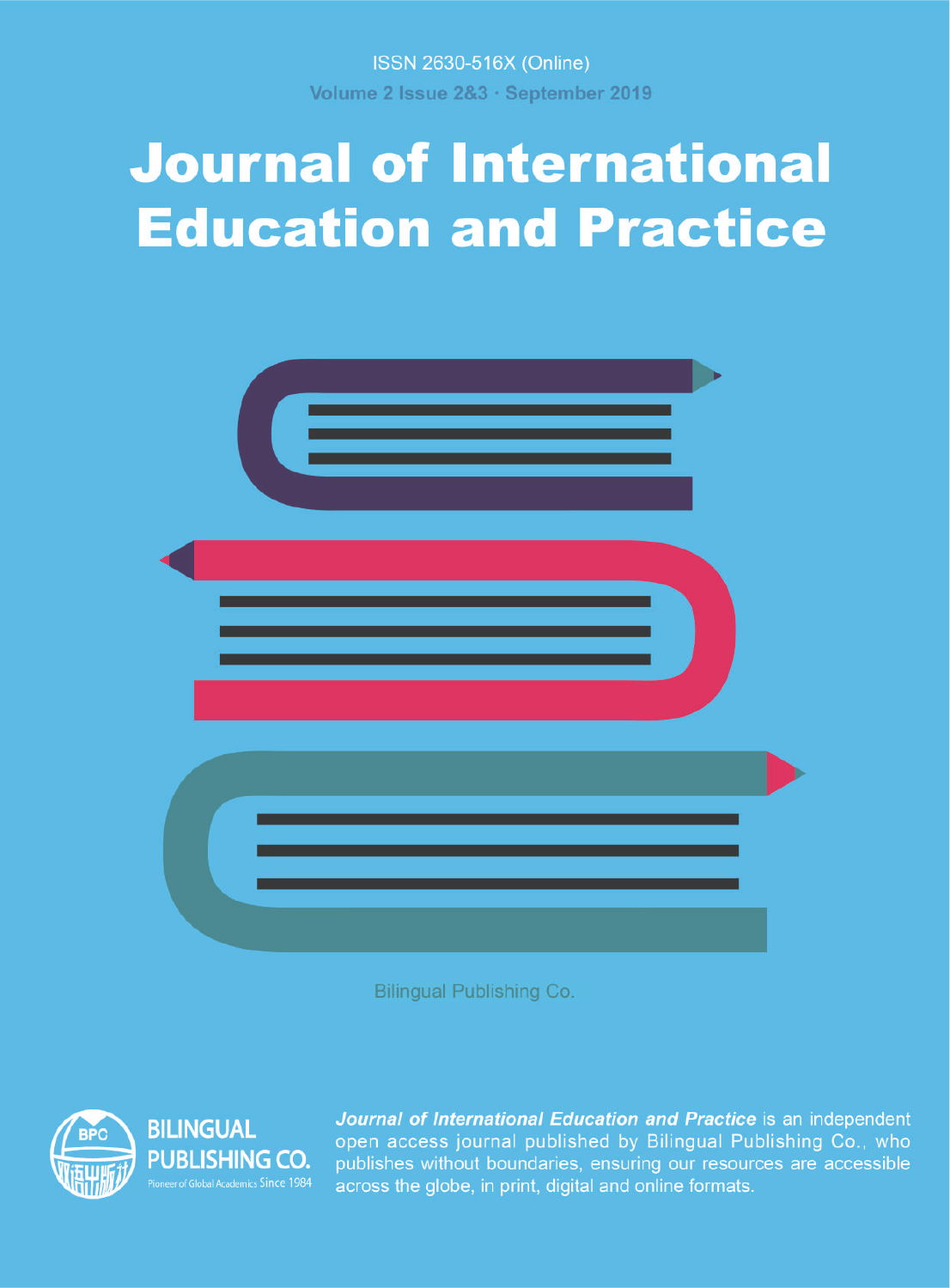ISSN 2630-516X (Online)

Volume 2 Issue 2&3 · September 2019

# Journal of International Education and Practice

Bilingual Publishing Co.

BILINGUAL PUBLISHING CO.

Pioneer of Global Academics Since 1984

***Journal of International Education and Practice*** is an independent open access journal published by Bilingual Publishing Co., who publishes without boundaries, ensuring our resources are accessible across the globe, in print, digital and online formats.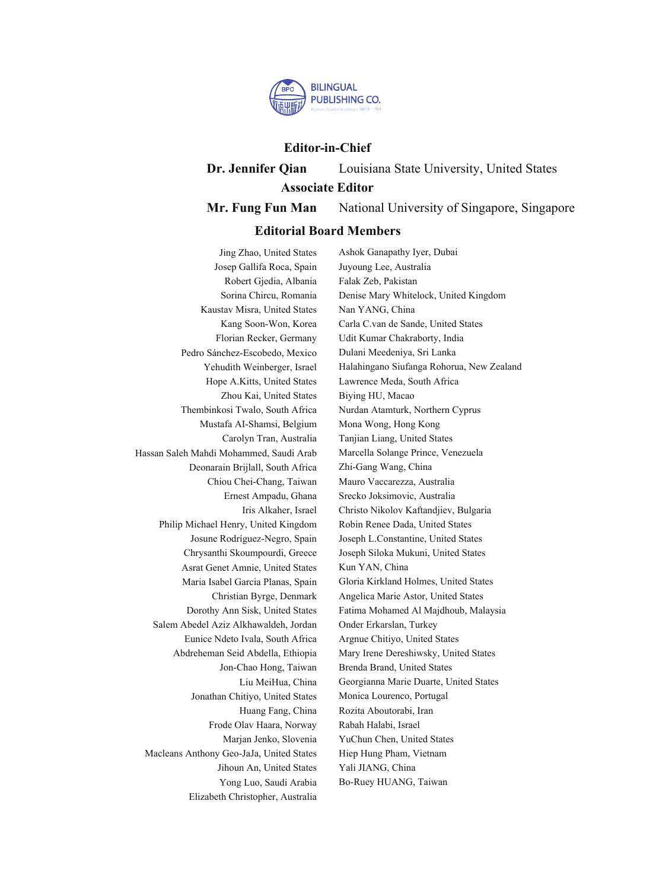BILINGUAL PUBLISHING CO.

## Editor-in-Chief

**Dr. Jennifer Qian** Louisiana State University, United States

## Associate Editor

**Mr. Fung Fun Man** National University of Singapore, Singapore

## Editorial Board Members

Jing Zhao, United States
Josep Gallifa Roca, Spain
Robert Gjedia, Albania
Sorina Chircu, Romania
Kaustav Misra, United States
Kang Soon-Won, Korea
Florian Recker, Germany
Pedro Sánchez-Escobedo, Mexico
Yehudith Weinberger, Israel
Hope A.Kitts, United States
Zhou Kai, United States
Thembinkosi Twalo, South Africa
Mustafa AI-Shamsi, Belgium
Carolyn Tran, Australia
Hassan Saleh Mahdi Mohammed, Saudi Arab
Deonarain Brijlall, South Africa
Chiou Chei-Chang, Taiwan
Ernest Ampadu, Ghana
Iris Alkaher, Israel
Philip Michael Henry, United Kingdom
Josune Rodríguez-Negro, Spain
Chrysanthi Skoumpourdi, Greece
Asrat Genet Amnie, United States
Maria Isabel Garcia Planas, Spain
Christian Byrge, Denmark
Dorothy Ann Sisk, United States
Salem Abedel Aziz Alkhawaldeh, Jordan
Eunice Ndeto Ivala, South Africa
Abdreheman Seid Abdella, Ethiopia
Jon-Chao Hong, Taiwan
Liu MeiHua, China
Jonathan Chitiyo, United States
Huang Fang, China
Frode Olav Haara, Norway
Marjan Jenko, Slovenia
Macleans Anthony Geo-JaJa, United States
Jihoun An, United States
Yong Luo, Saudi Arabia
Elizabeth Christopher, Australia
Ashok Ganapathy Iyer, Dubai
Juyoung Lee, Australia
Falak Zeb, Pakistan
Denise Mary Whitelock, United Kingdom
Nan YANG, China
Carla C.van de Sande, United States
Udit Kumar Chakraborty, India
Dulani Meedeniya, Sri Lanka
Halahingano Siufanga Rohorua, New Zealand
Lawrence Meda, South Africa
Biying HU, Macao
Nurdan Atamturk, Northern Cyprus
Mona Wong, Hong Kong
Tanjian Liang, United States
Marcella Solange Prince, Venezuela
Zhi-Gang Wang, China
Mauro Vaccarezza, Australia
Srecko Joksimovic, Australia
Christo Nikolov Kaftandjiev, Bulgaria
Robin Renee Dada, United States
Joseph L.Constantine, United States
Joseph Siloka Mukuni, United States
Kun YAN, China
Gloria Kirkland Holmes, United States
Angelica Marie Astor, United States
Fatima Mohamed Al Majdhoub, Malaysia
Onder Erkarslan, Turkey
Argnue Chitiyo, United States
Mary Irene Dereshiwsky, United States
Brenda Brand, United States
Georgianna Marie Duarte, United States
Monica Lourenco, Portugal
Rozita Aboutorabi, Iran
Rabah Halabi, Israel
YuChun Chen, United States
Hiep Hung Pham, Vietnam
Yali JIANG, China
Bo-Ruey HUANG, Taiwan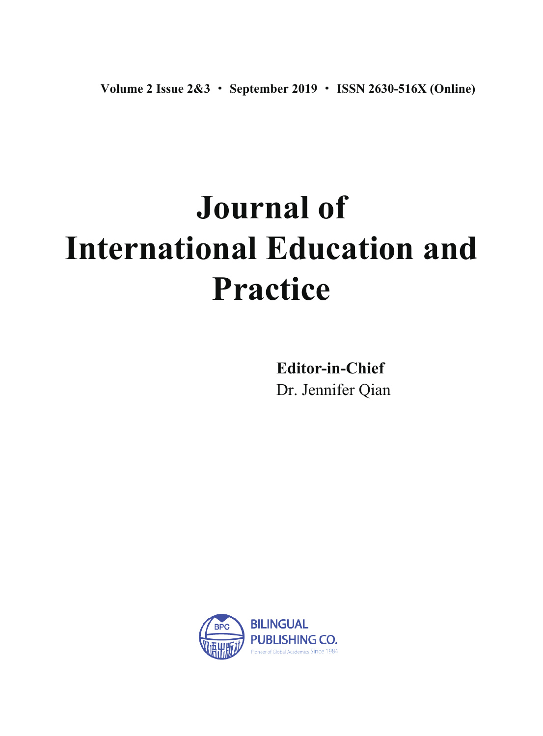Volume 2 Issue 2&3 · September 2019 · ISSN 2630-516X (Online)

# Journal of International Education and Practice

**Editor-in-Chief**

Dr. Jennifer Qian

BILINGUAL PUBLISHING CO.

Pioneer of Global Academics Since 1984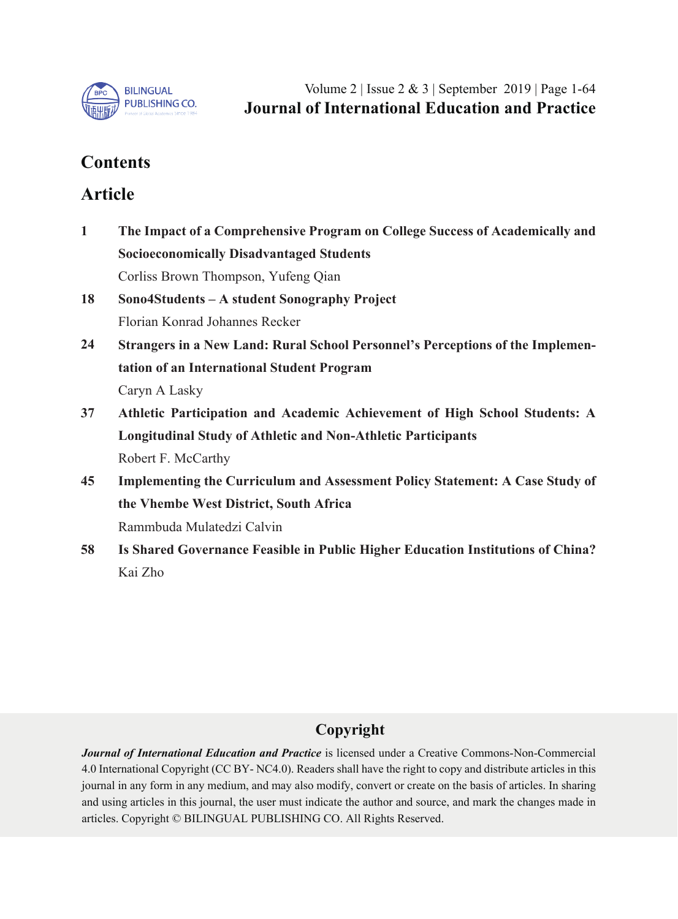## Contents

## Article

**1** **The Impact of a Comprehensive Program on College Success of Academically and Socioeconomically Disadvantaged Students**
Corliss Brown Thompson, Yufeng Qian

**18** **Sono4Students – A student Sonography Project**
Florian Konrad Johannes Recker

**24** **Strangers in a New Land: Rural School Personnel's Perceptions of the Implementation of an International Student Program**
Caryn A Lasky

**37** **Athletic Participation and Academic Achievement of High School Students: A Longitudinal Study of Athletic and Non-Athletic Participants**
Robert F. McCarthy

**45** **Implementing the Curriculum and Assessment Policy Statement: A Case Study of the Vhembe West District, South Africa**
Rammbuda Mulatedzi Calvin

**58** **Is Shared Governance Feasible in Public Higher Education Institutions of China?**
Kai Zho

## Copyright

***Journal of International Education and Practice*** is licensed under a Creative Commons-Non-Commercial 4.0 International Copyright (CC BY- NC4.0). Readers shall have the right to copy and distribute articles in this journal in any form in any medium, and may also modify, convert or create on the basis of articles. In sharing and using articles in this journal, the user must indicate the author and source, and mark the changes made in articles. Copyright © BILINGUAL PUBLISHING CO. All Rights Reserved.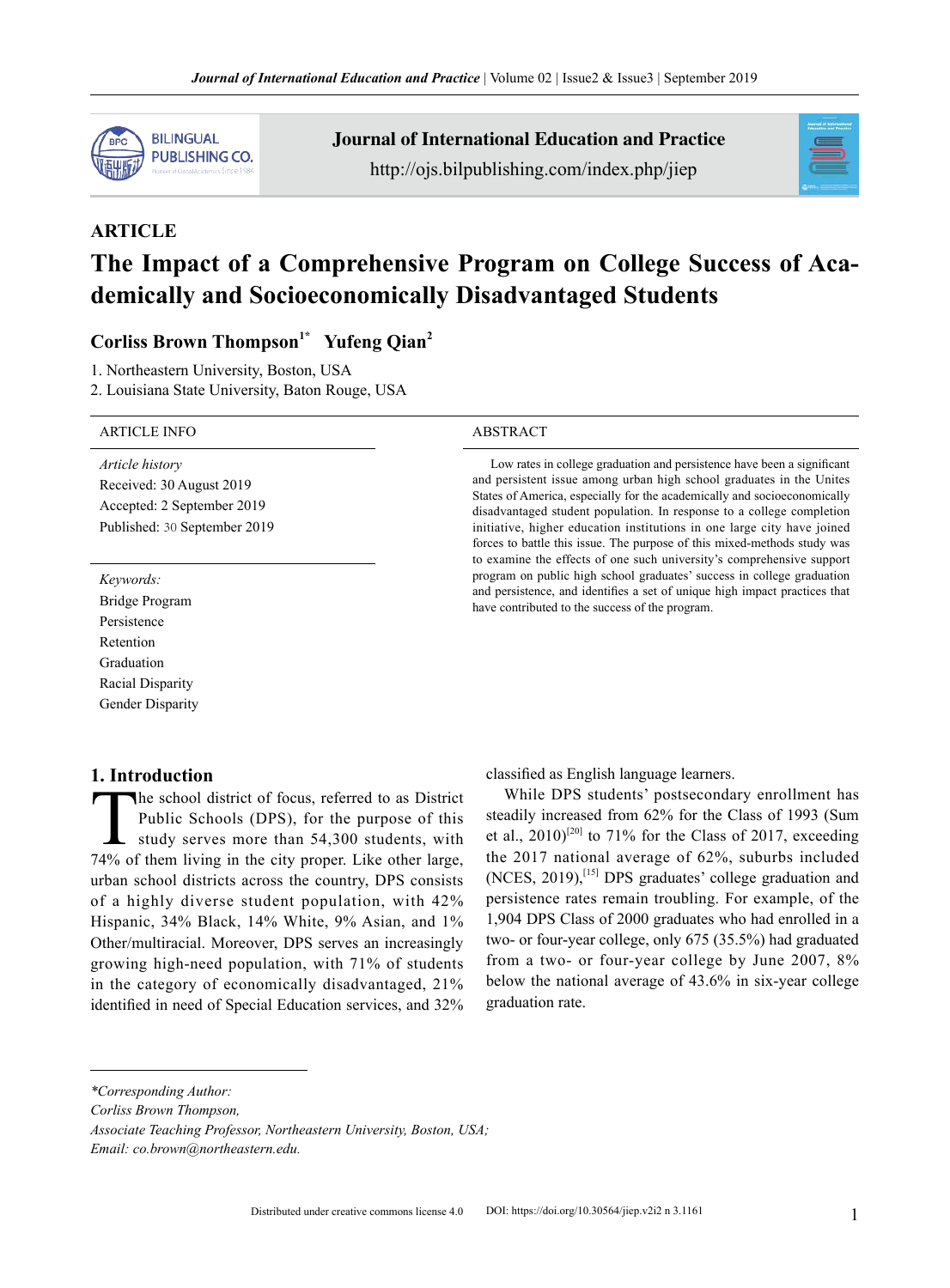ARTICLE

# The Impact of a Comprehensive Program on College Success of Academically and Socioeconomically Disadvantaged Students

**Corliss Brown Thompson**[1*] **Yufeng Qian**[2]

1. Northeastern University, Boston, USA
2. Louisiana State University, Baton Rouge, USA

ARTICLE INFO

*Article history*
Received: 30 August 2019
Accepted: 2 September 2019
Published: 30 September 2019

*Keywords:*
Bridge Program
Persistence
Retention
Graduation
Racial Disparity
Gender Disparity

ABSTRACT

Low rates in college graduation and persistence have been a significant and persistent issue among urban high school graduates in the Unites States of America, especially for the academically and socioeconomically disadvantaged student population. In response to a college completion initiative, higher education institutions in one large city have joined forces to battle this issue. The purpose of this mixed-methods study was to examine the effects of one such university's comprehensive support program on public high school graduates' success in college graduation and persistence, and identifies a set of unique high impact practices that have contributed to the success of the program.

## 1. Introduction

The school district of focus, referred to as District Public Schools (DPS), for the purpose of this study serves more than 54,300 students, with 74% of them living in the city proper. Like other large, urban school districts across the country, DPS consists of a highly diverse student population, with 42% Hispanic, 34% Black, 14% White, 9% Asian, and 1% Other/multiracial. Moreover, DPS serves an increasingly growing high-need population, with 71% of students in the category of economically disadvantaged, 21% identified in need of Special Education services, and 32% classified as English language learners.

While DPS students' postsecondary enrollment has steadily increased from 62% for the Class of 1993 (Sum et al., 2010)[20] to 71% for the Class of 2017, exceeding the 2017 national average of 62%, suburbs included (NCES, 2019),[15] DPS graduates' college graduation and persistence rates remain troubling. For example, of the 1,904 DPS Class of 2000 graduates who had enrolled in a two- or four-year college, only 675 (35.5%) had graduated from a two- or four-year college by June 2007, 8% below the national average of 43.6% in six-year college graduation rate.

---

*\*Corresponding Author:*
*Corliss Brown Thompson,*
*Associate Teaching Professor, Northeastern University, Boston, USA;*
*Email: co.brown@northeastern.edu.*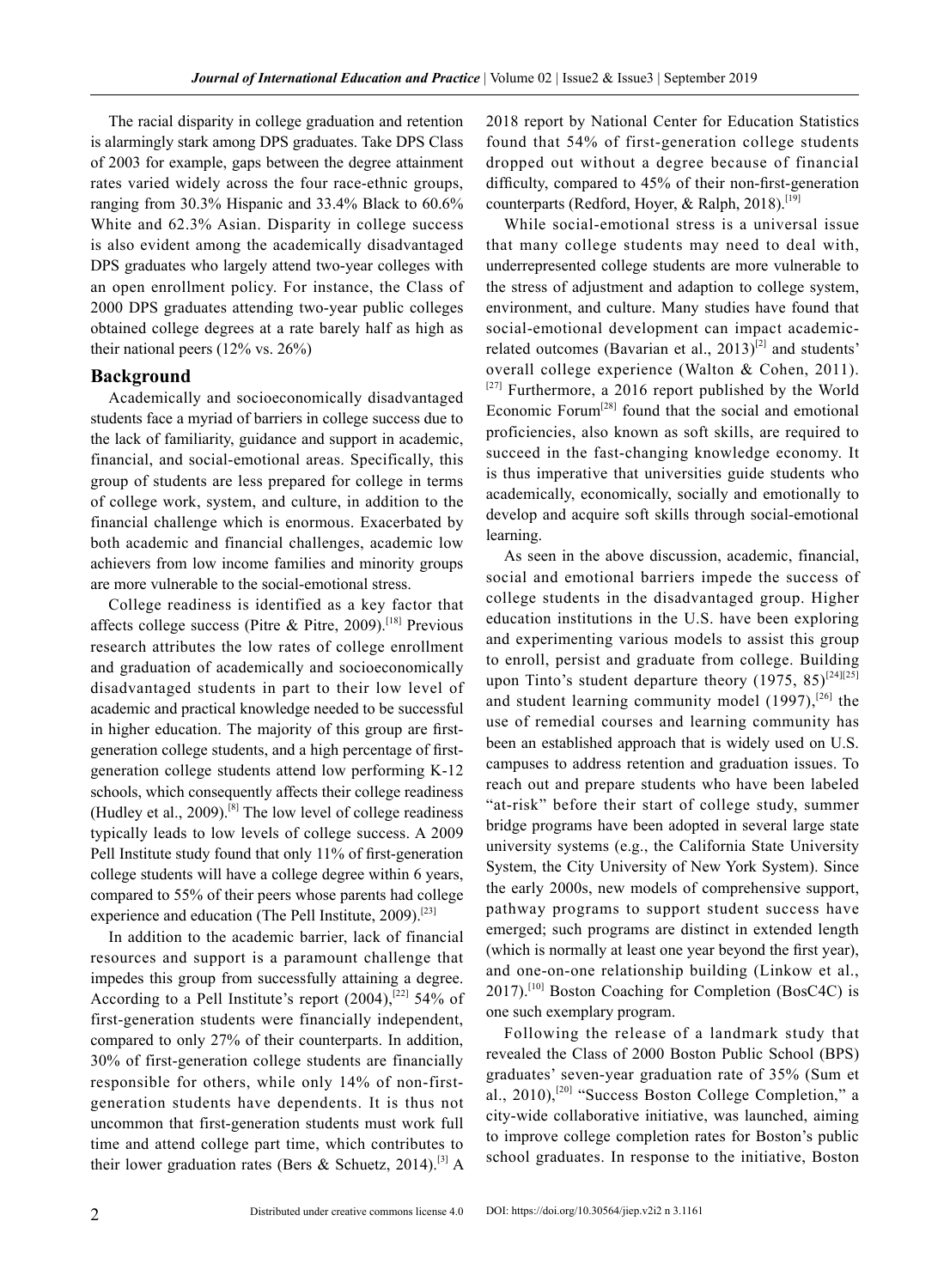The racial disparity in college graduation and retention is alarmingly stark among DPS graduates. Take DPS Class of 2003 for example, gaps between the degree attainment rates varied widely across the four race-ethnic groups, ranging from 30.3% Hispanic and 33.4% Black to 60.6% White and 62.3% Asian. Disparity in college success is also evident among the academically disadvantaged DPS graduates who largely attend two-year colleges with an open enrollment policy. For instance, the Class of 2000 DPS graduates attending two-year public colleges obtained college degrees at a rate barely half as high as their national peers (12% vs. 26%)

## Background

Academically and socioeconomically disadvantaged students face a myriad of barriers in college success due to the lack of familiarity, guidance and support in academic, financial, and social-emotional areas. Specifically, this group of students are less prepared for college in terms of college work, system, and culture, in addition to the financial challenge which is enormous. Exacerbated by both academic and financial challenges, academic low achievers from low income families and minority groups are more vulnerable to the social-emotional stress.

College readiness is identified as a key factor that affects college success (Pitre & Pitre, 2009).[18] Previous research attributes the low rates of college enrollment and graduation of academically and socioeconomically disadvantaged students in part to their low level of academic and practical knowledge needed to be successful in higher education. The majority of this group are first-generation college students, and a high percentage of first-generation college students attend low performing K-12 schools, which consequently affects their college readiness (Hudley et al., 2009).[8] The low level of college readiness typically leads to low levels of college success. A 2009 Pell Institute study found that only 11% of first-generation college students will have a college degree within 6 years, compared to 55% of their peers whose parents had college experience and education (The Pell Institute, 2009).[23]

In addition to the academic barrier, lack of financial resources and support is a paramount challenge that impedes this group from successfully attaining a degree. According to a Pell Institute's report (2004),[22] 54% of first-generation students were financially independent, compared to only 27% of their counterparts. In addition, 30% of first-generation college students are financially responsible for others, while only 14% of non-first-generation students have dependents. It is thus not uncommon that first-generation students must work full time and attend college part time, which contributes to their lower graduation rates (Bers & Schuetz, 2014).[3] A 2018 report by National Center for Education Statistics found that 54% of first-generation college students dropped out without a degree because of financial difficulty, compared to 45% of their non-first-generation counterparts (Redford, Hoyer, & Ralph, 2018).[19]

While social-emotional stress is a universal issue that many college students may need to deal with, underrepresented college students are more vulnerable to the stress of adjustment and adaption to college system, environment, and culture. Many studies have found that social-emotional development can impact academic-related outcomes (Bavarian et al., 2013)[2] and students' overall college experience (Walton & Cohen, 2011).[27] Furthermore, a 2016 report published by the World Economic Forum[28] found that the social and emotional proficiencies, also known as soft skills, are required to succeed in the fast-changing knowledge economy. It is thus imperative that universities guide students who academically, economically, socially and emotionally to develop and acquire soft skills through social-emotional learning.

As seen in the above discussion, academic, financial, social and emotional barriers impede the success of college students in the disadvantaged group. Higher education institutions in the U.S. have been exploring and experimenting various models to assist this group to enroll, persist and graduate from college. Building upon Tinto's student departure theory (1975, 85)[24][25] and student learning community model (1997),[26] the use of remedial courses and learning community has been an established approach that is widely used on U.S. campuses to address retention and graduation issues. To reach out and prepare students who have been labeled "at-risk" before their start of college study, summer bridge programs have been adopted in several large state university systems (e.g., the California State University System, the City University of New York System). Since the early 2000s, new models of comprehensive support, pathway programs to support student success have emerged; such programs are distinct in extended length (which is normally at least one year beyond the first year), and one-on-one relationship building (Linkow et al., 2017).[10] Boston Coaching for Completion (BosC4C) is one such exemplary program.

Following the release of a landmark study that revealed the Class of 2000 Boston Public School (BPS) graduates' seven-year graduation rate of 35% (Sum et al., 2010),[20] "Success Boston College Completion," a city-wide collaborative initiative, was launched, aiming to improve college completion rates for Boston's public school graduates. In response to the initiative, Boston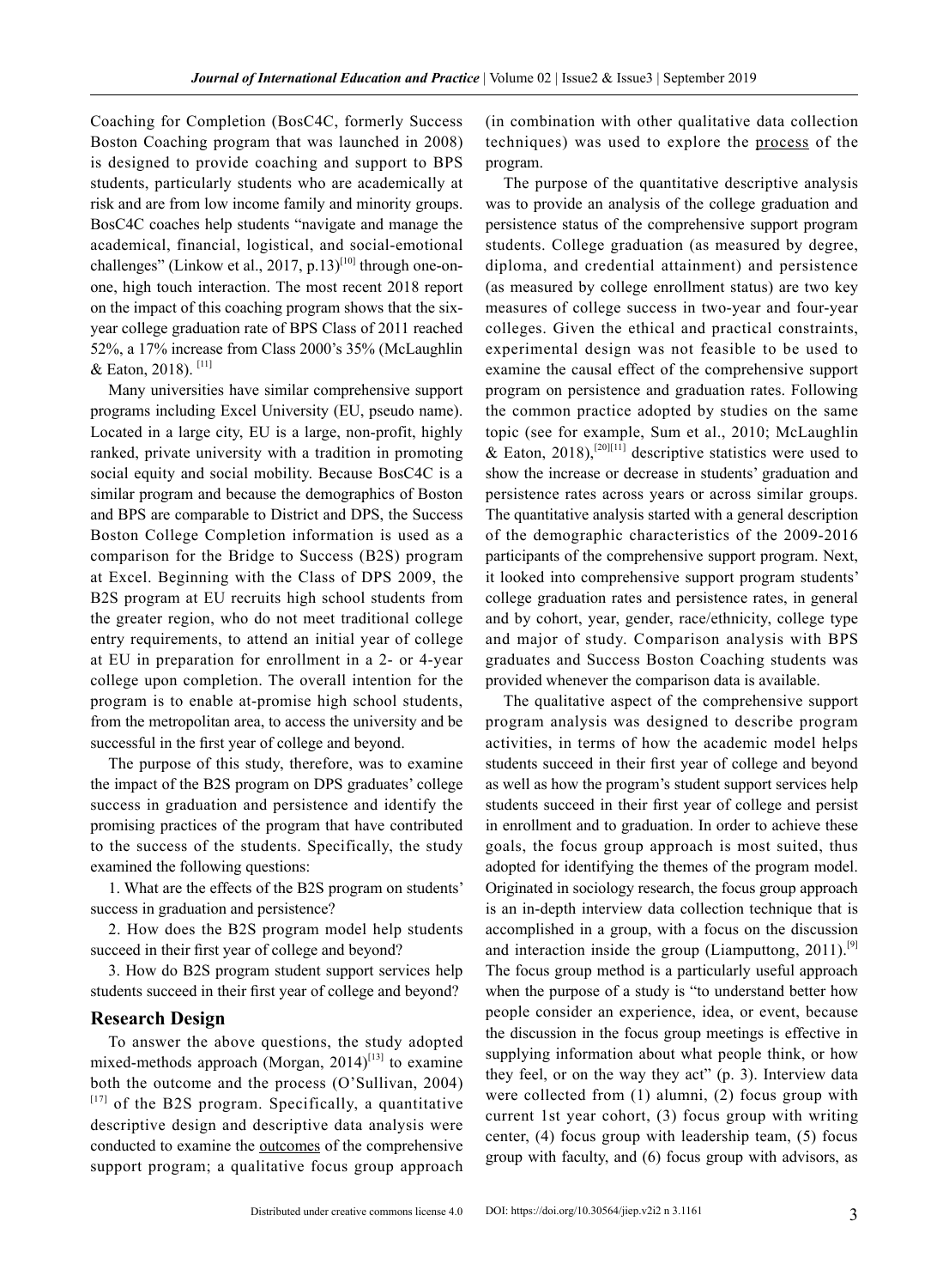Coaching for Completion (BosC4C, formerly Success Boston Coaching program that was launched in 2008) is designed to provide coaching and support to BPS students, particularly students who are academically at risk and are from low income family and minority groups. BosC4C coaches help students "navigate and manage the academical, financial, logistical, and social-emotional challenges" (Linkow et al., 2017, p.13)[10] through one-on-one, high touch interaction. The most recent 2018 report on the impact of this coaching program shows that the six-year college graduation rate of BPS Class of 2011 reached 52%, a 17% increase from Class 2000's 35% (McLaughlin & Eaton, 2018). [11]

Many universities have similar comprehensive support programs including Excel University (EU, pseudo name). Located in a large city, EU is a large, non-profit, highly ranked, private university with a tradition in promoting social equity and social mobility. Because BosC4C is a similar program and because the demographics of Boston and BPS are comparable to District and DPS, the Success Boston College Completion information is used as a comparison for the Bridge to Success (B2S) program at Excel. Beginning with the Class of DPS 2009, the B2S program at EU recruits high school students from the greater region, who do not meet traditional college entry requirements, to attend an initial year of college at EU in preparation for enrollment in a 2- or 4-year college upon completion. The overall intention for the program is to enable at-promise high school students, from the metropolitan area, to access the university and be successful in the first year of college and beyond.

The purpose of this study, therefore, was to examine the impact of the B2S program on DPS graduates' college success in graduation and persistence and identify the promising practices of the program that have contributed to the success of the students. Specifically, the study examined the following questions:

1. What are the effects of the B2S program on students' success in graduation and persistence?

2. How does the B2S program model help students succeed in their first year of college and beyond?

3. How do B2S program student support services help students succeed in their first year of college and beyond?

## Research Design

To answer the above questions, the study adopted mixed-methods approach (Morgan, 2014)[13] to examine both the outcome and the process (O'Sullivan, 2004)[17] of the B2S program. Specifically, a quantitative descriptive design and descriptive data analysis were conducted to examine the outcomes of the comprehensive support program; a qualitative focus group approach (in combination with other qualitative data collection techniques) was used to explore the process of the program.

The purpose of the quantitative descriptive analysis was to provide an analysis of the college graduation and persistence status of the comprehensive support program students. College graduation (as measured by degree, diploma, and credential attainment) and persistence (as measured by college enrollment status) are two key measures of college success in two-year and four-year colleges. Given the ethical and practical constraints, experimental design was not feasible to be used to examine the causal effect of the comprehensive support program on persistence and graduation rates. Following the common practice adopted by studies on the same topic (see for example, Sum et al., 2010; McLaughlin & Eaton, 2018),[20][11] descriptive statistics were used to show the increase or decrease in students' graduation and persistence rates across years or across similar groups. The quantitative analysis started with a general description of the demographic characteristics of the 2009-2016 participants of the comprehensive support program. Next, it looked into comprehensive support program students' college graduation rates and persistence rates, in general and by cohort, year, gender, race/ethnicity, college type and major of study. Comparison analysis with BPS graduates and Success Boston Coaching students was provided whenever the comparison data is available.

The qualitative aspect of the comprehensive support program analysis was designed to describe program activities, in terms of how the academic model helps students succeed in their first year of college and beyond as well as how the program's student support services help students succeed in their first year of college and persist in enrollment and to graduation. In order to achieve these goals, the focus group approach is most suited, thus adopted for identifying the themes of the program model. Originated in sociology research, the focus group approach is an in-depth interview data collection technique that is accomplished in a group, with a focus on the discussion and interaction inside the group (Liamputtong, 2011).[9] The focus group method is a particularly useful approach when the purpose of a study is "to understand better how people consider an experience, idea, or event, because the discussion in the focus group meetings is effective in supplying information about what people think, or how they feel, or on the way they act" (p. 3). Interview data were collected from (1) alumni, (2) focus group with current 1st year cohort, (3) focus group with writing center, (4) focus group with leadership team, (5) focus group with faculty, and (6) focus group with advisors, as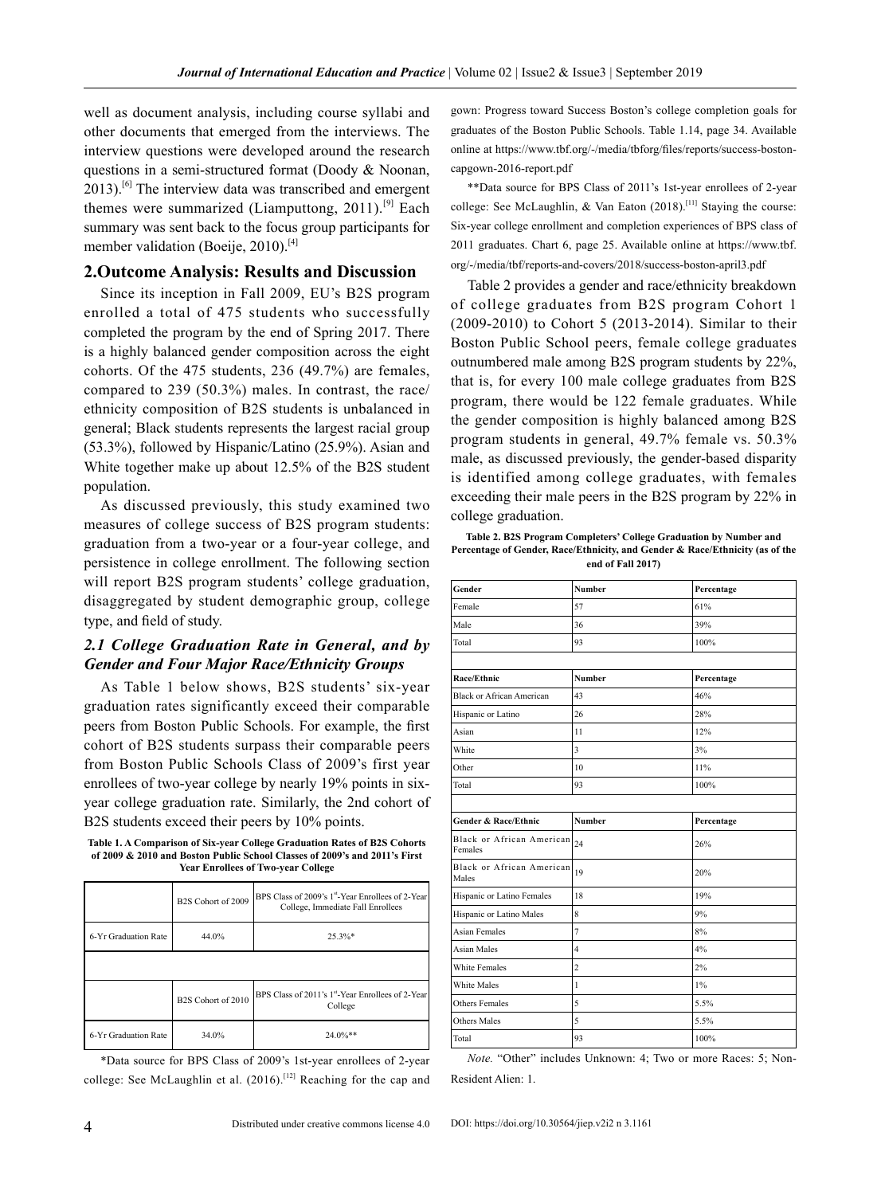well as document analysis, including course syllabi and other documents that emerged from the interviews. The interview questions were developed around the research questions in a semi-structured format (Doody & Noonan, 2013).[6] The interview data was transcribed and emergent themes were summarized (Liamputtong, 2011).[9] Each summary was sent back to the focus group participants for member validation (Boeije, 2010).[4]

## 2.Outcome Analysis: Results and Discussion

Since its inception in Fall 2009, EU's B2S program enrolled a total of 475 students who successfully completed the program by the end of Spring 2017. There is a highly balanced gender composition across the eight cohorts. Of the 475 students, 236 (49.7%) are females, compared to 239 (50.3%) males. In contrast, the race/ethnicity composition of B2S students is unbalanced in general; Black students represents the largest racial group (53.3%), followed by Hispanic/Latino (25.9%). Asian and White together make up about 12.5% of the B2S student population.

As discussed previously, this study examined two measures of college success of B2S program students: graduation from a two-year or a four-year college, and persistence in college enrollment. The following section will report B2S program students' college graduation, disaggregated by student demographic group, college type, and field of study.

### *2.1 College Graduation Rate in General, and by Gender and Four Major Race/Ethnicity Groups*

As Table 1 below shows, B2S students' six-year graduation rates significantly exceed their comparable peers from Boston Public Schools. For example, the first cohort of B2S students surpass their comparable peers from Boston Public Schools Class of 2009's first year enrollees of two-year college by nearly 19% points in six-year college graduation rate. Similarly, the 2nd cohort of B2S students exceed their peers by 10% points.

**Table 1. A Comparison of Six-year College Graduation Rates of B2S Cohorts of 2009 & 2010 and Boston Public School Classes of 2009's and 2011's First Year Enrollees of Two-year College**

| | B2S Cohort of 2009 | BPS Class of 2009's 1st-Year Enrollees of 2-Year College, Immediate Fall Enrollees |
|---|---|---|
| 6-Yr Graduation Rate | 44.0% | 25.3%* |
| | | |
| | B2S Cohort of 2010 | BPS Class of 2011's 1st-Year Enrollees of 2-Year College |
| 6-Yr Graduation Rate | 34.0% | 24.0%** |

*Data source for BPS Class of 2009's 1st-year enrollees of 2-year college: See McLaughlin et al. (2016).[12] Reaching for the cap and gown: Progress toward Success Boston's college completion goals for graduates of the Boston Public Schools. Table 1.14, page 34. Available online at https://www.tbf.org/-/media/tbforg/files/reports/success-boston-capgown-2016-report.pdf

**Data source for BPS Class of 2011's 1st-year enrollees of 2-year college: See McLaughlin, & Van Eaton (2018).[11] Staying the course: Six-year college enrollment and completion experiences of BPS class of 2011 graduates. Chart 6, page 25. Available online at https://www.tbf.org/-/media/tbf/reports-and-covers/2018/success-boston-april3.pdf

Table 2 provides a gender and race/ethnicity breakdown of college graduates from B2S program Cohort 1 (2009-2010) to Cohort 5 (2013-2014). Similar to their Boston Public School peers, female college graduates outnumbered male among B2S program students by 22%, that is, for every 100 male college graduates from B2S program, there would be 122 female graduates. While the gender composition is highly balanced among B2S program students in general, 49.7% female vs. 50.3% male, as discussed previously, the gender-based disparity is identified among college graduates, with females exceeding their male peers in the B2S program by 22% in college graduation.

**Table 2. B2S Program Completers' College Graduation by Number and Percentage of Gender, Race/Ethnicity, and Gender & Race/Ethnicity (as of the end of Fall 2017)**

| Gender | Number | Percentage |
|---|---|---|
| Female | 57 | 61% |
| Male | 36 | 39% |
| Total | 93 | 100% |
| | | |
| **Race/Ethnic** | **Number** | **Percentage** |
| Black or African American | 43 | 46% |
| Hispanic or Latino | 26 | 28% |
| Asian | 11 | 12% |
| White | 3 | 3% |
| Other | 10 | 11% |
| Total | 93 | 100% |
| | | |
| **Gender & Race/Ethnic** | **Number** | **Percentage** |
| Black or African American Females | 24 | 26% |
| Black or African American Males | 19 | 20% |
| Hispanic or Latino Females | 18 | 19% |
| Hispanic or Latino Males | 8 | 9% |
| Asian Females | 7 | 8% |
| Asian Males | 4 | 4% |
| White Females | 2 | 2% |
| White Males | 1 | 1% |
| Others Females | 5 | 5.5% |
| Others Males | 5 | 5.5% |
| Total | 93 | 100% |

*Note.* "Other" includes Unknown: 4; Two or more Races: 5; Non-Resident Alien: 1.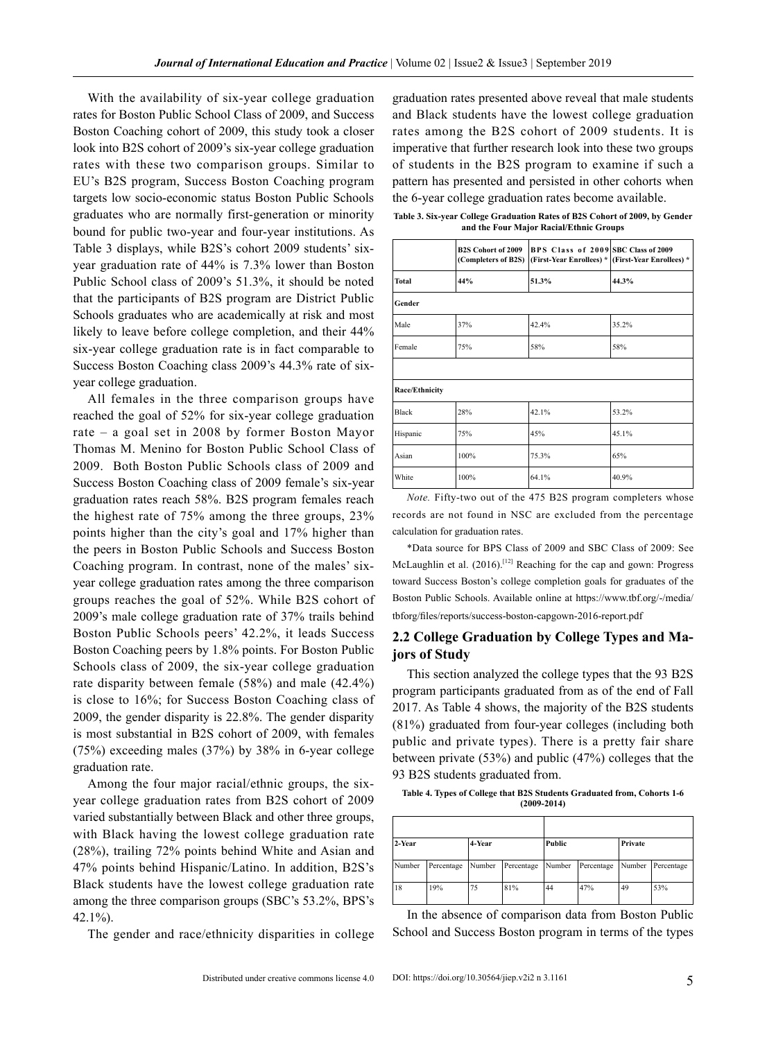With the availability of six-year college graduation rates for Boston Public School Class of 2009, and Success Boston Coaching cohort of 2009, this study took a closer look into B2S cohort of 2009's six-year college graduation rates with these two comparison groups. Similar to EU's B2S program, Success Boston Coaching program targets low socio-economic status Boston Public Schools graduates who are normally first-generation or minority bound for public two-year and four-year institutions. As Table 3 displays, while B2S's cohort 2009 students' six-year graduation rate of 44% is 7.3% lower than Boston Public School class of 2009's 51.3%, it should be noted that the participants of B2S program are District Public Schools graduates who are academically at risk and most likely to leave before college completion, and their 44% six-year college graduation rate is in fact comparable to Success Boston Coaching class 2009's 44.3% rate of six-year college graduation.

All females in the three comparison groups have reached the goal of 52% for six-year college graduation rate – a goal set in 2008 by former Boston Mayor Thomas M. Menino for Boston Public School Class of 2009. Both Boston Public Schools class of 2009 and Success Boston Coaching class of 2009 female's six-year graduation rates reach 58%. B2S program females reach the highest rate of 75% among the three groups, 23% points higher than the city's goal and 17% higher than the peers in Boston Public Schools and Success Boston Coaching program. In contrast, none of the males' six-year college graduation rates among the three comparison groups reaches the goal of 52%. While B2S cohort of 2009's male college graduation rate of 37% trails behind Boston Public Schools peers' 42.2%, it leads Success Boston Coaching peers by 1.8% points. For Boston Public Schools class of 2009, the six-year college graduation rate disparity between female (58%) and male (42.4%) is close to 16%; for Success Boston Coaching class of 2009, the gender disparity is 22.8%. The gender disparity is most substantial in B2S cohort of 2009, with females (75%) exceeding males (37%) by 38% in 6-year college graduation rate.

Among the four major racial/ethnic groups, the six-year college graduation rates from B2S cohort of 2009 varied substantially between Black and other three groups, with Black having the lowest college graduation rate (28%), trailing 72% points behind White and Asian and 47% points behind Hispanic/Latino. In addition, B2S's Black students have the lowest college graduation rate among the three comparison groups (SBC's 53.2%, BPS's 42.1%).

The gender and race/ethnicity disparities in college graduation rates presented above reveal that male students and Black students have the lowest college graduation rates among the B2S cohort of 2009 students. It is imperative that further research look into these two groups of students in the B2S program to examine if such a pattern has presented and persisted in other cohorts when the 6-year college graduation rates become available.

**Table 3. Six-year College Graduation Rates of B2S Cohort of 2009, by Gender and the Four Major Racial/Ethnic Groups**

| | B2S Cohort of 2009 (Completers of B2S) | BPS Class of 2009 (First-Year Enrollees) * | SBC Class of 2009 (First-Year Enrollees) * |
|---|---|---|---|
| **Total** | **44%** | **51.3%** | **44.3%** |
| **Gender** | | | |
| Male | 37% | 42.4% | 35.2% |
| Female | 75% | 58% | 58% |
| | | | |
| **Race/Ethnicity** | | | |
| Black | 28% | 42.1% | 53.2% |
| Hispanic | 75% | 45% | 45.1% |
| Asian | 100% | 75.3% | 65% |
| White | 100% | 64.1% | 40.9% |

*Note.* Fifty-two out of the 475 B2S program completers whose records are not found in NSC are excluded from the percentage calculation for graduation rates.

*Data source for BPS Class of 2009 and SBC Class of 2009: See McLaughlin et al. (2016).[12] Reaching for the cap and gown: Progress toward Success Boston's college completion goals for graduates of the Boston Public Schools. Available online at https://www.tbf.org/-/media/tbforg/files/reports/success-boston-capgown-2016-report.pdf

## 2.2 College Graduation by College Types and Majors of Study

This section analyzed the college types that the 93 B2S program participants graduated from as of the end of Fall 2017. As Table 4 shows, the majority of the B2S students (81%) graduated from four-year colleges (including both public and private types). There is a pretty fair share between private (53%) and public (47%) colleges that the 93 B2S students graduated from.

**Table 4. Types of College that B2S Students Graduated from, Cohorts 1-6 (2009-2014)**

| 2-Year | | 4-Year | | Public | | Private | |
|---|---|---|---|---|---|---|---|
| Number | Percentage | Number | Percentage | Number | Percentage | Number | Percentage |
| 18 | 19% | 75 | 81% | 44 | 47% | 49 | 53% |

In the absence of comparison data from Boston Public School and Success Boston program in terms of the types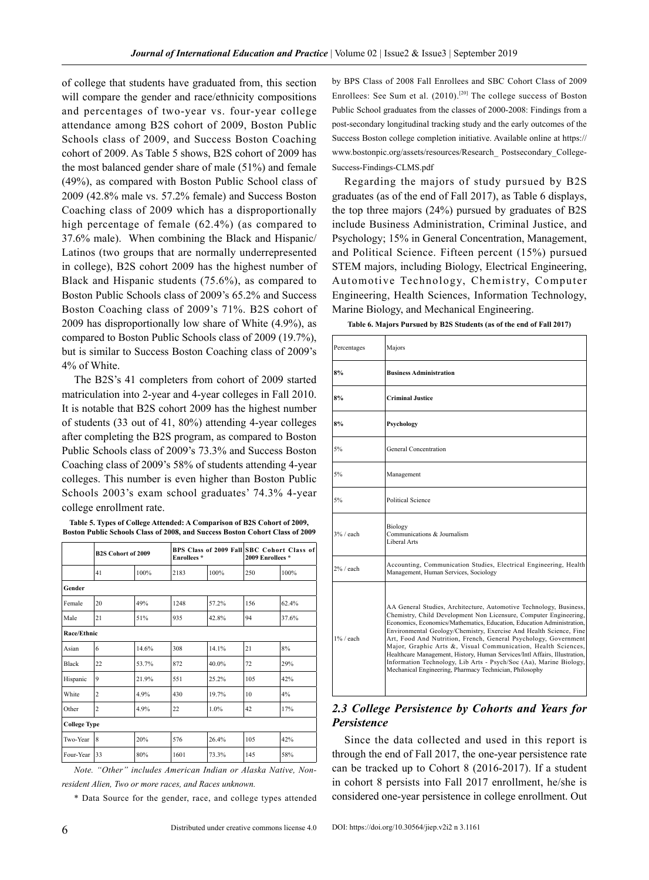of college that students have graduated from, this section will compare the gender and race/ethnicity compositions and percentages of two-year vs. four-year college attendance among B2S cohort of 2009, Boston Public Schools class of 2009, and Success Boston Coaching cohort of 2009. As Table 5 shows, B2S cohort of 2009 has the most balanced gender share of male (51%) and female (49%), as compared with Boston Public School class of 2009 (42.8% male vs. 57.2% female) and Success Boston Coaching class of 2009 which has a disproportionally high percentage of female (62.4%) (as compared to 37.6% male). When combining the Black and Hispanic/Latinos (two groups that are normally underrepresented in college), B2S cohort 2009 has the highest number of Black and Hispanic students (75.6%), as compared to Boston Public Schools class of 2009's 65.2% and Success Boston Coaching class of 2009's 71%. B2S cohort of 2009 has disproportionally low share of White (4.9%), as compared to Boston Public Schools class of 2009 (19.7%), but is similar to Success Boston Coaching class of 2009's 4% of White.

The B2S's 41 completers from cohort of 2009 started matriculation into 2-year and 4-year colleges in Fall 2010. It is notable that B2S cohort 2009 has the highest number of students (33 out of 41, 80%) attending 4-year colleges after completing the B2S program, as compared to Boston Public Schools class of 2009's 73.3% and Success Boston Coaching class of 2009's 58% of students attending 4-year colleges. This number is even higher than Boston Public Schools 2003's exam school graduates' 74.3% 4-year college enrollment rate.

**Table 5. Types of College Attended: A Comparison of B2S Cohort of 2009, Boston Public Schools Class of 2008, and Success Boston Cohort Class of 2009**

| | B2S Cohort of 2009 | | BPS Class of 2009 Fall Enrollees * | | SBC Cohort Class of 2009 Enrollees * | |
|---|---|---|---|---|---|---|
| | 41 | 100% | 2183 | 100% | 250 | 100% |
| **Gender** | | | | | | |
| Female | 20 | 49% | 1248 | 57.2% | 156 | 62.4% |
| Male | 21 | 51% | 935 | 42.8% | 94 | 37.6% |
| **Race/Ethnic** | | | | | | |
| Asian | 6 | 14.6% | 308 | 14.1% | 21 | 8% |
| Black | 22 | 53.7% | 872 | 40.0% | 72 | 29% |
| Hispanic | 9 | 21.9% | 551 | 25.2% | 105 | 42% |
| White | 2 | 4.9% | 430 | 19.7% | 10 | 4% |
| Other | 2 | 4.9% | 22 | 1.0% | 42 | 17% |
| **College Type** | | | | | | |
| Two-Year | 8 | 20% | 576 | 26.4% | 105 | 42% |
| Four-Year | 33 | 80% | 1601 | 73.3% | 145 | 58% |

*Note. "Other" includes American Indian or Alaska Native, Non-resident Alien, Two or more races, and Races unknown.*

\* Data Source for the gender, race, and college types attended by BPS Class of 2008 Fall Enrollees and SBC Cohort Class of 2009 Enrollees: See Sum et al. (2010).[20] The college success of Boston Public School graduates from the classes of 2000-2008: Findings from a post-secondary longitudinal tracking study and the early outcomes of the Success Boston college completion initiative. Available online at https://www.bostonpic.org/assets/resources/Research_ Postsecondary_College-Success-Findings-CLMS.pdf

Regarding the majors of study pursued by B2S graduates (as of the end of Fall 2017), as Table 6 displays, the top three majors (24%) pursued by graduates of B2S include Business Administration, Criminal Justice, and Psychology; 15% in General Concentration, Management, and Political Science. Fifteen percent (15%) pursued STEM majors, including Biology, Electrical Engineering, Automotive Technology, Chemistry, Computer Engineering, Health Sciences, Information Technology, Marine Biology, and Mechanical Engineering.

**Table 6. Majors Pursued by B2S Students (as of the end of Fall 2017)**

| Percentages | Majors |
|---|---|
| **8%** | **Business Administration** |
| **8%** | **Criminal Justice** |
| **8%** | **Psychology** |
| 5% | General Concentration |
| 5% | Management |
| 5% | Political Science |
| 3% / each | Biology<br>Communications & Journalism<br>Liberal Arts |
| 2% / each | Accounting, Communication Studies, Electrical Engineering, Health Management, Human Services, Sociology |
| 1% / each | AA General Studies, Architecture, Automotive Technology, Business, Chemistry, Child Development Non Licensure, Computer Engineering, Economics, Economics/Mathematics, Education, Education Administration, Environmental Geology/Chemistry, Exercise And Health Science, Fine Art, Food And Nutrition, French, General Psychology, Government Major, Graphic Arts &, Visual Communication, Health Sciences, Healthcare Management, History, Human Services/Intl Affairs, Illustration, Information Technology, Lib Arts - Psych/Soc (Aa), Marine Biology, Mechanical Engineering, Pharmacy Technician, Philosophy |

### *2.3 College Persistence by Cohorts and Years for Persistence*

Since the data collected and used in this report is through the end of Fall 2017, the one-year persistence rate can be tracked up to Cohort 8 (2016-2017). If a student in cohort 8 persists into Fall 2017 enrollment, he/she is considered one-year persistence in college enrollment. Out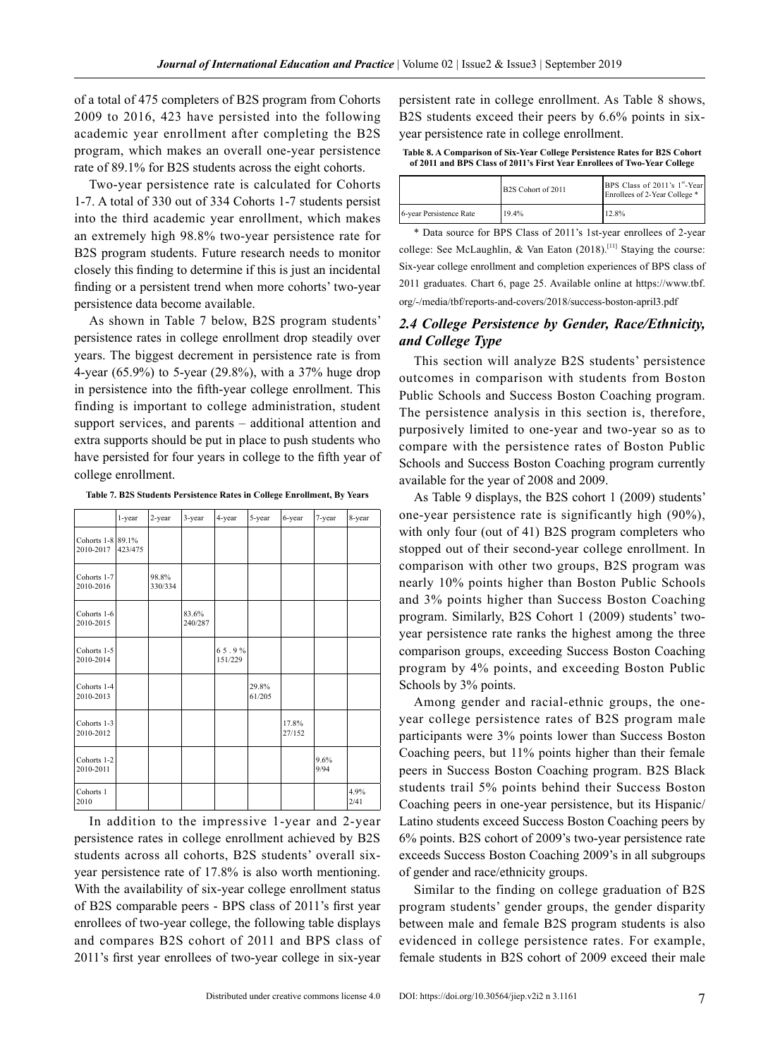of a total of 475 completers of B2S program from Cohorts 2009 to 2016, 423 have persisted into the following academic year enrollment after completing the B2S program, which makes an overall one-year persistence rate of 89.1% for B2S students across the eight cohorts.

Two-year persistence rate is calculated for Cohorts 1-7. A total of 330 out of 334 Cohorts 1-7 students persist into the third academic year enrollment, which makes an extremely high 98.8% two-year persistence rate for B2S program students. Future research needs to monitor closely this finding to determine if this is just an incidental finding or a persistent trend when more cohorts' two-year persistence data become available.

As shown in Table 7 below, B2S program students' persistence rates in college enrollment drop steadily over years. The biggest decrement in persistence rate is from 4-year (65.9%) to 5-year (29.8%), with a 37% huge drop in persistence into the fifth-year college enrollment. This finding is important to college administration, student support services, and parents – additional attention and extra supports should be put in place to push students who have persisted for four years in college to the fifth year of college enrollment.

**Table 7. B2S Students Persistence Rates in College Enrollment, By Years**

| | 1-year | 2-year | 3-year | 4-year | 5-year | 6-year | 7-year | 8-year |
|---|---|---|---|---|---|---|---|---|
| Cohorts 1-8 2010-2017 | 89.1% 423/475 | | | | | | | |
| Cohorts 1-7 2010-2016 | | 98.8% 330/334 | | | | | | |
| Cohorts 1-6 2010-2015 | | | 83.6% 240/287 | | | | | |
| Cohorts 1-5 2010-2014 | | | | 65.9% 151/229 | | | | |
| Cohorts 1-4 2010-2013 | | | | | 29.8% 61/205 | | | |
| Cohorts 1-3 2010-2012 | | | | | | 17.8% 27/152 | | |
| Cohorts 1-2 2010-2011 | | | | | | | 9.6% 9/94 | |
| Cohorts 1 2010 | | | | | | | | 4.9% 2/41 |

In addition to the impressive 1-year and 2-year persistence rates in college enrollment achieved by B2S students across all cohorts, B2S students' overall six-year persistence rate of 17.8% is also worth mentioning. With the availability of six-year college enrollment status of B2S comparable peers - BPS class of 2011's first year enrollees of two-year college, the following table displays and compares B2S cohort of 2011 and BPS class of 2011's first year enrollees of two-year college in six-year persistent rate in college enrollment. As Table 8 shows, B2S students exceed their peers by 6.6% points in six-year persistence rate in college enrollment.

**Table 8. A Comparison of Six-Year College Persistence Rates for B2S Cohort of 2011 and BPS Class of 2011's First Year Enrollees of Two-Year College**

| | B2S Cohort of 2011 | BPS Class of 2011's 1st-Year Enrollees of 2-Year College * |
|---|---|---|
| 6-year Persistence Rate | 19.4% | 12.8% |

\* Data source for BPS Class of 2011's 1st-year enrollees of 2-year college: See McLaughlin, & Van Eaton (2018).[11] Staying the course: Six-year college enrollment and completion experiences of BPS class of 2011 graduates. Chart 6, page 25. Available online at https://www.tbf.org/-/media/tbf/reports-and-covers/2018/success-boston-april3.pdf

### *2.4 College Persistence by Gender, Race/Ethnicity, and College Type*

This section will analyze B2S students' persistence outcomes in comparison with students from Boston Public Schools and Success Boston Coaching program. The persistence analysis in this section is, therefore, purposively limited to one-year and two-year so as to compare with the persistence rates of Boston Public Schools and Success Boston Coaching program currently available for the year of 2008 and 2009.

As Table 9 displays, the B2S cohort 1 (2009) students' one-year persistence rate is significantly high (90%), with only four (out of 41) B2S program completers who stopped out of their second-year college enrollment. In comparison with other two groups, B2S program was nearly 10% points higher than Boston Public Schools and 3% points higher than Success Boston Coaching program. Similarly, B2S Cohort 1 (2009) students' two-year persistence rate ranks the highest among the three comparison groups, exceeding Success Boston Coaching program by 4% points, and exceeding Boston Public Schools by 3% points.

Among gender and racial-ethnic groups, the one-year college persistence rates of B2S program male participants were 3% points lower than Success Boston Coaching peers, but 11% points higher than their female peers in Success Boston Coaching program. B2S Black students trail 5% points behind their Success Boston Coaching peers in one-year persistence, but its Hispanic/Latino students exceed Success Boston Coaching peers by 6% points. B2S cohort of 2009's two-year persistence rate exceeds Success Boston Coaching 2009's in all subgroups of gender and race/ethnicity groups.

Similar to the finding on college graduation of B2S program students' gender groups, the gender disparity between male and female B2S program students is also evidenced in college persistence rates. For example, female students in B2S cohort of 2009 exceed their male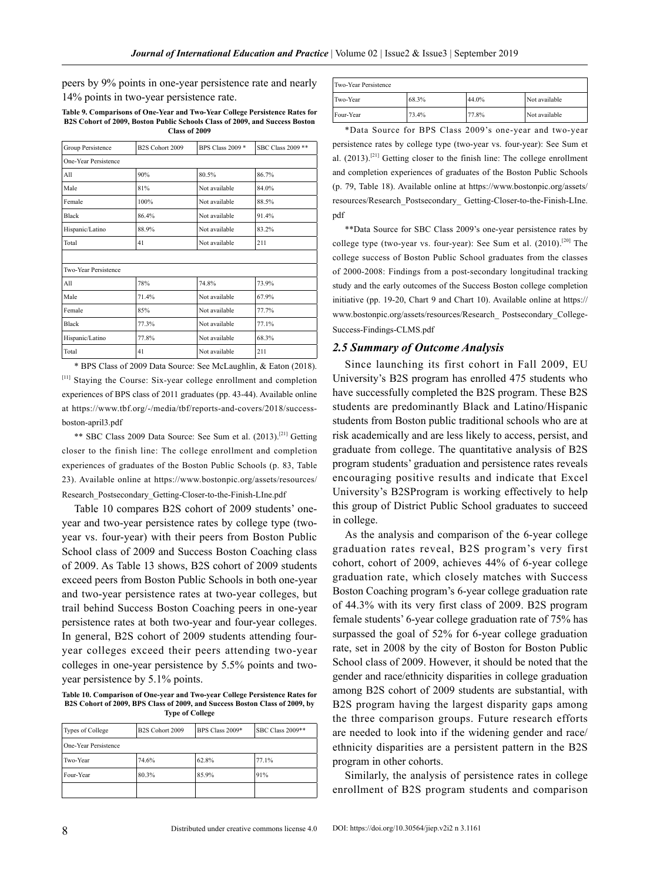peers by 9% points in one-year persistence rate and nearly 14% points in two-year persistence rate.

**Table 9. Comparisons of One-Year and Two-Year College Persistence Rates for B2S Cohort of 2009, Boston Public Schools Class of 2009, and Success Boston Class of 2009**

| Group Persistence | B2S Cohort 2009 | BPS Class 2009 * | SBC Class 2009 ** |
|---|---|---|---|
| One-Year Persistence | | | |
| All | 90% | 80.5% | 86.7% |
| Male | 81% | Not available | 84.0% |
| Female | 100% | Not available | 88.5% |
| Black | 86.4% | Not available | 91.4% |
| Hispanic/Latino | 88.9% | Not available | 83.2% |
| Total | 41 | Not available | 211 |
| | | | |
| Two-Year Persistence | | | |
| All | 78% | 74.8% | 73.9% |
| Male | 71.4% | Not available | 67.9% |
| Female | 85% | Not available | 77.7% |
| Black | 77.3% | Not available | 77.1% |
| Hispanic/Latino | 77.8% | Not available | 68.3% |
| Total | 41 | Not available | 211 |

\* BPS Class of 2009 Data Source: See McLaughlin, & Eaton (2018).[11] Staying the Course: Six-year college enrollment and completion experiences of BPS class of 2011 graduates (pp. 43-44). Available online at https://www.tbf.org/-/media/tbf/reports-and-covers/2018/success-boston-april3.pdf

\** SBC Class 2009 Data Source: See Sum et al. (2013).[21] Getting closer to the finish line: The college enrollment and completion experiences of graduates of the Boston Public Schools (p. 83, Table 23). Available online at https://www.bostonpic.org/assets/resources/Research_Postsecondary_Getting-Closer-to-the-Finish-LIne.pdf

Table 10 compares B2S cohort of 2009 students' one-year and two-year persistence rates by college type (two-year vs. four-year) with their peers from Boston Public School class of 2009 and Success Boston Coaching class of 2009. As Table 13 shows, B2S cohort of 2009 students exceed peers from Boston Public Schools in both one-year and two-year persistence rates at two-year colleges, but trail behind Success Boston Coaching peers in one-year persistence rates at both two-year and four-year colleges. In general, B2S cohort of 2009 students attending four-year colleges exceed their peers attending two-year colleges in one-year persistence by 5.5% points and two-year persistence by 5.1% points.

**Table 10. Comparison of One-year and Two-year College Persistence Rates for B2S Cohort of 2009, BPS Class of 2009, and Success Boston Class of 2009, by Type of College**

| Types of College | B2S Cohort 2009 | BPS Class 2009* | SBC Class 2009** |
|---|---|---|---|
| One-Year Persistence | | | |
| Two-Year | 74.6% | 62.8% | 77.1% |
| Four-Year | 80.3% | 85.9% | 91% |
| | | | |
| Two-Year Persistence | | | |
| Two-Year | 68.3% | 44.0% | Not available |
| Four-Year | 73.4% | 77.8% | Not available |

\*Data Source for BPS Class 2009's one-year and two-year persistence rates by college type (two-year vs. four-year): See Sum et al. (2013).[21] Getting closer to the finish line: The college enrollment and completion experiences of graduates of the Boston Public Schools (p. 79, Table 18). Available online at https://www.bostonpic.org/assets/resources/Research_Postsecondary_ Getting-Closer-to-the-Finish-LIne.pdf

\**Data Source for SBC Class 2009's one-year persistence rates by college type (two-year vs. four-year): See Sum et al. (2010).[20] The college success of Boston Public School graduates from the classes of 2000-2008: Findings from a post-secondary longitudinal tracking study and the early outcomes of the Success Boston college completion initiative (pp. 19-20, Chart 9 and Chart 10). Available online at https://www.bostonpic.org/assets/resources/Research_ Postsecondary_College-Success-Findings-CLMS.pdf

### *2.5 Summary of Outcome Analysis*

Since launching its first cohort in Fall 2009, EU University's B2S program has enrolled 475 students who have successfully completed the B2S program. These B2S students are predominantly Black and Latino/Hispanic students from Boston public traditional schools who are at risk academically and are less likely to access, persist, and graduate from college. The quantitative analysis of B2S program students' graduation and persistence rates reveals encouraging positive results and indicate that Excel University's B2SProgram is working effectively to help this group of District Public School graduates to succeed in college.

As the analysis and comparison of the 6-year college graduation rates reveal, B2S program's very first cohort, cohort of 2009, achieves 44% of 6-year college graduation rate, which closely matches with Success Boston Coaching program's 6-year college graduation rate of 44.3% with its very first class of 2009. B2S program female students' 6-year college graduation rate of 75% has surpassed the goal of 52% for 6-year college graduation rate, set in 2008 by the city of Boston for Boston Public School class of 2009. However, it should be noted that the gender and race/ethnicity disparities in college graduation among B2S cohort of 2009 students are substantial, with B2S program having the largest disparity gaps among the three comparison groups. Future research efforts are needed to look into if the widening gender and race/ethnicity disparities are a persistent pattern in the B2S program in other cohorts.

Similarly, the analysis of persistence rates in college enrollment of B2S program students and comparison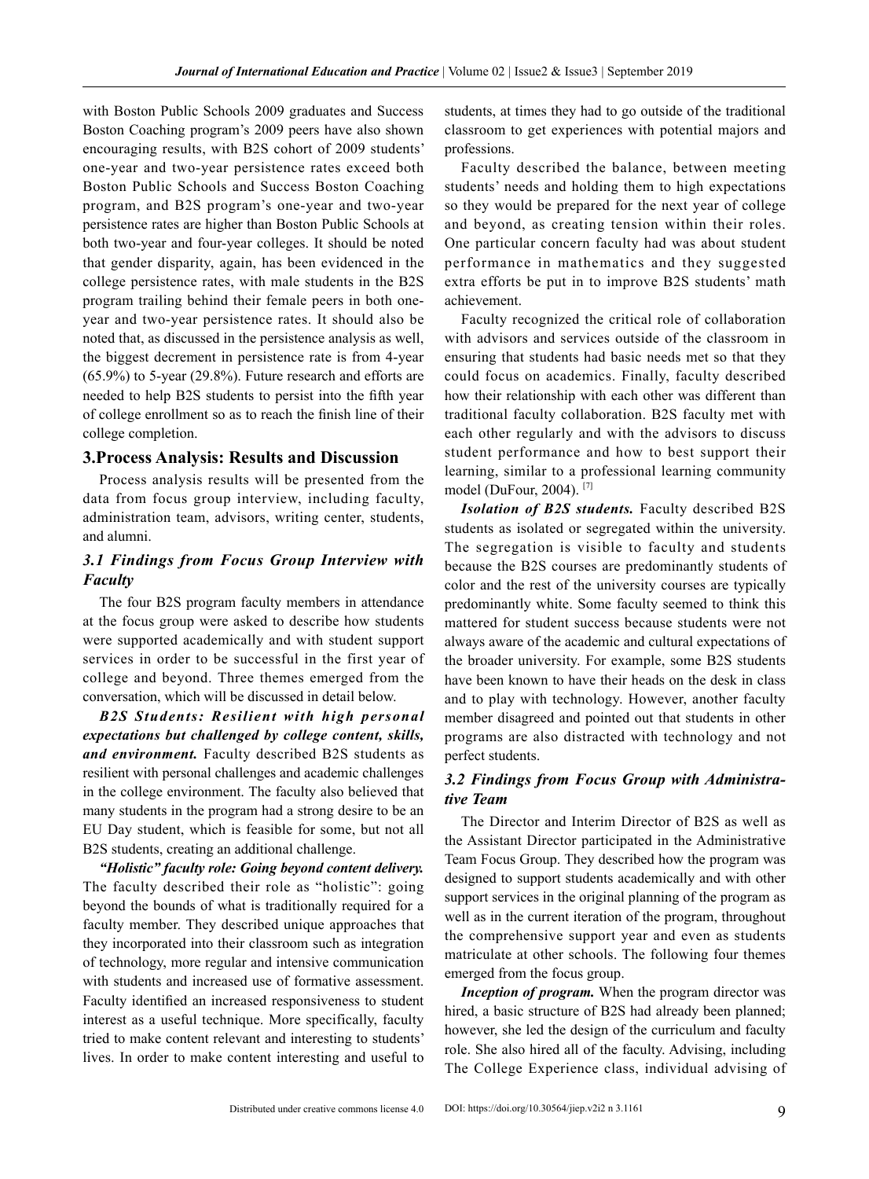with Boston Public Schools 2009 graduates and Success Boston Coaching program's 2009 peers have also shown encouraging results, with B2S cohort of 2009 students' one-year and two-year persistence rates exceed both Boston Public Schools and Success Boston Coaching program, and B2S program's one-year and two-year persistence rates are higher than Boston Public Schools at both two-year and four-year colleges. It should be noted that gender disparity, again, has been evidenced in the college persistence rates, with male students in the B2S program trailing behind their female peers in both one-year and two-year persistence rates. It should also be noted that, as discussed in the persistence analysis as well, the biggest decrement in persistence rate is from 4-year (65.9%) to 5-year (29.8%). Future research and efforts are needed to help B2S students to persist into the fifth year of college enrollment so as to reach the finish line of their college completion.

## 3.Process Analysis: Results and Discussion

Process analysis results will be presented from the data from focus group interview, including faculty, administration team, advisors, writing center, students, and alumni.

### 3.1 Findings from Focus Group Interview with Faculty

The four B2S program faculty members in attendance at the focus group were asked to describe how students were supported academically and with student support services in order to be successful in the first year of college and beyond. Three themes emerged from the conversation, which will be discussed in detail below.

***B2S Students: Resilient with high personal expectations but challenged by college content, skills, and environment.*** Faculty described B2S students as resilient with personal challenges and academic challenges in the college environment. The faculty also believed that many students in the program had a strong desire to be an EU Day student, which is feasible for some, but not all B2S students, creating an additional challenge.

***"Holistic" faculty role: Going beyond content delivery.*** The faculty described their role as "holistic": going beyond the bounds of what is traditionally required for a faculty member. They described unique approaches that they incorporated into their classroom such as integration of technology, more regular and intensive communication with students and increased use of formative assessment. Faculty identified an increased responsiveness to student interest as a useful technique. More specifically, faculty tried to make content relevant and interesting to students' lives. In order to make content interesting and useful to students, at times they had to go outside of the traditional classroom to get experiences with potential majors and professions.

Faculty described the balance, between meeting students' needs and holding them to high expectations so they would be prepared for the next year of college and beyond, as creating tension within their roles. One particular concern faculty had was about student performance in mathematics and they suggested extra efforts be put in to improve B2S students' math achievement.

Faculty recognized the critical role of collaboration with advisors and services outside of the classroom in ensuring that students had basic needs met so that they could focus on academics. Finally, faculty described how their relationship with each other was different than traditional faculty collaboration. B2S faculty met with each other regularly and with the advisors to discuss student performance and how to best support their learning, similar to a professional learning community model (DuFour, 2004). [7]

***Isolation of B2S students.*** Faculty described B2S students as isolated or segregated within the university. The segregation is visible to faculty and students because the B2S courses are predominantly students of color and the rest of the university courses are typically predominantly white. Some faculty seemed to think this mattered for student success because students were not always aware of the academic and cultural expectations of the broader university. For example, some B2S students have been known to have their heads on the desk in class and to play with technology. However, another faculty member disagreed and pointed out that students in other programs are also distracted with technology and not perfect students.

### 3.2 Findings from Focus Group with Administrative Team

The Director and Interim Director of B2S as well as the Assistant Director participated in the Administrative Team Focus Group. They described how the program was designed to support students academically and with other support services in the original planning of the program as well as in the current iteration of the program, throughout the comprehensive support year and even as students matriculate at other schools. The following four themes emerged from the focus group.

***Inception of program.*** When the program director was hired, a basic structure of B2S had already been planned; however, she led the design of the curriculum and faculty role. She also hired all of the faculty. Advising, including The College Experience class, individual advising of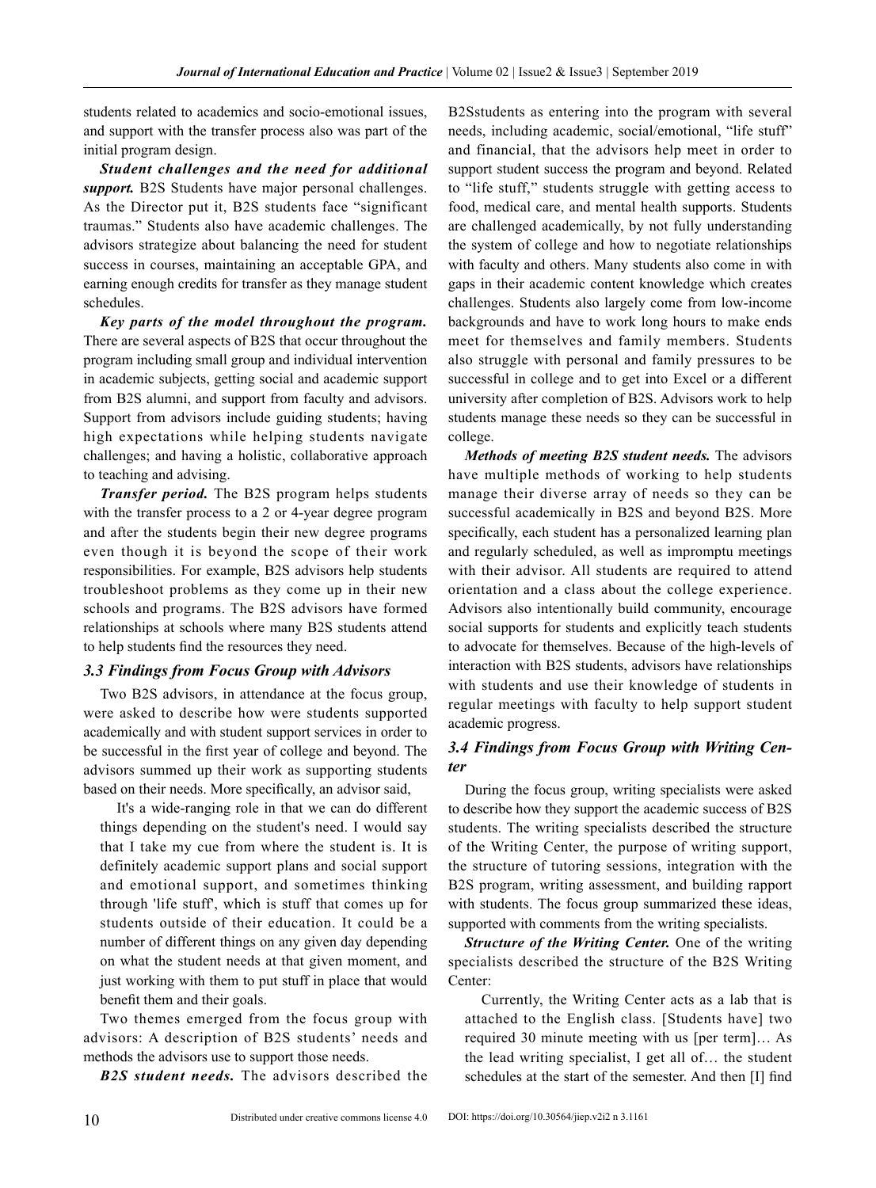students related to academics and socio-emotional issues, and support with the transfer process also was part of the initial program design.

***Student challenges and the need for additional support.*** B2S Students have major personal challenges. As the Director put it, B2S students face "significant traumas." Students also have academic challenges. The advisors strategize about balancing the need for student success in courses, maintaining an acceptable GPA, and earning enough credits for transfer as they manage student schedules.

***Key parts of the model throughout the program.*** There are several aspects of B2S that occur throughout the program including small group and individual intervention in academic subjects, getting social and academic support from B2S alumni, and support from faculty and advisors. Support from advisors include guiding students; having high expectations while helping students navigate challenges; and having a holistic, collaborative approach to teaching and advising.

***Transfer period.*** The B2S program helps students with the transfer process to a 2 or 4-year degree program and after the students begin their new degree programs even though it is beyond the scope of their work responsibilities. For example, B2S advisors help students troubleshoot problems as they come up in their new schools and programs. The B2S advisors have formed relationships at schools where many B2S students attend to help students find the resources they need.

### *3.3 Findings from Focus Group with Advisors*

Two B2S advisors, in attendance at the focus group, were asked to describe how were students supported academically and with student support services in order to be successful in the first year of college and beyond. The advisors summed up their work as supporting students based on their needs. More specifically, an advisor said,

> It's a wide-ranging role in that we can do different things depending on the student's need. I would say that I take my cue from where the student is. It is definitely academic support plans and social support and emotional support, and sometimes thinking through 'life stuff', which is stuff that comes up for students outside of their education. It could be a number of different things on any given day depending on what the student needs at that given moment, and just working with them to put stuff in place that would benefit them and their goals.

Two themes emerged from the focus group with advisors: A description of B2S students' needs and methods the advisors use to support those needs.

***B2S student needs.*** The advisors described the B2Sstudents as entering into the program with several needs, including academic, social/emotional, "life stuff" and financial, that the advisors help meet in order to support student success the program and beyond. Related to "life stuff," students struggle with getting access to food, medical care, and mental health supports. Students are challenged academically, by not fully understanding the system of college and how to negotiate relationships with faculty and others. Many students also come in with gaps in their academic content knowledge which creates challenges. Students also largely come from low-income backgrounds and have to work long hours to make ends meet for themselves and family members. Students also struggle with personal and family pressures to be successful in college and to get into Excel or a different university after completion of B2S. Advisors work to help students manage these needs so they can be successful in college.

***Methods of meeting B2S student needs.*** The advisors have multiple methods of working to help students manage their diverse array of needs so they can be successful academically in B2S and beyond B2S. More specifically, each student has a personalized learning plan and regularly scheduled, as well as impromptu meetings with their advisor. All students are required to attend orientation and a class about the college experience. Advisors also intentionally build community, encourage social supports for students and explicitly teach students to advocate for themselves. Because of the high-levels of interaction with B2S students, advisors have relationships with students and use their knowledge of students in regular meetings with faculty to help support student academic progress.

### *3.4 Findings from Focus Group with Writing Center*

During the focus group, writing specialists were asked to describe how they support the academic success of B2S students. The writing specialists described the structure of the Writing Center, the purpose of writing support, the structure of tutoring sessions, integration with the B2S program, writing assessment, and building rapport with students. The focus group summarized these ideas, supported with comments from the writing specialists.

***Structure of the Writing Center.*** One of the writing specialists described the structure of the B2S Writing Center:

> Currently, the Writing Center acts as a lab that is attached to the English class. [Students have] two required 30 minute meeting with us [per term]… As the lead writing specialist, I get all of… the student schedules at the start of the semester. And then [I] find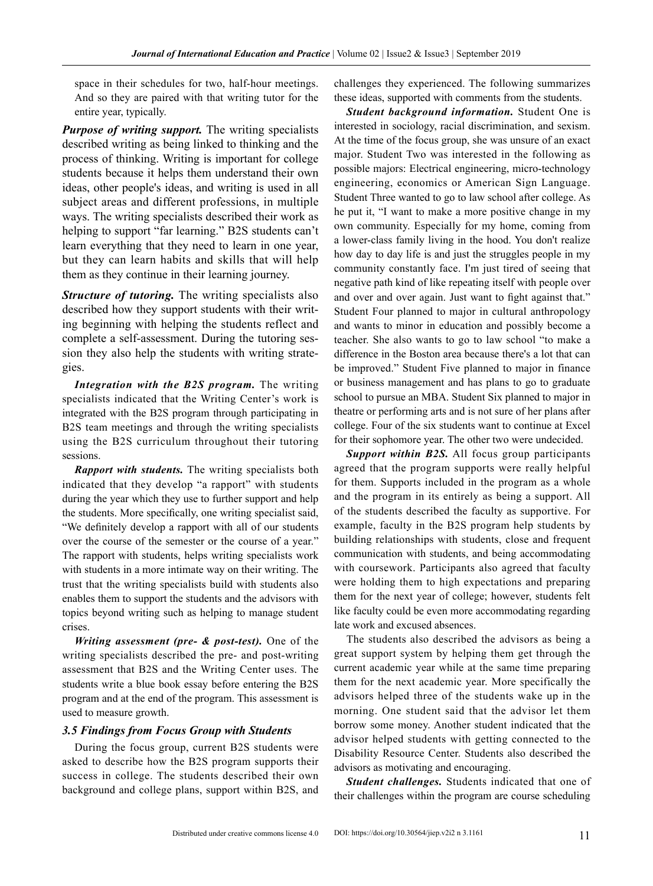space in their schedules for two, half-hour meetings. And so they are paired with that writing tutor for the entire year, typically.

***Purpose of writing support.*** The writing specialists described writing as being linked to thinking and the process of thinking. Writing is important for college students because it helps them understand their own ideas, other people's ideas, and writing is used in all subject areas and different professions, in multiple ways. The writing specialists described their work as helping to support "far learning." B2S students can't learn everything that they need to learn in one year, but they can learn habits and skills that will help them as they continue in their learning journey.

***Structure of tutoring.*** The writing specialists also described how they support students with their writing beginning with helping the students reflect and complete a self-assessment. During the tutoring session they also help the students with writing strategies.

***Integration with the B2S program.*** The writing specialists indicated that the Writing Center's work is integrated with the B2S program through participating in B2S team meetings and through the writing specialists using the B2S curriculum throughout their tutoring sessions.

***Rapport with students.*** The writing specialists both indicated that they develop "a rapport" with students during the year which they use to further support and help the students. More specifically, one writing specialist said, "We definitely develop a rapport with all of our students over the course of the semester or the course of a year." The rapport with students, helps writing specialists work with students in a more intimate way on their writing. The trust that the writing specialists build with students also enables them to support the students and the advisors with topics beyond writing such as helping to manage student crises.

***Writing assessment (pre- & post-test).*** One of the writing specialists described the pre- and post-writing assessment that B2S and the Writing Center uses. The students write a blue book essay before entering the B2S program and at the end of the program. This assessment is used to measure growth.

### 3.5 Findings from Focus Group with Students

During the focus group, current B2S students were asked to describe how the B2S program supports their success in college. The students described their own background and college plans, support within B2S, and challenges they experienced. The following summarizes these ideas, supported with comments from the students.

***Student background information.*** Student One is interested in sociology, racial discrimination, and sexism. At the time of the focus group, she was unsure of an exact major. Student Two was interested in the following as possible majors: Electrical engineering, micro-technology engineering, economics or American Sign Language. Student Three wanted to go to law school after college. As he put it, "I want to make a more positive change in my own community. Especially for my home, coming from a lower-class family living in the hood. You don't realize how day to day life is and just the struggles people in my community constantly face. I'm just tired of seeing that negative path kind of like repeating itself with people over and over and over again. Just want to fight against that." Student Four planned to major in cultural anthropology and wants to minor in education and possibly become a teacher. She also wants to go to law school "to make a difference in the Boston area because there's a lot that can be improved." Student Five planned to major in finance or business management and has plans to go to graduate school to pursue an MBA. Student Six planned to major in theatre or performing arts and is not sure of her plans after college. Four of the six students want to continue at Excel for their sophomore year. The other two were undecided.

***Support within B2S.*** All focus group participants agreed that the program supports were really helpful for them. Supports included in the program as a whole and the program in its entirely as being a support. All of the students described the faculty as supportive. For example, faculty in the B2S program help students by building relationships with students, close and frequent communication with students, and being accommodating with coursework. Participants also agreed that faculty were holding them to high expectations and preparing them for the next year of college; however, students felt like faculty could be even more accommodating regarding late work and excused absences.

The students also described the advisors as being a great support system by helping them get through the current academic year while at the same time preparing them for the next academic year. More specifically the advisors helped three of the students wake up in the morning. One student said that the advisor let them borrow some money. Another student indicated that the advisor helped students with getting connected to the Disability Resource Center. Students also described the advisors as motivating and encouraging.

***Student challenges.*** Students indicated that one of their challenges within the program are course scheduling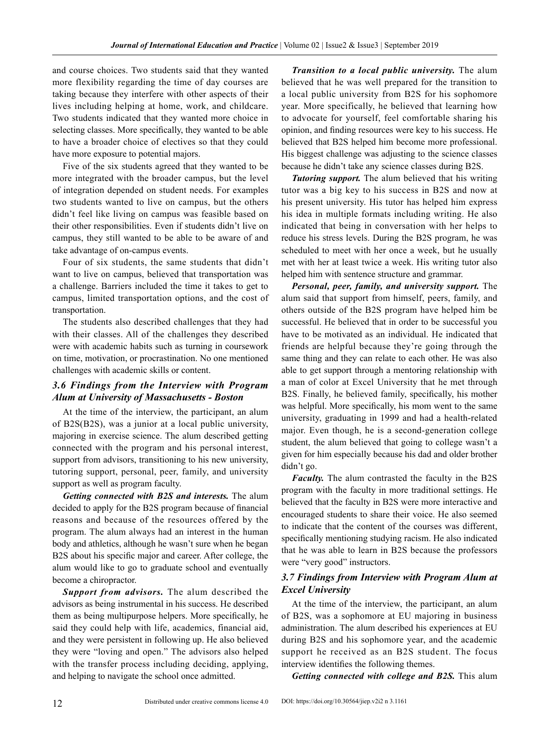and course choices. Two students said that they wanted more flexibility regarding the time of day courses are taking because they interfere with other aspects of their lives including helping at home, work, and childcare. Two students indicated that they wanted more choice in selecting classes. More specifically, they wanted to be able to have a broader choice of electives so that they could have more exposure to potential majors.

Five of the six students agreed that they wanted to be more integrated with the broader campus, but the level of integration depended on student needs. For examples two students wanted to live on campus, but the others didn't feel like living on campus was feasible based on their other responsibilities. Even if students didn't live on campus, they still wanted to be able to be aware of and take advantage of on-campus events.

Four of six students, the same students that didn't want to live on campus, believed that transportation was a challenge. Barriers included the time it takes to get to campus, limited transportation options, and the cost of transportation.

The students also described challenges that they had with their classes. All of the challenges they described were with academic habits such as turning in coursework on time, motivation, or procrastination. No one mentioned challenges with academic skills or content.

### 3.6 Findings from the Interview with Program Alum at University of Massachusetts - Boston

At the time of the interview, the participant, an alum of B2S(B2S), was a junior at a local public university, majoring in exercise science. The alum described getting connected with the program and his personal interest, support from advisors, transitioning to his new university, tutoring support, personal, peer, family, and university support as well as program faculty.

***Getting connected with B2S and interests.*** The alum decided to apply for the B2S program because of financial reasons and because of the resources offered by the program. The alum always had an interest in the human body and athletics, although he wasn't sure when he began B2S about his specific major and career. After college, the alum would like to go to graduate school and eventually become a chiropractor.

***Support from advisors.*** The alum described the advisors as being instrumental in his success. He described them as being multipurpose helpers. More specifically, he said they could help with life, academics, financial aid, and they were persistent in following up. He also believed they were "loving and open." The advisors also helped with the transfer process including deciding, applying, and helping to navigate the school once admitted.

***Transition to a local public university.*** The alum believed that he was well prepared for the transition to a local public university from B2S for his sophomore year. More specifically, he believed that learning how to advocate for yourself, feel comfortable sharing his opinion, and finding resources were key to his success. He believed that B2S helped him become more professional. His biggest challenge was adjusting to the science classes because he didn't take any science classes during B2S.

***Tutoring support.*** The alum believed that his writing tutor was a big key to his success in B2S and now at his present university. His tutor has helped him express his idea in multiple formats including writing. He also indicated that being in conversation with her helps to reduce his stress levels. During the B2S program, he was scheduled to meet with her once a week, but he usually met with her at least twice a week. His writing tutor also helped him with sentence structure and grammar.

***Personal, peer, family, and university support.*** The alum said that support from himself, peers, family, and others outside of the B2S program have helped him be successful. He believed that in order to be successful you have to be motivated as an individual. He indicated that friends are helpful because they're going through the same thing and they can relate to each other. He was also able to get support through a mentoring relationship with a man of color at Excel University that he met through B2S. Finally, he believed family, specifically, his mother was helpful. More specifically, his mom went to the same university, graduating in 1999 and had a health-related major. Even though, he is a second-generation college student, the alum believed that going to college wasn't a given for him especially because his dad and older brother didn't go.

***Faculty.*** The alum contrasted the faculty in the B2S program with the faculty in more traditional settings. He believed that the faculty in B2S were more interactive and encouraged students to share their voice. He also seemed to indicate that the content of the courses was different, specifically mentioning studying racism. He also indicated that he was able to learn in B2S because the professors were "very good" instructors.

### 3.7 Findings from Interview with Program Alum at Excel University

At the time of the interview, the participant, an alum of B2S, was a sophomore at EU majoring in business administration. The alum described his experiences at EU during B2S and his sophomore year, and the academic support he received as an B2S student. The focus interview identifies the following themes.

***Getting connected with college and B2S.*** This alum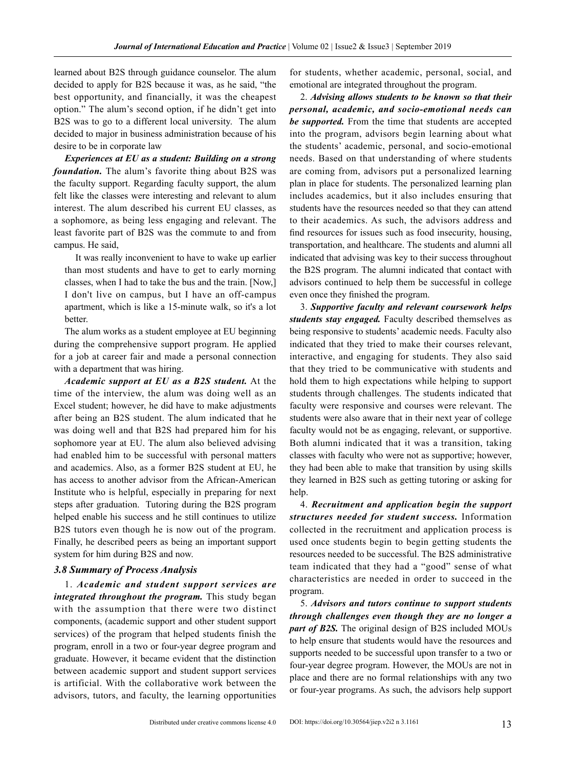learned about B2S through guidance counselor. The alum decided to apply for B2S because it was, as he said, "the best opportunity, and financially, it was the cheapest option." The alum's second option, if he didn't get into B2S was to go to a different local university. The alum decided to major in business administration because of his desire to be in corporate law

***Experiences at EU as a student: Building on a strong foundation.*** The alum's favorite thing about B2S was the faculty support. Regarding faculty support, the alum felt like the classes were interesting and relevant to alum interest. The alum described his current EU classes, as a sophomore, as being less engaging and relevant. The least favorite part of B2S was the commute to and from campus. He said,

> It was really inconvenient to have to wake up earlier than most students and have to get to early morning classes, when I had to take the bus and the train. [Now,] I don't live on campus, but I have an off-campus apartment, which is like a 15-minute walk, so it's a lot better.

The alum works as a student employee at EU beginning during the comprehensive support program. He applied for a job at career fair and made a personal connection with a department that was hiring.

***Academic support at EU as a B2S student.*** At the time of the interview, the alum was doing well as an Excel student; however, he did have to make adjustments after being an B2S student. The alum indicated that he was doing well and that B2S had prepared him for his sophomore year at EU. The alum also believed advising had enabled him to be successful with personal matters and academics. Also, as a former B2S student at EU, he has access to another advisor from the African-American Institute who is helpful, especially in preparing for next steps after graduation. Tutoring during the B2S program helped enable his success and he still continues to utilize B2S tutors even though he is now out of the program. Finally, he described peers as being an important support system for him during B2S and now.

### *3.8 Summary of Process Analysis*

1. ***Academic and student support services are integrated throughout the program.*** This study began with the assumption that there were two distinct components, (academic support and other student support services) of the program that helped students finish the program, enroll in a two or four-year degree program and graduate. However, it became evident that the distinction between academic support and student support services is artificial. With the collaborative work between the advisors, tutors, and faculty, the learning opportunities for students, whether academic, personal, social, and emotional are integrated throughout the program.

2. ***Advising allows students to be known so that their personal, academic, and socio-emotional needs can be supported.*** From the time that students are accepted into the program, advisors begin learning about what the students' academic, personal, and socio-emotional needs. Based on that understanding of where students are coming from, advisors put a personalized learning plan in place for students. The personalized learning plan includes academics, but it also includes ensuring that students have the resources needed so that they can attend to their academics. As such, the advisors address and find resources for issues such as food insecurity, housing, transportation, and healthcare. The students and alumni all indicated that advising was key to their success throughout the B2S program. The alumni indicated that contact with advisors continued to help them be successful in college even once they finished the program.

3. ***Supportive faculty and relevant coursework helps students stay engaged.*** Faculty described themselves as being responsive to students' academic needs. Faculty also indicated that they tried to make their courses relevant, interactive, and engaging for students. They also said that they tried to be communicative with students and hold them to high expectations while helping to support students through challenges. The students indicated that faculty were responsive and courses were relevant. The students were also aware that in their next year of college faculty would not be as engaging, relevant, or supportive. Both alumni indicated that it was a transition, taking classes with faculty who were not as supportive; however, they had been able to make that transition by using skills they learned in B2S such as getting tutoring or asking for help.

4. ***Recruitment and application begin the support structures needed for student success.*** Information collected in the recruitment and application process is used once students begin to begin getting students the resources needed to be successful. The B2S administrative team indicated that they had a "good" sense of what characteristics are needed in order to succeed in the program.

5. ***Advisors and tutors continue to support students through challenges even though they are no longer a part of B2S.*** The original design of B2S included MOUs to help ensure that students would have the resources and supports needed to be successful upon transfer to a two or four-year degree program. However, the MOUs are not in place and there are no formal relationships with any two or four-year programs. As such, the advisors help support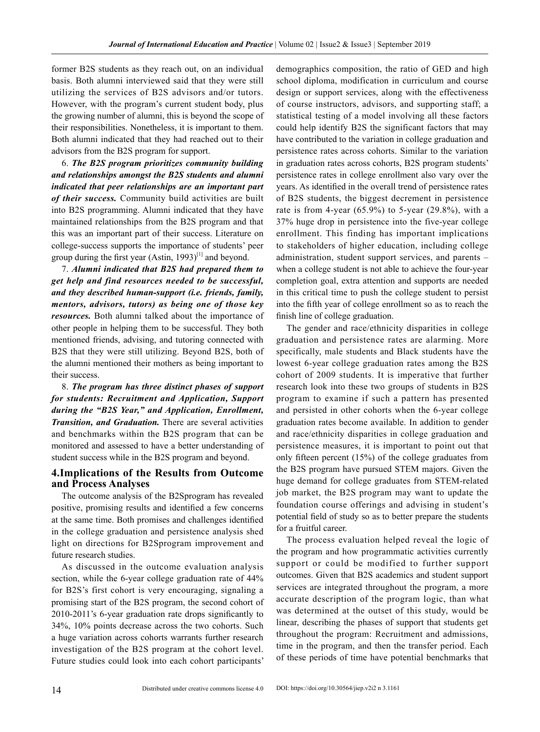former B2S students as they reach out, on an individual basis. Both alumni interviewed said that they were still utilizing the services of B2S advisors and/or tutors. However, with the program's current student body, plus the growing number of alumni, this is beyond the scope of their responsibilities. Nonetheless, it is important to them. Both alumni indicated that they had reached out to their advisors from the B2S program for support.

6. ***The B2S program prioritizes community building and relationships amongst the B2S students and alumni indicated that peer relationships are an important part of their success.*** Community build activities are built into B2S programming. Alumni indicated that they have maintained relationships from the B2S program and that this was an important part of their success. Literature on college-success supports the importance of students' peer group during the first year (Astin, 1993)[1] and beyond.

7. ***Alumni indicated that B2S had prepared them to get help and find resources needed to be successful, and they described human-support (i.e. friends, family, mentors, advisors, tutors) as being one of those key resources.*** Both alumni talked about the importance of other people in helping them to be successful. They both mentioned friends, advising, and tutoring connected with B2S that they were still utilizing. Beyond B2S, both of the alumni mentioned their mothers as being important to their success.

8. ***The program has three distinct phases of support for students: Recruitment and Application, Support during the "B2S Year," and Application, Enrollment, Transition, and Graduation.*** There are several activities and benchmarks within the B2S program that can be monitored and assessed to have a better understanding of student success while in the B2S program and beyond.

## 4.Implications of the Results from Outcome and Process Analyses

The outcome analysis of the B2Sprogram has revealed positive, promising results and identified a few concerns at the same time. Both promises and challenges identified in the college graduation and persistence analysis shed light on directions for B2Sprogram improvement and future research studies.

As discussed in the outcome evaluation analysis section, while the 6-year college graduation rate of 44% for B2S's first cohort is very encouraging, signaling a promising start of the B2S program, the second cohort of 2010-2011's 6-year graduation rate drops significantly to 34%, 10% points decrease across the two cohorts. Such a huge variation across cohorts warrants further research investigation of the B2S program at the cohort level. Future studies could look into each cohort participants' demographics composition, the ratio of GED and high school diploma, modification in curriculum and course design or support services, along with the effectiveness of course instructors, advisors, and supporting staff; a statistical testing of a model involving all these factors could help identify B2S the significant factors that may have contributed to the variation in college graduation and persistence rates across cohorts. Similar to the variation in graduation rates across cohorts, B2S program students' persistence rates in college enrollment also vary over the years. As identified in the overall trend of persistence rates of B2S students, the biggest decrement in persistence rate is from 4-year (65.9%) to 5-year (29.8%), with a 37% huge drop in persistence into the five-year college enrollment. This finding has important implications to stakeholders of higher education, including college administration, student support services, and parents – when a college student is not able to achieve the four-year completion goal, extra attention and supports are needed in this critical time to push the college student to persist into the fifth year of college enrollment so as to reach the finish line of college graduation.

The gender and race/ethnicity disparities in college graduation and persistence rates are alarming. More specifically, male students and Black students have the lowest 6-year college graduation rates among the B2S cohort of 2009 students. It is imperative that further research look into these two groups of students in B2S program to examine if such a pattern has presented and persisted in other cohorts when the 6-year college graduation rates become available. In addition to gender and race/ethnicity disparities in college graduation and persistence measures, it is important to point out that only fifteen percent (15%) of the college graduates from the B2S program have pursued STEM majors. Given the huge demand for college graduates from STEM-related job market, the B2S program may want to update the foundation course offerings and advising in student's potential field of study so as to better prepare the students for a fruitful career.

The process evaluation helped reveal the logic of the program and how programmatic activities currently support or could be modified to further support outcomes. Given that B2S academics and student support services are integrated throughout the program, a more accurate description of the program logic, than what was determined at the outset of this study, would be linear, describing the phases of support that students get throughout the program: Recruitment and admissions, time in the program, and then the transfer period. Each of these periods of time have potential benchmarks that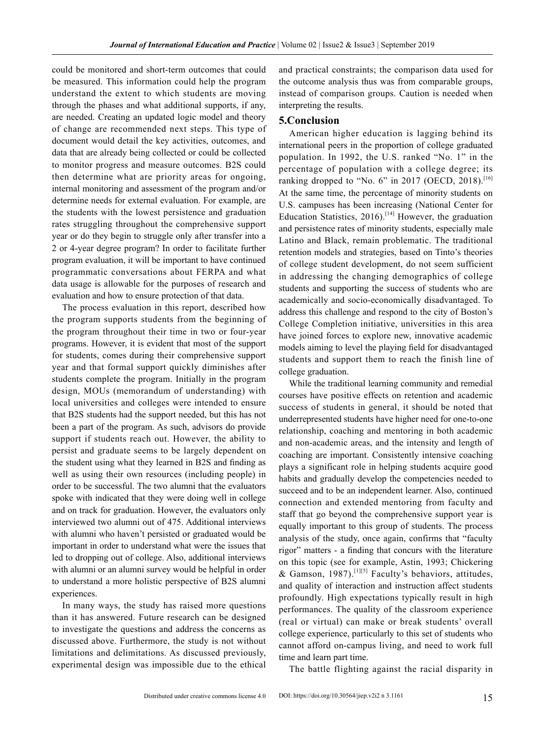could be monitored and short-term outcomes that could be measured. This information could help the program understand the extent to which students are moving through the phases and what additional supports, if any, are needed. Creating an updated logic model and theory of change are recommended next steps. This type of document would detail the key activities, outcomes, and data that are already being collected or could be collected to monitor progress and measure outcomes. B2S could then determine what are priority areas for ongoing, internal monitoring and assessment of the program and/or determine needs for external evaluation. For example, are the students with the lowest persistence and graduation rates struggling throughout the comprehensive support year or do they begin to struggle only after transfer into a 2 or 4-year degree program? In order to facilitate further program evaluation, it will be important to have continued programmatic conversations about FERPA and what data usage is allowable for the purposes of research and evaluation and how to ensure protection of that data.

The process evaluation in this report, described how the program supports students from the beginning of the program throughout their time in two or four-year programs. However, it is evident that most of the support for students, comes during their comprehensive support year and that formal support quickly diminishes after students complete the program. Initially in the program design, MOUs (memorandum of understanding) with local universities and colleges were intended to ensure that B2S students had the support needed, but this has not been a part of the program. As such, advisors do provide support if students reach out. However, the ability to persist and graduate seems to be largely dependent on the student using what they learned in B2S and finding as well as using their own resources (including people) in order to be successful. The two alumni that the evaluators spoke with indicated that they were doing well in college and on track for graduation. However, the evaluators only interviewed two alumni out of 475. Additional interviews with alumni who haven't persisted or graduated would be important in order to understand what were the issues that led to dropping out of college. Also, additional interviews with alumni or an alumni survey would be helpful in order to understand a more holistic perspective of B2S alumni experiences.

In many ways, the study has raised more questions than it has answered. Future research can be designed to investigate the questions and address the concerns as discussed above. Furthermore, the study is not without limitations and delimitations. As discussed previously, experimental design was impossible due to the ethical and practical constraints; the comparison data used for the outcome analysis thus was from comparable groups, instead of comparison groups. Caution is needed when interpreting the results.

## 5.Conclusion

American higher education is lagging behind its international peers in the proportion of college graduated population. In 1992, the U.S. ranked "No. 1" in the percentage of population with a college degree; its ranking dropped to "No. 6" in 2017 (OECD, 2018).[16] At the same time, the percentage of minority students on U.S. campuses has been increasing (National Center for Education Statistics, 2016).[14] However, the graduation and persistence rates of minority students, especially male Latino and Black, remain problematic. The traditional retention models and strategies, based on Tinto's theories of college student development, do not seem sufficient in addressing the changing demographics of college students and supporting the success of students who are academically and socio-economically disadvantaged. To address this challenge and respond to the city of Boston's College Completion initiative, universities in this area have joined forces to explore new, innovative academic models aiming to level the playing field for disadvantaged students and support them to reach the finish line of college graduation.

While the traditional learning community and remedial courses have positive effects on retention and academic success of students in general, it should be noted that underrepresented students have higher need for one-to-one relationship, coaching and mentoring in both academic and non-academic areas, and the intensity and length of coaching are important. Consistently intensive coaching plays a significant role in helping students acquire good habits and gradually develop the competencies needed to succeed and to be an independent learner. Also, continued connection and extended mentoring from faculty and staff that go beyond the comprehensive support year is equally important to this group of students. The process analysis of the study, once again, confirms that "faculty rigor" matters - a finding that concurs with the literature on this topic (see for example, Astin, 1993; Chickering & Gamson, 1987).[1][5] Faculty's behaviors, attitudes, and quality of interaction and instruction affect students profoundly. High expectations typically result in high performances. The quality of the classroom experience (real or virtual) can make or break students' overall college experience, particularly to this set of students who cannot afford on-campus living, and need to work full time and learn part time.

The battle flighting against the racial disparity in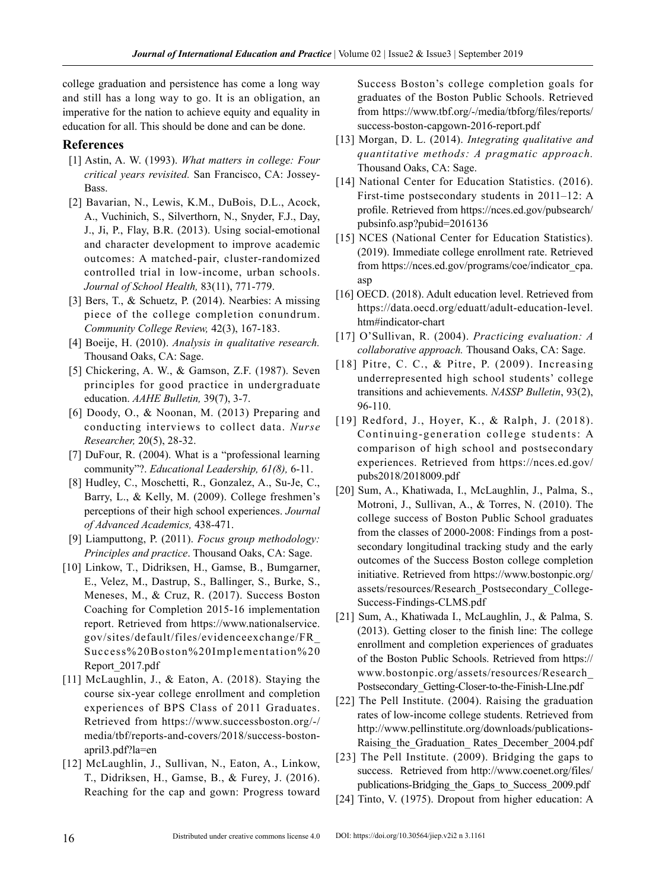college graduation and persistence has come a long way and still has a long way to go. It is an obligation, an imperative for the nation to achieve equity and equality in education for all. This should be done and can be done.

## References

[1] Astin, A. W. (1993). *What matters in college: Four critical years revisited.* San Francisco, CA: Jossey-Bass.

[2] Bavarian, N., Lewis, K.M., DuBois, D.L., Acock, A., Vuchinich, S., Silverthorn, N., Snyder, F.J., Day, J., Ji, P., Flay, B.R. (2013). Using social-emotional and character development to improve academic outcomes: A matched-pair, cluster-randomized controlled trial in low-income, urban schools. *Journal of School Health,* 83(11), 771-779.

[3] Bers, T., & Schuetz, P. (2014). Nearbies: A missing piece of the college completion conundrum. *Community College Review,* 42(3), 167-183.

[4] Boeije, H. (2010). *Analysis in qualitative research.* Thousand Oaks, CA: Sage.

[5] Chickering, A. W., & Gamson, Z.F. (1987). Seven principles for good practice in undergraduate education. *AAHE Bulletin,* 39(7), 3-7.

[6] Doody, O., & Noonan, M. (2013) Preparing and conducting interviews to collect data. *Nurse Researcher,* 20(5), 28-32.

[7] DuFour, R. (2004). What is a "professional learning community"?. *Educational Leadership, 61(8),* 6-11.

[8] Hudley, C., Moschetti, R., Gonzalez, A., Su-Je, C., Barry, L., & Kelly, M. (2009). College freshmen's perceptions of their high school experiences. *Journal of Advanced Academics,* 438-471.

[9] Liamputtong, P. (2011). *Focus group methodology: Principles and practice*. Thousand Oaks, CA: Sage.

[10] Linkow, T., Didriksen, H., Gamse, B., Bumgarner, E., Velez, M., Dastrup, S., Ballinger, S., Burke, S., Meneses, M., & Cruz, R. (2017). Success Boston Coaching for Completion 2015-16 implementation report. Retrieved from https://www.nationalservice.gov/sites/default/files/evidenceexchange/FR_Success%20Boston%20Implementation%20Report_2017.pdf

[11] McLaughlin, J., & Eaton, A. (2018). Staying the course six-year college enrollment and completion experiences of BPS Class of 2011 Graduates. Retrieved from https://www.successboston.org/-/media/tbf/reports-and-covers/2018/success-boston-april3.pdf?la=en

[12] McLaughlin, J., Sullivan, N., Eaton, A., Linkow, T., Didriksen, H., Gamse, B., & Furey, J. (2016). Reaching for the cap and gown: Progress toward Success Boston's college completion goals for graduates of the Boston Public Schools. Retrieved from https://www.tbf.org/-/media/tbforg/files/reports/success-boston-capgown-2016-report.pdf

[13] Morgan, D. L. (2014). *Integrating qualitative and quantitative methods: A pragmatic approach.* Thousand Oaks, CA: Sage.

[14] National Center for Education Statistics. (2016). First-time postsecondary students in 2011–12: A profile. Retrieved from https://nces.ed.gov/pubsearch/pubsinfo.asp?pubid=2016136

[15] NCES (National Center for Education Statistics). (2019). Immediate college enrollment rate. Retrieved from https://nces.ed.gov/programs/coe/indicator_cpa.asp

[16] OECD. (2018). Adult education level. Retrieved from https://data.oecd.org/eduatt/adult-education-level.htm#indicator-chart

[17] O'Sullivan, R. (2004). *Practicing evaluation: A collaborative approach.* Thousand Oaks, CA: Sage.

[18] Pitre, C. C., & Pitre, P. (2009). Increasing underrepresented high school students' college transitions and achievements. *NASSP Bulletin*, 93(2), 96-110.

[19] Redford, J., Hoyer, K., & Ralph, J. (2018). Continuing-generation college students: A comparison of high school and postsecondary experiences. Retrieved from https://nces.ed.gov/pubs2018/2018009.pdf

[20] Sum, A., Khatiwada, I., McLaughlin, J., Palma, S., Motroni, J., Sullivan, A., & Torres, N. (2010). The college success of Boston Public School graduates from the classes of 2000-2008: Findings from a post-secondary longitudinal tracking study and the early outcomes of the Success Boston college completion initiative. Retrieved from https://www.bostonpic.org/assets/resources/Research_Postsecondary_College-Success-Findings-CLMS.pdf

[21] Sum, A., Khatiwada I., McLaughlin, J., & Palma, S. (2013). Getting closer to the finish line: The college enrollment and completion experiences of graduates of the Boston Public Schools. Retrieved from https://www.bostonpic.org/assets/resources/Research_Postsecondary_Getting-Closer-to-the-Finish-LIne.pdf

[22] The Pell Institute. (2004). Raising the graduation rates of low-income college students. Retrieved from http://www.pellinstitute.org/downloads/publications-Raising_the_Graduation_ Rates_December_2004.pdf

[23] The Pell Institute. (2009). Bridging the gaps to success. Retrieved from http://www.coenet.org/files/publications-Bridging_the_Gaps_to_Success_2009.pdf

[24] Tinto, V. (1975). Dropout from higher education: A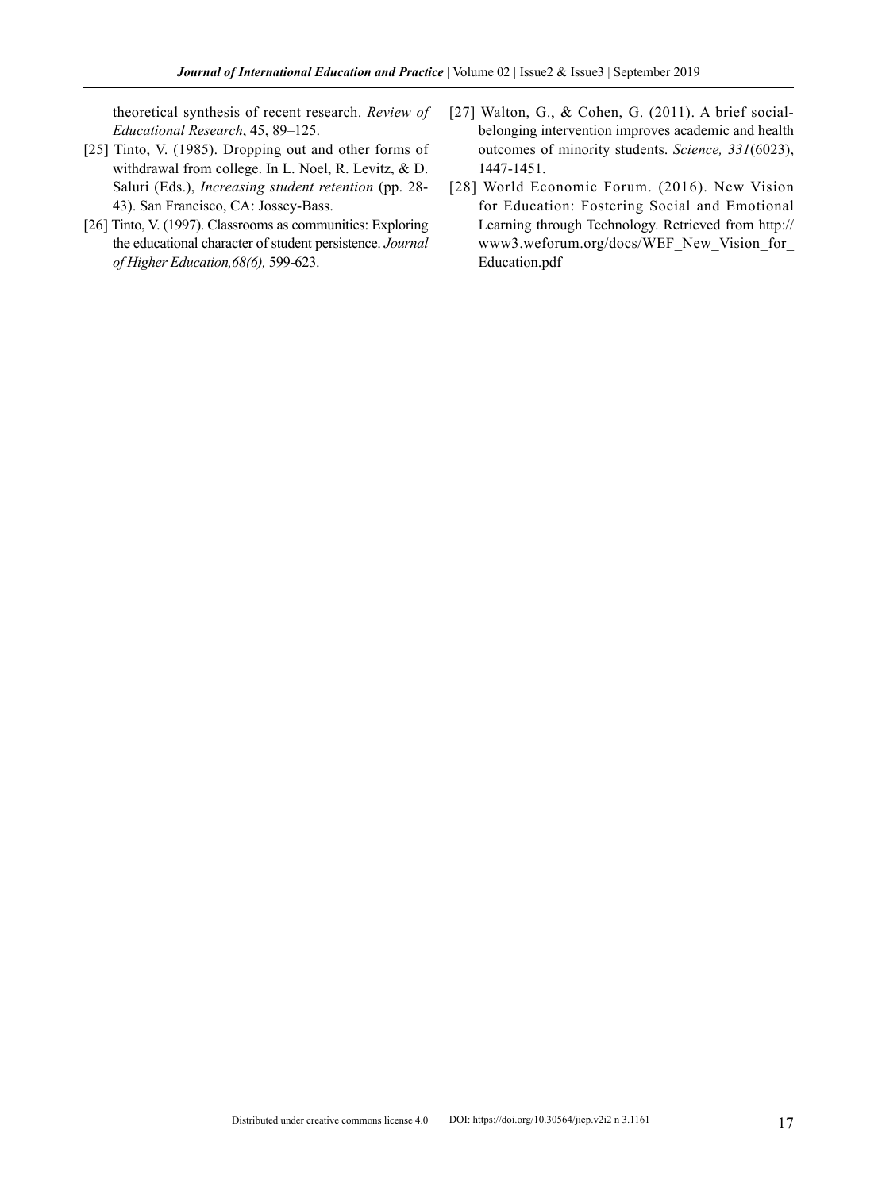theoretical synthesis of recent research. *Review of Educational Research*, 45, 89–125.

[25] Tinto, V. (1985). Dropping out and other forms of withdrawal from college. In L. Noel, R. Levitz, & D. Saluri (Eds.), *Increasing student retention* (pp. 28-43). San Francisco, CA: Jossey-Bass.

[26] Tinto, V. (1997). Classrooms as communities: Exploring the educational character of student persistence. *Journal of Higher Education,68(6),* 599-623.

[27] Walton, G., & Cohen, G. (2011). A brief social-belonging intervention improves academic and health outcomes of minority students. *Science, 331*(6023), 1447-1451.

[28] World Economic Forum. (2016). New Vision for Education: Fostering Social and Emotional Learning through Technology. Retrieved from http://www3.weforum.org/docs/WEF_New_Vision_for_Education.pdf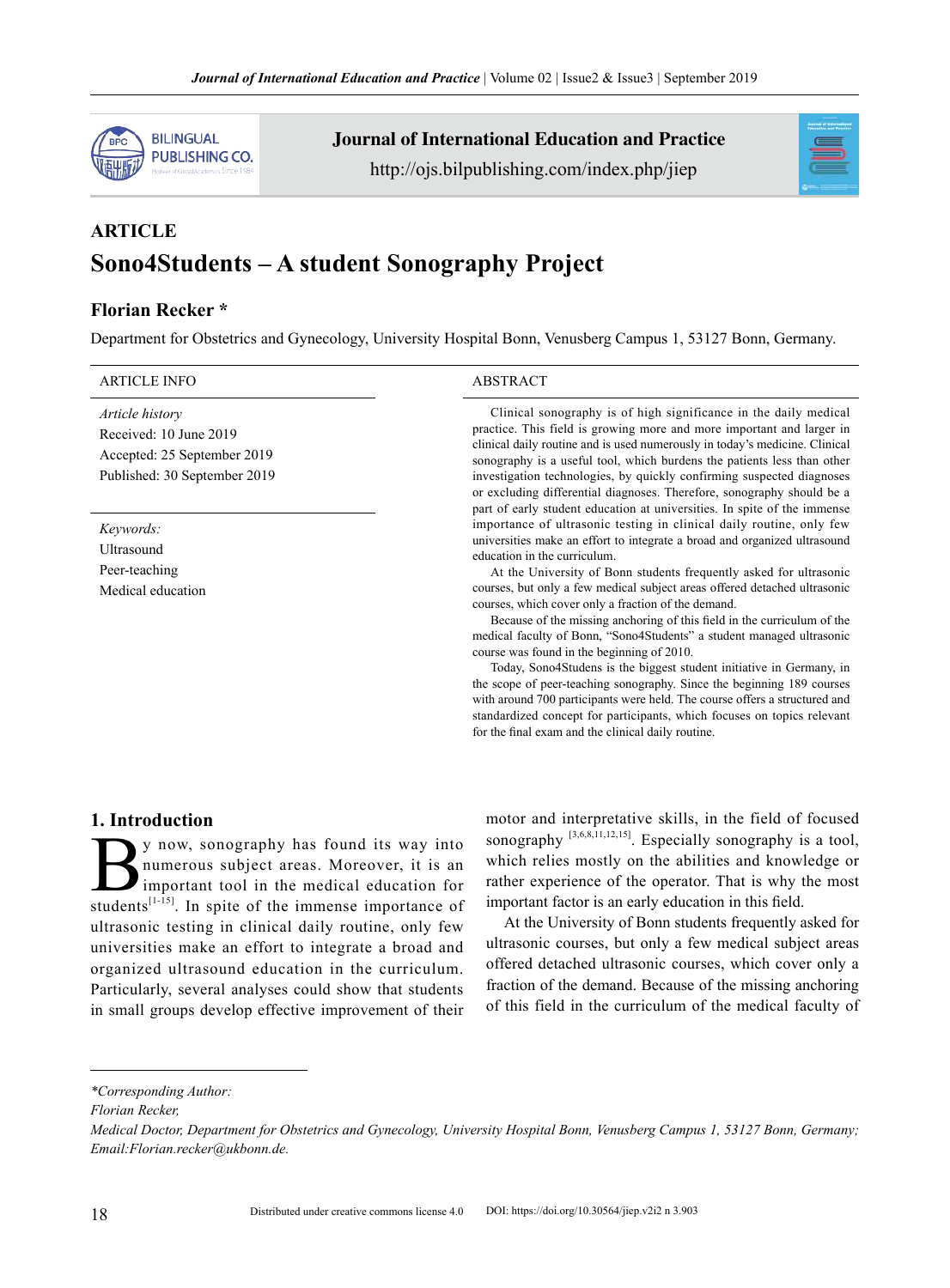## ARTICLE

# Sono4Students – A student Sonography Project

**Florian Recker ***

Department for Obstetrics and Gynecology, University Hospital Bonn, Venusberg Campus 1, 53127 Bonn, Germany.

| ARTICLE INFO |
|---|
| *Article history* |
| Received: 10 June 2019 |
| Accepted: 25 September 2019 |
| Published: 30 September 2019 |

*Keywords:*
Ultrasound
Peer-teaching
Medical education

## ABSTRACT

Clinical sonography is of high significance in the daily medical practice. This field is growing more and more important and larger in clinical daily routine and is used numerously in today's medicine. Clinical sonography is a useful tool, which burdens the patients less than other investigation technologies, by quickly confirming suspected diagnoses or excluding differential diagnoses. Therefore, sonography should be a part of early student education at universities. In spite of the immense importance of ultrasonic testing in clinical daily routine, only few universities make an effort to integrate a broad and organized ultrasound education in the curriculum.

At the University of Bonn students frequently asked for ultrasonic courses, but only a few medical subject areas offered detached ultrasonic courses, which cover only a fraction of the demand.

Because of the missing anchoring of this field in the curriculum of the medical faculty of Bonn, "Sono4Students" a student managed ultrasonic course was found in the beginning of 2010.

Today, Sono4Studens is the biggest student initiative in Germany, in the scope of peer-teaching sonography. Since the beginning 189 courses with around 700 participants were held. The course offers a structured and standardized concept for participants, which focuses on topics relevant for the final exam and the clinical daily routine.

## 1. Introduction

By now, sonography has found its way into numerous subject areas. Moreover, it is an important tool in the medical education for students[1-15]. In spite of the immense importance of ultrasonic testing in clinical daily routine, only few universities make an effort to integrate a broad and organized ultrasound education in the curriculum. Particularly, several analyses could show that students in small groups develop effective improvement of their motor and interpretative skills, in the field of focused sonography [3,6,8,11,12,15]. Especially sonography is a tool, which relies mostly on the abilities and knowledge or rather experience of the operator. That is why the most important factor is an early education in this field.

At the University of Bonn students frequently asked for ultrasonic courses, but only a few medical subject areas offered detached ultrasonic courses, which cover only a fraction of the demand. Because of the missing anchoring of this field in the curriculum of the medical faculty of

*Corresponding Author:*
*Florian Recker,*
*Medical Doctor, Department for Obstetrics and Gynecology, University Hospital Bonn, Venusberg Campus 1, 53127 Bonn, Germany; Email:Florian.recker@ukbonn.de.*

Distributed under creative commons license 4.0 DOI: https://doi.org/10.30564/jiep.v2i2 n 3.903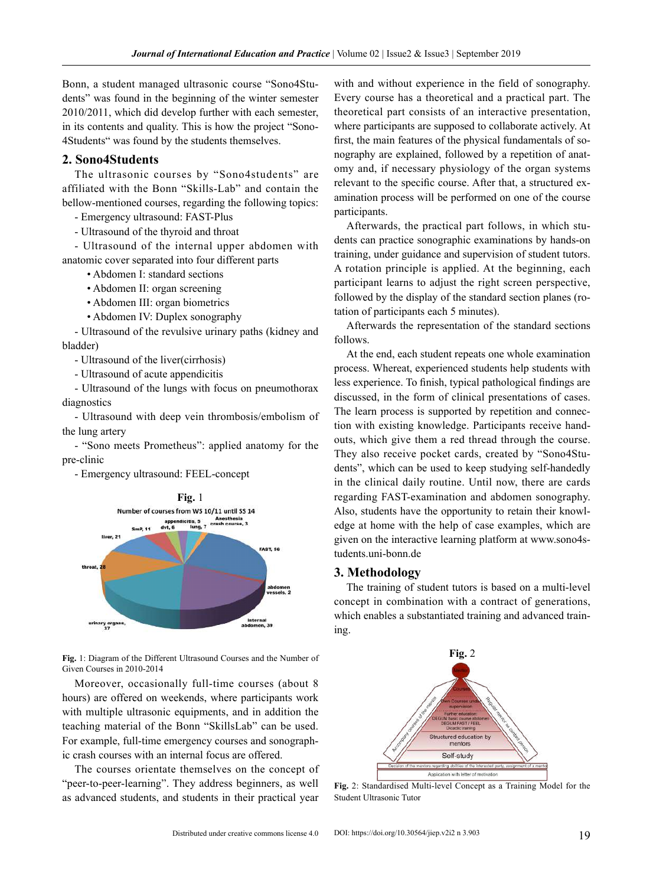Bonn, a student managed ultrasonic course "Sono4Students" was found in the beginning of the winter semester 2010/2011, which did develop further with each semester, in its contents and quality. This is how the project "Sono4Students" was found by the students themselves.

## 2. Sono4Students

The ultrasonic courses by "Sono4students" are affiliated with the Bonn "Skills-Lab" and contain the bellow-mentioned courses, regarding the following topics:

- Emergency ultrasound: FAST-Plus
- Ultrasound of the thyroid and throat
- Ultrasound of the internal upper abdomen with anatomic cover separated into four different parts
  - Abdomen I: standard sections
  - Abdomen II: organ screening
  - Abdomen III: organ biometrics
  - Abdomen IV: Duplex sonography
- Ultrasound of the revulsive urinary paths (kidney and bladder)
- Ultrasound of the liver(cirrhosis)
- Ultrasound of acute appendicitis
- Ultrasound of the lungs with focus on pneumothorax diagnostics
- Ultrasound with deep vein thrombosis/embolism of the lung artery
- "Sono meets Prometheus": applied anatomy for the pre-clinic
- Emergency ultrasound: FEEL-concept

**Fig.** 1

Number of courses from WS 10/11 until SS 14

FAST, 56; abdomen vessels, 2; internal abdomen, 39; urinary organs, 37; throat, 28; liver, 21; SmP, 11; appendicitis, 5; dvt, 6; lung, 7; Anesthesia crash course, 3

**Fig.** 1: Diagram of the Different Ultrasound Courses and the Number of Given Courses in 2010-2014

Moreover, occasionally full-time courses (about 8 hours) are offered on weekends, where participants work with multiple ultrasonic equipments, and in addition the teaching material of the Bonn "SkillsLab" can be used. For example, full-time emergency courses and sonographic crash courses with an internal focus are offered.

The courses orientate themselves on the concept of "peer-to-peer-learning". They address beginners, as well as advanced students, and students in their practical year with and without experience in the field of sonography. Every course has a theoretical and a practical part. The theoretical part consists of an interactive presentation, where participants are supposed to collaborate actively. At first, the main features of the physical fundamentals of sonography are explained, followed by a repetition of anatomy and, if necessary physiology of the organ systems relevant to the specific course. After that, a structured examination process will be performed on one of the course participants.

Afterwards, the practical part follows, in which students can practice sonographic examinations by hands-on training, under guidance and supervision of student tutors. A rotation principle is applied. At the beginning, each participant learns to adjust the right screen perspective, followed by the display of the standard section planes (rotation of participants each 5 minutes).

Afterwards the representation of the standard sections follows.

At the end, each student repeats one whole examination process. Whereat, experienced students help students with less experience. To finish, typical pathological findings are discussed, in the form of clinical presentations of cases. The learn process is supported by repetition and connection with existing knowledge. Participants receive handouts, which give them a red thread through the course. They also receive pocket cards, created by "Sono4Students", which can be used to keep studying self-handedly in the clinical daily routine. Until now, there are cards regarding FAST-examination and abdomen sonography. Also, students have the opportunity to retain their knowledge at home with the help of case examples, which are given on the interactive learning platform at www.sono4students.uni-bonn.de

## 3. Methodology

The training of student tutors is based on a multi-level concept in combination with a contract of generations, which enables a substantiated training and advanced training.

**Fig.** 2

Mentor; Courses; Own Courses under supervision; Further education: DEGUM basic course abdomen, DEGUM FAST / FEEL, Didactic training; Structured education by mentors; Self-study; Accompanying courses of the mentor; Regular mentor as contact person; Decision of the mentors regarding abilities of the interested party, assignment of a mentor; Application with letter of motivation

**Fig.** 2: Standardised Multi-level Concept as a Training Model for the Student Ultrasonic Tutor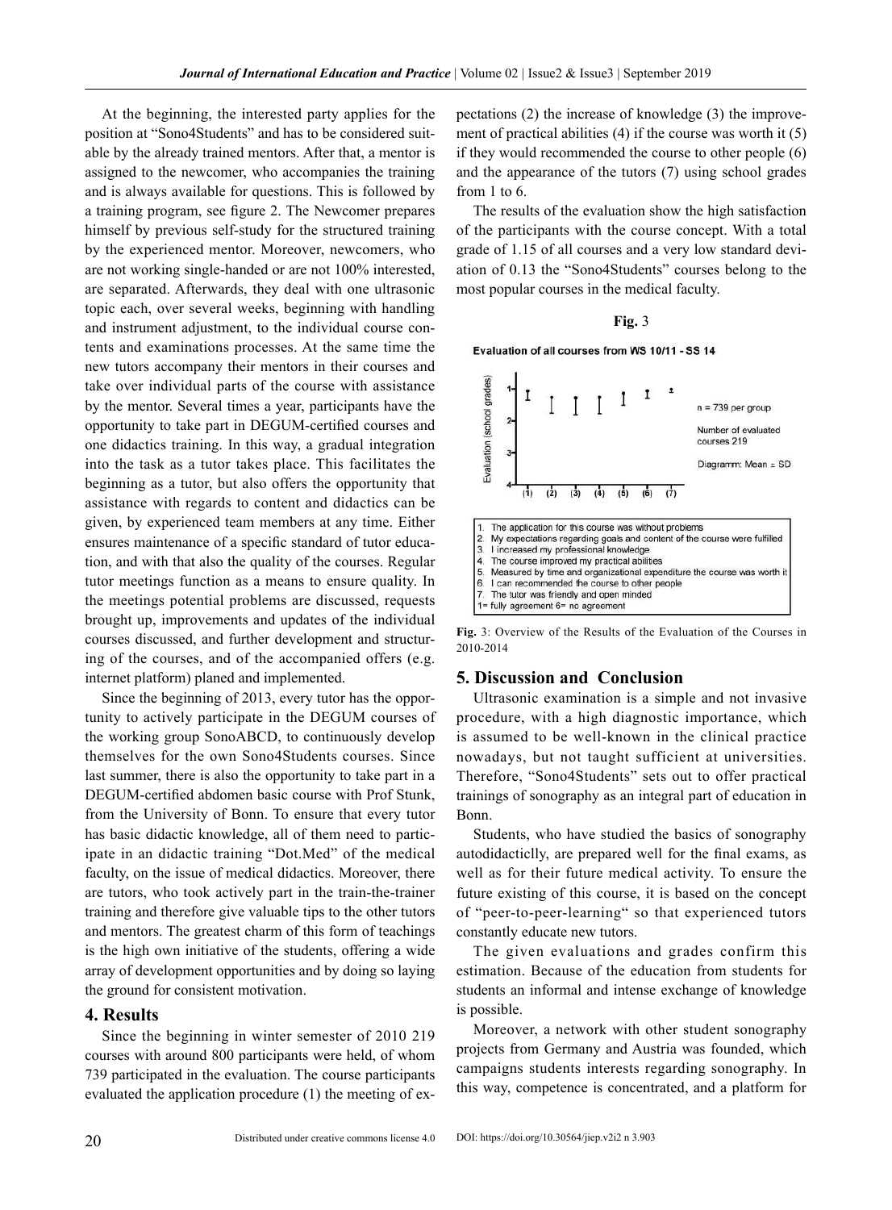At the beginning, the interested party applies for the position at "Sono4Students" and has to be considered suitable by the already trained mentors. After that, a mentor is assigned to the newcomer, who accompanies the training and is always available for questions. This is followed by a training program, see figure 2. The Newcomer prepares himself by previous self-study for the structured training by the experienced mentor. Moreover, newcomers, who are not working single-handed or are not 100% interested, are separated. Afterwards, they deal with one ultrasonic topic each, over several weeks, beginning with handling and instrument adjustment, to the individual course contents and examinations processes. At the same time the new tutors accompany their mentors in their courses and take over individual parts of the course with assistance by the mentor. Several times a year, participants have the opportunity to take part in DEGUM-certified courses and one didactics training. In this way, a gradual integration into the task as a tutor takes place. This facilitates the beginning as a tutor, but also offers the opportunity that assistance with regards to content and didactics can be given, by experienced team members at any time. Either ensures maintenance of a specific standard of tutor education, and with that also the quality of the courses. Regular tutor meetings function as a means to ensure quality. In the meetings potential problems are discussed, requests brought up, improvements and updates of the individual courses discussed, and further development and structuring of the courses, and of the accompanied offers (e.g. internet platform) planed and implemented.

Since the beginning of 2013, every tutor has the opportunity to actively participate in the DEGUM courses of the working group SonoABCD, to continuously develop themselves for the own Sono4Students courses. Since last summer, there is also the opportunity to take part in a DEGUM-certified abdomen basic course with Prof Stunk, from the University of Bonn. To ensure that every tutor has basic didactic knowledge, all of them need to participate in an didactic training "Dot.Med" of the medical faculty, on the issue of medical didactics. Moreover, there are tutors, who took actively part in the train-the-trainer training and therefore give valuable tips to the other tutors and mentors. The greatest charm of this form of teachings is the high own initiative of the students, offering a wide array of development opportunities and by doing so laying the ground for consistent motivation.

## 4. Results

Since the beginning in winter semester of 2010 219 courses with around 800 participants were held, of whom 739 participated in the evaluation. The course participants evaluated the application procedure (1) the meeting of expectations (2) the increase of knowledge (3) the improvement of practical abilities (4) if the course was worth it (5) if they would recommended the course to other people (6) and the appearance of the tutors (7) using school grades from 1 to 6.

The results of the evaluation show the high satisfaction of the participants with the course concept. With a total grade of 1.15 of all courses and a very low standard deviation of 0.13 the "Sono4Students" courses belong to the most popular courses in the medical faculty.

**Fig.** 3

Evaluation of all courses from WS 10/11 - SS 14

n = 739 per group

Number of evaluated courses 219

Diagramm: Mean ± SD

1. The application for this course was without problems
2. My expectations regarding goals and content of the course were fulfilled
3. I increased my professional knowledge
4. The course improved my practical abilities
5. Measured by time and organizational expenditure the course was worth it
6. I can recommended the course to other people
7. The tutor was friendly and open minded

1= fully agreement 6= no agreement

**Fig.** 3: Overview of the Results of the Evaluation of the Courses in 2010-2014

## 5. Discussion and Conclusion

Ultrasonic examination is a simple and not invasive procedure, with a high diagnostic importance, which is assumed to be well-known in the clinical practice nowadays, but not taught sufficient at universities. Therefore, "Sono4Students" sets out to offer practical trainings of sonography as an integral part of education in Bonn.

Students, who have studied the basics of sonography autodidacticlly, are prepared well for the final exams, as well as for their future medical activity. To ensure the future existing of this course, it is based on the concept of "peer-to-peer-learning" so that experienced tutors constantly educate new tutors.

The given evaluations and grades confirm this estimation. Because of the education from students for students an informal and intense exchange of knowledge is possible.

Moreover, a network with other student sonography projects from Germany and Austria was founded, which campaigns students interests regarding sonography. In this way, competence is concentrated, and a platform for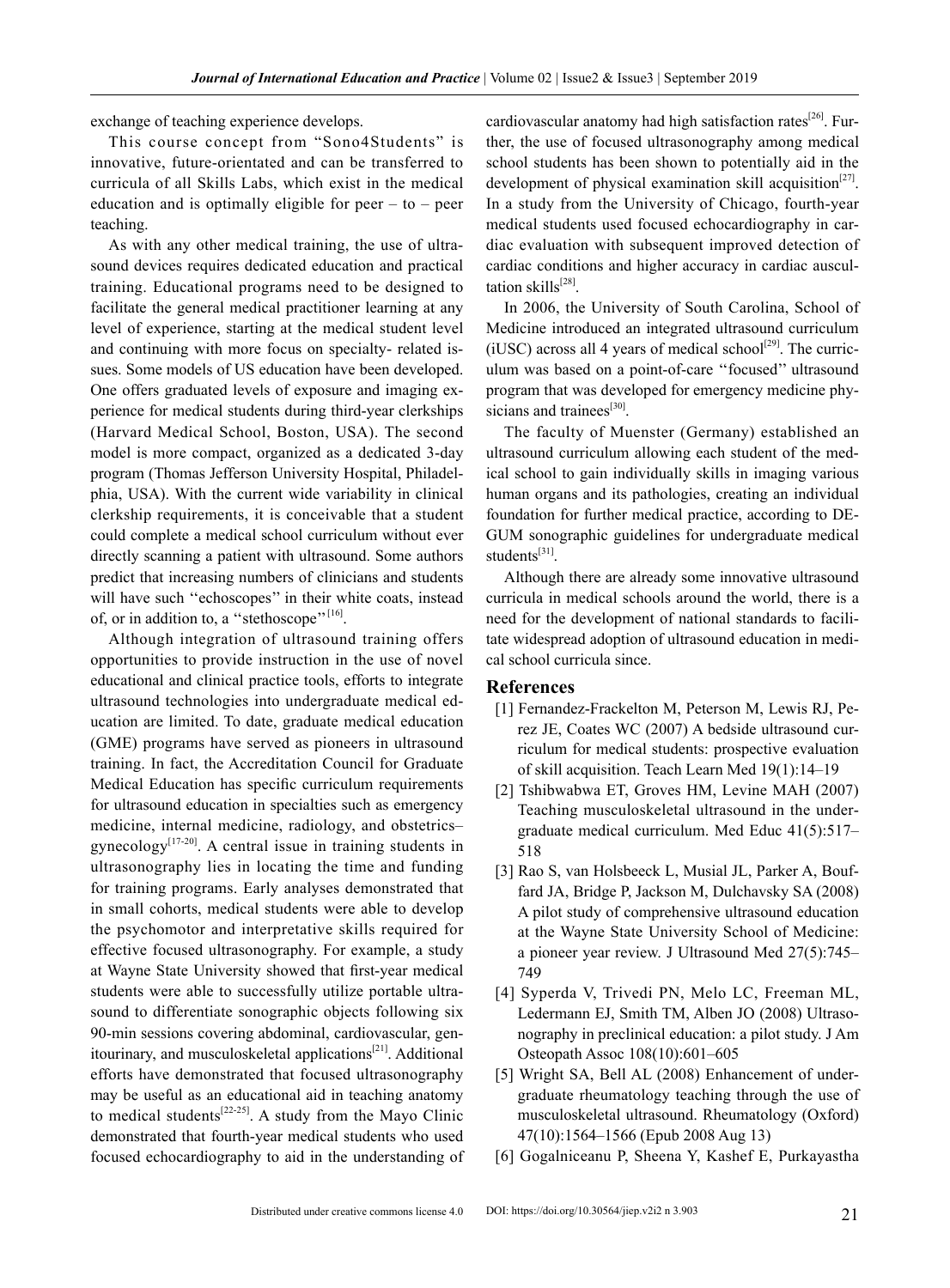exchange of teaching experience develops.

This course concept from "Sono4Students" is innovative, future-orientated and can be transferred to curricula of all Skills Labs, which exist in the medical education and is optimally eligible for peer – to – peer teaching.

As with any other medical training, the use of ultrasound devices requires dedicated education and practical training. Educational programs need to be designed to facilitate the general medical practitioner learning at any level of experience, starting at the medical student level and continuing with more focus on specialty- related issues. Some models of US education have been developed. One offers graduated levels of exposure and imaging experience for medical students during third-year clerkships (Harvard Medical School, Boston, USA). The second model is more compact, organized as a dedicated 3-day program (Thomas Jefferson University Hospital, Philadelphia, USA). With the current wide variability in clinical clerkship requirements, it is conceivable that a student could complete a medical school curriculum without ever directly scanning a patient with ultrasound. Some authors predict that increasing numbers of clinicians and students will have such ''echoscopes'' in their white coats, instead of, or in addition to, a ''stethoscope''[16].

Although integration of ultrasound training offers opportunities to provide instruction in the use of novel educational and clinical practice tools, efforts to integrate ultrasound technologies into undergraduate medical education are limited. To date, graduate medical education (GME) programs have served as pioneers in ultrasound training. In fact, the Accreditation Council for Graduate Medical Education has specific curriculum requirements for ultrasound education in specialties such as emergency medicine, internal medicine, radiology, and obstetrics–gynecology[17-20]. A central issue in training students in ultrasonography lies in locating the time and funding for training programs. Early analyses demonstrated that in small cohorts, medical students were able to develop the psychomotor and interpretative skills required for effective focused ultrasonography. For example, a study at Wayne State University showed that first-year medical students were able to successfully utilize portable ultrasound to differentiate sonographic objects following six 90-min sessions covering abdominal, cardiovascular, genitourinary, and musculoskeletal applications[21]. Additional efforts have demonstrated that focused ultrasonography may be useful as an educational aid in teaching anatomy to medical students[22-25]. A study from the Mayo Clinic demonstrated that fourth-year medical students who used focused echocardiography to aid in the understanding of cardiovascular anatomy had high satisfaction rates[26]. Further, the use of focused ultrasonography among medical school students has been shown to potentially aid in the development of physical examination skill acquisition[27]. In a study from the University of Chicago, fourth-year medical students used focused echocardiography in cardiac evaluation with subsequent improved detection of cardiac conditions and higher accuracy in cardiac auscultation skills[28].

In 2006, the University of South Carolina, School of Medicine introduced an integrated ultrasound curriculum (iUSC) across all 4 years of medical school[29]. The curriculum was based on a point-of-care ''focused'' ultrasound program that was developed for emergency medicine physicians and trainees[30].

The faculty of Muenster (Germany) established an ultrasound curriculum allowing each student of the medical school to gain individually skills in imaging various human organs and its pathologies, creating an individual foundation for further medical practice, according to DEGUM sonographic guidelines for undergraduate medical students[31].

Although there are already some innovative ultrasound curricula in medical schools around the world, there is a need for the development of national standards to facilitate widespread adoption of ultrasound education in medical school curricula since.

## References

[1] Fernandez-Frackelton M, Peterson M, Lewis RJ, Perez JE, Coates WC (2007) A bedside ultrasound curriculum for medical students: prospective evaluation of skill acquisition. Teach Learn Med 19(1):14–19

[2] Tshibwabwa ET, Groves HM, Levine MAH (2007) Teaching musculoskeletal ultrasound in the undergraduate medical curriculum. Med Educ 41(5):517–518

[3] Rao S, van Holsbeeck L, Musial JL, Parker A, Bouffard JA, Bridge P, Jackson M, Dulchavsky SA (2008) A pilot study of comprehensive ultrasound education at the Wayne State University School of Medicine: a pioneer year review. J Ultrasound Med 27(5):745–749

[4] Syperda V, Trivedi PN, Melo LC, Freeman ML, Ledermann EJ, Smith TM, Alben JO (2008) Ultrasonography in preclinical education: a pilot study. J Am Osteopath Assoc 108(10):601–605

[5] Wright SA, Bell AL (2008) Enhancement of undergraduate rheumatology teaching through the use of musculoskeletal ultrasound. Rheumatology (Oxford) 47(10):1564–1566 (Epub 2008 Aug 13)

[6] Gogalniceanu P, Sheena Y, Kashef E, Purkayastha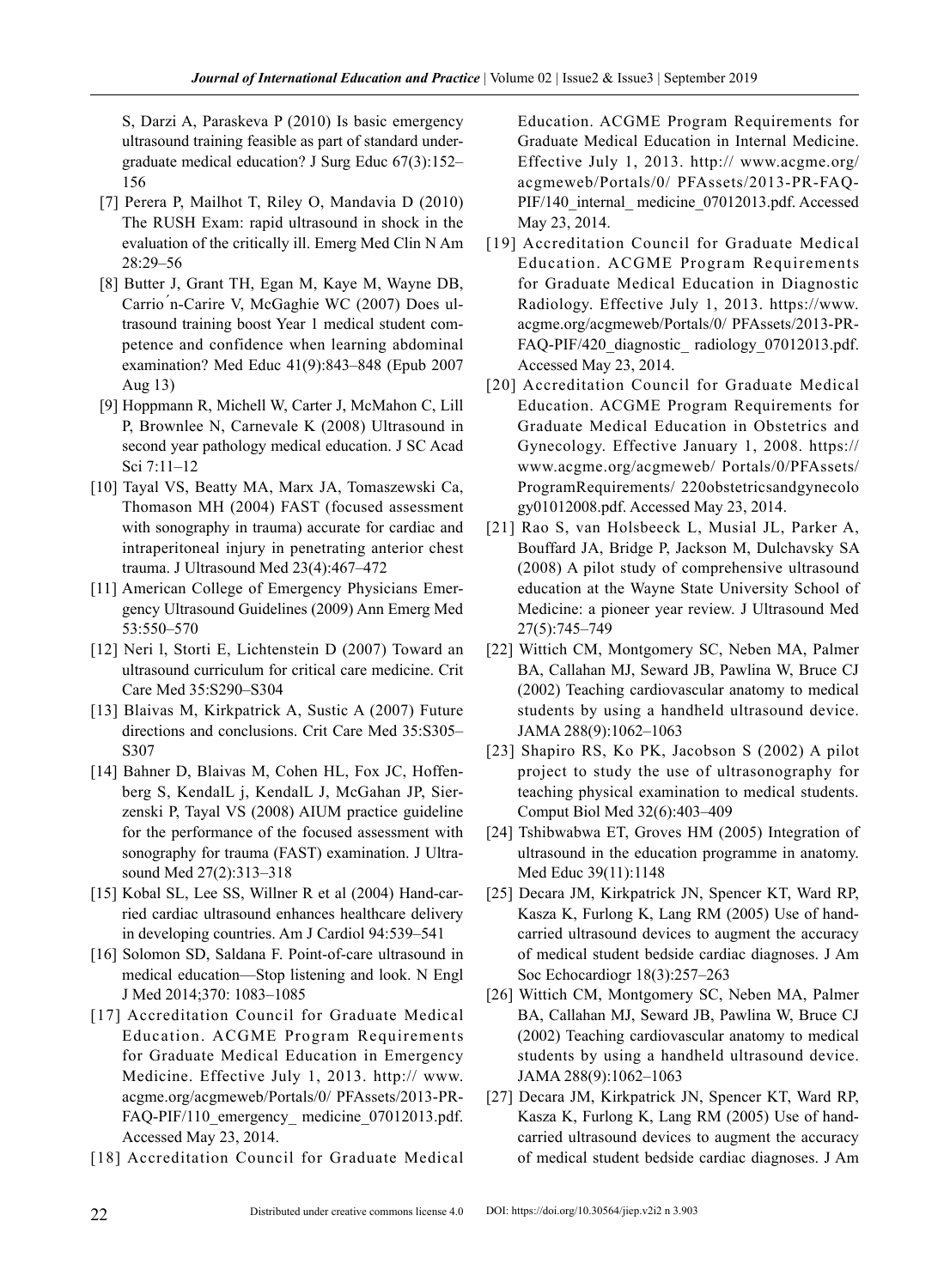S, Darzi A, Paraskeva P (2010) Is basic emergency ultrasound training feasible as part of standard undergraduate medical education? J Surg Educ 67(3):152–156

[7] Perera P, Mailhot T, Riley O, Mandavia D (2010) The RUSH Exam: rapid ultrasound in shock in the evaluation of the critically ill. Emerg Med Clin N Am 28:29–56

[8] Butter J, Grant TH, Egan M, Kaye M, Wayne DB, Carrio´n-Carire V, McGaghie WC (2007) Does ultrasound training boost Year 1 medical student competence and confidence when learning abdominal examination? Med Educ 41(9):843–848 (Epub 2007 Aug 13)

[9] Hoppmann R, Michell W, Carter J, McMahon C, Lill P, Brownlee N, Carnevale K (2008) Ultrasound in second year pathology medical education. J SC Acad Sci 7:11–12

[10] Tayal VS, Beatty MA, Marx JA, Tomaszewski Ca, Thomason MH (2004) FAST (focused assessment with sonography in trauma) accurate for cardiac and intraperitoneal injury in penetrating anterior chest trauma. J Ultrasound Med 23(4):467–472

[11] American College of Emergency Physicians Emergency Ultrasound Guidelines (2009) Ann Emerg Med 53:550–570

[12] Neri l, Storti E, Lichtenstein D (2007) Toward an ultrasound curriculum for critical care medicine. Crit Care Med 35:S290–S304

[13] Blaivas M, Kirkpatrick A, Sustic A (2007) Future directions and conclusions. Crit Care Med 35:S305–S307

[14] Bahner D, Blaivas M, Cohen HL, Fox JC, Hoffenberg S, KendalL j, KendalL J, McGahan JP, Sierzenski P, Tayal VS (2008) AIUM practice guideline for the performance of the focused assessment with sonography for trauma (FAST) examination. J Ultrasound Med 27(2):313–318

[15] Kobal SL, Lee SS, Willner R et al (2004) Hand-carried cardiac ultrasound enhances healthcare delivery in developing countries. Am J Cardiol 94:539–541

[16] Solomon SD, Saldana F. Point-of-care ultrasound in medical education—Stop listening and look. N Engl J Med 2014;370: 1083–1085

[17] Accreditation Council for Graduate Medical Education. ACGME Program Requirements for Graduate Medical Education in Emergency Medicine. Effective July 1, 2013. http:// www.acgme.org/acgmeweb/Portals/0/ PFAssets/2013-PR-FAQ-PIF/110_emergency_ medicine_07012013.pdf. Accessed May 23, 2014.

[18] Accreditation Council for Graduate Medical Education. ACGME Program Requirements for Graduate Medical Education in Internal Medicine. Effective July 1, 2013. http:// www.acgme.org/acgmeweb/Portals/0/ PFAssets/2013-PR-FAQ-PIF/140_internal_ medicine_07012013.pdf. Accessed May 23, 2014.

[19] Accreditation Council for Graduate Medical Education. ACGME Program Requirements for Graduate Medical Education in Diagnostic Radiology. Effective July 1, 2013. https://www.acgme.org/acgmeweb/Portals/0/ PFAssets/2013-PR-FAQ-PIF/420_diagnostic_ radiology_07012013.pdf. Accessed May 23, 2014.

[20] Accreditation Council for Graduate Medical Education. ACGME Program Requirements for Graduate Medical Education in Obstetrics and Gynecology. Effective January 1, 2008. https:// www.acgme.org/acgmeweb/ Portals/0/PFAssets/ ProgramRequirements/ 220obstetricsandgynecology01012008.pdf. Accessed May 23, 2014.

[21] Rao S, van Holsbeeck L, Musial JL, Parker A, Bouffard JA, Bridge P, Jackson M, Dulchavsky SA (2008) A pilot study of comprehensive ultrasound education at the Wayne State University School of Medicine: a pioneer year review. J Ultrasound Med 27(5):745–749

[22] Wittich CM, Montgomery SC, Neben MA, Palmer BA, Callahan MJ, Seward JB, Pawlina W, Bruce CJ (2002) Teaching cardiovascular anatomy to medical students by using a handheld ultrasound device. JAMA 288(9):1062–1063

[23] Shapiro RS, Ko PK, Jacobson S (2002) A pilot project to study the use of ultrasonography for teaching physical examination to medical students. Comput Biol Med 32(6):403–409

[24] Tshibwabwa ET, Groves HM (2005) Integration of ultrasound in the education programme in anatomy. Med Educ 39(11):1148

[25] Decara JM, Kirkpatrick JN, Spencer KT, Ward RP, Kasza K, Furlong K, Lang RM (2005) Use of hand-carried ultrasound devices to augment the accuracy of medical student bedside cardiac diagnoses. J Am Soc Echocardiogr 18(3):257–263

[26] Wittich CM, Montgomery SC, Neben MA, Palmer BA, Callahan MJ, Seward JB, Pawlina W, Bruce CJ (2002) Teaching cardiovascular anatomy to medical students by using a handheld ultrasound device. JAMA 288(9):1062–1063

[27] Decara JM, Kirkpatrick JN, Spencer KT, Ward RP, Kasza K, Furlong K, Lang RM (2005) Use of hand-carried ultrasound devices to augment the accuracy of medical student bedside cardiac diagnoses. J Am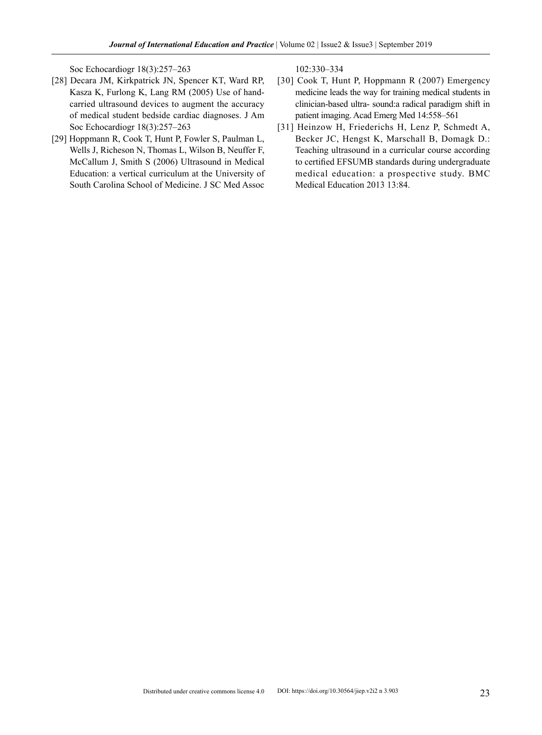Soc Echocardiogr 18(3):257–263

[28] Decara JM, Kirkpatrick JN, Spencer KT, Ward RP, Kasza K, Furlong K, Lang RM (2005) Use of hand-carried ultrasound devices to augment the accuracy of medical student bedside cardiac diagnoses. J Am Soc Echocardiogr 18(3):257–263

[29] Hoppmann R, Cook T, Hunt P, Fowler S, Paulman L, Wells J, Richeson N, Thomas L, Wilson B, Neuffer F, McCallum J, Smith S (2006) Ultrasound in Medical Education: a vertical curriculum at the University of South Carolina School of Medicine. J SC Med Assoc 102:330–334

[30] Cook T, Hunt P, Hoppmann R (2007) Emergency medicine leads the way for training medical students in clinician-based ultra- sound:a radical paradigm shift in patient imaging. Acad Emerg Med 14:558–561

[31] Heinzow H, Friederichs H, Lenz P, Schmedt A, Becker JC, Hengst K, Marschall B, Domagk D.: Teaching ultrasound in a curricular course according to certified EFSUMB standards during undergraduate medical education: a prospective study. BMC Medical Education 2013 13:84.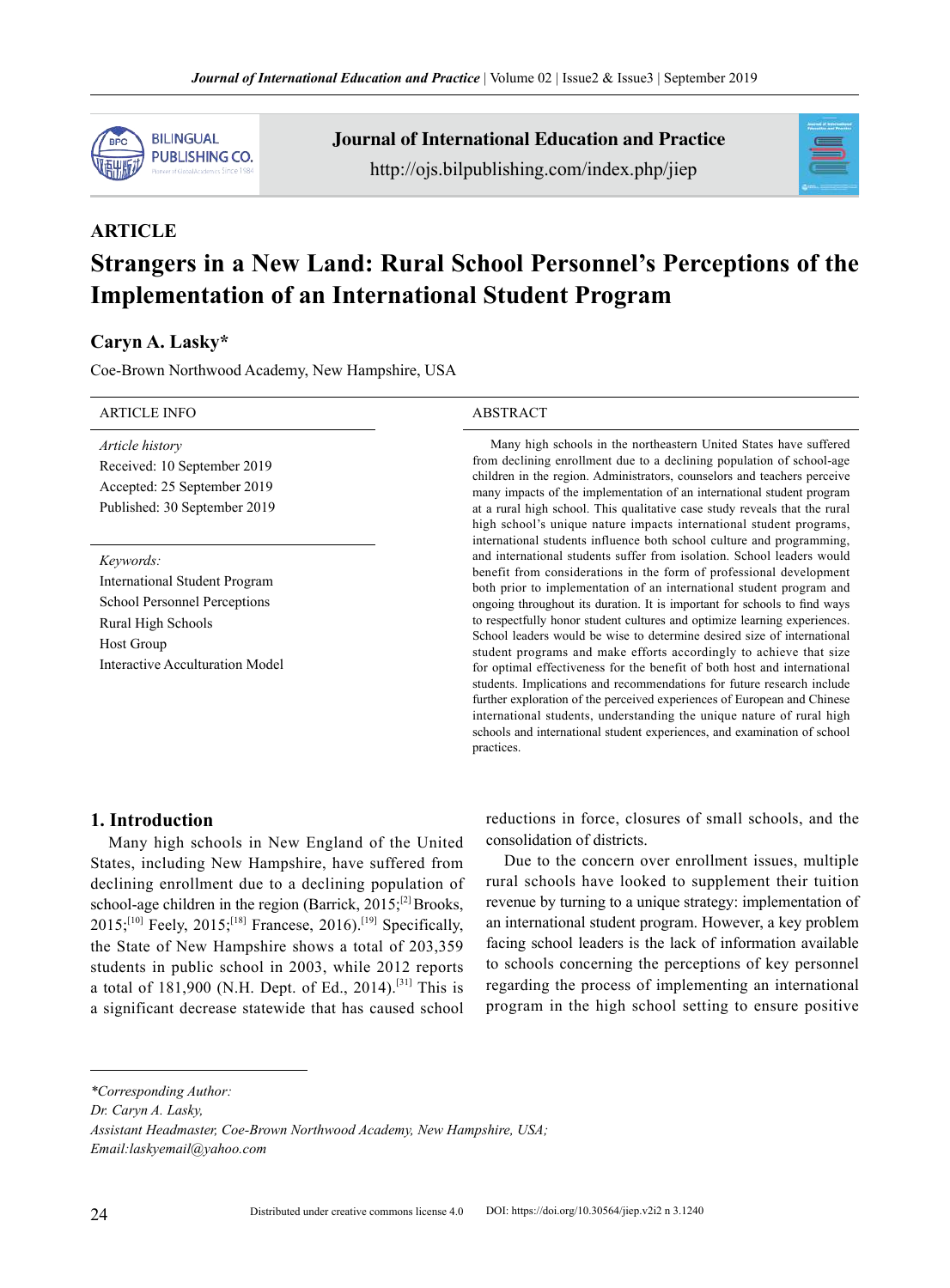ARTICLE

# Strangers in a New Land: Rural School Personnel's Perceptions of the Implementation of an International Student Program

**Caryn A. Lasky***

Coe-Brown Northwood Academy, New Hampshire, USA

**ARTICLE INFO**

*Article history*
Received: 10 September 2019
Accepted: 25 September 2019
Published: 30 September 2019

*Keywords:*
International Student Program
School Personnel Perceptions
Rural High Schools
Host Group
Interactive Acculturation Model

**ABSTRACT**

Many high schools in the northeastern United States have suffered from declining enrollment due to a declining population of school-age children in the region. Administrators, counselors and teachers perceive many impacts of the implementation of an international student program at a rural high school. This qualitative case study reveals that the rural high school's unique nature impacts international student programs, international students influence both school culture and programming, and international students suffer from isolation. School leaders would benefit from considerations in the form of professional development both prior to implementation of an international student program and ongoing throughout its duration. It is important for schools to find ways to respectfully honor student cultures and optimize learning experiences. School leaders would be wise to determine desired size of international student programs and make efforts accordingly to achieve that size for optimal effectiveness for the benefit of both host and international students. Implications and recommendations for future research include further exploration of the perceived experiences of European and Chinese international students, understanding the unique nature of rural high schools and international student experiences, and examination of school practices.

## 1. Introduction

Many high schools in New England of the United States, including New Hampshire, have suffered from declining enrollment due to a declining population of school-age children in the region (Barrick, 2015;[2] Brooks, 2015;[10] Feely, 2015;[18] Francese, 2016).[19] Specifically, the State of New Hampshire shows a total of 203,359 students in public school in 2003, while 2012 reports a total of 181,900 (N.H. Dept. of Ed., 2014).[31] This is a significant decrease statewide that has caused school reductions in force, closures of small schools, and the consolidation of districts.

Due to the concern over enrollment issues, multiple rural schools have looked to supplement their tuition revenue by turning to a unique strategy: implementation of an international student program. However, a key problem facing school leaders is the lack of information available to schools concerning the perceptions of key personnel regarding the process of implementing an international program in the high school setting to ensure positive

*\*Corresponding Author:*
*Dr. Caryn A. Lasky,*
*Assistant Headmaster, Coe-Brown Northwood Academy, New Hampshire, USA;*
*Email:laskyemail@yahoo.com*

Distributed under creative commons license 4.0 DOI: https://doi.org/10.30564/jiep.v2i2 n 3.1240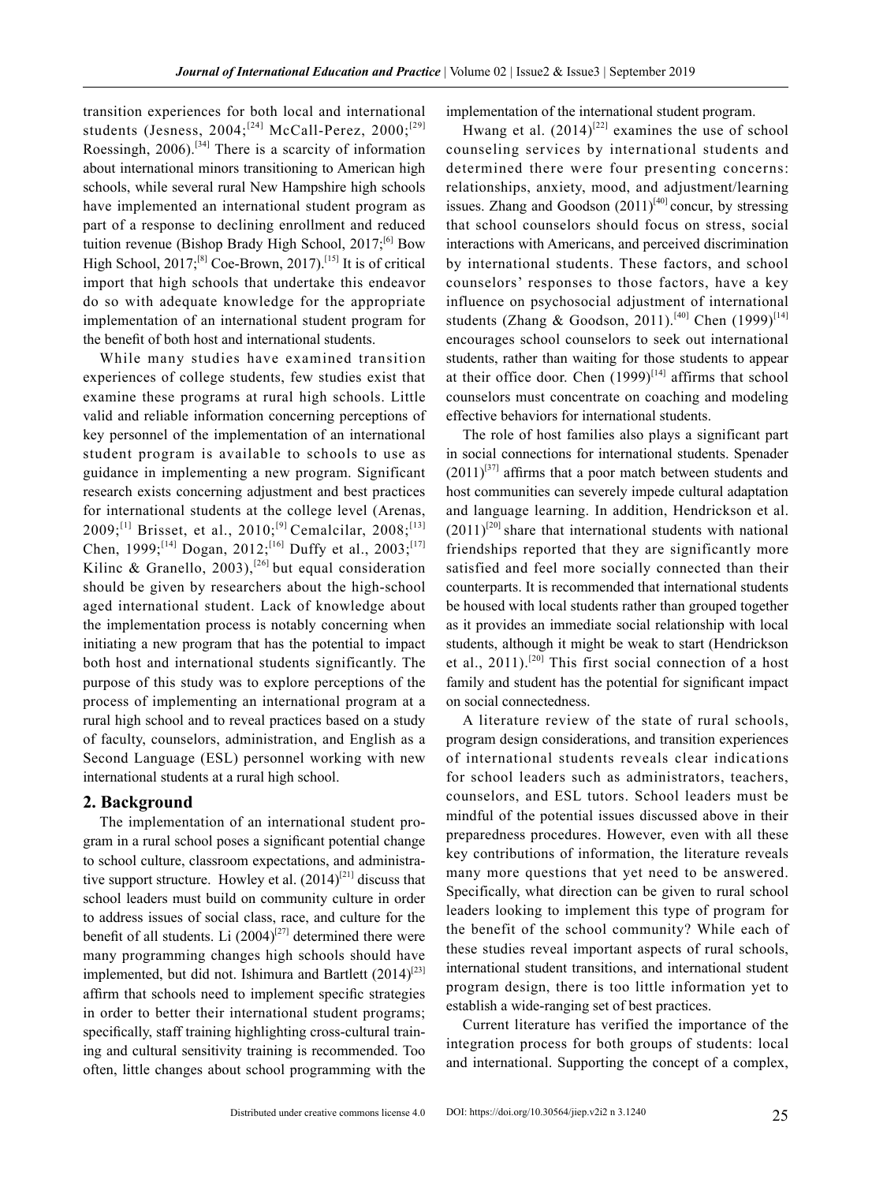transition experiences for both local and international students (Jesness, 2004;[24] McCall-Perez, 2000;[29] Roessingh, 2006).[34] There is a scarcity of information about international minors transitioning to American high schools, while several rural New Hampshire high schools have implemented an international student program as part of a response to declining enrollment and reduced tuition revenue (Bishop Brady High School, 2017;[6] Bow High School, 2017;[8] Coe-Brown, 2017).[15] It is of critical import that high schools that undertake this endeavor do so with adequate knowledge for the appropriate implementation of an international student program for the benefit of both host and international students.

While many studies have examined transition experiences of college students, few studies exist that examine these programs at rural high schools. Little valid and reliable information concerning perceptions of key personnel of the implementation of an international student program is available to schools to use as guidance in implementing a new program. Significant research exists concerning adjustment and best practices for international students at the college level (Arenas, 2009;[1] Brisset, et al., 2010;[9] Cemalcilar, 2008;[13] Chen, 1999;[14] Dogan, 2012;[16] Duffy et al., 2003;[17] Kilinc & Granello, 2003),[26] but equal consideration should be given by researchers about the high-school aged international student. Lack of knowledge about the implementation process is notably concerning when initiating a new program that has the potential to impact both host and international students significantly. The purpose of this study was to explore perceptions of the process of implementing an international program at a rural high school and to reveal practices based on a study of faculty, counselors, administration, and English as a Second Language (ESL) personnel working with new international students at a rural high school.

## 2. Background

The implementation of an international student program in a rural school poses a significant potential change to school culture, classroom expectations, and administrative support structure. Howley et al. (2014)[21] discuss that school leaders must build on community culture in order to address issues of social class, race, and culture for the benefit of all students. Li (2004)[27] determined there were many programming changes high schools should have implemented, but did not. Ishimura and Bartlett (2014)[23] affirm that schools need to implement specific strategies in order to better their international student programs; specifically, staff training highlighting cross-cultural training and cultural sensitivity training is recommended. Too often, little changes about school programming with the implementation of the international student program.

Hwang et al. (2014)[22] examines the use of school counseling services by international students and determined there were four presenting concerns: relationships, anxiety, mood, and adjustment/learning issues. Zhang and Goodson (2011)[40] concur, by stressing that school counselors should focus on stress, social interactions with Americans, and perceived discrimination by international students. These factors, and school counselors' responses to those factors, have a key influence on psychosocial adjustment of international students (Zhang & Goodson, 2011).[40] Chen (1999)[14] encourages school counselors to seek out international students, rather than waiting for those students to appear at their office door. Chen (1999)[14] affirms that school counselors must concentrate on coaching and modeling effective behaviors for international students.

The role of host families also plays a significant part in social connections for international students. Spenader (2011)[37] affirms that a poor match between students and host communities can severely impede cultural adaptation and language learning. In addition, Hendrickson et al. (2011)[20] share that international students with national friendships reported that they are significantly more satisfied and feel more socially connected than their counterparts. It is recommended that international students be housed with local students rather than grouped together as it provides an immediate social relationship with local students, although it might be weak to start (Hendrickson et al., 2011).[20] This first social connection of a host family and student has the potential for significant impact on social connectedness.

A literature review of the state of rural schools, program design considerations, and transition experiences of international students reveals clear indications for school leaders such as administrators, teachers, counselors, and ESL tutors. School leaders must be mindful of the potential issues discussed above in their preparedness procedures. However, even with all these key contributions of information, the literature reveals many more questions that yet need to be answered. Specifically, what direction can be given to rural school leaders looking to implement this type of program for the benefit of the school community? While each of these studies reveal important aspects of rural schools, international student transitions, and international student program design, there is too little information yet to establish a wide-ranging set of best practices.

Current literature has verified the importance of the integration process for both groups of students: local and international. Supporting the concept of a complex,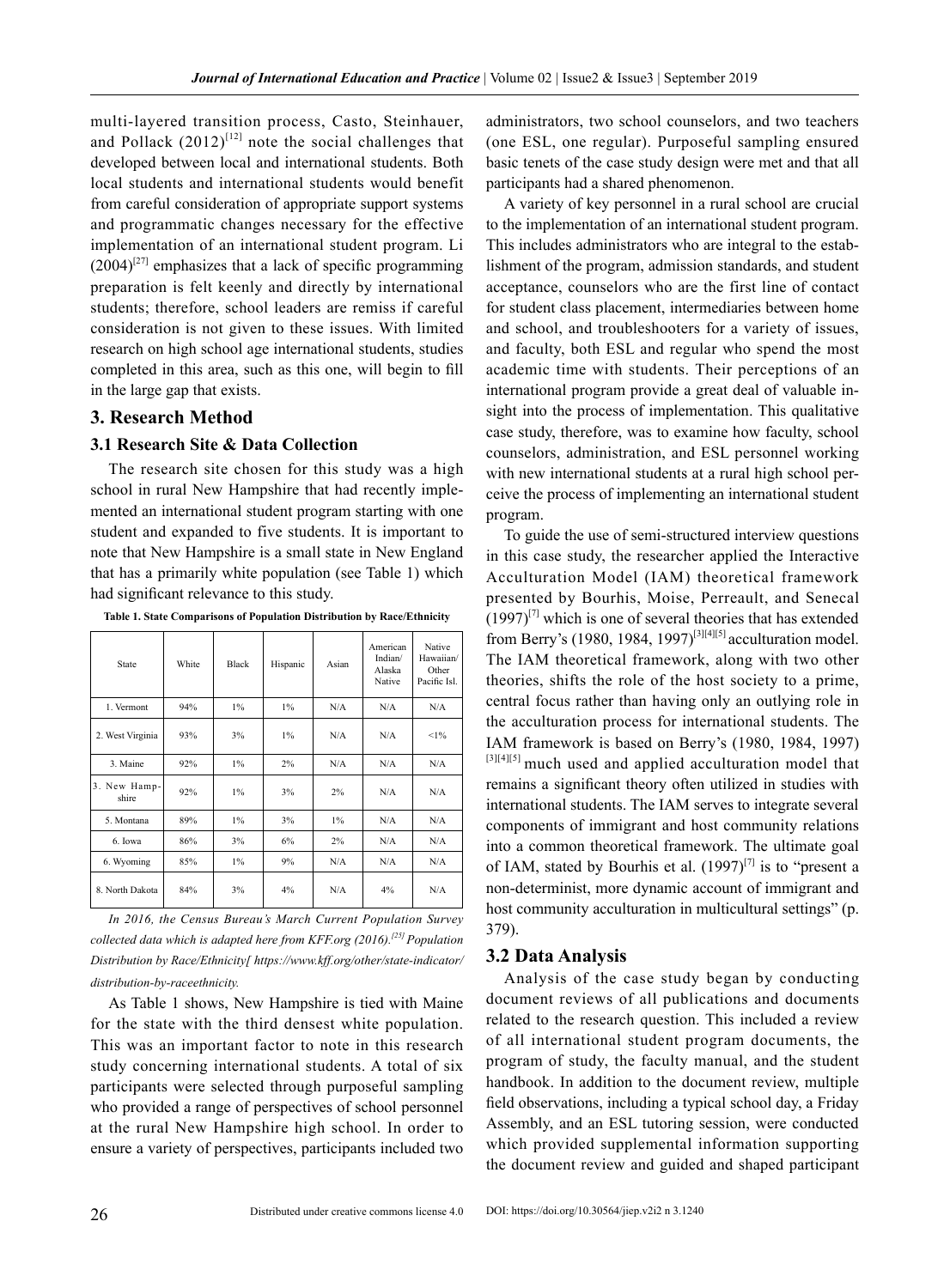multi-layered transition process, Casto, Steinhauer, and Pollack (2012)[12] note the social challenges that developed between local and international students. Both local students and international students would benefit from careful consideration of appropriate support systems and programmatic changes necessary for the effective implementation of an international student program. Li (2004)[27] emphasizes that a lack of specific programming preparation is felt keenly and directly by international students; therefore, school leaders are remiss if careful consideration is not given to these issues. With limited research on high school age international students, studies completed in this area, such as this one, will begin to fill in the large gap that exists.

## 3. Research Method

### 3.1 Research Site & Data Collection

The research site chosen for this study was a high school in rural New Hampshire that had recently implemented an international student program starting with one student and expanded to five students. It is important to note that New Hampshire is a small state in New England that has a primarily white population (see Table 1) which had significant relevance to this study.

**Table 1. State Comparisons of Population Distribution by Race/Ethnicity**

| State | White | Black | Hispanic | Asian | American Indian/ Alaska Native | Native Hawaiian/ Other Pacific Isl. |
|---|---|---|---|---|---|---|
| 1. Vermont | 94% | 1% | 1% | N/A | N/A | N/A |
| 2. West Virginia | 93% | 3% | 1% | N/A | N/A | <1% |
| 3. Maine | 92% | 1% | 2% | N/A | N/A | N/A |
| 3. New Hampshire | 92% | 1% | 3% | 2% | N/A | N/A |
| 5. Montana | 89% | 1% | 3% | 1% | N/A | N/A |
| 6. Iowa | 86% | 3% | 6% | 2% | N/A | N/A |
| 6. Wyoming | 85% | 1% | 9% | N/A | N/A | N/A |
| 8. North Dakota | 84% | 3% | 4% | N/A | 4% | N/A |

*In 2016, the Census Bureau's March Current Population Survey collected data which is adapted here from KFF.org (2016).[25] Population Distribution by Race/Ethnicity[ https://www.kff.org/other/state-indicator/distribution-by-raceethnicity.*

As Table 1 shows, New Hampshire is tied with Maine for the state with the third densest white population. This was an important factor to note in this research study concerning international students. A total of six participants were selected through purposeful sampling who provided a range of perspectives of school personnel at the rural New Hampshire high school. In order to ensure a variety of perspectives, participants included two administrators, two school counselors, and two teachers (one ESL, one regular). Purposeful sampling ensured basic tenets of the case study design were met and that all participants had a shared phenomenon.

A variety of key personnel in a rural school are crucial to the implementation of an international student program. This includes administrators who are integral to the establishment of the program, admission standards, and student acceptance, counselors who are the first line of contact for student class placement, intermediaries between home and school, and troubleshooters for a variety of issues, and faculty, both ESL and regular who spend the most academic time with students. Their perceptions of an international program provide a great deal of valuable insight into the process of implementation. This qualitative case study, therefore, was to examine how faculty, school counselors, administration, and ESL personnel working with new international students at a rural high school perceive the process of implementing an international student program.

To guide the use of semi-structured interview questions in this case study, the researcher applied the Interactive Acculturation Model (IAM) theoretical framework presented by Bourhis, Moise, Perreault, and Senecal (1997)[7] which is one of several theories that has extended from Berry's (1980, 1984, 1997)[3][4][5] acculturation model. The IAM theoretical framework, along with two other theories, shifts the role of the host society to a prime, central focus rather than having only an outlying role in the acculturation process for international students. The IAM framework is based on Berry's (1980, 1984, 1997)[3][4][5] much used and applied acculturation model that remains a significant theory often utilized in studies with international students. The IAM serves to integrate several components of immigrant and host community relations into a common theoretical framework. The ultimate goal of IAM, stated by Bourhis et al. (1997)[7] is to "present a non-determinist, more dynamic account of immigrant and host community acculturation in multicultural settings" (p. 379).

### 3.2 Data Analysis

Analysis of the case study began by conducting document reviews of all publications and documents related to the research question. This included a review of all international student program documents, the program of study, the faculty manual, and the student handbook. In addition to the document review, multiple field observations, including a typical school day, a Friday Assembly, and an ESL tutoring session, were conducted which provided supplemental information supporting the document review and guided and shaped participant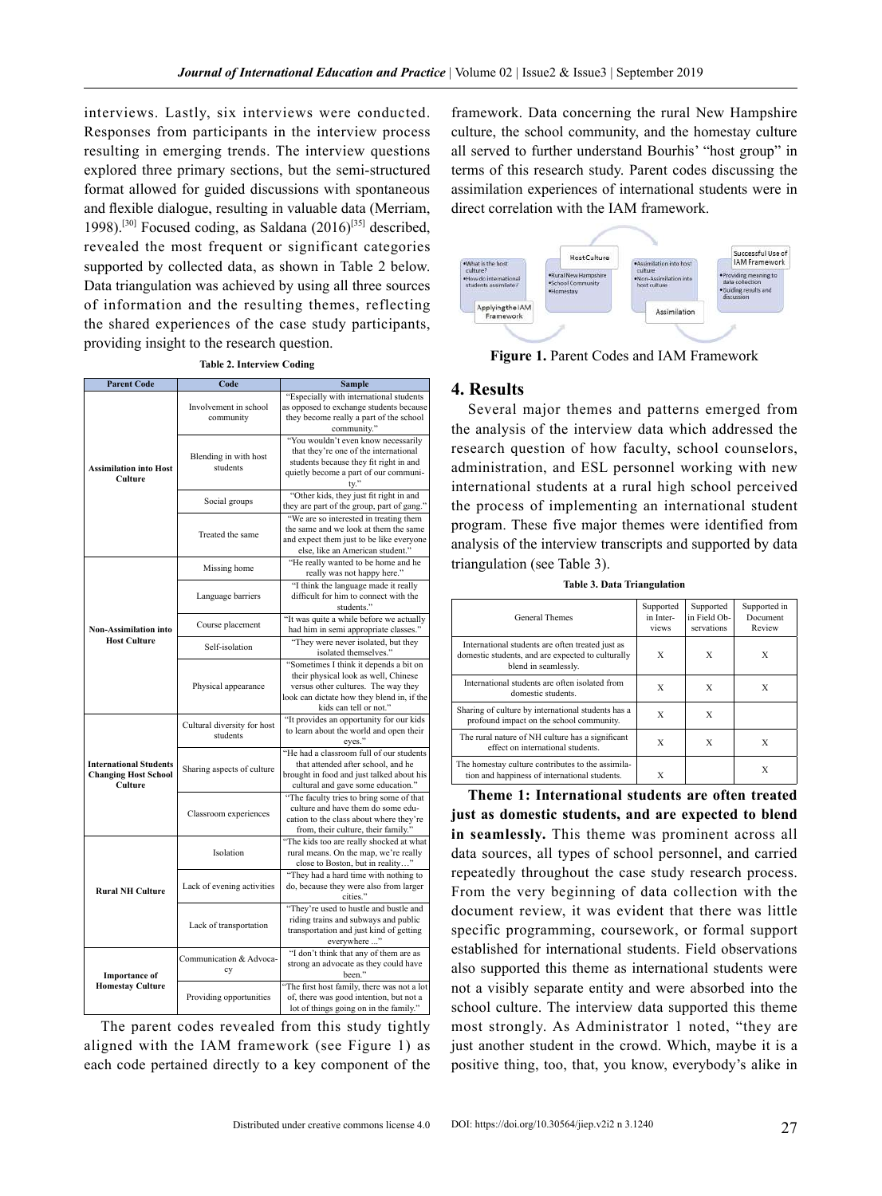interviews. Lastly, six interviews were conducted. Responses from participants in the interview process resulting in emerging trends. The interview questions explored three primary sections, but the semi-structured format allowed for guided discussions with spontaneous and flexible dialogue, resulting in valuable data (Merriam, 1998).[30] Focused coding, as Saldana (2016)[35] described, revealed the most frequent or significant categories supported by collected data, as shown in Table 2 below. Data triangulation was achieved by using all three sources of information and the resulting themes, reflecting the shared experiences of the case study participants, providing insight to the research question.

**Table 2. Interview Coding**

| Parent Code | Code | Sample |
|---|---|---|
| Assimilation into Host Culture | Involvement in school community | "Especially with international students as opposed to exchange students because they become really a part of the school community." |
| | Blending in with host students | "You wouldn't even know necessarily that they're one of the international students because they fit right in and quietly become a part of our community." |
| | Social groups | "Other kids, they just fit right in and they are part of the group, part of gang." |
| | Treated the same | "We are so interested in treating them the same and we look at them the same and expect them just to be like everyone else, like an American student." |
| Non-Assimilation into Host Culture | Missing home | "He really wanted to be home and he really was not happy here." |
| | Language barriers | "I think the language made it really difficult for him to connect with the students." |
| | Course placement | "It was quite a while before we actually had him in semi appropriate classes." |
| | Self-isolation | "They were never isolated, but they isolated themselves." |
| | Physical appearance | "Sometimes I think it depends a bit on their physical look as well, Chinese versus other cultures. The way they look can dictate how they blend in, if the kids can tell or not." |
| International Students Changing Host School Culture | Cultural diversity for host students | "It provides an opportunity for our kids to learn about the world and open their eyes." |
| | Sharing aspects of culture | "He had a classroom full of our students that attended after school, and he brought in food and just talked about his cultural and gave some education." |
| | Classroom experiences | "The faculty tries to bring some of that culture and have them do some education to the class about where they're from, their culture, their family." |
| Rural NH Culture | Isolation | "The kids too are really shocked at what rural means. On the map, we're really close to Boston, but in reality…" |
| | Lack of evening activities | "They had a hard time with nothing to do, because they were also from larger cities." |
| | Lack of transportation | "They're used to hustle and bustle and riding trains and subways and public transportation and just kind of getting everywhere ..." |
| Importance of Homestay Culture | Communication & Advocacy | "I don't think that any of them are as strong an advocate as they could have been." |
| | Providing opportunities | "The first host family, there was not a lot of, there was good intention, but not a lot of things going on in the family." |

The parent codes revealed from this study tightly aligned with the IAM framework (see Figure 1) as each code pertained directly to a key component of the framework. Data concerning the rural New Hampshire culture, the school community, and the homestay culture all served to further understand Bourhis' "host group" in terms of this research study. Parent codes discussing the assimilation experiences of international students were in direct correlation with the IAM framework.

**Figure 1.** Parent Codes and IAM Framework

## 4. Results

Several major themes and patterns emerged from the analysis of the interview data which addressed the research question of how faculty, school counselors, administration, and ESL personnel working with new international students at a rural high school perceived the process of implementing an international student program. These five major themes were identified from analysis of the interview transcripts and supported by data triangulation (see Table 3).

**Table 3. Data Triangulation**

| General Themes | Supported in Interviews | Supported in Field Observations | Supported in Document Review |
|---|---|---|---|
| International students are often treated just as domestic students, and are expected to culturally blend in seamlessly. | X | X | X |
| International students are often isolated from domestic students. | X | X | X |
| Sharing of culture by international students has a profound impact on the school community. | X | X | |
| The rural nature of NH culture has a significant effect on international students. | X | X | X |
| The homestay culture contributes to the assimilation and happiness of international students. | X | | X |

**Theme 1: International students are often treated just as domestic students, and are expected to blend in seamlessly.** This theme was prominent across all data sources, all types of school personnel, and carried repeatedly throughout the case study research process. From the very beginning of data collection with the document review, it was evident that there was little specific programming, coursework, or formal support established for international students. Field observations also supported this theme as international students were not a visibly separate entity and were absorbed into the school culture. The interview data supported this theme most strongly. As Administrator 1 noted, "they are just another student in the crowd. Which, maybe it is a positive thing, too, that, you know, everybody's alike in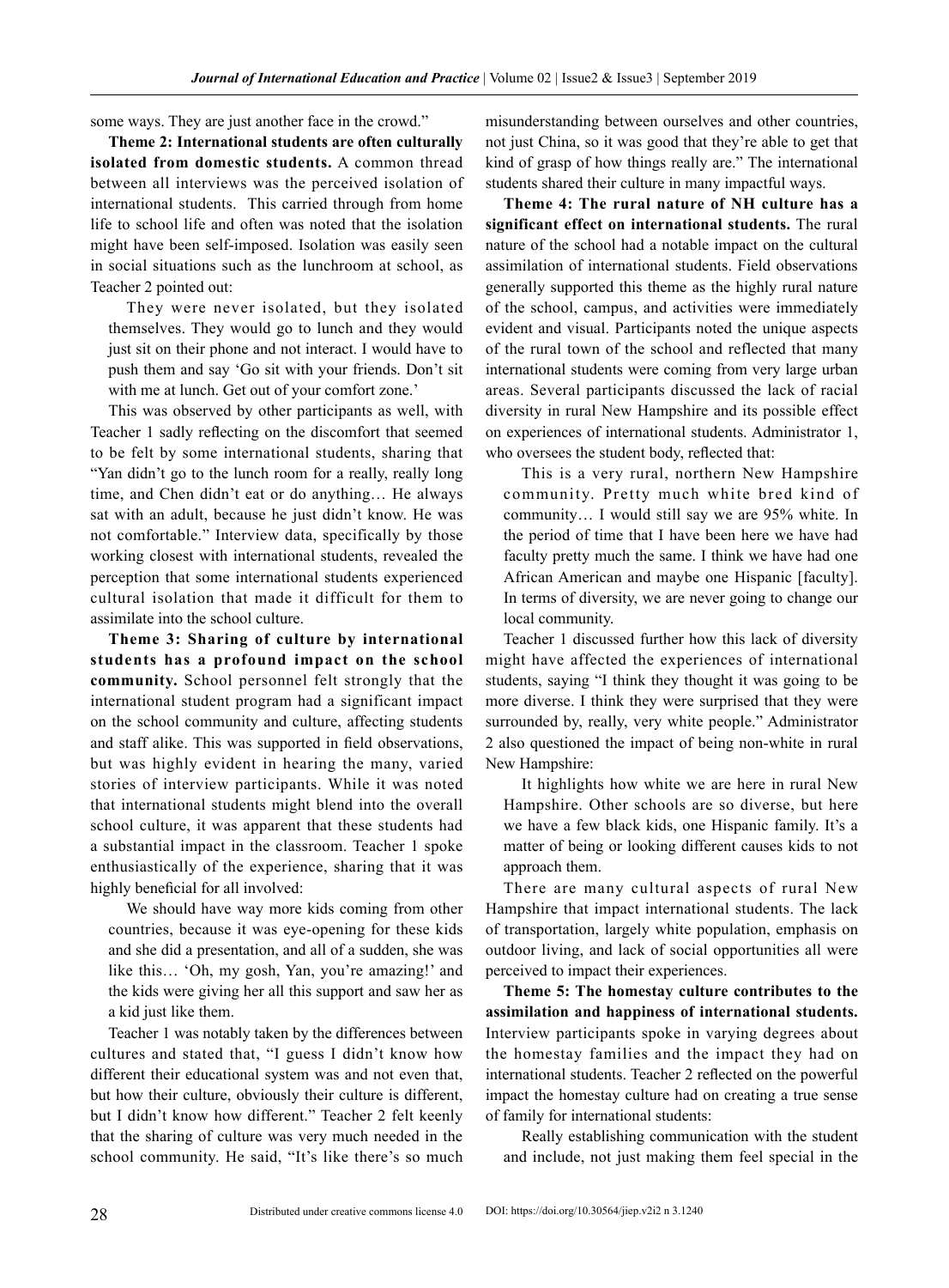some ways. They are just another face in the crowd."

**Theme 2: International students are often culturally isolated from domestic students.** A common thread between all interviews was the perceived isolation of international students. This carried through from home life to school life and often was noted that the isolation might have been self-imposed. Isolation was easily seen in social situations such as the lunchroom at school, as Teacher 2 pointed out:

> They were never isolated, but they isolated themselves. They would go to lunch and they would just sit on their phone and not interact. I would have to push them and say 'Go sit with your friends. Don't sit with me at lunch. Get out of your comfort zone.'

This was observed by other participants as well, with Teacher 1 sadly reflecting on the discomfort that seemed to be felt by some international students, sharing that "Yan didn't go to the lunch room for a really, really long time, and Chen didn't eat or do anything… He always sat with an adult, because he just didn't know. He was not comfortable." Interview data, specifically by those working closest with international students, revealed the perception that some international students experienced cultural isolation that made it difficult for them to assimilate into the school culture.

**Theme 3: Sharing of culture by international students has a profound impact on the school community.** School personnel felt strongly that the international student program had a significant impact on the school community and culture, affecting students and staff alike. This was supported in field observations, but was highly evident in hearing the many, varied stories of interview participants. While it was noted that international students might blend into the overall school culture, it was apparent that these students had a substantial impact in the classroom. Teacher 1 spoke enthusiastically of the experience, sharing that it was highly beneficial for all involved:

> We should have way more kids coming from other countries, because it was eye-opening for these kids and she did a presentation, and all of a sudden, she was like this… 'Oh, my gosh, Yan, you're amazing!' and the kids were giving her all this support and saw her as a kid just like them.

Teacher 1 was notably taken by the differences between cultures and stated that, "I guess I didn't know how different their educational system was and not even that, but how their culture, obviously their culture is different, but I didn't know how different." Teacher 2 felt keenly that the sharing of culture was very much needed in the school community. He said, "It's like there's so much misunderstanding between ourselves and other countries, not just China, so it was good that they're able to get that kind of grasp of how things really are." The international students shared their culture in many impactful ways.

**Theme 4: The rural nature of NH culture has a significant effect on international students.** The rural nature of the school had a notable impact on the cultural assimilation of international students. Field observations generally supported this theme as the highly rural nature of the school, campus, and activities were immediately evident and visual. Participants noted the unique aspects of the rural town of the school and reflected that many international students were coming from very large urban areas. Several participants discussed the lack of racial diversity in rural New Hampshire and its possible effect on experiences of international students. Administrator 1, who oversees the student body, reflected that:

> This is a very rural, northern New Hampshire community. Pretty much white bred kind of community… I would still say we are 95% white. In the period of time that I have been here we have had faculty pretty much the same. I think we have had one African American and maybe one Hispanic [faculty]. In terms of diversity, we are never going to change our local community.

Teacher 1 discussed further how this lack of diversity might have affected the experiences of international students, saying "I think they thought it was going to be more diverse. I think they were surprised that they were surrounded by, really, very white people." Administrator 2 also questioned the impact of being non-white in rural New Hampshire:

> It highlights how white we are here in rural New Hampshire. Other schools are so diverse, but here we have a few black kids, one Hispanic family. It's a matter of being or looking different causes kids to not approach them.

There are many cultural aspects of rural New Hampshire that impact international students. The lack of transportation, largely white population, emphasis on outdoor living, and lack of social opportunities all were perceived to impact their experiences.

**Theme 5: The homestay culture contributes to the assimilation and happiness of international students.** Interview participants spoke in varying degrees about the homestay families and the impact they had on international students. Teacher 2 reflected on the powerful impact the homestay culture had on creating a true sense of family for international students:

> Really establishing communication with the student and include, not just making them feel special in the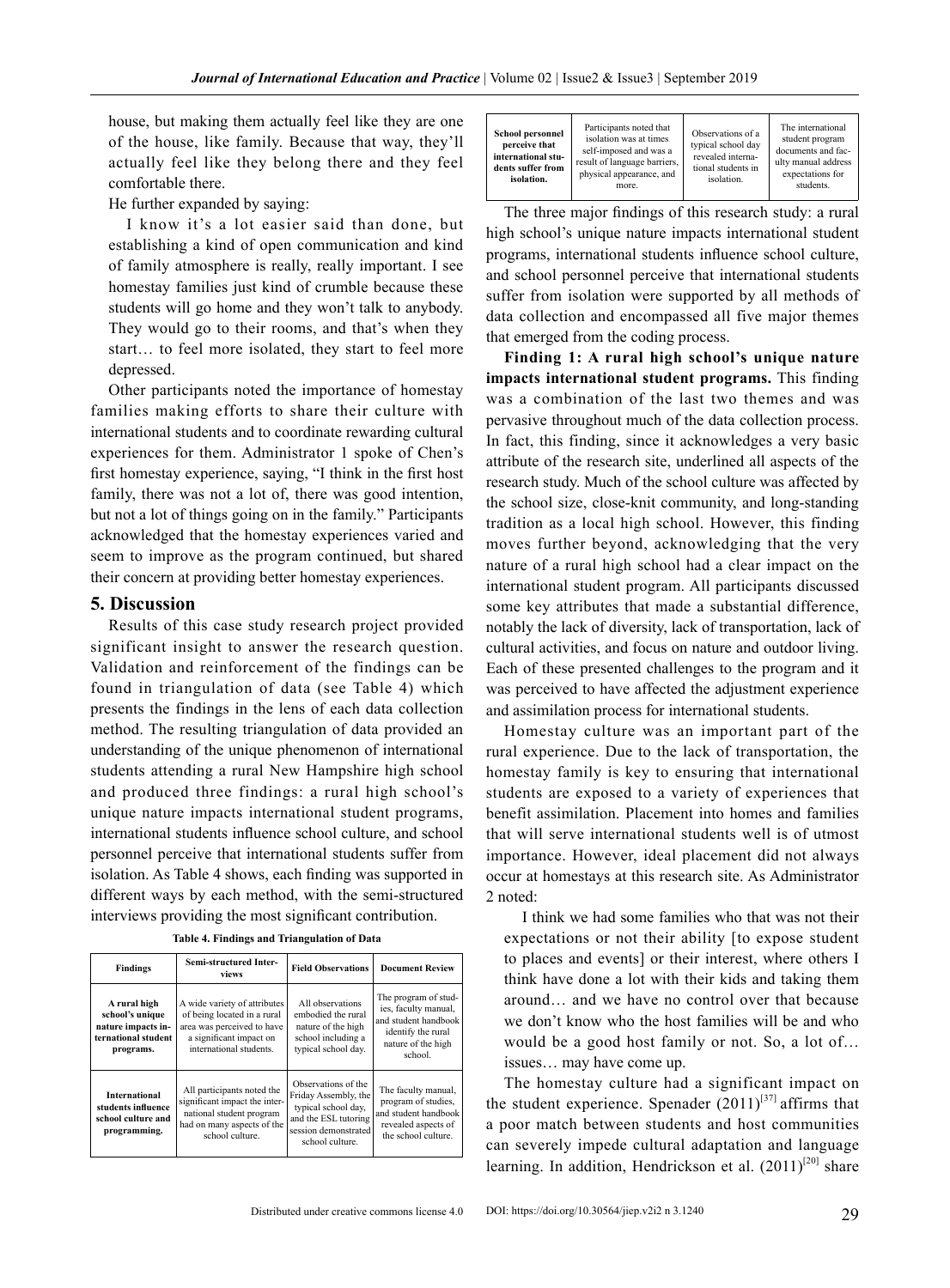house, but making them actually feel like they are one of the house, like family. Because that way, they'll actually feel like they belong there and they feel comfortable there.

He further expanded by saying:

I know it's a lot easier said than done, but establishing a kind of open communication and kind of family atmosphere is really, really important. I see homestay families just kind of crumble because these students will go home and they won't talk to anybody. They would go to their rooms, and that's when they start… to feel more isolated, they start to feel more depressed.

Other participants noted the importance of homestay families making efforts to share their culture with international students and to coordinate rewarding cultural experiences for them. Administrator 1 spoke of Chen's first homestay experience, saying, "I think in the first host family, there was not a lot of, there was good intention, but not a lot of things going on in the family." Participants acknowledged that the homestay experiences varied and seem to improve as the program continued, but shared their concern at providing better homestay experiences.

## 5. Discussion

Results of this case study research project provided significant insight to answer the research question. Validation and reinforcement of the findings can be found in triangulation of data (see Table 4) which presents the findings in the lens of each data collection method. The resulting triangulation of data provided an understanding of the unique phenomenon of international students attending a rural New Hampshire high school and produced three findings: a rural high school's unique nature impacts international student programs, international students influence school culture, and school personnel perceive that international students suffer from isolation. As Table 4 shows, each finding was supported in different ways by each method, with the semi-structured interviews providing the most significant contribution.

**Table 4. Findings and Triangulation of Data**

| Findings | Semi-structured Interviews | Field Observations | Document Review |
|---|---|---|---|
| **A rural high school's unique nature impacts international student programs.** | A wide variety of attributes of being located in a rural area was perceived to have a significant impact on international students. | All observations embodied the rural nature of the high school including a typical school day. | The program of studies, faculty manual, and student handbook identify the rural nature of the high school. |
| **International students influence school culture and programming.** | All participants noted the significant impact the international student program had on many aspects of the school culture. | Observations of the Friday Assembly, the typical school day, and the ESL tutoring session demonstrated school culture. | The faculty manual, program of studies, and student handbook revealed aspects of the school culture. |
| **School personnel perceive that international students suffer from isolation.** | Participants noted that isolation was at times self-imposed and was a result of language barriers, physical appearance, and more. | Observations of a typical school day revealed international students in isolation. | The international student program documents and faculty manual address expectations for students. |

The three major findings of this research study: a rural high school's unique nature impacts international student programs, international students influence school culture, and school personnel perceive that international students suffer from isolation were supported by all methods of data collection and encompassed all five major themes that emerged from the coding process.

**Finding 1: A rural high school's unique nature impacts international student programs.** This finding was a combination of the last two themes and was pervasive throughout much of the data collection process. In fact, this finding, since it acknowledges a very basic attribute of the research site, underlined all aspects of the research study. Much of the school culture was affected by the school size, close-knit community, and long-standing tradition as a local high school. However, this finding moves further beyond, acknowledging that the very nature of a rural high school had a clear impact on the international student program. All participants discussed some key attributes that made a substantial difference, notably the lack of diversity, lack of transportation, lack of cultural activities, and focus on nature and outdoor living. Each of these presented challenges to the program and it was perceived to have affected the adjustment experience and assimilation process for international students.

Homestay culture was an important part of the rural experience. Due to the lack of transportation, the homestay family is key to ensuring that international students are exposed to a variety of experiences that benefit assimilation. Placement into homes and families that will serve international students well is of utmost importance. However, ideal placement did not always occur at homestays at this research site. As Administrator 2 noted:

I think we had some families who that was not their expectations or not their ability [to expose student to places and events] or their interest, where others I think have done a lot with their kids and taking them around… and we have no control over that because we don't know who the host families will be and who would be a good host family or not. So, a lot of… issues… may have come up.

The homestay culture had a significant impact on the student experience. Spenader (2011)[37] affirms that a poor match between students and host communities can severely impede cultural adaptation and language learning. In addition, Hendrickson et al. (2011)[20] share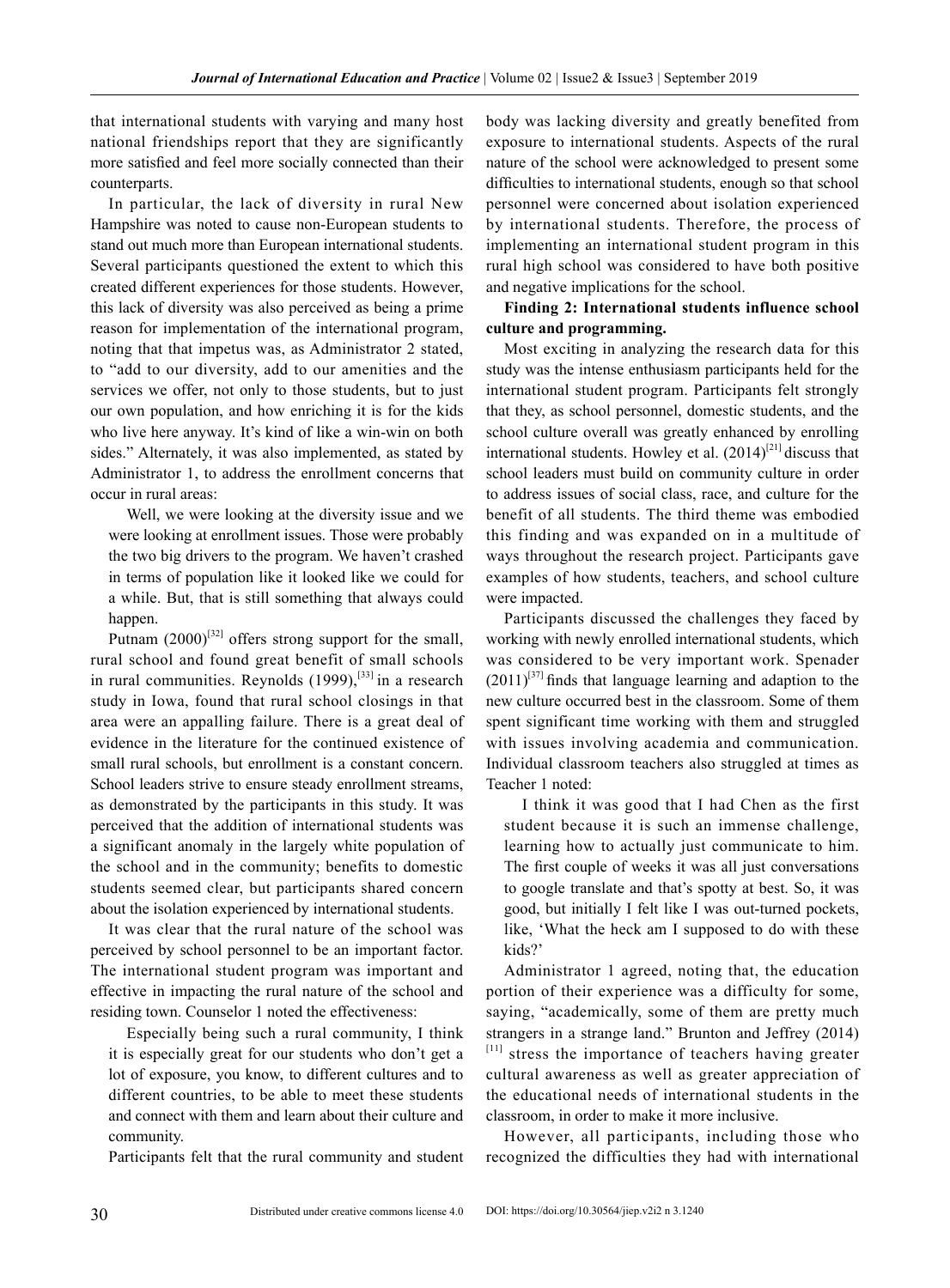that international students with varying and many host national friendships report that they are significantly more satisfied and feel more socially connected than their counterparts.

In particular, the lack of diversity in rural New Hampshire was noted to cause non-European students to stand out much more than European international students. Several participants questioned the extent to which this created different experiences for those students. However, this lack of diversity was also perceived as being a prime reason for implementation of the international program, noting that that impetus was, as Administrator 2 stated, to "add to our diversity, add to our amenities and the services we offer, not only to those students, but to just our own population, and how enriching it is for the kids who live here anyway. It's kind of like a win-win on both sides." Alternately, it was also implemented, as stated by Administrator 1, to address the enrollment concerns that occur in rural areas:

> Well, we were looking at the diversity issue and we were looking at enrollment issues. Those were probably the two big drivers to the program. We haven't crashed in terms of population like it looked like we could for a while. But, that is still something that always could happen.

Putnam (2000)[32] offers strong support for the small, rural school and found great benefit of small schools in rural communities. Reynolds (1999),[33] in a research study in Iowa, found that rural school closings in that area were an appalling failure. There is a great deal of evidence in the literature for the continued existence of small rural schools, but enrollment is a constant concern. School leaders strive to ensure steady enrollment streams, as demonstrated by the participants in this study. It was perceived that the addition of international students was a significant anomaly in the largely white population of the school and in the community; benefits to domestic students seemed clear, but participants shared concern about the isolation experienced by international students.

It was clear that the rural nature of the school was perceived by school personnel to be an important factor. The international student program was important and effective in impacting the rural nature of the school and residing town. Counselor 1 noted the effectiveness:

> Especially being such a rural community, I think it is especially great for our students who don't get a lot of exposure, you know, to different cultures and to different countries, to be able to meet these students and connect with them and learn about their culture and community.

Participants felt that the rural community and student body was lacking diversity and greatly benefited from exposure to international students. Aspects of the rural nature of the school were acknowledged to present some difficulties to international students, enough so that school personnel were concerned about isolation experienced by international students. Therefore, the process of implementing an international student program in this rural high school was considered to have both positive and negative implications for the school.

**Finding 2: International students influence school culture and programming.**

Most exciting in analyzing the research data for this study was the intense enthusiasm participants held for the international student program. Participants felt strongly that they, as school personnel, domestic students, and the school culture overall was greatly enhanced by enrolling international students. Howley et al. (2014)[21] discuss that school leaders must build on community culture in order to address issues of social class, race, and culture for the benefit of all students. The third theme was embodied this finding and was expanded on in a multitude of ways throughout the research project. Participants gave examples of how students, teachers, and school culture were impacted.

Participants discussed the challenges they faced by working with newly enrolled international students, which was considered to be very important work. Spenader (2011)[37] finds that language learning and adaption to the new culture occurred best in the classroom. Some of them spent significant time working with them and struggled with issues involving academia and communication. Individual classroom teachers also struggled at times as Teacher 1 noted:

> I think it was good that I had Chen as the first student because it is such an immense challenge, learning how to actually just communicate to him. The first couple of weeks it was all just conversations to google translate and that's spotty at best. So, it was good, but initially I felt like I was out-turned pockets, like, 'What the heck am I supposed to do with these kids?'

Administrator 1 agreed, noting that, the education portion of their experience was a difficulty for some, saying, "academically, some of them are pretty much strangers in a strange land." Brunton and Jeffrey (2014)[11] stress the importance of teachers having greater cultural awareness as well as greater appreciation of the educational needs of international students in the classroom, in order to make it more inclusive.

However, all participants, including those who recognized the difficulties they had with international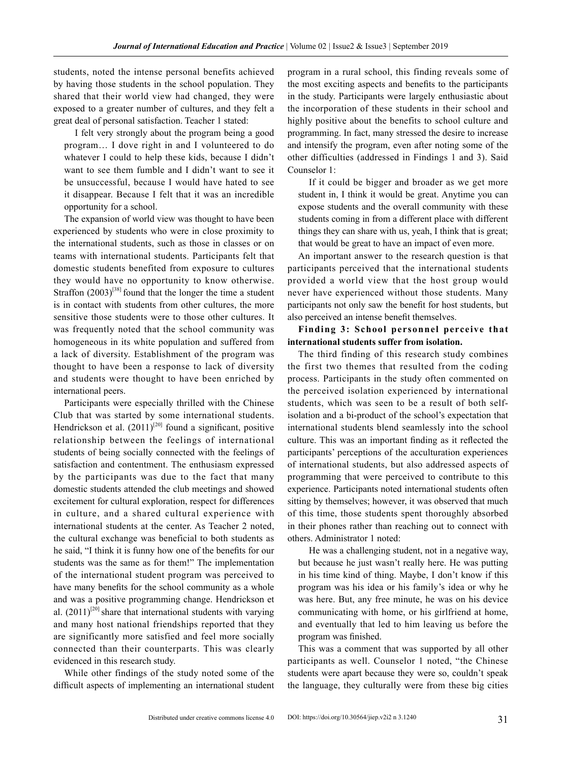students, noted the intense personal benefits achieved by having those students in the school population. They shared that their world view had changed, they were exposed to a greater number of cultures, and they felt a great deal of personal satisfaction. Teacher 1 stated:

> I felt very strongly about the program being a good program… I dove right in and I volunteered to do whatever I could to help these kids, because I didn't want to see them fumble and I didn't want to see it be unsuccessful, because I would have hated to see it disappear. Because I felt that it was an incredible opportunity for a school.

The expansion of world view was thought to have been experienced by students who were in close proximity to the international students, such as those in classes or on teams with international students. Participants felt that domestic students benefited from exposure to cultures they would have no opportunity to know otherwise. Straffon (2003)[38] found that the longer the time a student is in contact with students from other cultures, the more sensitive those students were to those other cultures. It was frequently noted that the school community was homogeneous in its white population and suffered from a lack of diversity. Establishment of the program was thought to have been a response to lack of diversity and students were thought to have been enriched by international peers.

Participants were especially thrilled with the Chinese Club that was started by some international students. Hendrickson et al. (2011)[20] found a significant, positive relationship between the feelings of international students of being socially connected with the feelings of satisfaction and contentment. The enthusiasm expressed by the participants was due to the fact that many domestic students attended the club meetings and showed excitement for cultural exploration, respect for differences in culture, and a shared cultural experience with international students at the center. As Teacher 2 noted, the cultural exchange was beneficial to both students as he said, "I think it is funny how one of the benefits for our students was the same as for them!" The implementation of the international student program was perceived to have many benefits for the school community as a whole and was a positive programming change. Hendrickson et al. (2011)[20] share that international students with varying and many host national friendships reported that they are significantly more satisfied and feel more socially connected than their counterparts. This was clearly evidenced in this research study.

While other findings of the study noted some of the difficult aspects of implementing an international student program in a rural school, this finding reveals some of the most exciting aspects and benefits to the participants in the study. Participants were largely enthusiastic about the incorporation of these students in their school and highly positive about the benefits to school culture and programming. In fact, many stressed the desire to increase and intensify the program, even after noting some of the other difficulties (addressed in Findings 1 and 3). Said Counselor 1:

> If it could be bigger and broader as we get more student in, I think it would be great. Anytime you can expose students and the overall community with these students coming in from a different place with different things they can share with us, yeah, I think that is great; that would be great to have an impact of even more.

An important answer to the research question is that participants perceived that the international students provided a world view that the host group would never have experienced without those students. Many participants not only saw the benefit for host students, but also perceived an intense benefit themselves.

**Finding 3: School personnel perceive that international students suffer from isolation.**

The third finding of this research study combines the first two themes that resulted from the coding process. Participants in the study often commented on the perceived isolation experienced by international students, which was seen to be a result of both self-isolation and a bi-product of the school's expectation that international students blend seamlessly into the school culture. This was an important finding as it reflected the participants' perceptions of the acculturation experiences of international students, but also addressed aspects of programming that were perceived to contribute to this experience. Participants noted international students often sitting by themselves; however, it was observed that much of this time, those students spent thoroughly absorbed in their phones rather than reaching out to connect with others. Administrator 1 noted:

> He was a challenging student, not in a negative way, but because he just wasn't really here. He was putting in his time kind of thing. Maybe, I don't know if this program was his idea or his family's idea or why he was here. But, any free minute, he was on his device communicating with home, or his girlfriend at home, and eventually that led to him leaving us before the program was finished.

This was a comment that was supported by all other participants as well. Counselor 1 noted, "the Chinese students were apart because they were so, couldn't speak the language, they culturally were from these big cities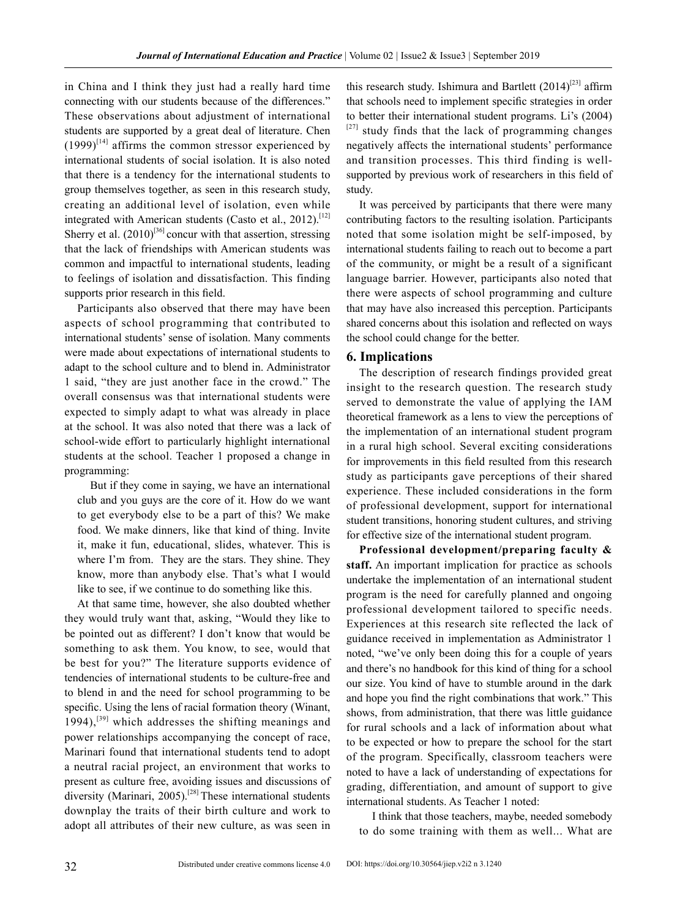in China and I think they just had a really hard time connecting with our students because of the differences." These observations about adjustment of international students are supported by a great deal of literature. Chen (1999)[14] affirms the common stressor experienced by international students of social isolation. It is also noted that there is a tendency for the international students to group themselves together, as seen in this research study, creating an additional level of isolation, even while integrated with American students (Casto et al., 2012).[12] Sherry et al. (2010)[36] concur with that assertion, stressing that the lack of friendships with American students was common and impactful to international students, leading to feelings of isolation and dissatisfaction. This finding supports prior research in this field.

Participants also observed that there may have been aspects of school programming that contributed to international students' sense of isolation. Many comments were made about expectations of international students to adapt to the school culture and to blend in. Administrator 1 said, "they are just another face in the crowd." The overall consensus was that international students were expected to simply adapt to what was already in place at the school. It was also noted that there was a lack of school-wide effort to particularly highlight international students at the school. Teacher 1 proposed a change in programming:

> But if they come in saying, we have an international club and you guys are the core of it. How do we want to get everybody else to be a part of this? We make food. We make dinners, like that kind of thing. Invite it, make it fun, educational, slides, whatever. This is where I'm from. They are the stars. They shine. They know, more than anybody else. That's what I would like to see, if we continue to do something like this.

At that same time, however, she also doubted whether they would truly want that, asking, "Would they like to be pointed out as different? I don't know that would be something to ask them. You know, to see, would that be best for you?" The literature supports evidence of tendencies of international students to be culture-free and to blend in and the need for school programming to be specific. Using the lens of racial formation theory (Winant, 1994),[39] which addresses the shifting meanings and power relationships accompanying the concept of race, Marinari found that international students tend to adopt a neutral racial project, an environment that works to present as culture free, avoiding issues and discussions of diversity (Marinari, 2005).[28] These international students downplay the traits of their birth culture and work to adopt all attributes of their new culture, as was seen in this research study. Ishimura and Bartlett (2014)[23] affirm that schools need to implement specific strategies in order to better their international student programs. Li's (2004)[27] study finds that the lack of programming changes negatively affects the international students' performance and transition processes. This third finding is well-supported by previous work of researchers in this field of study.

It was perceived by participants that there were many contributing factors to the resulting isolation. Participants noted that some isolation might be self-imposed, by international students failing to reach out to become a part of the community, or might be a result of a significant language barrier. However, participants also noted that there were aspects of school programming and culture that may have also increased this perception. Participants shared concerns about this isolation and reflected on ways the school could change for the better.

## 6. Implications

The description of research findings provided great insight to the research question. The research study served to demonstrate the value of applying the IAM theoretical framework as a lens to view the perceptions of the implementation of an international student program in a rural high school. Several exciting considerations for improvements in this field resulted from this research study as participants gave perceptions of their shared experience. These included considerations in the form of professional development, support for international student transitions, honoring student cultures, and striving for effective size of the international student program.

**Professional development/preparing faculty & staff.** An important implication for practice as schools undertake the implementation of an international student program is the need for carefully planned and ongoing professional development tailored to specific needs. Experiences at this research site reflected the lack of guidance received in implementation as Administrator 1 noted, "we've only been doing this for a couple of years and there's no handbook for this kind of thing for a school our size. You kind of have to stumble around in the dark and hope you find the right combinations that work." This shows, from administration, that there was little guidance for rural schools and a lack of information about what to be expected or how to prepare the school for the start of the program. Specifically, classroom teachers were noted to have a lack of understanding of expectations for grading, differentiation, and amount of support to give international students. As Teacher 1 noted:

> I think that those teachers, maybe, needed somebody to do some training with them as well... What are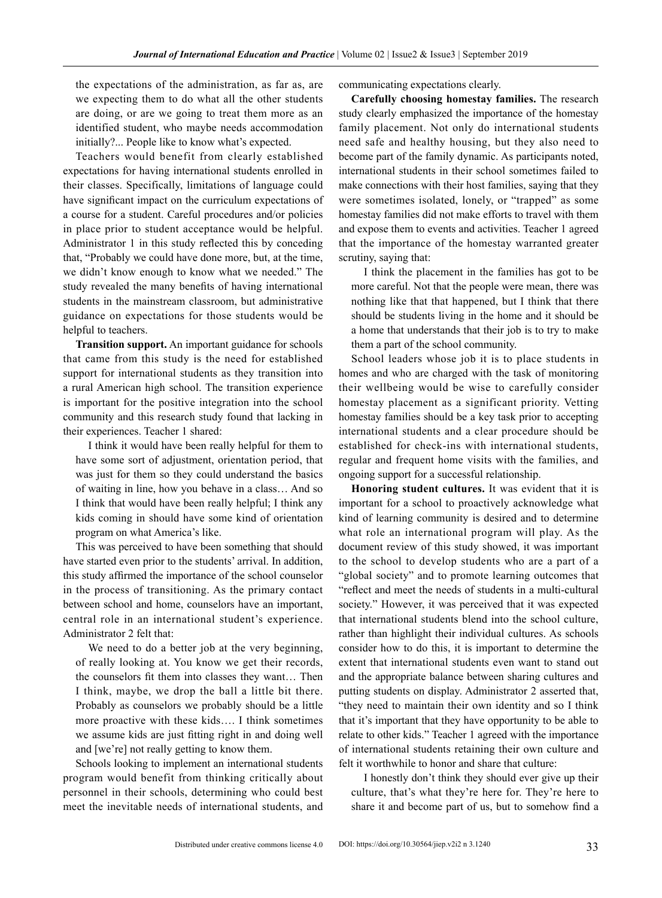the expectations of the administration, as far as, are we expecting them to do what all the other students are doing, or are we going to treat them more as an identified student, who maybe needs accommodation initially?... People like to know what's expected.

Teachers would benefit from clearly established expectations for having international students enrolled in their classes. Specifically, limitations of language could have significant impact on the curriculum expectations of a course for a student. Careful procedures and/or policies in place prior to student acceptance would be helpful. Administrator 1 in this study reflected this by conceding that, "Probably we could have done more, but, at the time, we didn't know enough to know what we needed." The study revealed the many benefits of having international students in the mainstream classroom, but administrative guidance on expectations for those students would be helpful to teachers.

**Transition support.** An important guidance for schools that came from this study is the need for established support for international students as they transition into a rural American high school. The transition experience is important for the positive integration into the school community and this research study found that lacking in their experiences. Teacher 1 shared:

> I think it would have been really helpful for them to have some sort of adjustment, orientation period, that was just for them so they could understand the basics of waiting in line, how you behave in a class… And so I think that would have been really helpful; I think any kids coming in should have some kind of orientation program on what America's like.

This was perceived to have been something that should have started even prior to the students' arrival. In addition, this study affirmed the importance of the school counselor in the process of transitioning. As the primary contact between school and home, counselors have an important, central role in an international student's experience. Administrator 2 felt that:

> We need to do a better job at the very beginning, of really looking at. You know we get their records, the counselors fit them into classes they want… Then I think, maybe, we drop the ball a little bit there. Probably as counselors we probably should be a little more proactive with these kids…. I think sometimes we assume kids are just fitting right in and doing well and [we're] not really getting to know them.

Schools looking to implement an international students program would benefit from thinking critically about personnel in their schools, determining who could best meet the inevitable needs of international students, and communicating expectations clearly.

**Carefully choosing homestay families.** The research study clearly emphasized the importance of the homestay family placement. Not only do international students need safe and healthy housing, but they also need to become part of the family dynamic. As participants noted, international students in their school sometimes failed to make connections with their host families, saying that they were sometimes isolated, lonely, or "trapped" as some homestay families did not make efforts to travel with them and expose them to events and activities. Teacher 1 agreed that the importance of the homestay warranted greater scrutiny, saying that:

> I think the placement in the families has got to be more careful. Not that the people were mean, there was nothing like that that happened, but I think that there should be students living in the home and it should be a home that understands that their job is to try to make them a part of the school community.

School leaders whose job it is to place students in homes and who are charged with the task of monitoring their wellbeing would be wise to carefully consider homestay placement as a significant priority. Vetting homestay families should be a key task prior to accepting international students and a clear procedure should be established for check-ins with international students, regular and frequent home visits with the families, and ongoing support for a successful relationship.

**Honoring student cultures.** It was evident that it is important for a school to proactively acknowledge what kind of learning community is desired and to determine what role an international program will play. As the document review of this study showed, it was important to the school to develop students who are a part of a "global society" and to promote learning outcomes that "reflect and meet the needs of students in a multi-cultural society." However, it was perceived that it was expected that international students blend into the school culture, rather than highlight their individual cultures. As schools consider how to do this, it is important to determine the extent that international students even want to stand out and the appropriate balance between sharing cultures and putting students on display. Administrator 2 asserted that, "they need to maintain their own identity and so I think that it's important that they have opportunity to be able to relate to other kids." Teacher 1 agreed with the importance of international students retaining their own culture and felt it worthwhile to honor and share that culture:

> I honestly don't think they should ever give up their culture, that's what they're here for. They're here to share it and become part of us, but to somehow find a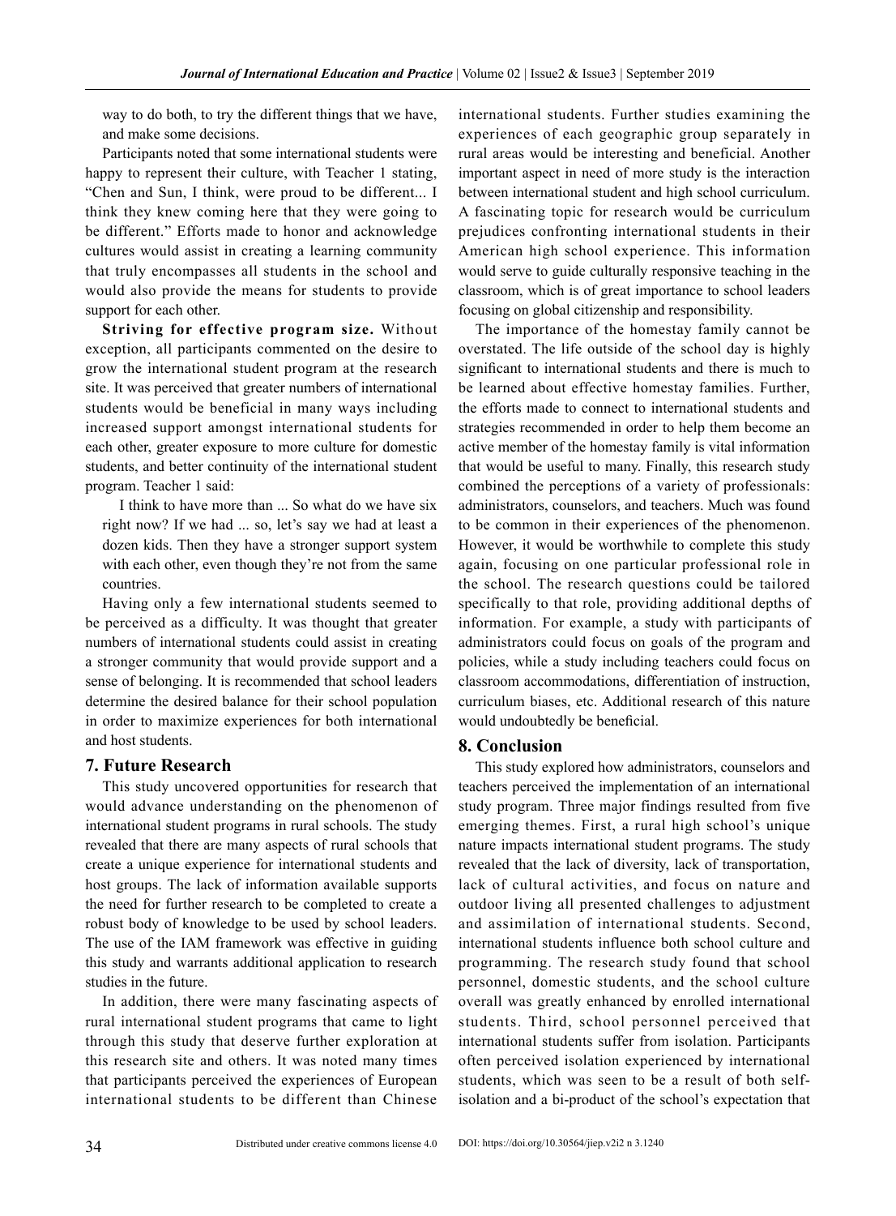way to do both, to try the different things that we have, and make some decisions.

Participants noted that some international students were happy to represent their culture, with Teacher 1 stating, "Chen and Sun, I think, were proud to be different... I think they knew coming here that they were going to be different." Efforts made to honor and acknowledge cultures would assist in creating a learning community that truly encompasses all students in the school and would also provide the means for students to provide support for each other.

**Striving for effective program size.** Without exception, all participants commented on the desire to grow the international student program at the research site. It was perceived that greater numbers of international students would be beneficial in many ways including increased support amongst international students for each other, greater exposure to more culture for domestic students, and better continuity of the international student program. Teacher 1 said:

> I think to have more than ... So what do we have six right now? If we had ... so, let's say we had at least a dozen kids. Then they have a stronger support system with each other, even though they're not from the same countries.

Having only a few international students seemed to be perceived as a difficulty. It was thought that greater numbers of international students could assist in creating a stronger community that would provide support and a sense of belonging. It is recommended that school leaders determine the desired balance for their school population in order to maximize experiences for both international and host students.

## 7. Future Research

This study uncovered opportunities for research that would advance understanding on the phenomenon of international student programs in rural schools. The study revealed that there are many aspects of rural schools that create a unique experience for international students and host groups. The lack of information available supports the need for further research to be completed to create a robust body of knowledge to be used by school leaders. The use of the IAM framework was effective in guiding this study and warrants additional application to research studies in the future.

In addition, there were many fascinating aspects of rural international student programs that came to light through this study that deserve further exploration at this research site and others. It was noted many times that participants perceived the experiences of European international students to be different than Chinese international students. Further studies examining the experiences of each geographic group separately in rural areas would be interesting and beneficial. Another important aspect in need of more study is the interaction between international student and high school curriculum. A fascinating topic for research would be curriculum prejudices confronting international students in their American high school experience. This information would serve to guide culturally responsive teaching in the classroom, which is of great importance to school leaders focusing on global citizenship and responsibility.

The importance of the homestay family cannot be overstated. The life outside of the school day is highly significant to international students and there is much to be learned about effective homestay families. Further, the efforts made to connect to international students and strategies recommended in order to help them become an active member of the homestay family is vital information that would be useful to many. Finally, this research study combined the perceptions of a variety of professionals: administrators, counselors, and teachers. Much was found to be common in their experiences of the phenomenon. However, it would be worthwhile to complete this study again, focusing on one particular professional role in the school. The research questions could be tailored specifically to that role, providing additional depths of information. For example, a study with participants of administrators could focus on goals of the program and policies, while a study including teachers could focus on classroom accommodations, differentiation of instruction, curriculum biases, etc. Additional research of this nature would undoubtedly be beneficial.

## 8. Conclusion

This study explored how administrators, counselors and teachers perceived the implementation of an international study program. Three major findings resulted from five emerging themes. First, a rural high school's unique nature impacts international student programs. The study revealed that the lack of diversity, lack of transportation, lack of cultural activities, and focus on nature and outdoor living all presented challenges to adjustment and assimilation of international students. Second, international students influence both school culture and programming. The research study found that school personnel, domestic students, and the school culture overall was greatly enhanced by enrolled international students. Third, school personnel perceived that international students suffer from isolation. Participants often perceived isolation experienced by international students, which was seen to be a result of both self-isolation and a bi-product of the school's expectation that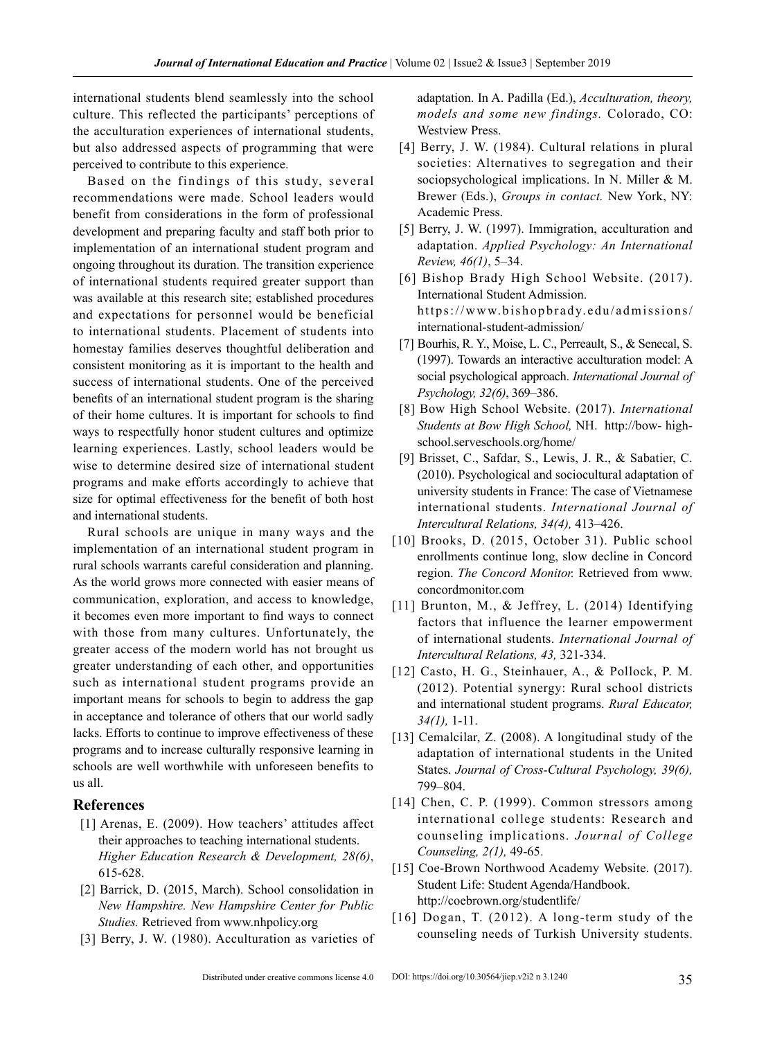international students blend seamlessly into the school culture. This reflected the participants' perceptions of the acculturation experiences of international students, but also addressed aspects of programming that were perceived to contribute to this experience.

Based on the findings of this study, several recommendations were made. School leaders would benefit from considerations in the form of professional development and preparing faculty and staff both prior to implementation of an international student program and ongoing throughout its duration. The transition experience of international students required greater support than was available at this research site; established procedures and expectations for personnel would be beneficial to international students. Placement of students into homestay families deserves thoughtful deliberation and consistent monitoring as it is important to the health and success of international students. One of the perceived benefits of an international student program is the sharing of their home cultures. It is important for schools to find ways to respectfully honor student cultures and optimize learning experiences. Lastly, school leaders would be wise to determine desired size of international student programs and make efforts accordingly to achieve that size for optimal effectiveness for the benefit of both host and international students.

Rural schools are unique in many ways and the implementation of an international student program in rural schools warrants careful consideration and planning. As the world grows more connected with easier means of communication, exploration, and access to knowledge, it becomes even more important to find ways to connect with those from many cultures. Unfortunately, the greater access of the modern world has not brought us greater understanding of each other, and opportunities such as international student programs provide an important means for schools to begin to address the gap in acceptance and tolerance of others that our world sadly lacks. Efforts to continue to improve effectiveness of these programs and to increase culturally responsive learning in schools are well worthwhile with unforeseen benefits to us all.

## References

[1] Arenas, E. (2009). How teachers' attitudes affect their approaches to teaching international students. *Higher Education Research & Development, 28(6)*, 615-628.

[2] Barrick, D. (2015, March). School consolidation in *New Hampshire. New Hampshire Center for Public Studies.* Retrieved from www.nhpolicy.org

[3] Berry, J. W. (1980). Acculturation as varieties of adaptation. In A. Padilla (Ed.), *Acculturation, theory, models and some new findings.* Colorado, CO: Westview Press.

[4] Berry, J. W. (1984). Cultural relations in plural societies: Alternatives to segregation and their sociopsychological implications. In N. Miller & M. Brewer (Eds.), *Groups in contact.* New York, NY: Academic Press.

[5] Berry, J. W. (1997). Immigration, acculturation and adaptation. *Applied Psychology: An International Review, 46(1)*, 5–34.

[6] Bishop Brady High School Website. (2017). International Student Admission. https://www.bishopbrady.edu/admissions/international-student-admission/

[7] Bourhis, R. Y., Moise, L. C., Perreault, S., & Senecal, S. (1997). Towards an interactive acculturation model: A social psychological approach. *International Journal of Psychology, 32(6)*, 369–386.

[8] Bow High School Website. (2017). *International Students at Bow High School,* NH. http://bow- high-school.serveschools.org/home/

[9] Brisset, C., Safdar, S., Lewis, J. R., & Sabatier, C. (2010). Psychological and sociocultural adaptation of university students in France: The case of Vietnamese international students. *International Journal of Intercultural Relations, 34(4),* 413–426.

[10] Brooks, D. (2015, October 31). Public school enrollments continue long, slow decline in Concord region. *The Concord Monitor.* Retrieved from www.concordmonitor.com

[11] Brunton, M., & Jeffrey, L. (2014) Identifying factors that influence the learner empowerment of international students. *International Journal of Intercultural Relations, 43,* 321-334.

[12] Casto, H. G., Steinhauer, A., & Pollock, P. M. (2012). Potential synergy: Rural school districts and international student programs. *Rural Educator, 34(1),* 1-11.

[13] Cemalcilar, Z. (2008). A longitudinal study of the adaptation of international students in the United States. *Journal of Cross-Cultural Psychology, 39(6),* 799–804.

[14] Chen, C. P. (1999). Common stressors among international college students: Research and counseling implications. *Journal of College Counseling, 2(1),* 49-65.

[15] Coe-Brown Northwood Academy Website. (2017). Student Life: Student Agenda/Handbook. http://coebrown.org/studentlife/

[16] Dogan, T. (2012). A long-term study of the counseling needs of Turkish University students.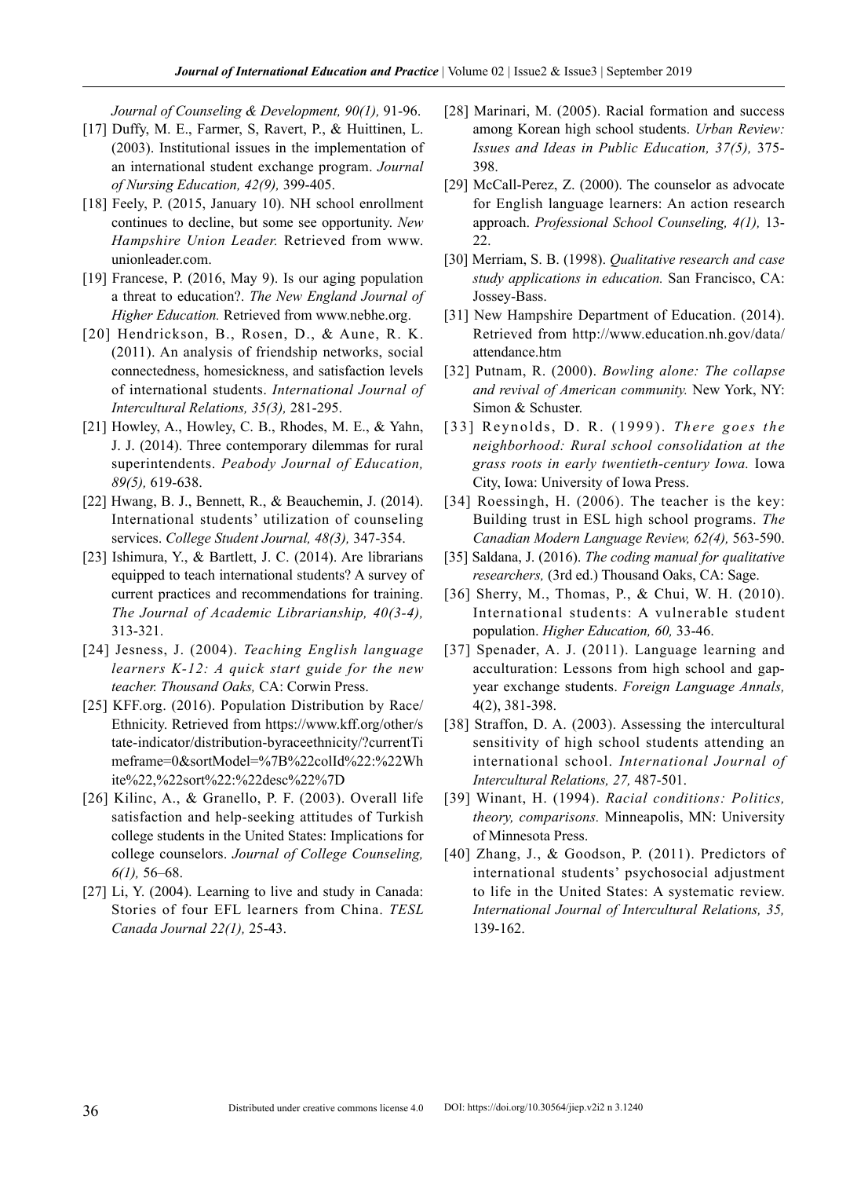*Journal of Counseling & Development, 90(1),* 91-96.

[17] Duffy, M. E., Farmer, S, Ravert, P., & Huittinen, L. (2003). Institutional issues in the implementation of an international student exchange program. *Journal of Nursing Education, 42(9),* 399-405.

[18] Feely, P. (2015, January 10). NH school enrollment continues to decline, but some see opportunity. *New Hampshire Union Leader.* Retrieved from www.unionleader.com.

[19] Francese, P. (2016, May 9). Is our aging population a threat to education?. *The New England Journal of Higher Education.* Retrieved from www.nebhe.org.

[20] Hendrickson, B., Rosen, D., & Aune, R. K. (2011). An analysis of friendship networks, social connectedness, homesickness, and satisfaction levels of international students. *International Journal of Intercultural Relations, 35(3),* 281-295.

[21] Howley, A., Howley, C. B., Rhodes, M. E., & Yahn, J. J. (2014). Three contemporary dilemmas for rural superintendents. *Peabody Journal of Education, 89(5),* 619-638.

[22] Hwang, B. J., Bennett, R., & Beauchemin, J. (2014). International students' utilization of counseling services. *College Student Journal, 48(3),* 347-354.

[23] Ishimura, Y., & Bartlett, J. C. (2014). Are librarians equipped to teach international students? A survey of current practices and recommendations for training. *The Journal of Academic Librarianship, 40(3-4),* 313-321.

[24] Jesness, J. (2004). *Teaching English language learners K-12: A quick start guide for the new teacher. Thousand Oaks,* CA: Corwin Press.

[25] KFF.org. (2016). Population Distribution by Race/Ethnicity. Retrieved from https://www.kff.org/other/state-indicator/distribution-byraceethnicity/?currentTimeframe=0&sortModel=%7B%22colId%22:%22White%22,%22sort%22:%22desc%22%7D

[26] Kilinc, A., & Granello, P. F. (2003). Overall life satisfaction and help-seeking attitudes of Turkish college students in the United States: Implications for college counselors. *Journal of College Counseling, 6(1),* 56–68.

[27] Li, Y. (2004). Learning to live and study in Canada: Stories of four EFL learners from China. *TESL Canada Journal 22(1),* 25-43.

[28] Marinari, M. (2005). Racial formation and success among Korean high school students. *Urban Review: Issues and Ideas in Public Education, 37(5),* 375-398.

[29] McCall-Perez, Z. (2000). The counselor as advocate for English language learners: An action research approach. *Professional School Counseling, 4(1),* 13-22.

[30] Merriam, S. B. (1998). *Qualitative research and case study applications in education.* San Francisco, CA: Jossey-Bass.

[31] New Hampshire Department of Education. (2014). Retrieved from http://www.education.nh.gov/data/attendance.htm

[32] Putnam, R. (2000). *Bowling alone: The collapse and revival of American community.* New York, NY: Simon & Schuster.

[33] Reynolds, D. R. (1999). *There goes the neighborhood: Rural school consolidation at the grass roots in early twentieth-century Iowa.* Iowa City, Iowa: University of Iowa Press.

[34] Roessingh, H. (2006). The teacher is the key: Building trust in ESL high school programs. *The Canadian Modern Language Review, 62(4),* 563-590.

[35] Saldana, J. (2016). *The coding manual for qualitative researchers,* (3rd ed.) Thousand Oaks, CA: Sage.

[36] Sherry, M., Thomas, P., & Chui, W. H. (2010). International students: A vulnerable student population. *Higher Education, 60,* 33-46.

[37] Spenader, A. J. (2011). Language learning and acculturation: Lessons from high school and gap-year exchange students. *Foreign Language Annals,* 4(2), 381-398.

[38] Straffon, D. A. (2003). Assessing the intercultural sensitivity of high school students attending an international school. *International Journal of Intercultural Relations, 27,* 487-501.

[39] Winant, H. (1994). *Racial conditions: Politics, theory, comparisons.* Minneapolis, MN: University of Minnesota Press.

[40] Zhang, J., & Goodson, P. (2011). Predictors of international students' psychosocial adjustment to life in the United States: A systematic review. *International Journal of Intercultural Relations, 35,* 139-162.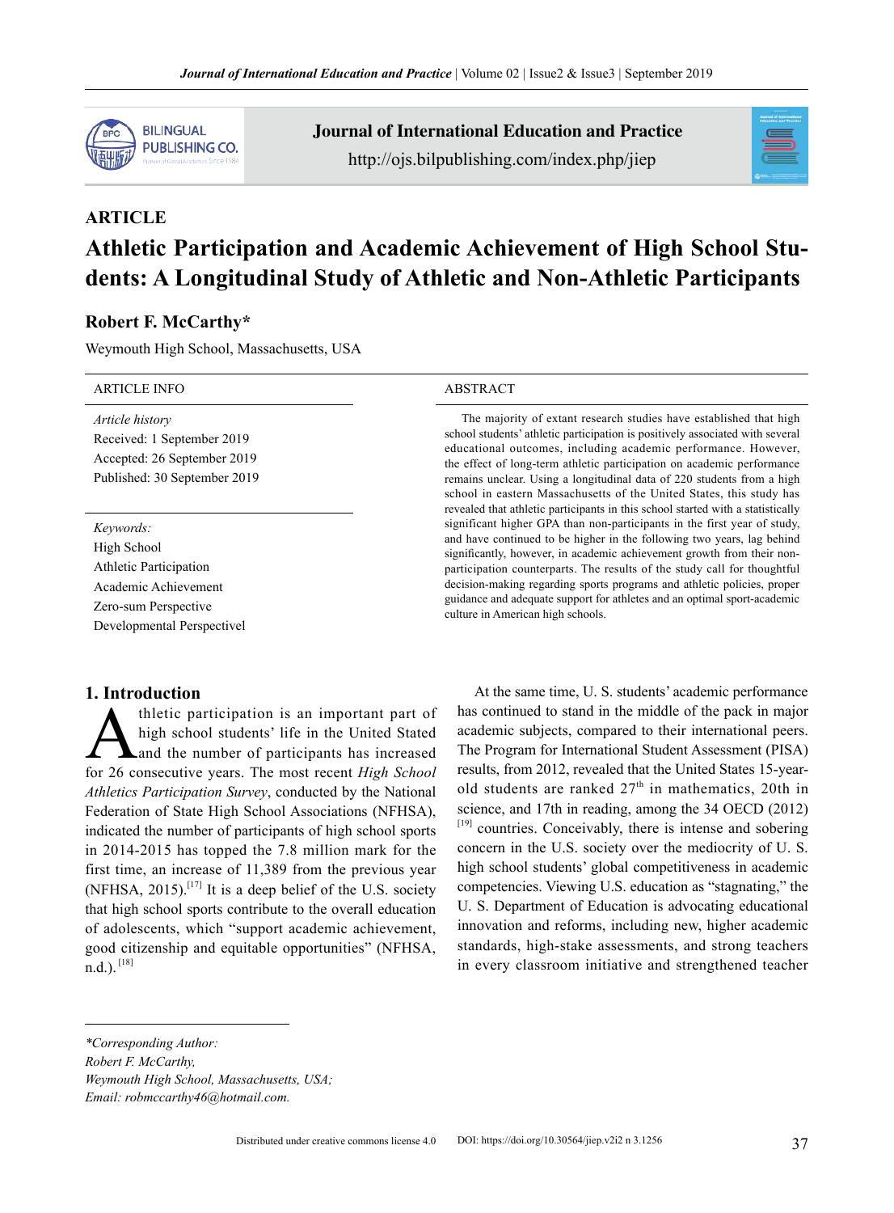**ARTICLE**

# Athletic Participation and Academic Achievement of High School Students: A Longitudinal Study of Athletic and Non-Athletic Participants

**Robert F. McCarthy***

Weymouth High School, Massachusetts, USA

ARTICLE INFO

*Article history*
Received: 1 September 2019
Accepted: 26 September 2019
Published: 30 September 2019

*Keywords:*
High School
Athletic Participation
Academic Achievement
Zero-sum Perspective
Developmental Perspectivel

ABSTRACT

The majority of extant research studies have established that high school students' athletic participation is positively associated with several educational outcomes, including academic performance. However, the effect of long-term athletic participation on academic performance remains unclear. Using a longitudinal data of 220 students from a high school in eastern Massachusetts of the United States, this study has revealed that athletic participants in this school started with a statistically significant higher GPA than non-participants in the first year of study, and have continued to be higher in the following two years, lag behind significantly, however, in academic achievement growth from their non-participation counterparts. The results of the study call for thoughtful decision-making regarding sports programs and athletic policies, proper guidance and adequate support for athletes and an optimal sport-academic culture in American high schools.

## 1. Introduction

Athletic participation is an important part of high school students' life in the United Stated and the number of participants has increased for 26 consecutive years. The most recent *High School Athletics Participation Survey*, conducted by the National Federation of State High School Associations (NFHSA), indicated the number of participants of high school sports in 2014-2015 has topped the 7.8 million mark for the first time, an increase of 11,389 from the previous year (NFHSA, 2015).[17] It is a deep belief of the U.S. society that high school sports contribute to the overall education of adolescents, which "support academic achievement, good citizenship and equitable opportunities" (NFHSA, n.d.).[18]

At the same time, U. S. students' academic performance has continued to stand in the middle of the pack in major academic subjects, compared to their international peers. The Program for International Student Assessment (PISA) results, from 2012, revealed that the United States 15-year-old students are ranked 27th in mathematics, 20th in science, and 17th in reading, among the 34 OECD (2012)[19] countries. Conceivably, there is intense and sobering concern in the U.S. society over the mediocrity of U. S. high school students' global competitiveness in academic competencies. Viewing U.S. education as "stagnating," the U. S. Department of Education is advocating educational innovation and reforms, including new, higher academic standards, high-stake assessments, and strong teachers in every classroom initiative and strengthened teacher

---

*\*Corresponding Author:*
*Robert F. McCarthy,*
*Weymouth High School, Massachusetts, USA;*
*Email: robmccarthy46@hotmail.com.*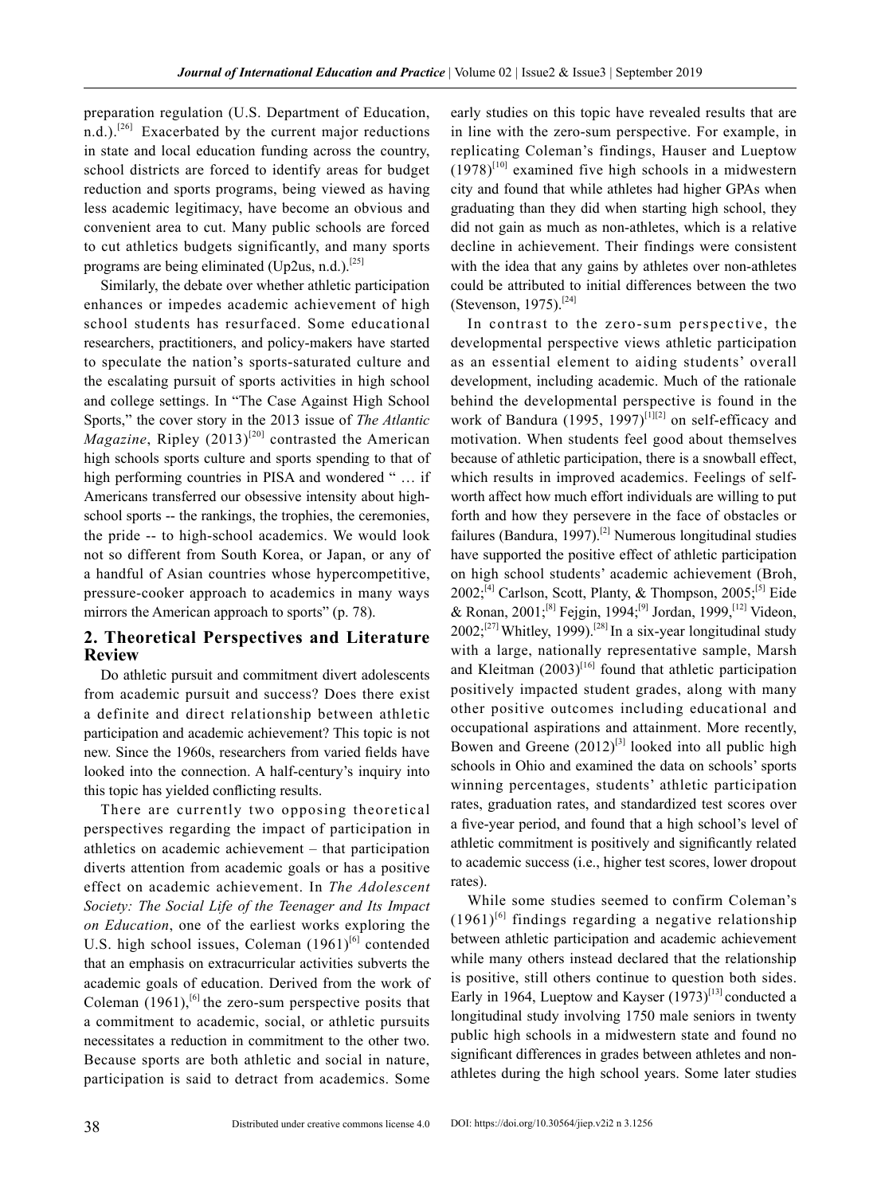preparation regulation (U.S. Department of Education, n.d.).[26] Exacerbated by the current major reductions in state and local education funding across the country, school districts are forced to identify areas for budget reduction and sports programs, being viewed as having less academic legitimacy, have become an obvious and convenient area to cut. Many public schools are forced to cut athletics budgets significantly, and many sports programs are being eliminated (Up2us, n.d.).[25]

Similarly, the debate over whether athletic participation enhances or impedes academic achievement of high school students has resurfaced. Some educational researchers, practitioners, and policy-makers have started to speculate the nation's sports-saturated culture and the escalating pursuit of sports activities in high school and college settings. In "The Case Against High School Sports," the cover story in the 2013 issue of *The Atlantic Magazine*, Ripley (2013)[20] contrasted the American high schools sports culture and sports spending to that of high performing countries in PISA and wondered " … if Americans transferred our obsessive intensity about high-school sports -- the rankings, the trophies, the ceremonies, the pride -- to high-school academics. We would look not so different from South Korea, or Japan, or any of a handful of Asian countries whose hypercompetitive, pressure-cooker approach to academics in many ways mirrors the American approach to sports" (p. 78).

## 2. Theoretical Perspectives and Literature Review

Do athletic pursuit and commitment divert adolescents from academic pursuit and success? Does there exist a definite and direct relationship between athletic participation and academic achievement? This topic is not new. Since the 1960s, researchers from varied fields have looked into the connection. A half-century's inquiry into this topic has yielded conflicting results.

There are currently two opposing theoretical perspectives regarding the impact of participation in athletics on academic achievement – that participation diverts attention from academic goals or has a positive effect on academic achievement. In *The Adolescent Society: The Social Life of the Teenager and Its Impact on Education*, one of the earliest works exploring the U.S. high school issues, Coleman (1961)[6] contended that an emphasis on extracurricular activities subverts the academic goals of education. Derived from the work of Coleman (1961),[6] the zero-sum perspective posits that a commitment to academic, social, or athletic pursuits necessitates a reduction in commitment to the other two. Because sports are both athletic and social in nature, participation is said to detract from academics. Some early studies on this topic have revealed results that are in line with the zero-sum perspective. For example, in replicating Coleman's findings, Hauser and Lueptow (1978)[10] examined five high schools in a midwestern city and found that while athletes had higher GPAs when graduating than they did when starting high school, they did not gain as much as non-athletes, which is a relative decline in achievement. Their findings were consistent with the idea that any gains by athletes over non-athletes could be attributed to initial differences between the two (Stevenson, 1975).[24]

In contrast to the zero-sum perspective, the developmental perspective views athletic participation as an essential element to aiding students' overall development, including academic. Much of the rationale behind the developmental perspective is found in the work of Bandura (1995, 1997)[1][2] on self-efficacy and motivation. When students feel good about themselves because of athletic participation, there is a snowball effect, which results in improved academics. Feelings of self-worth affect how much effort individuals are willing to put forth and how they persevere in the face of obstacles or failures (Bandura, 1997).[2] Numerous longitudinal studies have supported the positive effect of athletic participation on high school students' academic achievement (Broh, 2002;[4] Carlson, Scott, Planty, & Thompson, 2005;[5] Eide & Ronan, 2001;[8] Fejgin, 1994;[9] Jordan, 1999,[12] Videon, 2002;[27] Whitley, 1999).[28] In a six-year longitudinal study with a large, nationally representative sample, Marsh and Kleitman (2003)[16] found that athletic participation positively impacted student grades, along with many other positive outcomes including educational and occupational aspirations and attainment. More recently, Bowen and Greene (2012)[3] looked into all public high schools in Ohio and examined the data on schools' sports winning percentages, students' athletic participation rates, graduation rates, and standardized test scores over a five-year period, and found that a high school's level of athletic commitment is positively and significantly related to academic success (i.e., higher test scores, lower dropout rates).

While some studies seemed to confirm Coleman's (1961)[6] findings regarding a negative relationship between athletic participation and academic achievement while many others instead declared that the relationship is positive, still others continue to question both sides. Early in 1964, Lueptow and Kayser (1973)[13] conducted a longitudinal study involving 1750 male seniors in twenty public high schools in a midwestern state and found no significant differences in grades between athletes and non-athletes during the high school years. Some later studies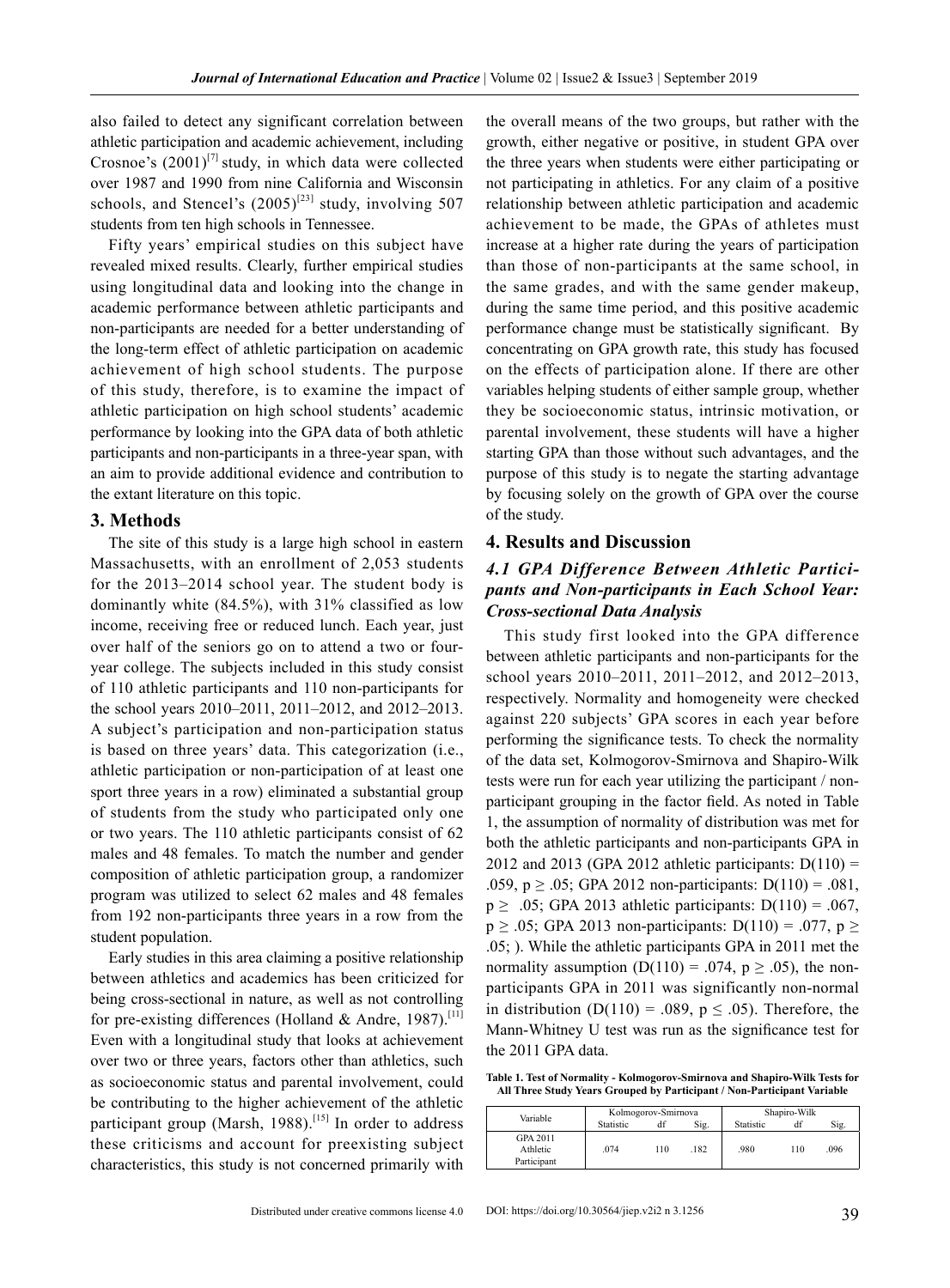also failed to detect any significant correlation between athletic participation and academic achievement, including Crosnoe's (2001)[7] study, in which data were collected over 1987 and 1990 from nine California and Wisconsin schools, and Stencel's (2005)[23] study, involving 507 students from ten high schools in Tennessee.

Fifty years' empirical studies on this subject have revealed mixed results. Clearly, further empirical studies using longitudinal data and looking into the change in academic performance between athletic participants and non-participants are needed for a better understanding of the long-term effect of athletic participation on academic achievement of high school students. The purpose of this study, therefore, is to examine the impact of athletic participation on high school students' academic performance by looking into the GPA data of both athletic participants and non-participants in a three-year span, with an aim to provide additional evidence and contribution to the extant literature on this topic.

## 3. Methods

The site of this study is a large high school in eastern Massachusetts, with an enrollment of 2,053 students for the 2013–2014 school year. The student body is dominantly white (84.5%), with 31% classified as low income, receiving free or reduced lunch. Each year, just over half of the seniors go on to attend a two or four-year college. The subjects included in this study consist of 110 athletic participants and 110 non-participants for the school years 2010–2011, 2011–2012, and 2012–2013. A subject's participation and non-participation status is based on three years' data. This categorization (i.e., athletic participation or non-participation of at least one sport three years in a row) eliminated a substantial group of students from the study who participated only one or two years. The 110 athletic participants consist of 62 males and 48 females. To match the number and gender composition of athletic participation group, a randomizer program was utilized to select 62 males and 48 females from 192 non-participants three years in a row from the student population.

Early studies in this area claiming a positive relationship between athletics and academics has been criticized for being cross-sectional in nature, as well as not controlling for pre-existing differences (Holland & Andre, 1987).[11] Even with a longitudinal study that looks at achievement over two or three years, factors other than athletics, such as socioeconomic status and parental involvement, could be contributing to the higher achievement of the athletic participant group (Marsh, 1988).[15] In order to address these criticisms and account for preexisting subject characteristics, this study is not concerned primarily with the overall means of the two groups, but rather with the growth, either negative or positive, in student GPA over the three years when students were either participating or not participating in athletics. For any claim of a positive relationship between athletic participation and academic achievement to be made, the GPAs of athletes must increase at a higher rate during the years of participation than those of non-participants at the same school, in the same grades, and with the same gender makeup, during the same time period, and this positive academic performance change must be statistically significant. By concentrating on GPA growth rate, this study has focused on the effects of participation alone. If there are other variables helping students of either sample group, whether they be socioeconomic status, intrinsic motivation, or parental involvement, these students will have a higher starting GPA than those without such advantages, and the purpose of this study is to negate the starting advantage by focusing solely on the growth of GPA over the course of the study.

## 4. Results and Discussion

### *4.1 GPA Difference Between Athletic Participants and Non-participants in Each School Year: Cross-sectional Data Analysis*

This study first looked into the GPA difference between athletic participants and non-participants for the school years 2010–2011, 2011–2012, and 2012–2013, respectively. Normality and homogeneity were checked against 220 subjects' GPA scores in each year before performing the significance tests. To check the normality of the data set, Kolmogorov-Smirnova and Shapiro-Wilk tests were run for each year utilizing the participant / non-participant grouping in the factor field. As noted in Table 1, the assumption of normality of distribution was met for both the athletic participants and non-participants GPA in 2012 and 2013 (GPA 2012 athletic participants: $D(110) = .059$, $p \geq .05$; GPA 2012 non-participants: $D(110) = .081$, $p \geq .05$; GPA 2013 athletic participants: $D(110) = .067$, $p \geq .05$; GPA 2013 non-participants: $D(110) = .077$, $p \geq .05$; ). While the athletic participants GPA in 2011 met the normality assumption ($D(110) = .074$, $p \geq .05$), the non-participants GPA in 2011 was significantly non-normal in distribution ($D(110) = .089$, $p \leq .05$). Therefore, the Mann-Whitney U test was run as the significance test for the 2011 GPA data.

**Table 1. Test of Normality - Kolmogorov-Smirnova and Shapiro-Wilk Tests for All Three Study Years Grouped by Participant / Non-Participant Variable**

| Variable | Kolmogorov-Smirnova | | | Shapiro-Wilk | | |
|---|---|---|---|---|---|---|
| | Statistic | df | Sig. | Statistic | df | Sig. |
| GPA 2011 Athletic Participant | .074 | 110 | .182 | .980 | 110 | .096 |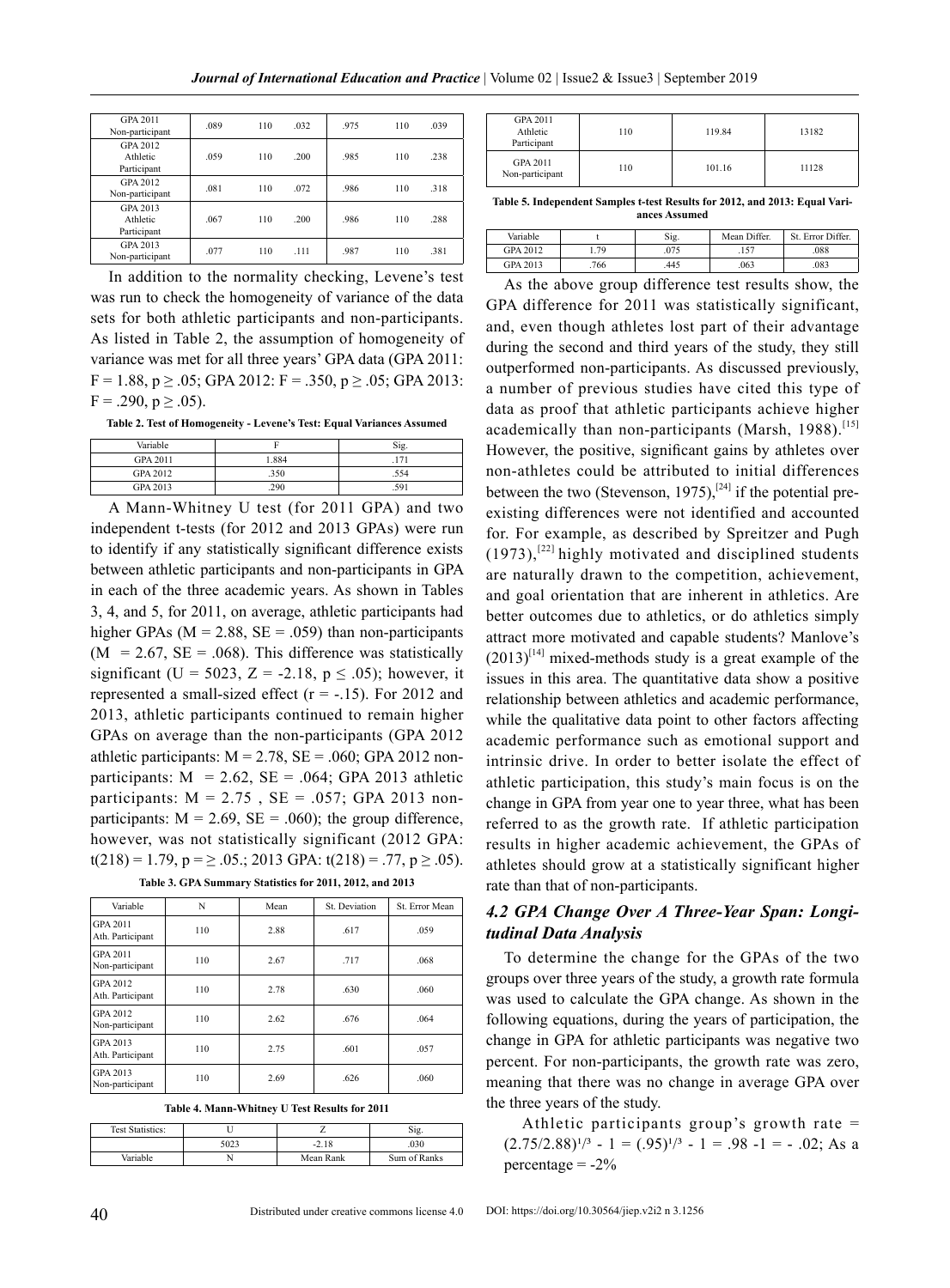| GPA 2011 Non-participant | .089 | 110 | .032 | .975 | 110 | .039 |
|---|---|---|---|---|---|---|
| GPA 2012 Athletic Participant | .059 | 110 | .200 | .985 | 110 | .238 |
| GPA 2012 Non-participant | .081 | 110 | .072 | .986 | 110 | .318 |
| GPA 2013 Athletic Participant | .067 | 110 | .200 | .986 | 110 | .288 |
| GPA 2013 Non-participant | .077 | 110 | .111 | .987 | 110 | .381 |

In addition to the normality checking, Levene's test was run to check the homogeneity of variance of the data sets for both athletic participants and non-participants. As listed in Table 2, the assumption of homogeneity of variance was met for all three years' GPA data (GPA 2011: $F = 1.88, p \geq .05$; GPA 2012: $F = .350, p \geq .05$; GPA 2013: $F = .290, p \geq .05$).

**Table 2. Test of Homogeneity - Levene's Test: Equal Variances Assumed**

| Variable | F | Sig. |
|---|---|---|
| GPA 2011 | 1.884 | .171 |
| GPA 2012 | .350 | .554 |
| GPA 2013 | .290 | .591 |

A Mann-Whitney U test (for 2011 GPA) and two independent t-tests (for 2012 and 2013 GPAs) were run to identify if any statistically significant difference exists between athletic participants and non-participants in GPA in each of the three academic years. As shown in Tables 3, 4, and 5, for 2011, on average, athletic participants had higher GPAs ($M = 2.88, SE = .059$) than non-participants ($M = 2.67, SE = .068$). This difference was statistically significant ($U = 5023, Z = -2.18, p \leq .05$); however, it represented a small-sized effect ($r = -.15$). For 2012 and 2013, athletic participants continued to remain higher GPAs on average than the non-participants (GPA 2012 athletic participants: $M = 2.78, SE = .060$; GPA 2012 non-participants: $M = 2.62, SE = .064$; GPA 2013 athletic participants: $M = 2.75$ , $SE = .057$; GPA 2013 non-participants: $M = 2.69, SE = .060$); the group difference, however, was not statistically significant (2012 GPA: $t(218) = 1.79, p = \geq .05$.; 2013 GPA: $t(218) = .77, p \geq .05$).

**Table 3. GPA Summary Statistics for 2011, 2012, and 2013**

| Variable | N | Mean | St. Deviation | St. Error Mean |
|---|---|---|---|---|
| GPA 2011 Ath. Participant | 110 | 2.88 | .617 | .059 |
| GPA 2011 Non-participant | 110 | 2.67 | .717 | .068 |
| GPA 2012 Ath. Participant | 110 | 2.78 | .630 | .060 |
| GPA 2012 Non-participant | 110 | 2.62 | .676 | .064 |
| GPA 2013 Ath. Participant | 110 | 2.75 | .601 | .057 |
| GPA 2013 Non-participant | 110 | 2.69 | .626 | .060 |

**Table 4. Mann-Whitney U Test Results for 2011**

| Test Statistics: | U | Z | Sig. |
|---|---|---|---|
| | 5023 | -2.18 | .030 |
| Variable | N | Mean Rank | Sum of Ranks |
| GPA 2011 Athletic Participant | 110 | 119.84 | 13182 |
| GPA 2011 Non-participant | 110 | 101.16 | 11128 |

**Table 5. Independent Samples t-test Results for 2012, and 2013: Equal Variances Assumed**

| Variable | t | Sig. | Mean Differ. | St. Error Differ. |
|---|---|---|---|---|
| GPA 2012 | 1.79 | .075 | .157 | .088 |
| GPA 2013 | .766 | .445 | .063 | .083 |

As the above group difference test results show, the GPA difference for 2011 was statistically significant, and, even though athletes lost part of their advantage during the second and third years of the study, they still outperformed non-participants. As discussed previously, a number of previous studies have cited this type of data as proof that athletic participants achieve higher academically than non-participants (Marsh, 1988).[15] However, the positive, significant gains by athletes over non-athletes could be attributed to initial differences between the two (Stevenson, 1975),[24] if the potential pre-existing differences were not identified and accounted for. For example, as described by Spreitzer and Pugh (1973),[22] highly motivated and disciplined students are naturally drawn to the competition, achievement, and goal orientation that are inherent in athletics. Are better outcomes due to athletics, or do athletics simply attract more motivated and capable students? Manlove's (2013)[14] mixed-methods study is a great example of the issues in this area. The quantitative data show a positive relationship between athletics and academic performance, while the qualitative data point to other factors affecting academic performance such as emotional support and intrinsic drive. In order to better isolate the effect of athletic participation, this study's main focus is on the change in GPA from year one to year three, what has been referred to as the growth rate. If athletic participation results in higher academic achievement, the GPAs of athletes should grow at a statistically significant higher rate than that of non-participants.

### *4.2 GPA Change Over A Three-Year Span: Longitudinal Data Analysis*

To determine the change for the GPAs of the two groups over three years of the study, a growth rate formula was used to calculate the GPA change. As shown in the following equations, during the years of participation, the change in GPA for athletic participants was negative two percent. For non-participants, the growth rate was zero, meaning that there was no change in average GPA over the three years of the study.

Athletic participants group's growth rate = $(2.75/2.88)^{1/3} - 1 = (.95)^{1/3} - 1 = .98 - 1 = -.02$; As a percentage = -2%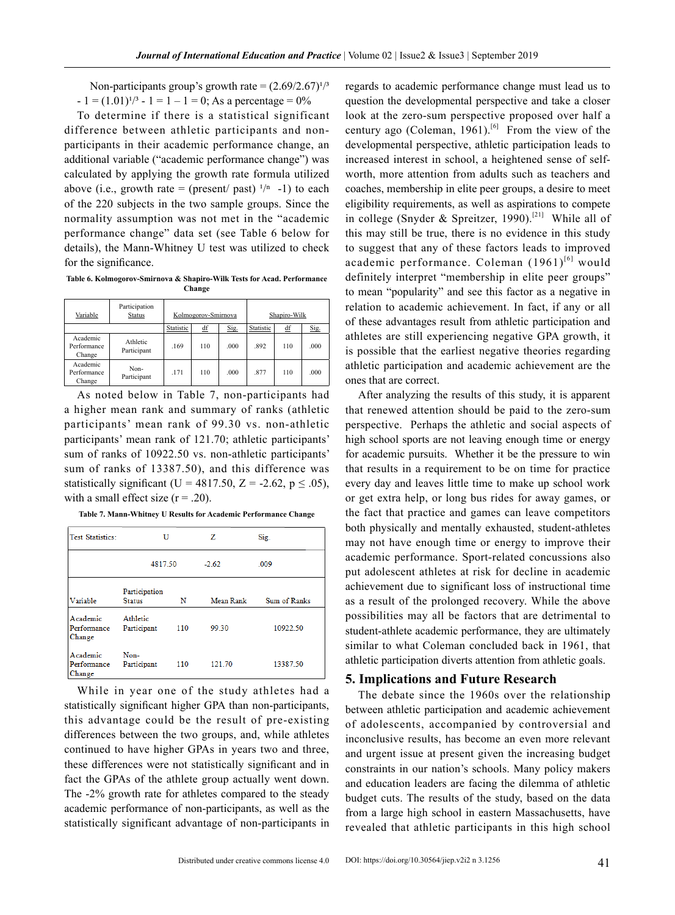Non-participants group's growth rate = $(2.69/2.67)^{1/3} - 1 = (1.01)^{1/3} - 1 = 1 - 1 = 0$; As a percentage = 0%

To determine if there is a statistical significant difference between athletic participants and non-participants in their academic performance change, an additional variable ("academic performance change") was calculated by applying the growth rate formula utilized above (i.e., growth rate = $(\text{present}/\text{past})^{1/n} - 1$) to each of the 220 subjects in the two sample groups. Since the normality assumption was not met in the "academic performance change" data set (see Table 6 below for details), the Mann-Whitney U test was utilized to check for the significance.

**Table 6. Kolmogorov-Smirnova & Shapiro-Wilk Tests for Acad. Performance Change**

| Variable | Participation Status | Kolmogorov-Smirnova | | | Shapiro-Wilk | | |
|---|---|---|---|---|---|---|---|
| | | Statistic | df | Sig. | Statistic | df | Sig. |
| Academic Performance Change | Athletic Participant | .169 | 110 | .000 | .892 | 110 | .000 |
| Academic Performance Change | Non-Participant | .171 | 110 | .000 | .877 | 110 | .000 |

As noted below in Table 7, non-participants had a higher mean rank and summary of ranks (athletic participants' mean rank of 99.30 vs. non-athletic participants' mean rank of 121.70; athletic participants' sum of ranks of 10922.50 vs. non-athletic participants' sum of ranks of 13387.50), and this difference was statistically significant ($U = 4817.50$, $Z = -2.62$, $p \leq .05$), with a small effect size ($r = .20$).

**Table 7. Mann-Whitney U Results for Academic Performance Change**

| Test Statistics: | | U | Z | Sig. |
|---|---|---|---|---|
| | | 4817.50 | -2.62 | .009 |

| Variable | Participation Status | N | Mean Rank | Sum of Ranks |
|---|---|---|---|---|
| Academic Performance Change | Athletic Participant | 110 | 99.30 | 10922.50 |
| Academic Performance Change | Non-Participant | 110 | 121.70 | 13387.50 |

While in year one of the study athletes had a statistically significant higher GPA than non-participants, this advantage could be the result of pre-existing differences between the two groups, and, while athletes continued to have higher GPAs in years two and three, these differences were not statistically significant and in fact the GPAs of the athlete group actually went down. The -2% growth rate for athletes compared to the steady academic performance of non-participants, as well as the statistically significant advantage of non-participants in regards to academic performance change must lead us to question the developmental perspective and take a closer look at the zero-sum perspective proposed over half a century ago (Coleman, 1961).[6] From the view of the developmental perspective, athletic participation leads to increased interest in school, a heightened sense of self-worth, more attention from adults such as teachers and coaches, membership in elite peer groups, a desire to meet eligibility requirements, as well as aspirations to compete in college (Snyder & Spreitzer, 1990).[21] While all of this may still be true, there is no evidence in this study to suggest that any of these factors leads to improved academic performance. Coleman (1961)[6] would definitely interpret "membership in elite peer groups" to mean "popularity" and see this factor as a negative in relation to academic achievement. In fact, if any or all of these advantages result from athletic participation and athletes are still experiencing negative GPA growth, it is possible that the earliest negative theories regarding athletic participation and academic achievement are the ones that are correct.

After analyzing the results of this study, it is apparent that renewed attention should be paid to the zero-sum perspective. Perhaps the athletic and social aspects of high school sports are not leaving enough time or energy for academic pursuits. Whether it be the pressure to win that results in a requirement to be on time for practice every day and leaves little time to make up school work or get extra help, or long bus rides for away games, or the fact that practice and games can leave competitors both physically and mentally exhausted, student-athletes may not have enough time or energy to improve their academic performance. Sport-related concussions also put adolescent athletes at risk for decline in academic achievement due to significant loss of instructional time as a result of the prolonged recovery. While the above possibilities may all be factors that are detrimental to student-athlete academic performance, they are ultimately similar to what Coleman concluded back in 1961, that athletic participation diverts attention from athletic goals.

## 5. Implications and Future Research

The debate since the 1960s over the relationship between athletic participation and academic achievement of adolescents, accompanied by controversial and inconclusive results, has become an even more relevant and urgent issue at present given the increasing budget constraints in our nation's schools. Many policy makers and education leaders are facing the dilemma of athletic budget cuts. The results of the study, based on the data from a large high school in eastern Massachusetts, have revealed that athletic participants in this high school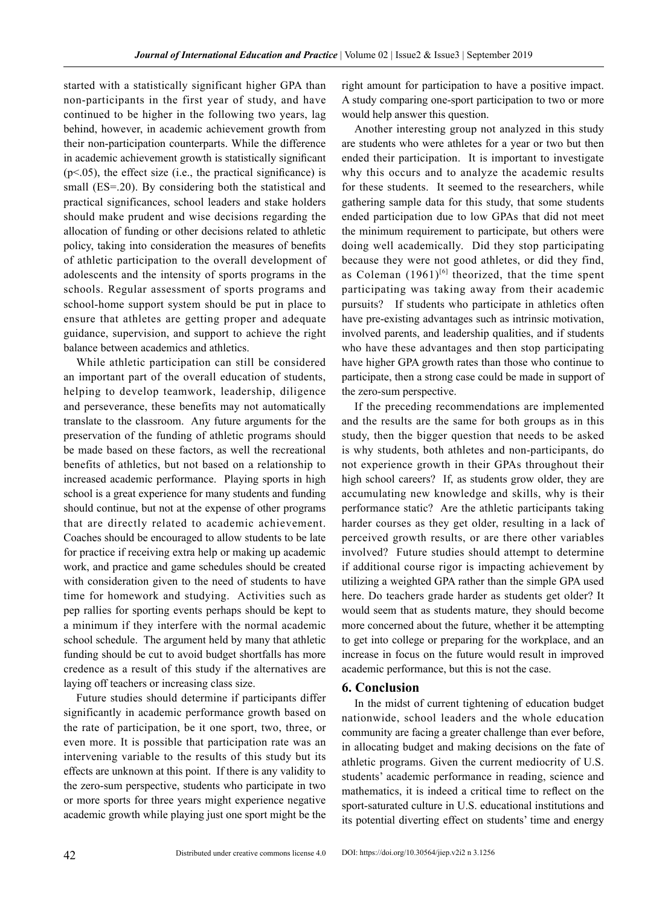started with a statistically significant higher GPA than non-participants in the first year of study, and have continued to be higher in the following two years, lag behind, however, in academic achievement growth from their non-participation counterparts. While the difference in academic achievement growth is statistically significant ($p<.05$), the effect size (i.e., the practical significance) is small (ES=.20). By considering both the statistical and practical significances, school leaders and stake holders should make prudent and wise decisions regarding the allocation of funding or other decisions related to athletic policy, taking into consideration the measures of benefits of athletic participation to the overall development of adolescents and the intensity of sports programs in the schools. Regular assessment of sports programs and school-home support system should be put in place to ensure that athletes are getting proper and adequate guidance, supervision, and support to achieve the right balance between academics and athletics.

While athletic participation can still be considered an important part of the overall education of students, helping to develop teamwork, leadership, diligence and perseverance, these benefits may not automatically translate to the classroom. Any future arguments for the preservation of the funding of athletic programs should be made based on these factors, as well the recreational benefits of athletics, but not based on a relationship to increased academic performance. Playing sports in high school is a great experience for many students and funding should continue, but not at the expense of other programs that are directly related to academic achievement. Coaches should be encouraged to allow students to be late for practice if receiving extra help or making up academic work, and practice and game schedules should be created with consideration given to the need of students to have time for homework and studying. Activities such as pep rallies for sporting events perhaps should be kept to a minimum if they interfere with the normal academic school schedule. The argument held by many that athletic funding should be cut to avoid budget shortfalls has more credence as a result of this study if the alternatives are laying off teachers or increasing class size.

Future studies should determine if participants differ significantly in academic performance growth based on the rate of participation, be it one sport, two, three, or even more. It is possible that participation rate was an intervening variable to the results of this study but its effects are unknown at this point. If there is any validity to the zero-sum perspective, students who participate in two or more sports for three years might experience negative academic growth while playing just one sport might be the right amount for participation to have a positive impact. A study comparing one-sport participation to two or more would help answer this question.

Another interesting group not analyzed in this study are students who were athletes for a year or two but then ended their participation. It is important to investigate why this occurs and to analyze the academic results for these students. It seemed to the researchers, while gathering sample data for this study, that some students ended participation due to low GPAs that did not meet the minimum requirement to participate, but others were doing well academically. Did they stop participating because they were not good athletes, or did they find, as Coleman (1961)[6] theorized, that the time spent participating was taking away from their academic pursuits? If students who participate in athletics often have pre-existing advantages such as intrinsic motivation, involved parents, and leadership qualities, and if students who have these advantages and then stop participating have higher GPA growth rates than those who continue to participate, then a strong case could be made in support of the zero-sum perspective.

If the preceding recommendations are implemented and the results are the same for both groups as in this study, then the bigger question that needs to be asked is why students, both athletes and non-participants, do not experience growth in their GPAs throughout their high school careers? If, as students grow older, they are accumulating new knowledge and skills, why is their performance static? Are the athletic participants taking harder courses as they get older, resulting in a lack of perceived growth results, or are there other variables involved? Future studies should attempt to determine if additional course rigor is impacting achievement by utilizing a weighted GPA rather than the simple GPA used here. Do teachers grade harder as students get older? It would seem that as students mature, they should become more concerned about the future, whether it be attempting to get into college or preparing for the workplace, and an increase in focus on the future would result in improved academic performance, but this is not the case.

## 6. Conclusion

In the midst of current tightening of education budget nationwide, school leaders and the whole education community are facing a greater challenge than ever before, in allocating budget and making decisions on the fate of athletic programs. Given the current mediocrity of U.S. students' academic performance in reading, science and mathematics, it is indeed a critical time to reflect on the sport-saturated culture in U.S. educational institutions and its potential diverting effect on students' time and energy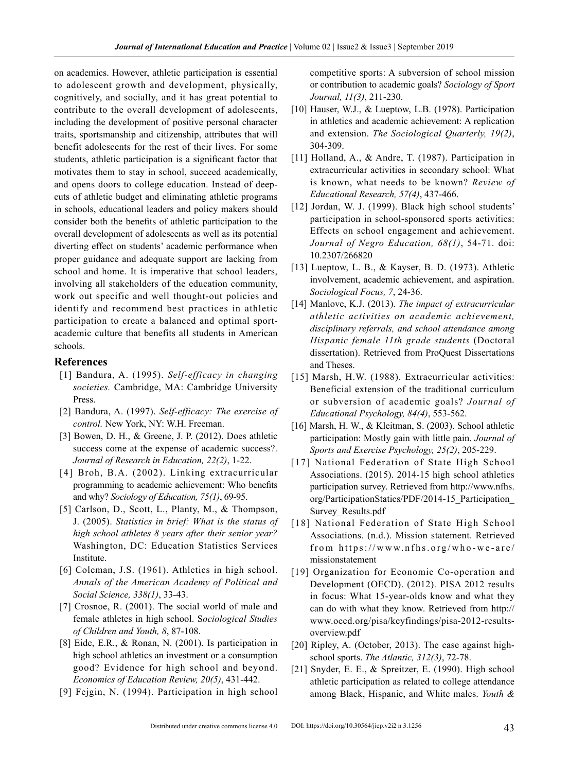on academics. However, athletic participation is essential to adolescent growth and development, physically, cognitively, and socially, and it has great potential to contribute to the overall development of adolescents, including the development of positive personal character traits, sportsmanship and citizenship, attributes that will benefit adolescents for the rest of their lives. For some students, athletic participation is a significant factor that motivates them to stay in school, succeed academically, and opens doors to college education. Instead of deep-cuts of athletic budget and eliminating athletic programs in schools, educational leaders and policy makers should consider both the benefits of athletic participation to the overall development of adolescents as well as its potential diverting effect on students' academic performance when proper guidance and adequate support are lacking from school and home. It is imperative that school leaders, involving all stakeholders of the education community, work out specific and well thought-out policies and identify and recommend best practices in athletic participation to create a balanced and optimal sport-academic culture that benefits all students in American schools.

## References

[1] Bandura, A. (1995). *Self-efficacy in changing societies.* Cambridge, MA: Cambridge University Press.

[2] Bandura, A. (1997). *Self-efficacy: The exercise of control.* New York, NY: W.H. Freeman.

[3] Bowen, D. H., & Greene, J. P. (2012). Does athletic success come at the expense of academic success?. *Journal of Research in Education, 22(2)*, 1-22.

[4] Broh, B.A. (2002). Linking extracurricular programming to academic achievement: Who benefits and why? *Sociology of Education, 75(1)*, 69-95.

[5] Carlson, D., Scott, L., Planty, M., & Thompson, J. (2005). *Statistics in brief: What is the status of high school athletes 8 years after their senior year?* Washington, DC: Education Statistics Services Institute.

[6] Coleman, J.S. (1961). Athletics in high school. *Annals of the American Academy of Political and Social Science, 338(1)*, 33-43.

[7] Crosnoe, R. (2001). The social world of male and female athletes in high school. *Sociological Studies of Children and Youth, 8*, 87-108.

[8] Eide, E.R., & Ronan, N. (2001). Is participation in high school athletics an investment or a consumption good? Evidence for high school and beyond. *Economics of Education Review, 20(5)*, 431-442.

[9] Fejgin, N. (1994). Participation in high school competitive sports: A subversion of school mission or contribution to academic goals? *Sociology of Sport Journal, 11(3)*, 211-230.

[10] Hauser, W.J., & Lueptow, L.B. (1978). Participation in athletics and academic achievement: A replication and extension. *The Sociological Quarterly, 19(2)*, 304-309.

[11] Holland, A., & Andre, T. (1987). Participation in extracurricular activities in secondary school: What is known, what needs to be known? *Review of Educational Research, 57(4)*, 437-466.

[12] Jordan, W. J. (1999). Black high school students' participation in school-sponsored sports activities: Effects on school engagement and achievement. *Journal of Negro Education, 68(1)*, 54-71. doi: 10.2307/266820

[13] Lueptow, L. B., & Kayser, B. D. (1973). Athletic involvement, academic achievement, and aspiration. *Sociological Focus, 7*, 24-36.

[14] Manlove, K.J. (2013). *The impact of extracurricular athletic activities on academic achievement, disciplinary referrals, and school attendance among Hispanic female 11th grade students* (Doctoral dissertation). Retrieved from ProQuest Dissertations and Theses.

[15] Marsh, H.W. (1988). Extracurricular activities: Beneficial extension of the traditional curriculum or subversion of academic goals? *Journal of Educational Psychology, 84(4)*, 553-562.

[16] Marsh, H. W., & Kleitman, S. (2003). School athletic participation: Mostly gain with little pain. *Journal of Sports and Exercise Psychology, 25(2)*, 205-229.

[17] National Federation of State High School Associations. (2015). 2014-15 high school athletics participation survey. Retrieved from http://www.nfhs.org/ParticipationStatics/PDF/2014-15_Participation_Survey_Results.pdf

[18] National Federation of State High School Associations. (n.d.). Mission statement. Retrieved from https://www.nfhs.org/who-we-are/missionstatement

[19] Organization for Economic Co-operation and Development (OECD). (2012). PISA 2012 results in focus: What 15-year-olds know and what they can do with what they know. Retrieved from http://www.oecd.org/pisa/keyfindings/pisa-2012-results-overview.pdf

[20] Ripley, A. (October, 2013). The case against high-school sports. *The Atlantic, 312(3)*, 72-78.

[21] Snyder, E. E., & Spreitzer, E. (1990). High school athletic participation as related to college attendance among Black, Hispanic, and White males. *Youth &*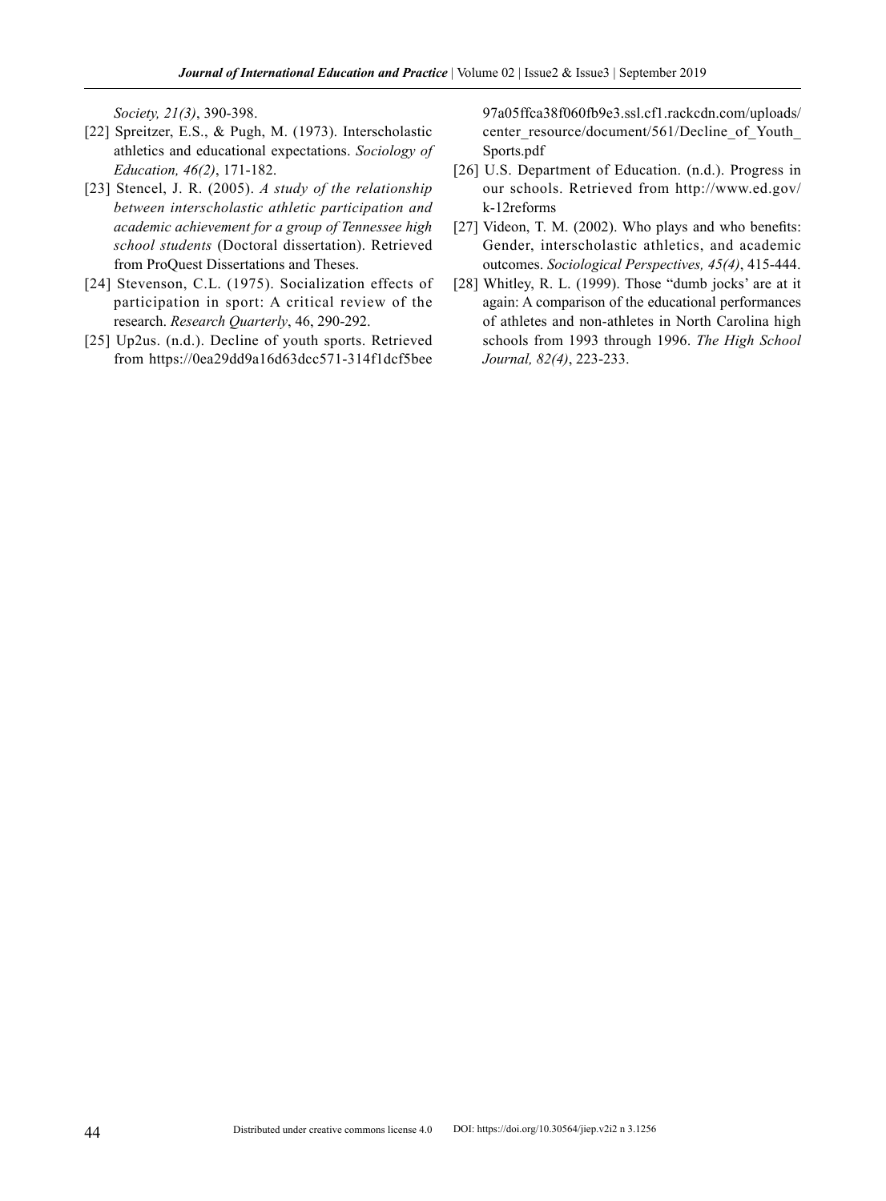*Society, 21(3)*, 390-398.

[22] Spreitzer, E.S., & Pugh, M. (1973). Interscholastic athletics and educational expectations. *Sociology of Education, 46(2)*, 171-182.

[23] Stencel, J. R. (2005). *A study of the relationship between interscholastic athletic participation and academic achievement for a group of Tennessee high school students* (Doctoral dissertation). Retrieved from ProQuest Dissertations and Theses.

[24] Stevenson, C.L. (1975). Socialization effects of participation in sport: A critical review of the research. *Research Quarterly*, 46, 290-292.

[25] Up2us. (n.d.). Decline of youth sports. Retrieved from https://0ea29dd9a16d63dcc571-314f1dcf5bee97a05ffca38f060fb9e3.ssl.cf1.rackcdn.com/uploads/center_resource/document/561/Decline_of_Youth_Sports.pdf

[26] U.S. Department of Education. (n.d.). Progress in our schools. Retrieved from http://www.ed.gov/k-12reforms

[27] Videon, T. M. (2002). Who plays and who benefits: Gender, interscholastic athletics, and academic outcomes. *Sociological Perspectives, 45(4)*, 415-444.

[28] Whitley, R. L. (1999). Those "dumb jocks' are at it again: A comparison of the educational performances of athletes and non-athletes in North Carolina high schools from 1993 through 1996. *The High School Journal, 82(4)*, 223-233.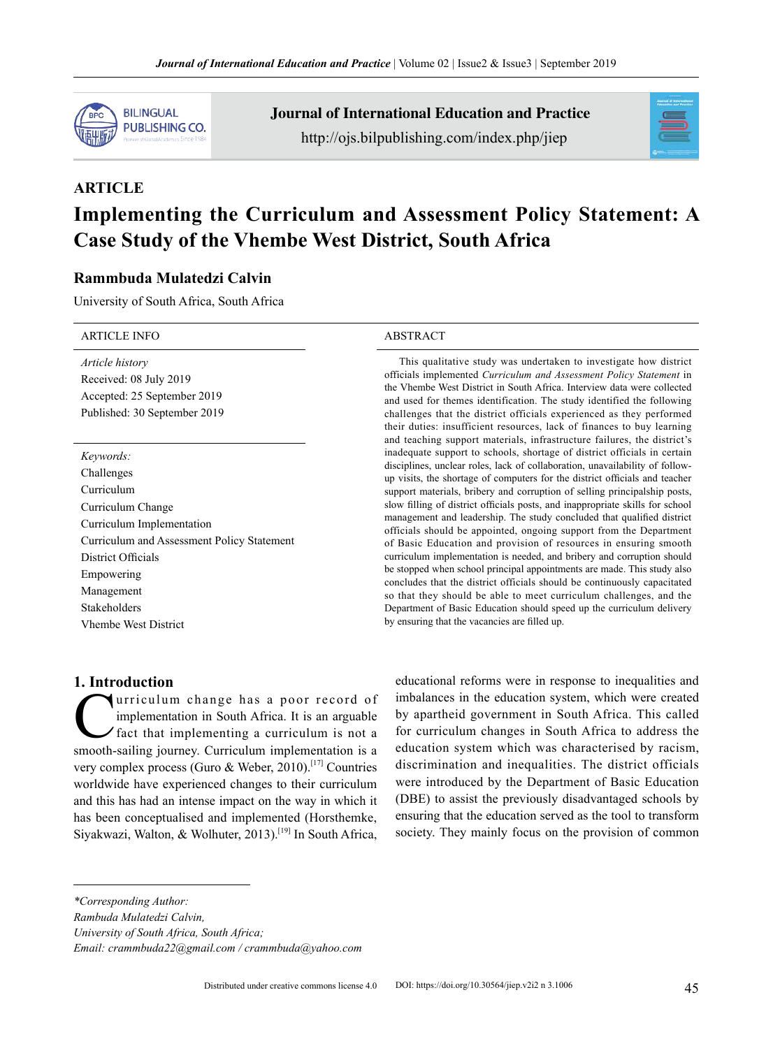**ARTICLE**

# Implementing the Curriculum and Assessment Policy Statement: A Case Study of the Vhembe West District, South Africa

**Rammbuda Mulatedzi Calvin**

University of South Africa, South Africa

| ARTICLE INFO |
| --- |
| *Article history* |
| Received: 08 July 2019 |
| Accepted: 25 September 2019 |
| Published: 30 September 2019 |

| |
| --- |
| *Keywords:* |
| Challenges |
| Curriculum |
| Curriculum Change |
| Curriculum Implementation |
| Curriculum and Assessment Policy Statement |
| District Officials |
| Empowering |
| Management |
| Stakeholders |
| Vhembe West District |

**ABSTRACT**

This qualitative study was undertaken to investigate how district officials implemented *Curriculum and Assessment Policy Statement* in the Vhembe West District in South Africa. Interview data were collected and used for themes identification. The study identified the following challenges that the district officials experienced as they performed their duties: insufficient resources, lack of finances to buy learning and teaching support materials, infrastructure failures, the district's inadequate support to schools, shortage of district officials in certain disciplines, unclear roles, lack of collaboration, unavailability of follow-up visits, the shortage of computers for the district officials and teacher support materials, bribery and corruption of selling principalship posts, slow filling of district officials posts, and inappropriate skills for school management and leadership. The study concluded that qualified district officials should be appointed, ongoing support from the Department of Basic Education and provision of resources in ensuring smooth curriculum implementation is needed, and bribery and corruption should be stopped when school principal appointments are made. This study also concludes that the district officials should be continuously capacitated so that they should be able to meet curriculum challenges, and the Department of Basic Education should speed up the curriculum delivery by ensuring that the vacancies are filled up.

## 1. Introduction

Curriculum change has a poor record of implementation in South Africa. It is an arguable fact that implementing a curriculum is not a smooth-sailing journey. Curriculum implementation is a very complex process (Guro & Weber, 2010).[17] Countries worldwide have experienced changes to their curriculum and this has had an intense impact on the way in which it has been conceptualised and implemented (Horsthemke, Siyakwazi, Walton, & Wolhuter, 2013).[19] In South Africa, educational reforms were in response to inequalities and imbalances in the education system, which were created by apartheid government in South Africa. This called for curriculum changes in South Africa to address the education system which was characterised by racism, discrimination and inequalities. The district officials were introduced by the Department of Basic Education (DBE) to assist the previously disadvantaged schools by ensuring that the education served as the tool to transform society. They mainly focus on the provision of common

*\*Corresponding Author:*
*Rambuda Mulatedzi Calvin,*
*University of South Africa, South Africa;*
*Email: crammbuda22@gmail.com / crammbuda@yahoo.com*

Distributed under creative commons license 4.0 DOI: https://doi.org/10.30564/jiep.v2i2 n 3.1006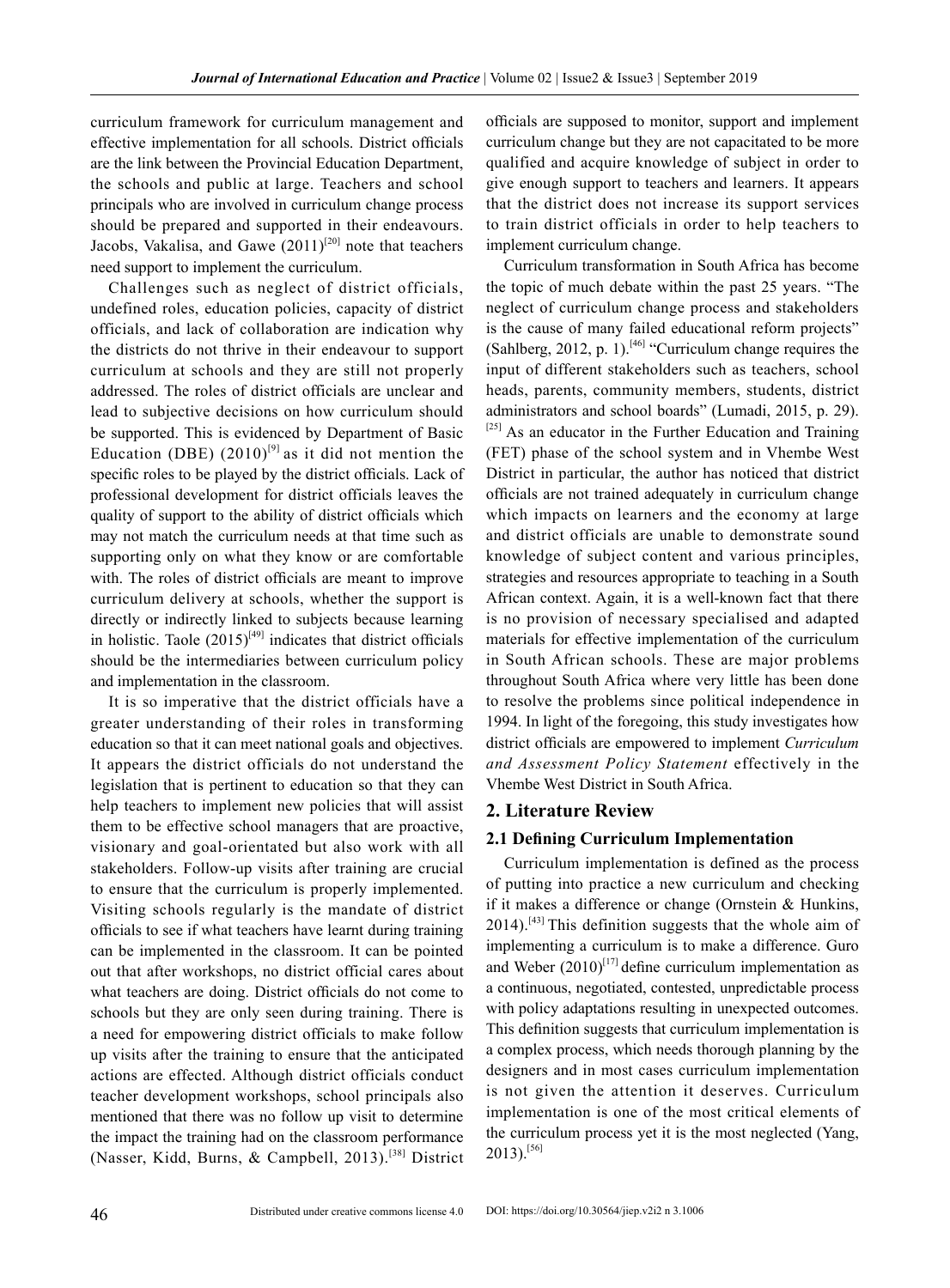curriculum framework for curriculum management and effective implementation for all schools. District officials are the link between the Provincial Education Department, the schools and public at large. Teachers and school principals who are involved in curriculum change process should be prepared and supported in their endeavours. Jacobs, Vakalisa, and Gawe (2011)[20] note that teachers need support to implement the curriculum.

Challenges such as neglect of district officials, undefined roles, education policies, capacity of district officials, and lack of collaboration are indication why the districts do not thrive in their endeavour to support curriculum at schools and they are still not properly addressed. The roles of district officials are unclear and lead to subjective decisions on how curriculum should be supported. This is evidenced by Department of Basic Education (DBE) (2010)[9] as it did not mention the specific roles to be played by the district officials. Lack of professional development for district officials leaves the quality of support to the ability of district officials which may not match the curriculum needs at that time such as supporting only on what they know or are comfortable with. The roles of district officials are meant to improve curriculum delivery at schools, whether the support is directly or indirectly linked to subjects because learning in holistic. Taole (2015)[49] indicates that district officials should be the intermediaries between curriculum policy and implementation in the classroom.

It is so imperative that the district officials have a greater understanding of their roles in transforming education so that it can meet national goals and objectives. It appears the district officials do not understand the legislation that is pertinent to education so that they can help teachers to implement new policies that will assist them to be effective school managers that are proactive, visionary and goal-orientated but also work with all stakeholders. Follow-up visits after training are crucial to ensure that the curriculum is properly implemented. Visiting schools regularly is the mandate of district officials to see if what teachers have learnt during training can be implemented in the classroom. It can be pointed out that after workshops, no district official cares about what teachers are doing. District officials do not come to schools but they are only seen during training. There is a need for empowering district officials to make follow up visits after the training to ensure that the anticipated actions are effected. Although district officials conduct teacher development workshops, school principals also mentioned that there was no follow up visit to determine the impact the training had on the classroom performance (Nasser, Kidd, Burns, & Campbell, 2013).[38] District officials are supposed to monitor, support and implement curriculum change but they are not capacitated to be more qualified and acquire knowledge of subject in order to give enough support to teachers and learners. It appears that the district does not increase its support services to train district officials in order to help teachers to implement curriculum change.

Curriculum transformation in South Africa has become the topic of much debate within the past 25 years. "The neglect of curriculum change process and stakeholders is the cause of many failed educational reform projects" (Sahlberg, 2012, p. 1).[46] "Curriculum change requires the input of different stakeholders such as teachers, school heads, parents, community members, students, district administrators and school boards" (Lumadi, 2015, p. 29).[25] As an educator in the Further Education and Training (FET) phase of the school system and in Vhembe West District in particular, the author has noticed that district officials are not trained adequately in curriculum change which impacts on learners and the economy at large and district officials are unable to demonstrate sound knowledge of subject content and various principles, strategies and resources appropriate to teaching in a South African context. Again, it is a well-known fact that there is no provision of necessary specialised and adapted materials for effective implementation of the curriculum in South African schools. These are major problems throughout South Africa where very little has been done to resolve the problems since political independence in 1994. In light of the foregoing, this study investigates how district officials are empowered to implement *Curriculum and Assessment Policy Statement* effectively in the Vhembe West District in South Africa.

## 2. Literature Review

### 2.1 Defining Curriculum Implementation

Curriculum implementation is defined as the process of putting into practice a new curriculum and checking if it makes a difference or change (Ornstein & Hunkins, 2014).[43] This definition suggests that the whole aim of implementing a curriculum is to make a difference. Guro and Weber (2010)[17] define curriculum implementation as a continuous, negotiated, contested, unpredictable process with policy adaptations resulting in unexpected outcomes. This definition suggests that curriculum implementation is a complex process, which needs thorough planning by the designers and in most cases curriculum implementation is not given the attention it deserves. Curriculum implementation is one of the most critical elements of the curriculum process yet it is the most neglected (Yang, 2013).[56]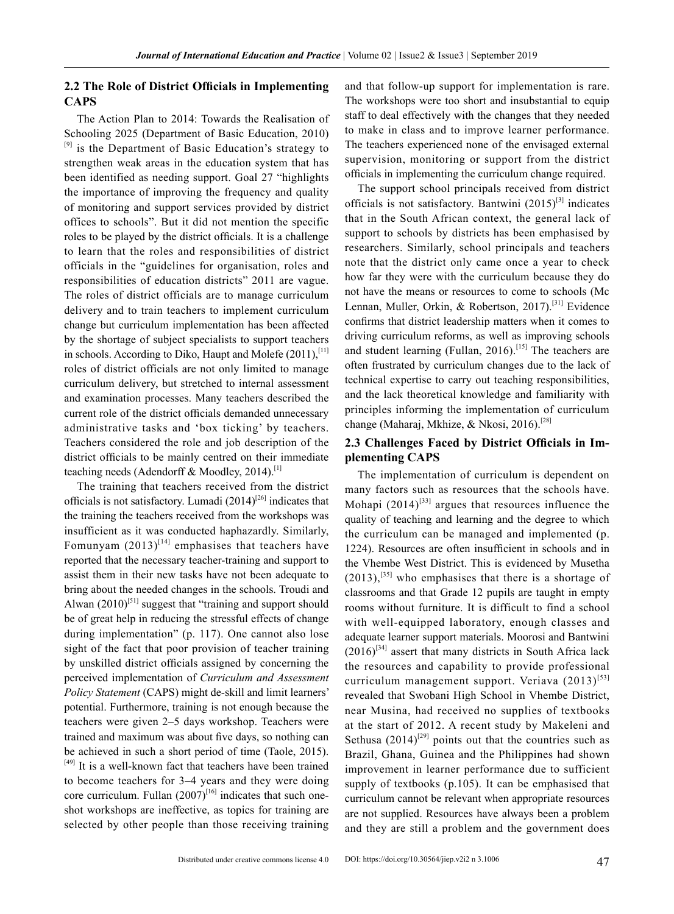## 2.2 The Role of District Officials in Implementing CAPS

The Action Plan to 2014: Towards the Realisation of Schooling 2025 (Department of Basic Education, 2010) [9] is the Department of Basic Education's strategy to strengthen weak areas in the education system that has been identified as needing support. Goal 27 "highlights the importance of improving the frequency and quality of monitoring and support services provided by district offices to schools". But it did not mention the specific roles to be played by the district officials. It is a challenge to learn that the roles and responsibilities of district officials in the "guidelines for organisation, roles and responsibilities of education districts" 2011 are vague. The roles of district officials are to manage curriculum delivery and to train teachers to implement curriculum change but curriculum implementation has been affected by the shortage of subject specialists to support teachers in schools. According to Diko, Haupt and Molefe (2011),[11] roles of district officials are not only limited to manage curriculum delivery, but stretched to internal assessment and examination processes. Many teachers described the current role of the district officials demanded unnecessary administrative tasks and 'box ticking' by teachers. Teachers considered the role and job description of the district officials to be mainly centred on their immediate teaching needs (Adendorff & Moodley, 2014).[1]

The training that teachers received from the district officials is not satisfactory. Lumadi (2014)[26] indicates that the training the teachers received from the workshops was insufficient as it was conducted haphazardly. Similarly, Fomunyam (2013)[14] emphasises that teachers have reported that the necessary teacher-training and support to assist them in their new tasks have not been adequate to bring about the needed changes in the schools. Troudi and Alwan (2010)[51] suggest that "training and support should be of great help in reducing the stressful effects of change during implementation" (p. 117). One cannot also lose sight of the fact that poor provision of teacher training by unskilled district officials assigned by concerning the perceived implementation of *Curriculum and Assessment Policy Statement* (CAPS) might de-skill and limit learners' potential. Furthermore, training is not enough because the teachers were given 2–5 days workshop. Teachers were trained and maximum was about five days, so nothing can be achieved in such a short period of time (Taole, 2015).[49] It is a well-known fact that teachers have been trained to become teachers for 3–4 years and they were doing core curriculum. Fullan (2007)[16] indicates that such one-shot workshops are ineffective, as topics for training are selected by other people than those receiving training and that follow-up support for implementation is rare. The workshops were too short and insubstantial to equip staff to deal effectively with the changes that they needed to make in class and to improve learner performance. The teachers experienced none of the envisaged external supervision, monitoring or support from the district officials in implementing the curriculum change required.

The support school principals received from district officials is not satisfactory. Bantwini (2015)[3] indicates that in the South African context, the general lack of support to schools by districts has been emphasised by researchers. Similarly, school principals and teachers note that the district only came once a year to check how far they were with the curriculum because they do not have the means or resources to come to schools (Mc Lennan, Muller, Orkin, & Robertson, 2017).[31] Evidence confirms that district leadership matters when it comes to driving curriculum reforms, as well as improving schools and student learning (Fullan, 2016).[15] The teachers are often frustrated by curriculum changes due to the lack of technical expertise to carry out teaching responsibilities, and the lack theoretical knowledge and familiarity with principles informing the implementation of curriculum change (Maharaj, Mkhize, & Nkosi, 2016).[28]

## 2.3 Challenges Faced by District Officials in Implementing CAPS

The implementation of curriculum is dependent on many factors such as resources that the schools have. Mohapi (2014)[33] argues that resources influence the quality of teaching and learning and the degree to which the curriculum can be managed and implemented (p. 1224). Resources are often insufficient in schools and in the Vhembe West District. This is evidenced by Musetha (2013),[35] who emphasises that there is a shortage of classrooms and that Grade 12 pupils are taught in empty rooms without furniture. It is difficult to find a school with well-equipped laboratory, enough classes and adequate learner support materials. Moorosi and Bantwini (2016)[34] assert that many districts in South Africa lack the resources and capability to provide professional curriculum management support. Veriava (2013)[53] revealed that Swobani High School in Vhembe District, near Musina, had received no supplies of textbooks at the start of 2012. A recent study by Makeleni and Sethusa (2014)[29] points out that the countries such as Brazil, Ghana, Guinea and the Philippines had shown improvement in learner performance due to sufficient supply of textbooks (p.105). It can be emphasised that curriculum cannot be relevant when appropriate resources are not supplied. Resources have always been a problem and they are still a problem and the government does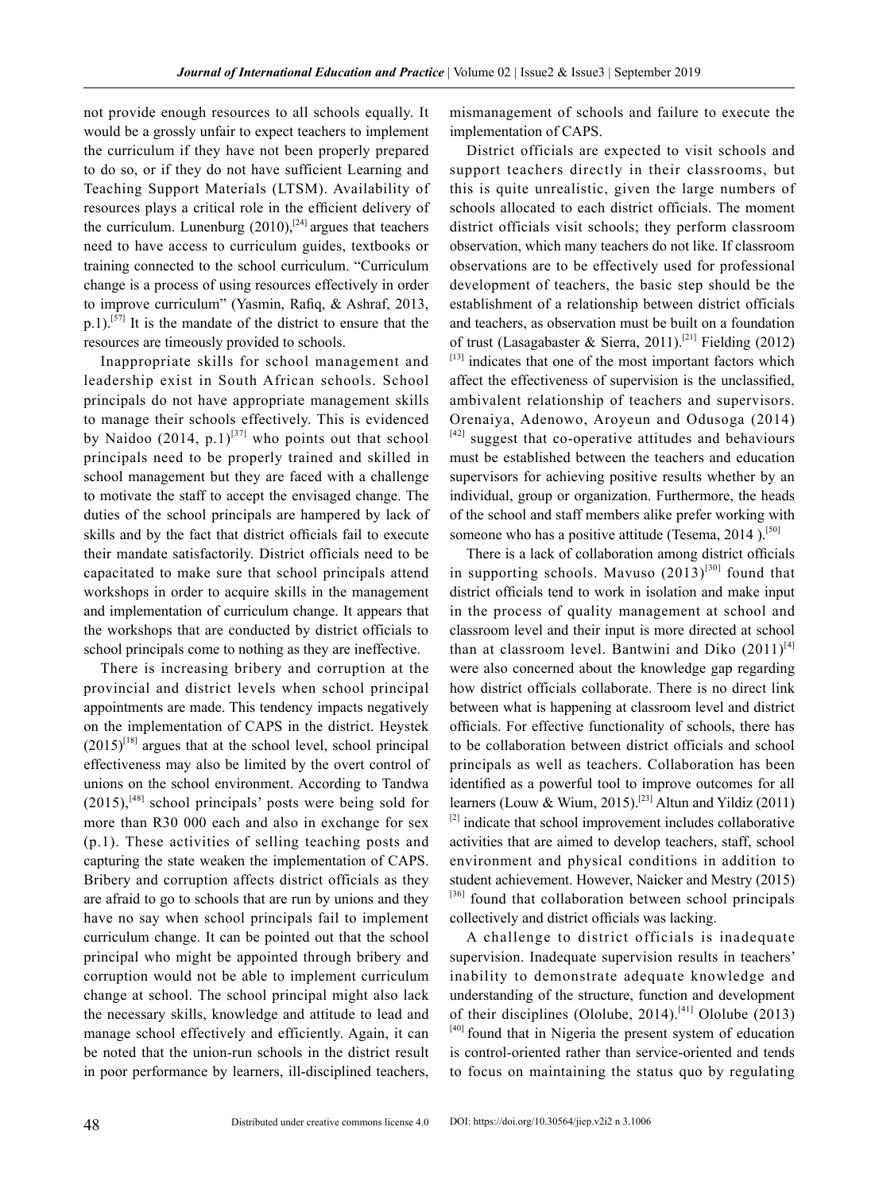not provide enough resources to all schools equally. It would be a grossly unfair to expect teachers to implement the curriculum if they have not been properly prepared to do so, or if they do not have sufficient Learning and Teaching Support Materials (LTSM). Availability of resources plays a critical role in the efficient delivery of the curriculum. Lunenburg (2010),[24] argues that teachers need to have access to curriculum guides, textbooks or training connected to the school curriculum. "Curriculum change is a process of using resources effectively in order to improve curriculum" (Yasmin, Rafiq, & Ashraf, 2013, p.1).[57] It is the mandate of the district to ensure that the resources are timeously provided to schools.

Inappropriate skills for school management and leadership exist in South African schools. School principals do not have appropriate management skills to manage their schools effectively. This is evidenced by Naidoo (2014, p.1)[37] who points out that school principals need to be properly trained and skilled in school management but they are faced with a challenge to motivate the staff to accept the envisaged change. The duties of the school principals are hampered by lack of skills and by the fact that district officials fail to execute their mandate satisfactorily. District officials need to be capacitated to make sure that school principals attend workshops in order to acquire skills in the management and implementation of curriculum change. It appears that the workshops that are conducted by district officials to school principals come to nothing as they are ineffective.

There is increasing bribery and corruption at the provincial and district levels when school principal appointments are made. This tendency impacts negatively on the implementation of CAPS in the district. Heystek (2015)[18] argues that at the school level, school principal effectiveness may also be limited by the overt control of unions on the school environment. According to Tandwa (2015),[48] school principals' posts were being sold for more than R30 000 each and also in exchange for sex (p.1). These activities of selling teaching posts and capturing the state weaken the implementation of CAPS. Bribery and corruption affects district officials as they are afraid to go to schools that are run by unions and they have no say when school principals fail to implement curriculum change. It can be pointed out that the school principal who might be appointed through bribery and corruption would not be able to implement curriculum change at school. The school principal might also lack the necessary skills, knowledge and attitude to lead and manage school effectively and efficiently. Again, it can be noted that the union-run schools in the district result in poor performance by learners, ill-disciplined teachers, mismanagement of schools and failure to execute the implementation of CAPS.

District officials are expected to visit schools and support teachers directly in their classrooms, but this is quite unrealistic, given the large numbers of schools allocated to each district officials. The moment district officials visit schools; they perform classroom observation, which many teachers do not like. If classroom observations are to be effectively used for professional development of teachers, the basic step should be the establishment of a relationship between district officials and teachers, as observation must be built on a foundation of trust (Lasagabaster & Sierra, 2011).[21] Fielding (2012) [13] indicates that one of the most important factors which affect the effectiveness of supervision is the unclassified, ambivalent relationship of teachers and supervisors. Orenaiya, Adenowo, Aroyeun and Odusoga (2014) [42] suggest that co-operative attitudes and behaviours must be established between the teachers and education supervisors for achieving positive results whether by an individual, group or organization. Furthermore, the heads of the school and staff members alike prefer working with someone who has a positive attitude (Tesema, 2014 ).[50]

There is a lack of collaboration among district officials in supporting schools. Mavuso (2013)[30] found that district officials tend to work in isolation and make input in the process of quality management at school and classroom level and their input is more directed at school than at classroom level. Bantwini and Diko (2011)[4] were also concerned about the knowledge gap regarding how district officials collaborate. There is no direct link between what is happening at classroom level and district officials. For effective functionality of schools, there has to be collaboration between district officials and school principals as well as teachers. Collaboration has been identified as a powerful tool to improve outcomes for all learners (Louw & Wium, 2015).[23] Altun and Yildiz (2011) [2] indicate that school improvement includes collaborative activities that are aimed to develop teachers, staff, school environment and physical conditions in addition to student achievement. However, Naicker and Mestry (2015) [36] found that collaboration between school principals collectively and district officials was lacking.

A challenge to district officials is inadequate supervision. Inadequate supervision results in teachers' inability to demonstrate adequate knowledge and understanding of the structure, function and development of their disciplines (Ololube, 2014).[41] Ololube (2013) [40] found that in Nigeria the present system of education is control-oriented rather than service-oriented and tends to focus on maintaining the status quo by regulating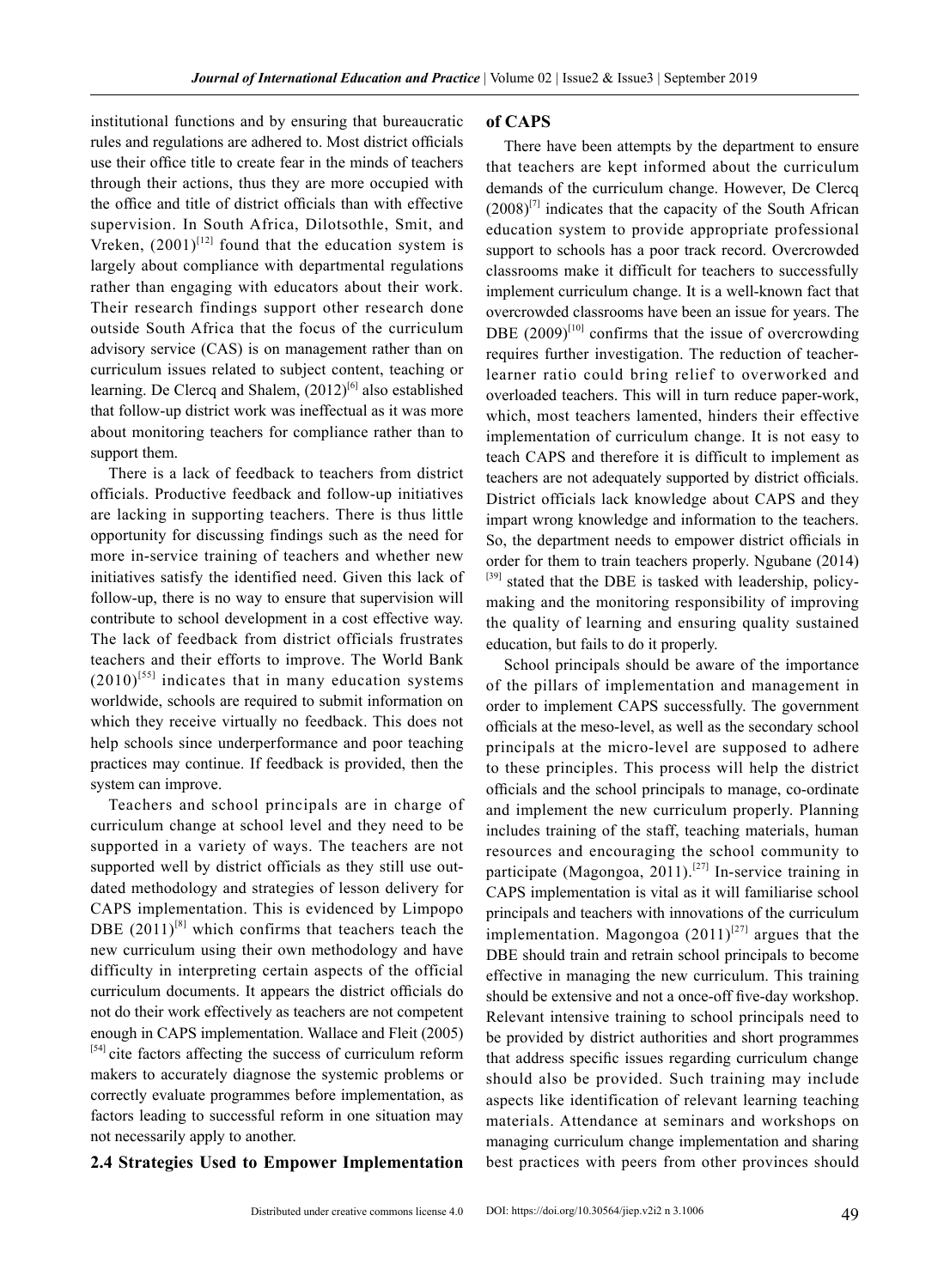institutional functions and by ensuring that bureaucratic rules and regulations are adhered to. Most district officials use their office title to create fear in the minds of teachers through their actions, thus they are more occupied with the office and title of district officials than with effective supervision. In South Africa, Dilotsothle, Smit, and Vreken, (2001)[12] found that the education system is largely about compliance with departmental regulations rather than engaging with educators about their work. Their research findings support other research done outside South Africa that the focus of the curriculum advisory service (CAS) is on management rather than on curriculum issues related to subject content, teaching or learning. De Clercq and Shalem, (2012)[6] also established that follow-up district work was ineffectual as it was more about monitoring teachers for compliance rather than to support them.

There is a lack of feedback to teachers from district officials. Productive feedback and follow-up initiatives are lacking in supporting teachers. There is thus little opportunity for discussing findings such as the need for more in-service training of teachers and whether new initiatives satisfy the identified need. Given this lack of follow-up, there is no way to ensure that supervision will contribute to school development in a cost effective way. The lack of feedback from district officials frustrates teachers and their efforts to improve. The World Bank (2010)[55] indicates that in many education systems worldwide, schools are required to submit information on which they receive virtually no feedback. This does not help schools since underperformance and poor teaching practices may continue. If feedback is provided, then the system can improve.

Teachers and school principals are in charge of curriculum change at school level and they need to be supported in a variety of ways. The teachers are not supported well by district officials as they still use out-dated methodology and strategies of lesson delivery for CAPS implementation. This is evidenced by Limpopo DBE (2011)[8] which confirms that teachers teach the new curriculum using their own methodology and have difficulty in interpreting certain aspects of the official curriculum documents. It appears the district officials do not do their work effectively as teachers are not competent enough in CAPS implementation. Wallace and Fleit (2005)[54] cite factors affecting the success of curriculum reform makers to accurately diagnose the systemic problems or correctly evaluate programmes before implementation, as factors leading to successful reform in one situation may not necessarily apply to another.

## 2.4 Strategies Used to Empower Implementation of CAPS

There have been attempts by the department to ensure that teachers are kept informed about the curriculum demands of the curriculum change. However, De Clercq (2008)[7] indicates that the capacity of the South African education system to provide appropriate professional support to schools has a poor track record. Overcrowded classrooms make it difficult for teachers to successfully implement curriculum change. It is a well-known fact that overcrowded classrooms have been an issue for years. The DBE (2009)[10] confirms that the issue of overcrowding requires further investigation. The reduction of teacher-learner ratio could bring relief to overworked and overloaded teachers. This will in turn reduce paper-work, which, most teachers lamented, hinders their effective implementation of curriculum change. It is not easy to teach CAPS and therefore it is difficult to implement as teachers are not adequately supported by district officials. District officials lack knowledge about CAPS and they impart wrong knowledge and information to the teachers. So, the department needs to empower district officials in order for them to train teachers properly. Ngubane (2014)[39] stated that the DBE is tasked with leadership, policy-making and the monitoring responsibility of improving the quality of learning and ensuring quality sustained education, but fails to do it properly.

School principals should be aware of the importance of the pillars of implementation and management in order to implement CAPS successfully. The government officials at the meso-level, as well as the secondary school principals at the micro-level are supposed to adhere to these principles. This process will help the district officials and the school principals to manage, co-ordinate and implement the new curriculum properly. Planning includes training of the staff, teaching materials, human resources and encouraging the school community to participate (Magongoa, 2011).[27] In-service training in CAPS implementation is vital as it will familiarise school principals and teachers with innovations of the curriculum implementation. Magongoa (2011)[27] argues that the DBE should train and retrain school principals to become effective in managing the new curriculum. This training should be extensive and not a once-off five-day workshop. Relevant intensive training to school principals need to be provided by district authorities and short programmes that address specific issues regarding curriculum change should also be provided. Such training may include aspects like identification of relevant learning teaching materials. Attendance at seminars and workshops on managing curriculum change implementation and sharing best practices with peers from other provinces should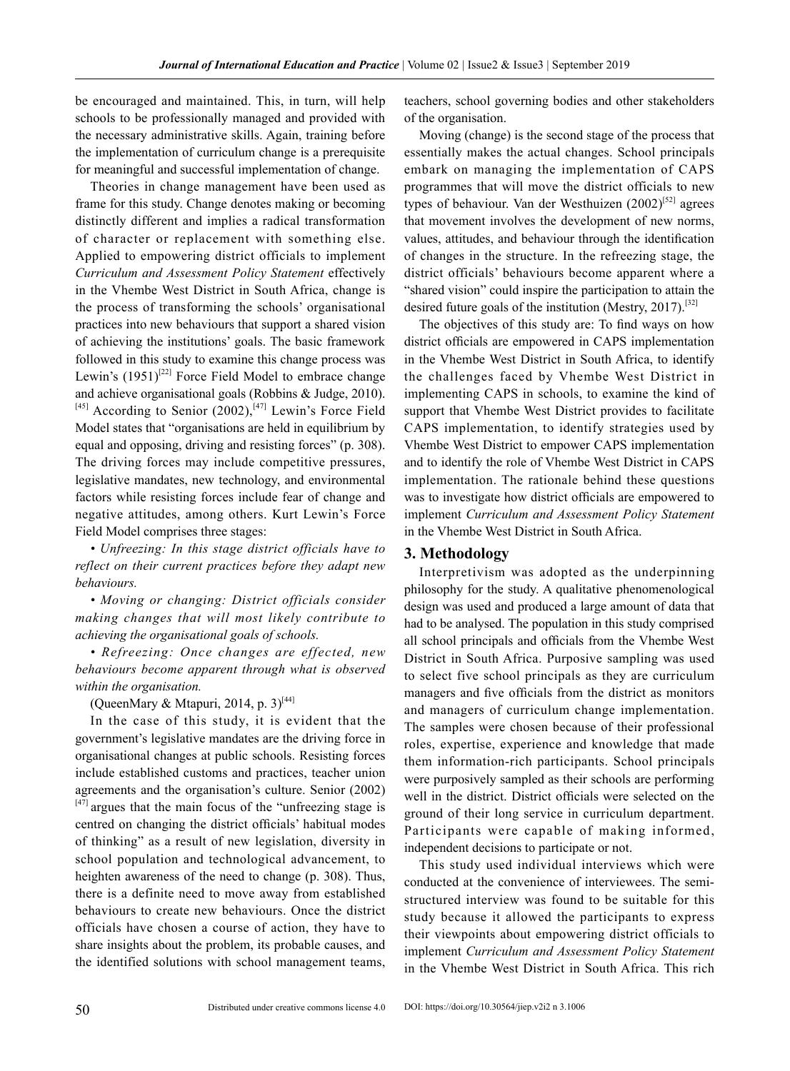be encouraged and maintained. This, in turn, will help schools to be professionally managed and provided with the necessary administrative skills. Again, training before the implementation of curriculum change is a prerequisite for meaningful and successful implementation of change.

Theories in change management have been used as frame for this study. Change denotes making or becoming distinctly different and implies a radical transformation of character or replacement with something else. Applied to empowering district officials to implement *Curriculum and Assessment Policy Statement* effectively in the Vhembe West District in South Africa, change is the process of transforming the schools' organisational practices into new behaviours that support a shared vision of achieving the institutions' goals. The basic framework followed in this study to examine this change process was Lewin's (1951)[22] Force Field Model to embrace change and achieve organisational goals (Robbins & Judge, 2010).[45] According to Senior (2002),[47] Lewin's Force Field Model states that "organisations are held in equilibrium by equal and opposing, driving and resisting forces" (p. 308). The driving forces may include competitive pressures, legislative mandates, new technology, and environmental factors while resisting forces include fear of change and negative attitudes, among others. Kurt Lewin's Force Field Model comprises three stages:

- *Unfreezing: In this stage district officials have to reflect on their current practices before they adapt new behaviours.*
- *Moving or changing: District officials consider making changes that will most likely contribute to achieving the organisational goals of schools.*
- *Refreezing: Once changes are effected, new behaviours become apparent through what is observed within the organisation.*

(QueenMary & Mtapuri, 2014, p. 3)[44]

In the case of this study, it is evident that the government's legislative mandates are the driving force in organisational changes at public schools. Resisting forces include established customs and practices, teacher union agreements and the organisation's culture. Senior (2002)[47] argues that the main focus of the "unfreezing stage is centred on changing the district officials' habitual modes of thinking" as a result of new legislation, diversity in school population and technological advancement, to heighten awareness of the need to change (p. 308). Thus, there is a definite need to move away from established behaviours to create new behaviours. Once the district officials have chosen a course of action, they have to share insights about the problem, its probable causes, and the identified solutions with school management teams, teachers, school governing bodies and other stakeholders of the organisation.

Moving (change) is the second stage of the process that essentially makes the actual changes. School principals embark on managing the implementation of CAPS programmes that will move the district officials to new types of behaviour. Van der Westhuizen (2002)[52] agrees that movement involves the development of new norms, values, attitudes, and behaviour through the identification of changes in the structure. In the refreezing stage, the district officials' behaviours become apparent where a "shared vision" could inspire the participation to attain the desired future goals of the institution (Mestry, 2017).[32]

The objectives of this study are: To find ways on how district officials are empowered in CAPS implementation in the Vhembe West District in South Africa, to identify the challenges faced by Vhembe West District in implementing CAPS in schools, to examine the kind of support that Vhembe West District provides to facilitate CAPS implementation, to identify strategies used by Vhembe West District to empower CAPS implementation and to identify the role of Vhembe West District in CAPS implementation. The rationale behind these questions was to investigate how district officials are empowered to implement *Curriculum and Assessment Policy Statement* in the Vhembe West District in South Africa.

## 3. Methodology

Interpretivism was adopted as the underpinning philosophy for the study. A qualitative phenomenological design was used and produced a large amount of data that had to be analysed. The population in this study comprised all school principals and officials from the Vhembe West District in South Africa. Purposive sampling was used to select five school principals as they are curriculum managers and five officials from the district as monitors and managers of curriculum change implementation. The samples were chosen because of their professional roles, expertise, experience and knowledge that made them information-rich participants. School principals were purposively sampled as their schools are performing well in the district. District officials were selected on the ground of their long service in curriculum department. Participants were capable of making informed, independent decisions to participate or not.

This study used individual interviews which were conducted at the convenience of interviewees. The semi-structured interview was found to be suitable for this study because it allowed the participants to express their viewpoints about empowering district officials to implement *Curriculum and Assessment Policy Statement* in the Vhembe West District in South Africa. This rich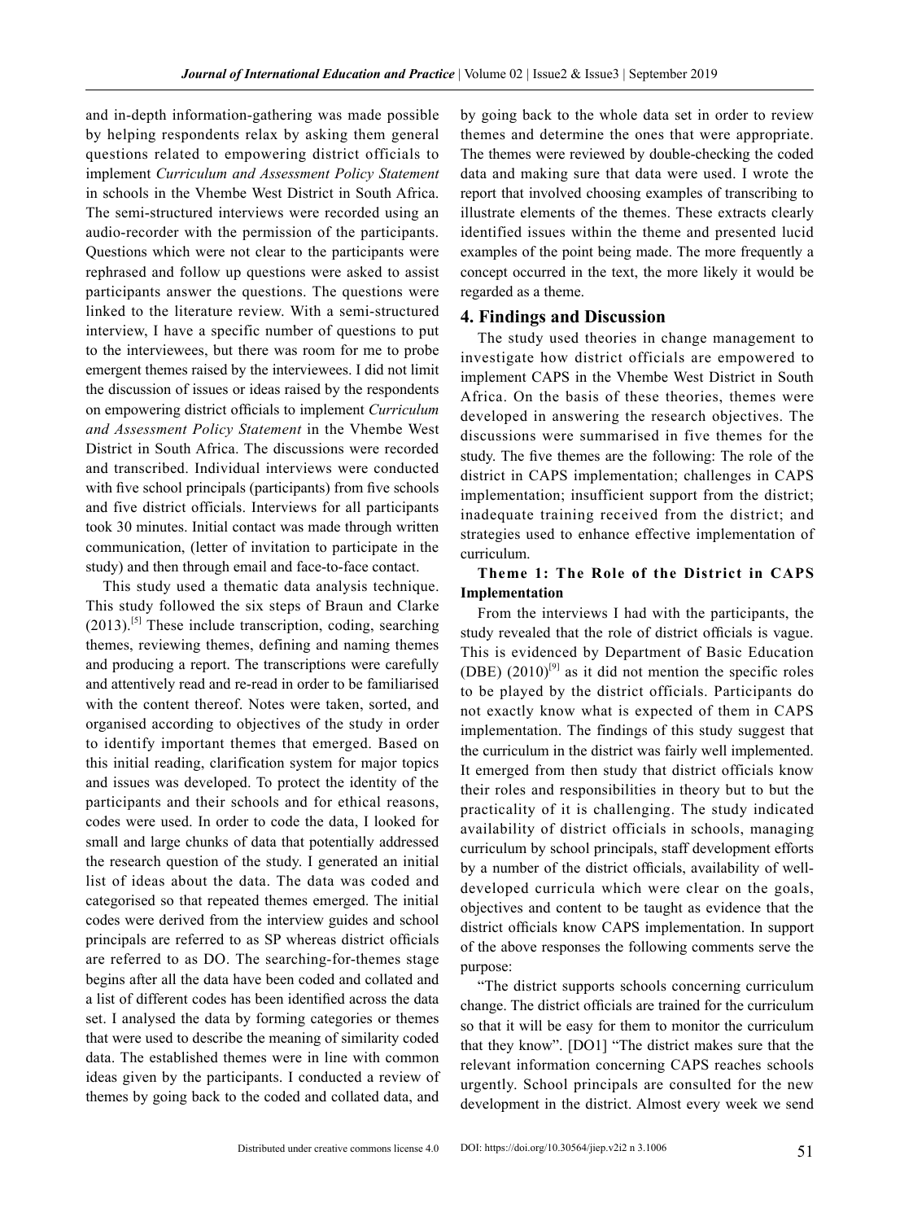and in-depth information-gathering was made possible by helping respondents relax by asking them general questions related to empowering district officials to implement *Curriculum and Assessment Policy Statement* in schools in the Vhembe West District in South Africa. The semi-structured interviews were recorded using an audio-recorder with the permission of the participants. Questions which were not clear to the participants were rephrased and follow up questions were asked to assist participants answer the questions. The questions were linked to the literature review. With a semi-structured interview, I have a specific number of questions to put to the interviewees, but there was room for me to probe emergent themes raised by the interviewees. I did not limit the discussion of issues or ideas raised by the respondents on empowering district officials to implement *Curriculum and Assessment Policy Statement* in the Vhembe West District in South Africa. The discussions were recorded and transcribed. Individual interviews were conducted with five school principals (participants) from five schools and five district officials. Interviews for all participants took 30 minutes. Initial contact was made through written communication, (letter of invitation to participate in the study) and then through email and face-to-face contact.

This study used a thematic data analysis technique. This study followed the six steps of Braun and Clarke (2013).[5] These include transcription, coding, searching themes, reviewing themes, defining and naming themes and producing a report. The transcriptions were carefully and attentively read and re-read in order to be familiarised with the content thereof. Notes were taken, sorted, and organised according to objectives of the study in order to identify important themes that emerged. Based on this initial reading, clarification system for major topics and issues was developed. To protect the identity of the participants and their schools and for ethical reasons, codes were used. In order to code the data, I looked for small and large chunks of data that potentially addressed the research question of the study. I generated an initial list of ideas about the data. The data was coded and categorised so that repeated themes emerged. The initial codes were derived from the interview guides and school principals are referred to as SP whereas district officials are referred to as DO. The searching-for-themes stage begins after all the data have been coded and collated and a list of different codes has been identified across the data set. I analysed the data by forming categories or themes that were used to describe the meaning of similarity coded data. The established themes were in line with common ideas given by the participants. I conducted a review of themes by going back to the coded and collated data, and by going back to the whole data set in order to review themes and determine the ones that were appropriate. The themes were reviewed by double-checking the coded data and making sure that data were used. I wrote the report that involved choosing examples of transcribing to illustrate elements of the themes. These extracts clearly identified issues within the theme and presented lucid examples of the point being made. The more frequently a concept occurred in the text, the more likely it would be regarded as a theme.

## 4. Findings and Discussion

The study used theories in change management to investigate how district officials are empowered to implement CAPS in the Vhembe West District in South Africa. On the basis of these theories, themes were developed in answering the research objectives. The discussions were summarised in five themes for the study. The five themes are the following: The role of the district in CAPS implementation; challenges in CAPS implementation; insufficient support from the district; inadequate training received from the district; and strategies used to enhance effective implementation of curriculum.

**Theme 1: The Role of the District in CAPS Implementation**

From the interviews I had with the participants, the study revealed that the role of district officials is vague. This is evidenced by Department of Basic Education (DBE) (2010)[9] as it did not mention the specific roles to be played by the district officials. Participants do not exactly know what is expected of them in CAPS implementation. The findings of this study suggest that the curriculum in the district was fairly well implemented. It emerged from then study that district officials know their roles and responsibilities in theory but to but the practicality of it is challenging. The study indicated availability of district officials in schools, managing curriculum by school principals, staff development efforts by a number of the district officials, availability of well-developed curricula which were clear on the goals, objectives and content to be taught as evidence that the district officials know CAPS implementation. In support of the above responses the following comments serve the purpose:

"The district supports schools concerning curriculum change. The district officials are trained for the curriculum so that it will be easy for them to monitor the curriculum that they know". [DO1] "The district makes sure that the relevant information concerning CAPS reaches schools urgently. School principals are consulted for the new development in the district. Almost every week we send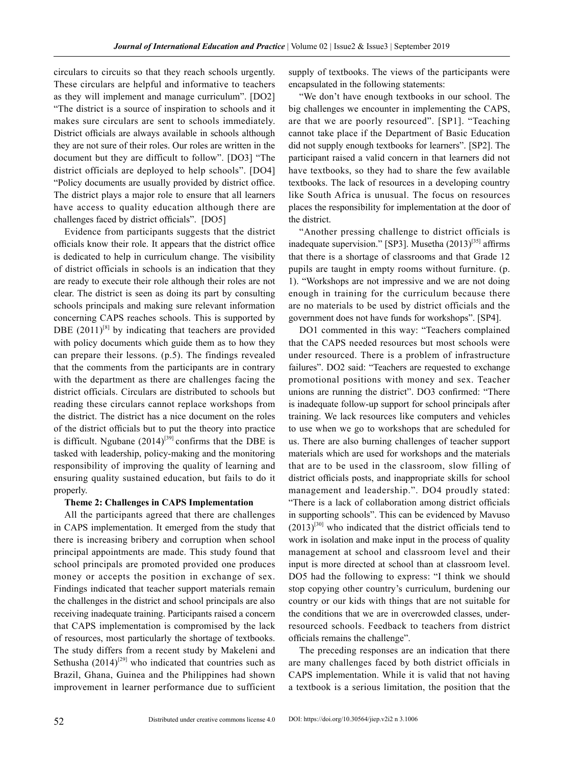circulars to circuits so that they reach schools urgently. These circulars are helpful and informative to teachers as they will implement and manage curriculum". [DO2] "The district is a source of inspiration to schools and it makes sure circulars are sent to schools immediately. District officials are always available in schools although they are not sure of their roles. Our roles are written in the document but they are difficult to follow". [DO3] "The district officials are deployed to help schools". [DO4] "Policy documents are usually provided by district office. The district plays a major role to ensure that all learners have access to quality education although there are challenges faced by district officials". [DO5]

Evidence from participants suggests that the district officials know their role. It appears that the district office is dedicated to help in curriculum change. The visibility of district officials in schools is an indication that they are ready to execute their role although their roles are not clear. The district is seen as doing its part by consulting schools principals and making sure relevant information concerning CAPS reaches schools. This is supported by DBE (2011)[8] by indicating that teachers are provided with policy documents which guide them as to how they can prepare their lessons. (p.5). The findings revealed that the comments from the participants are in contrary with the department as there are challenges facing the district officials. Circulars are distributed to schools but reading these circulars cannot replace workshops from the district. The district has a nice document on the roles of the district officials but to put the theory into practice is difficult. Ngubane (2014)[39] confirms that the DBE is tasked with leadership, policy-making and the monitoring responsibility of improving the quality of learning and ensuring quality sustained education, but fails to do it properly.

**Theme 2: Challenges in CAPS Implementation**

All the participants agreed that there are challenges in CAPS implementation. It emerged from the study that there is increasing bribery and corruption when school principal appointments are made. This study found that school principals are promoted provided one produces money or accepts the position in exchange of sex. Findings indicated that teacher support materials remain the challenges in the district and school principals are also receiving inadequate training. Participants raised a concern that CAPS implementation is compromised by the lack of resources, most particularly the shortage of textbooks. The study differs from a recent study by Makeleni and Sethusha (2014)[29] who indicated that countries such as Brazil, Ghana, Guinea and the Philippines had shown improvement in learner performance due to sufficient supply of textbooks. The views of the participants were encapsulated in the following statements:

"We don't have enough textbooks in our school. The big challenges we encounter in implementing the CAPS, are that we are poorly resourced". [SP1]. "Teaching cannot take place if the Department of Basic Education did not supply enough textbooks for learners". [SP2]. The participant raised a valid concern in that learners did not have textbooks, so they had to share the few available textbooks. The lack of resources in a developing country like South Africa is unusual. The focus on resources places the responsibility for implementation at the door of the district.

"Another pressing challenge to district officials is inadequate supervision." [SP3]. Musetha (2013)[35] affirms that there is a shortage of classrooms and that Grade 12 pupils are taught in empty rooms without furniture. (p. 1). "Workshops are not impressive and we are not doing enough in training for the curriculum because there are no materials to be used by district officials and the government does not have funds for workshops". [SP4].

DO1 commented in this way: "Teachers complained that the CAPS needed resources but most schools were under resourced. There is a problem of infrastructure failures". DO2 said: "Teachers are requested to exchange promotional positions with money and sex. Teacher unions are running the district". DO3 confirmed: "There is inadequate follow-up support for school principals after training. We lack resources like computers and vehicles to use when we go to workshops that are scheduled for us. There are also burning challenges of teacher support materials which are used for workshops and the materials that are to be used in the classroom, slow filling of district officials posts, and inappropriate skills for school management and leadership.". DO4 proudly stated: "There is a lack of collaboration among district officials in supporting schools". This can be evidenced by Mavuso (2013)[30] who indicated that the district officials tend to work in isolation and make input in the process of quality management at school and classroom level and their input is more directed at school than at classroom level. DO5 had the following to express: "I think we should stop copying other country's curriculum, burdening our country or our kids with things that are not suitable for the conditions that we are in overcrowded classes, under-resourced schools. Feedback to teachers from district officials remains the challenge".

The preceding responses are an indication that there are many challenges faced by both district officials in CAPS implementation. While it is valid that not having a textbook is a serious limitation, the position that the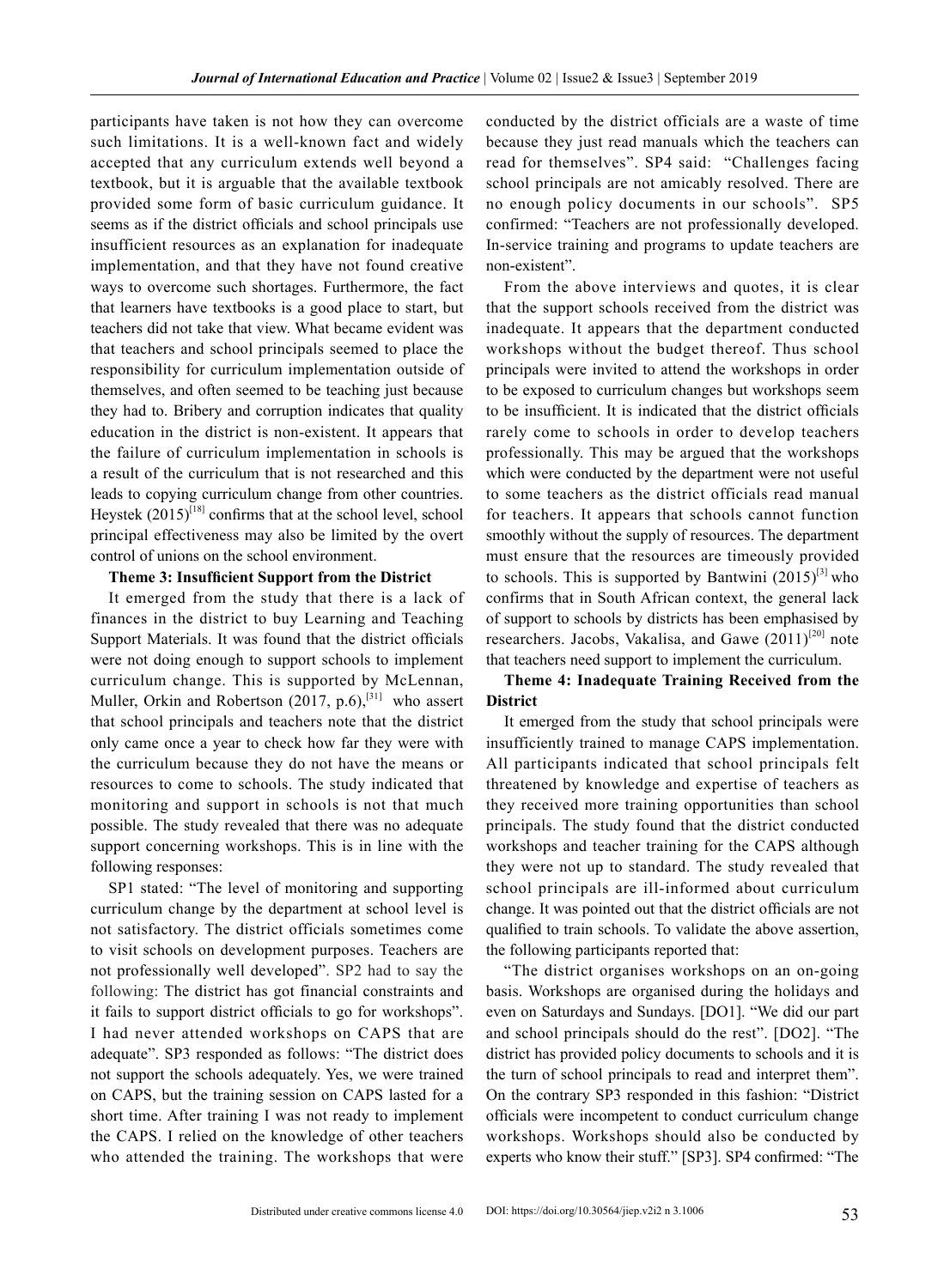participants have taken is not how they can overcome such limitations. It is a well-known fact and widely accepted that any curriculum extends well beyond a textbook, but it is arguable that the available textbook provided some form of basic curriculum guidance. It seems as if the district officials and school principals use insufficient resources as an explanation for inadequate implementation, and that they have not found creative ways to overcome such shortages. Furthermore, the fact that learners have textbooks is a good place to start, but teachers did not take that view. What became evident was that teachers and school principals seemed to place the responsibility for curriculum implementation outside of themselves, and often seemed to be teaching just because they had to. Bribery and corruption indicates that quality education in the district is non-existent. It appears that the failure of curriculum implementation in schools is a result of the curriculum that is not researched and this leads to copying curriculum change from other countries. Heystek (2015)[18] confirms that at the school level, school principal effectiveness may also be limited by the overt control of unions on the school environment.

**Theme 3: Insufficient Support from the District**

It emerged from the study that there is a lack of finances in the district to buy Learning and Teaching Support Materials. It was found that the district officials were not doing enough to support schools to implement curriculum change. This is supported by McLennan, Muller, Orkin and Robertson (2017, p.6),[31] who assert that school principals and teachers note that the district only came once a year to check how far they were with the curriculum because they do not have the means or resources to come to schools. The study indicated that monitoring and support in schools is not that much possible. The study revealed that there was no adequate support concerning workshops. This is in line with the following responses:

SP1 stated: "The level of monitoring and supporting curriculum change by the department at school level is not satisfactory. The district officials sometimes come to visit schools on development purposes. Teachers are not professionally well developed". SP2 had to say the following: The district has got financial constraints and it fails to support district officials to go for workshops". I had never attended workshops on CAPS that are adequate". SP3 responded as follows: "The district does not support the schools adequately. Yes, we were trained on CAPS, but the training session on CAPS lasted for a short time. After training I was not ready to implement the CAPS. I relied on the knowledge of other teachers who attended the training. The workshops that were conducted by the district officials are a waste of time because they just read manuals which the teachers can read for themselves". SP4 said: "Challenges facing school principals are not amicably resolved. There are no enough policy documents in our schools". SP5 confirmed: "Teachers are not professionally developed. In-service training and programs to update teachers are non-existent".

From the above interviews and quotes, it is clear that the support schools received from the district was inadequate. It appears that the department conducted workshops without the budget thereof. Thus school principals were invited to attend the workshops in order to be exposed to curriculum changes but workshops seem to be insufficient. It is indicated that the district officials rarely come to schools in order to develop teachers professionally. This may be argued that the workshops which were conducted by the department were not useful to some teachers as the district officials read manual for teachers. It appears that schools cannot function smoothly without the supply of resources. The department must ensure that the resources are timeously provided to schools. This is supported by Bantwini (2015)[3] who confirms that in South African context, the general lack of support to schools by districts has been emphasised by researchers. Jacobs, Vakalisa, and Gawe (2011)[20] note that teachers need support to implement the curriculum.

**Theme 4: Inadequate Training Received from the District**

It emerged from the study that school principals were insufficiently trained to manage CAPS implementation. All participants indicated that school principals felt threatened by knowledge and expertise of teachers as they received more training opportunities than school principals. The study found that the district conducted workshops and teacher training for the CAPS although they were not up to standard. The study revealed that school principals are ill-informed about curriculum change. It was pointed out that the district officials are not qualified to train schools. To validate the above assertion, the following participants reported that:

"The district organises workshops on an on-going basis. Workshops are organised during the holidays and even on Saturdays and Sundays. [DO1]. "We did our part and school principals should do the rest". [DO2]. "The district has provided policy documents to schools and it is the turn of school principals to read and interpret them". On the contrary SP3 responded in this fashion: "District officials were incompetent to conduct curriculum change workshops. Workshops should also be conducted by experts who know their stuff." [SP3]. SP4 confirmed: "The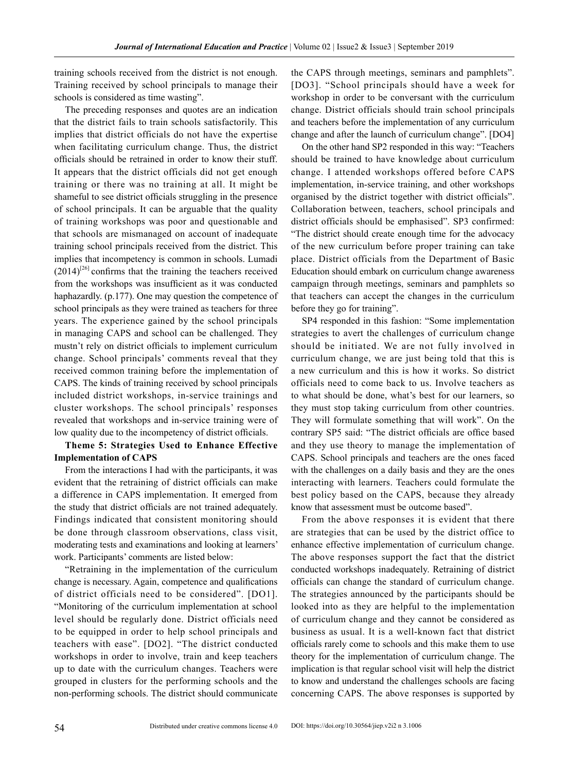training schools received from the district is not enough. Training received by school principals to manage their schools is considered as time wasting".

The preceding responses and quotes are an indication that the district fails to train schools satisfactorily. This implies that district officials do not have the expertise when facilitating curriculum change. Thus, the district officials should be retrained in order to know their stuff. It appears that the district officials did not get enough training or there was no training at all. It might be shameful to see district officials struggling in the presence of school principals. It can be arguable that the quality of training workshops was poor and questionable and that schools are mismanaged on account of inadequate training school principals received from the district. This implies that incompetency is common in schools. Lumadi (2014)[26] confirms that the training the teachers received from the workshops was insufficient as it was conducted haphazardly. (p.177). One may question the competence of school principals as they were trained as teachers for three years. The experience gained by the school principals in managing CAPS and school can be challenged. They mustn't rely on district officials to implement curriculum change. School principals' comments reveal that they received common training before the implementation of CAPS. The kinds of training received by school principals included district workshops, in-service trainings and cluster workshops. The school principals' responses revealed that workshops and in-service training were of low quality due to the incompetency of district officials.

**Theme 5: Strategies Used to Enhance Effective Implementation of CAPS**

From the interactions I had with the participants, it was evident that the retraining of district officials can make a difference in CAPS implementation. It emerged from the study that district officials are not trained adequately. Findings indicated that consistent monitoring should be done through classroom observations, class visit, moderating tests and examinations and looking at learners' work. Participants' comments are listed below:

"Retraining in the implementation of the curriculum change is necessary. Again, competence and qualifications of district officials need to be considered". [DO1]. "Monitoring of the curriculum implementation at school level should be regularly done. District officials need to be equipped in order to help school principals and teachers with ease". [DO2]. "The district conducted workshops in order to involve, train and keep teachers up to date with the curriculum changes. Teachers were grouped in clusters for the performing schools and the non-performing schools. The district should communicate the CAPS through meetings, seminars and pamphlets". [DO3]. "School principals should have a week for workshop in order to be conversant with the curriculum change. District officials should train school principals and teachers before the implementation of any curriculum change and after the launch of curriculum change". [DO4]

On the other hand SP2 responded in this way: "Teachers should be trained to have knowledge about curriculum change. I attended workshops offered before CAPS implementation, in-service training, and other workshops organised by the district together with district officials". Collaboration between, teachers, school principals and district officials should be emphasised". SP3 confirmed: "The district should create enough time for the advocacy of the new curriculum before proper training can take place. District officials from the Department of Basic Education should embark on curriculum change awareness campaign through meetings, seminars and pamphlets so that teachers can accept the changes in the curriculum before they go for training".

SP4 responded in this fashion: "Some implementation strategies to avert the challenges of curriculum change should be initiated. We are not fully involved in curriculum change, we are just being told that this is a new curriculum and this is how it works. So district officials need to come back to us. Involve teachers as to what should be done, what's best for our learners, so they must stop taking curriculum from other countries. They will formulate something that will work". On the contrary SP5 said: "The district officials are office based and they use theory to manage the implementation of CAPS. School principals and teachers are the ones faced with the challenges on a daily basis and they are the ones interacting with learners. Teachers could formulate the best policy based on the CAPS, because they already know that assessment must be outcome based".

From the above responses it is evident that there are strategies that can be used by the district office to enhance effective implementation of curriculum change. The above responses support the fact that the district conducted workshops inadequately. Retraining of district officials can change the standard of curriculum change. The strategies announced by the participants should be looked into as they are helpful to the implementation of curriculum change and they cannot be considered as business as usual. It is a well-known fact that district officials rarely come to schools and this make them to use theory for the implementation of curriculum change. The implication is that regular school visit will help the district to know and understand the challenges schools are facing concerning CAPS. The above responses is supported by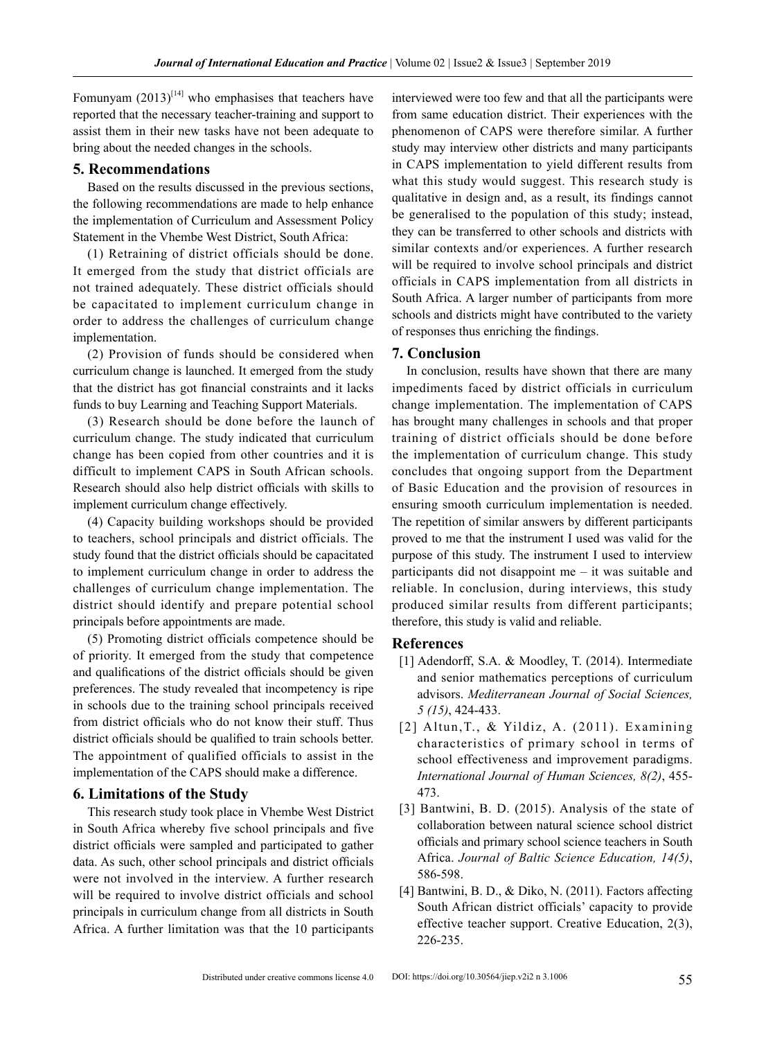Fomunyam (2013)[14] who emphasises that teachers have reported that the necessary teacher-training and support to assist them in their new tasks have not been adequate to bring about the needed changes in the schools.

## 5. Recommendations

Based on the results discussed in the previous sections, the following recommendations are made to help enhance the implementation of Curriculum and Assessment Policy Statement in the Vhembe West District, South Africa:

(1) Retraining of district officials should be done. It emerged from the study that district officials are not trained adequately. These district officials should be capacitated to implement curriculum change in order to address the challenges of curriculum change implementation.

(2) Provision of funds should be considered when curriculum change is launched. It emerged from the study that the district has got financial constraints and it lacks funds to buy Learning and Teaching Support Materials.

(3) Research should be done before the launch of curriculum change. The study indicated that curriculum change has been copied from other countries and it is difficult to implement CAPS in South African schools. Research should also help district officials with skills to implement curriculum change effectively.

(4) Capacity building workshops should be provided to teachers, school principals and district officials. The study found that the district officials should be capacitated to implement curriculum change in order to address the challenges of curriculum change implementation. The district should identify and prepare potential school principals before appointments are made.

(5) Promoting district officials competence should be of priority. It emerged from the study that competence and qualifications of the district officials should be given preferences. The study revealed that incompetency is ripe in schools due to the training school principals received from district officials who do not know their stuff. Thus district officials should be qualified to train schools better. The appointment of qualified officials to assist in the implementation of the CAPS should make a difference.

## 6. Limitations of the Study

This research study took place in Vhembe West District in South Africa whereby five school principals and five district officials were sampled and participated to gather data. As such, other school principals and district officials were not involved in the interview. A further research will be required to involve district officials and school principals in curriculum change from all districts in South Africa. A further limitation was that the 10 participants interviewed were too few and that all the participants were from same education district. Their experiences with the phenomenon of CAPS were therefore similar. A further study may interview other districts and many participants in CAPS implementation to yield different results from what this study would suggest. This research study is qualitative in design and, as a result, its findings cannot be generalised to the population of this study; instead, they can be transferred to other schools and districts with similar contexts and/or experiences. A further research will be required to involve school principals and district officials in CAPS implementation from all districts in South Africa. A larger number of participants from more schools and districts might have contributed to the variety of responses thus enriching the findings.

## 7. Conclusion

In conclusion, results have shown that there are many impediments faced by district officials in curriculum change implementation. The implementation of CAPS has brought many challenges in schools and that proper training of district officials should be done before the implementation of curriculum change. This study concludes that ongoing support from the Department of Basic Education and the provision of resources in ensuring smooth curriculum implementation is needed. The repetition of similar answers by different participants proved to me that the instrument I used was valid for the purpose of this study. The instrument I used to interview participants did not disappoint me – it was suitable and reliable. In conclusion, during interviews, this study produced similar results from different participants; therefore, this study is valid and reliable.

## References

[1] Adendorff, S.A. & Moodley, T. (2014). Intermediate and senior mathematics perceptions of curriculum advisors. *Mediterranean Journal of Social Sciences, 5 (15)*, 424-433.

[2] Altun,T., & Yildiz, A. (2011). Examining characteristics of primary school in terms of school effectiveness and improvement paradigms. *International Journal of Human Sciences, 8(2)*, 455-473.

[3] Bantwini, B. D. (2015). Analysis of the state of collaboration between natural science school district officials and primary school science teachers in South Africa. *Journal of Baltic Science Education, 14(5)*, 586-598.

[4] Bantwini, B. D., & Diko, N. (2011). Factors affecting South African district officials' capacity to provide effective teacher support. Creative Education, 2(3), 226-235.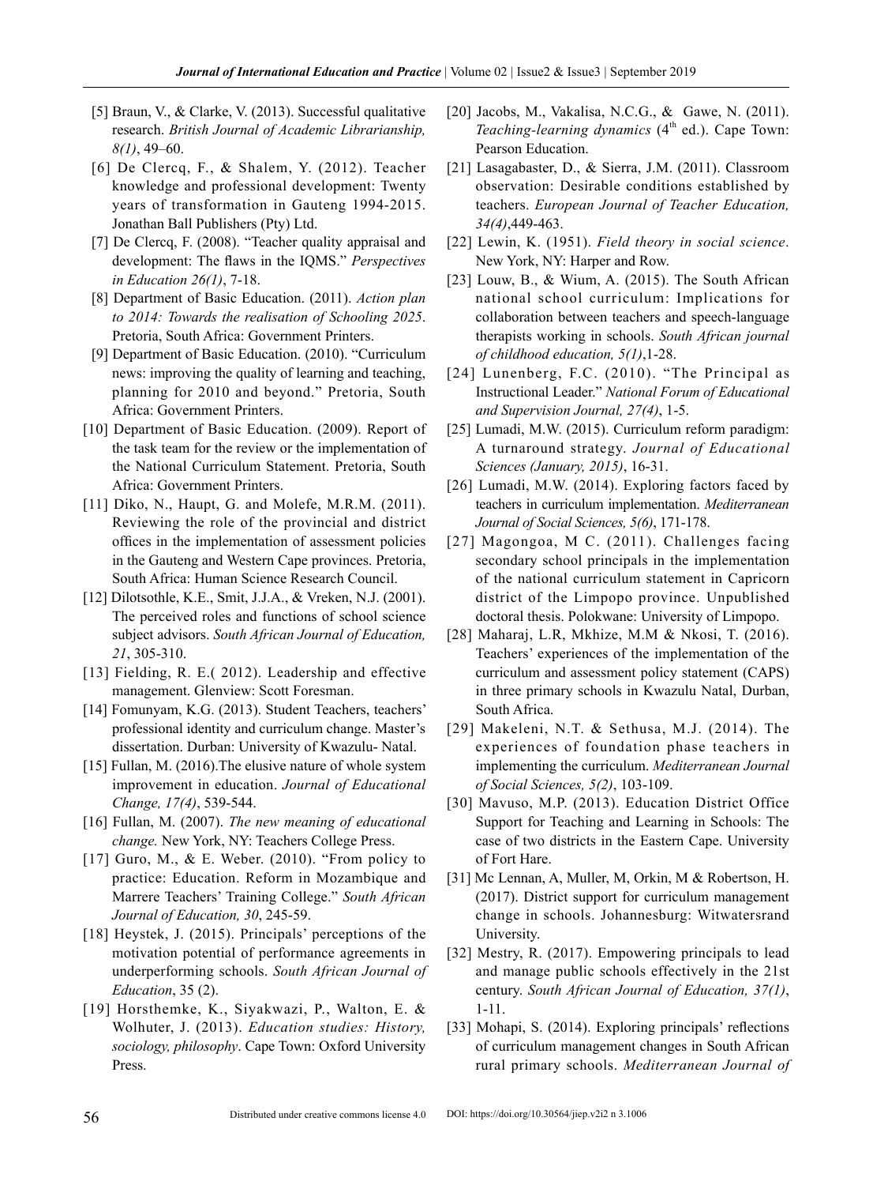[5] Braun, V., & Clarke, V. (2013). Successful qualitative research. *British Journal of Academic Librarianship, 8(1)*, 49–60.

[6] De Clercq, F., & Shalem, Y. (2012). Teacher knowledge and professional development: Twenty years of transformation in Gauteng 1994-2015. Jonathan Ball Publishers (Pty) Ltd.

[7] De Clercq, F. (2008). "Teacher quality appraisal and development: The flaws in the IQMS." *Perspectives in Education 26(1)*, 7-18.

[8] Department of Basic Education. (2011). *Action plan to 2014: Towards the realisation of Schooling 2025*. Pretoria, South Africa: Government Printers.

[9] Department of Basic Education. (2010). "Curriculum news: improving the quality of learning and teaching, planning for 2010 and beyond." Pretoria, South Africa: Government Printers.

[10] Department of Basic Education. (2009). Report of the task team for the review or the implementation of the National Curriculum Statement. Pretoria, South Africa: Government Printers.

[11] Diko, N., Haupt, G. and Molefe, M.R.M. (2011). Reviewing the role of the provincial and district offices in the implementation of assessment policies in the Gauteng and Western Cape provinces. Pretoria, South Africa: Human Science Research Council.

[12] Dilotsothle, K.E., Smit, J.J.A., & Vreken, N.J. (2001). The perceived roles and functions of school science subject advisors. *South African Journal of Education, 21*, 305-310.

[13] Fielding, R. E.( 2012). Leadership and effective management. Glenview: Scott Foresman.

[14] Fomunyam, K.G. (2013). Student Teachers, teachers' professional identity and curriculum change. Master's dissertation. Durban: University of Kwazulu- Natal.

[15] Fullan, M. (2016).The elusive nature of whole system improvement in education. *Journal of Educational Change, 17(4)*, 539-544.

[16] Fullan, M. (2007). *The new meaning of educational change.* New York, NY: Teachers College Press.

[17] Guro, M., & E. Weber. (2010). "From policy to practice: Education. Reform in Mozambique and Marrere Teachers' Training College." *South African Journal of Education, 30*, 245-59.

[18] Heystek, J. (2015). Principals' perceptions of the motivation potential of performance agreements in underperforming schools. *South African Journal of Education*, 35 (2).

[19] Horsthemke, K., Siyakwazi, P., Walton, E. & Wolhuter, J. (2013). *Education studies: History, sociology, philosophy*. Cape Town: Oxford University Press.

[20] Jacobs, M., Vakalisa, N.C.G., & Gawe, N. (2011). *Teaching-learning dynamics* (4th ed.). Cape Town: Pearson Education.

[21] Lasagabaster, D., & Sierra, J.M. (2011). Classroom observation: Desirable conditions established by teachers. *European Journal of Teacher Education, 34(4)*,449-463.

[22] Lewin, K. (1951). *Field theory in social science*. New York, NY: Harper and Row.

[23] Louw, B., & Wium, A. (2015). The South African national school curriculum: Implications for collaboration between teachers and speech-language therapists working in schools. *South African journal of childhood education, 5(1)*,1-28.

[24] Lunenberg, F.C. (2010). "The Principal as Instructional Leader." *National Forum of Educational and Supervision Journal, 27(4)*, 1-5.

[25] Lumadi, M.W. (2015). Curriculum reform paradigm: A turnaround strategy. *Journal of Educational Sciences (January, 2015)*, 16-31.

[26] Lumadi, M.W. (2014). Exploring factors faced by teachers in curriculum implementation. *Mediterranean Journal of Social Sciences, 5(6)*, 171-178.

[27] Magongoa, M C. (2011). Challenges facing secondary school principals in the implementation of the national curriculum statement in Capricorn district of the Limpopo province. Unpublished doctoral thesis. Polokwane: University of Limpopo.

[28] Maharaj, L.R, Mkhize, M.M & Nkosi, T. (2016). Teachers' experiences of the implementation of the curriculum and assessment policy statement (CAPS) in three primary schools in Kwazulu Natal, Durban, South Africa.

[29] Makeleni, N.T. & Sethusa, M.J. (2014). The experiences of foundation phase teachers in implementing the curriculum. *Mediterranean Journal of Social Sciences, 5(2)*, 103-109.

[30] Mavuso, M.P. (2013). Education District Office Support for Teaching and Learning in Schools: The case of two districts in the Eastern Cape. University of Fort Hare.

[31] Mc Lennan, A, Muller, M, Orkin, M & Robertson, H. (2017). District support for curriculum management change in schools. Johannesburg: Witwatersrand University.

[32] Mestry, R. (2017). Empowering principals to lead and manage public schools effectively in the 21st century. *South African Journal of Education, 37(1)*, 1-11.

[33] Mohapi, S. (2014). Exploring principals' reflections of curriculum management changes in South African rural primary schools. *Mediterranean Journal of*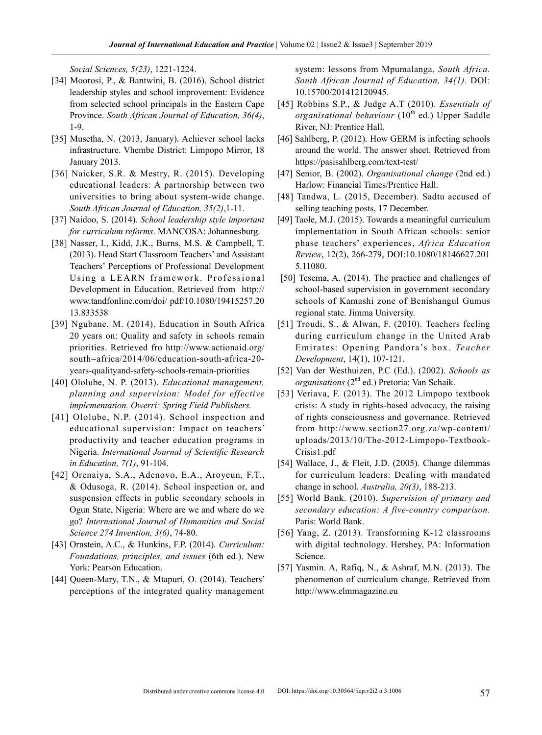*Social Sciences, 5(23)*, 1221-1224.

[34] Moorosi, P., & Bantwini, B. (2016). School district leadership styles and school improvement: Evidence from selected school principals in the Eastern Cape Province. *South African Journal of Education, 36(4)*, 1-9.

[35] Musetha, N. (2013, January). Achiever school lacks infrastructure. Vhembe District: Limpopo Mirror, 18 January 2013.

[36] Naicker, S.R. & Mestry, R. (2015). Developing educational leaders: A partnership between two universities to bring about system-wide change. *South African Journal of Education, 35(2)*,1-11.

[37] Naidoo, S. (2014). *School leadership style important for curriculum reforms*. MANCOSA: Johannesburg.

[38] Nasser, I., Kidd, J.K., Burns, M.S. & Campbell, T. (2013). Head Start Classroom Teachers' and Assistant Teachers' Perceptions of Professional Development Using a LEARN framework. Professional Development in Education. Retrieved from http://www.tandfonline.com/doi/ pdf/10.1080/19415257.2013.833538

[39] Ngubane, M. (2014). Education in South Africa 20 years on: Quality and safety in schools remain priorities. Retrieved fro http://www.actionaid.org/south=africa/2014/06/education-south-africa-20-years-qualityand-safety-schools-remain-priorities

[40] Ololube, N. P. (2013). *Educational management, planning and supervision: Model for effective implementation. Owerri: Spring Field Publishers.*

[41] Ololube, N.P. (2014). School inspection and educational supervision: Impact on teachers' productivity and teacher education programs in Nigeria. *International Journal of Scientific Research in Education, 7(1)*, 91-104.

[42] Orenaiya, S.A., Adenovo, E.A., Aroyeun, F.T., & Odusoga, R. (2014). School inspection or, and suspension effects in public secondary schools in Ogun State, Nigeria: Where are we and where do we go? *International Journal of Humanities and Social Science 274 Invention, 3(6)*, 74-80.

[43] Ornstein, A.C., & Hunkins, F.P. (2014). *Curriculum: Foundations, principles, and issues* (6th ed.). New York: Pearson Education.

[44] Queen-Mary, T.N., & Mtapuri, O. (2014). Teachers' perceptions of the integrated quality management system: lessons from Mpumalanga, *South Africa. South African Journal of Education, 34(1)*. DOI: 10.15700/201412120945.

[45] Robbins S.P., & Judge A.T (2010). *Essentials of organisational behaviour* (10th ed.) Upper Saddle River, NJ: Prentice Hall.

[46] Sahlberg, P. (2012). How GERM is infecting schools around the world. The answer sheet. Retrieved from https://pasisahlberg.com/text-test/

[47] Senior, B. (2002). *Organisational change* (2nd ed.) Harlow: Financial Times/Prentice Hall.

[48] Tandwa, L. (2015, December). Sadtu accused of selling teaching posts, 17 December.

[49] Taole, M.J. (2015). Towards a meaningful curriculum implementation in South African schools: senior phase teachers' experiences, *Africa Education Review*, 12(2), 266-279, DOI:10.1080/18146627.2015.11080.

[50] Tesema, A. (2014). The practice and challenges of school-based supervision in government secondary schools of Kamashi zone of Benishangul Gumus regional state. Jimma University.

[51] Troudi, S., & Alwan, F. (2010). Teachers feeling during curriculum change in the United Arab Emirates: Opening Pandora's box. *Teacher Development*, 14(1), 107-121.

[52] Van der Westhuizen, P.C (Ed.). (2002). *Schools as organisations* (2nd ed.) Pretoria: Van Schaik.

[53] Veriava, F. (2013). The 2012 Limpopo textbook crisis: A study in rights-based advocacy, the raising of rights consciousness and governance. Retrieved from http://www.section27.org.za/wp-content/uploads/2013/10/The-2012-Limpopo-Textbook-Crisis1.pdf

[54] Wallace, J., & Fleit, J.D. (2005). Change dilemmas for curriculum leaders: Dealing with mandated change in school. *Australia, 20(3)*, 188-213.

[55] World Bank. (2010). *Supervision of primary and secondary education: A five-country comparison.* Paris: World Bank.

[56] Yang, Z. (2013). Transforming K-12 classrooms with digital technology. Hershey, PA: Information Science.

[57] Yasmin. A, Rafiq, N., & Ashraf, M.N. (2013). The phenomenon of curriculum change. Retrieved from http://www.elmmagazine.eu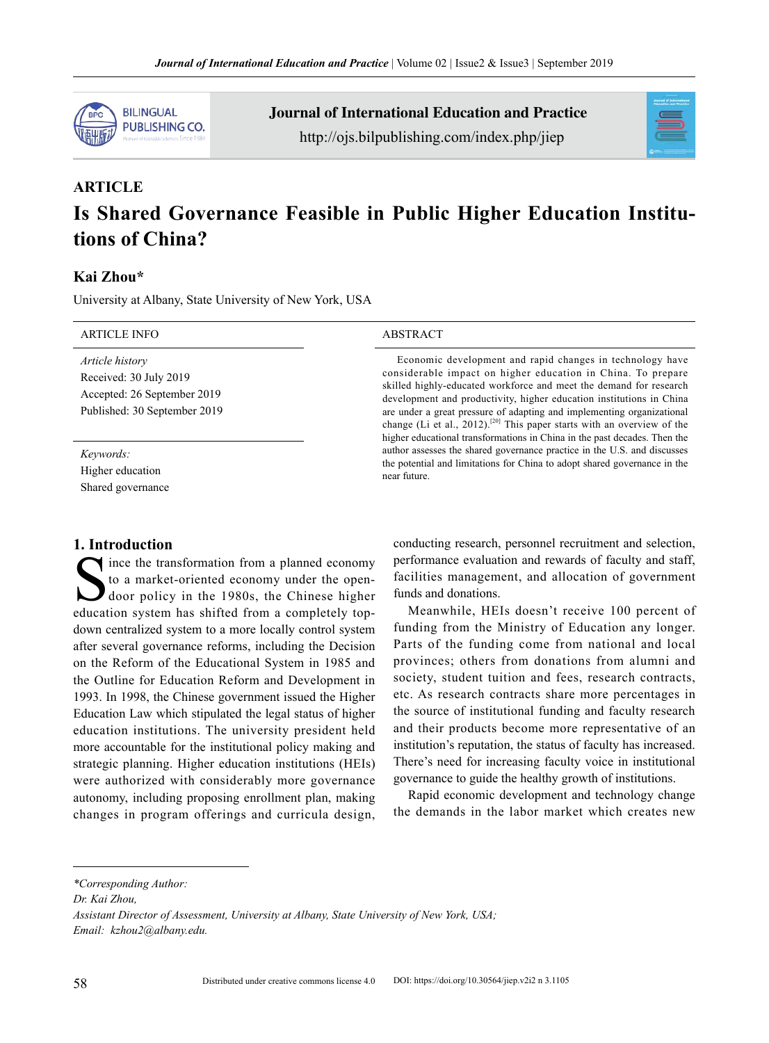## ARTICLE

# Is Shared Governance Feasible in Public Higher Education Institutions of China?

**Kai Zhou***

University at Albany, State University of New York, USA

| ARTICLE INFO | ABSTRACT |
|---|---|
| *Article history*<br>Received: 30 July 2019<br>Accepted: 26 September 2019<br>Published: 30 September 2019<br><br>*Keywords:*<br>Higher education<br>Shared governance | Economic development and rapid changes in technology have considerable impact on higher education in China. To prepare skilled highly-educated workforce and meet the demand for research development and productivity, higher education institutions in China are under a great pressure of adapting and implementing organizational change (Li et al., 2012).[20] This paper starts with an overview of the higher educational transformations in China in the past decades. Then the author assesses the shared governance practice in the U.S. and discusses the potential and limitations for China to adopt shared governance in the near future. |

## 1. Introduction

Since the transformation from a planned economy to a market-oriented economy under the open-door policy in the 1980s, the Chinese higher education system has shifted from a completely top-down centralized system to a more locally control system after several governance reforms, including the Decision on the Reform of the Educational System in 1985 and the Outline for Education Reform and Development in 1993. In 1998, the Chinese government issued the Higher Education Law which stipulated the legal status of higher education institutions. The university president held more accountable for the institutional policy making and strategic planning. Higher education institutions (HEIs) were authorized with considerably more governance autonomy, including proposing enrollment plan, making changes in program offerings and curricula design, conducting research, personnel recruitment and selection, performance evaluation and rewards of faculty and staff, facilities management, and allocation of government funds and donations.

Meanwhile, HEIs doesn't receive 100 percent of funding from the Ministry of Education any longer. Parts of the funding come from national and local provinces; others from donations from alumni and society, student tuition and fees, research contracts, etc. As research contracts share more percentages in the source of institutional funding and faculty research and their products become more representative of an institution's reputation, the status of faculty has increased. There's need for increasing faculty voice in institutional governance to guide the healthy growth of institutions.

Rapid economic development and technology change the demands in the labor market which creates new

*Corresponding Author:
Dr. Kai Zhou,
Assistant Director of Assessment, University at Albany, State University of New York, USA;
Email: kzhou2@albany.edu.

Distributed under creative commons license 4.0 DOI: https://doi.org/10.30564/jiep.v2i2 n 3.1105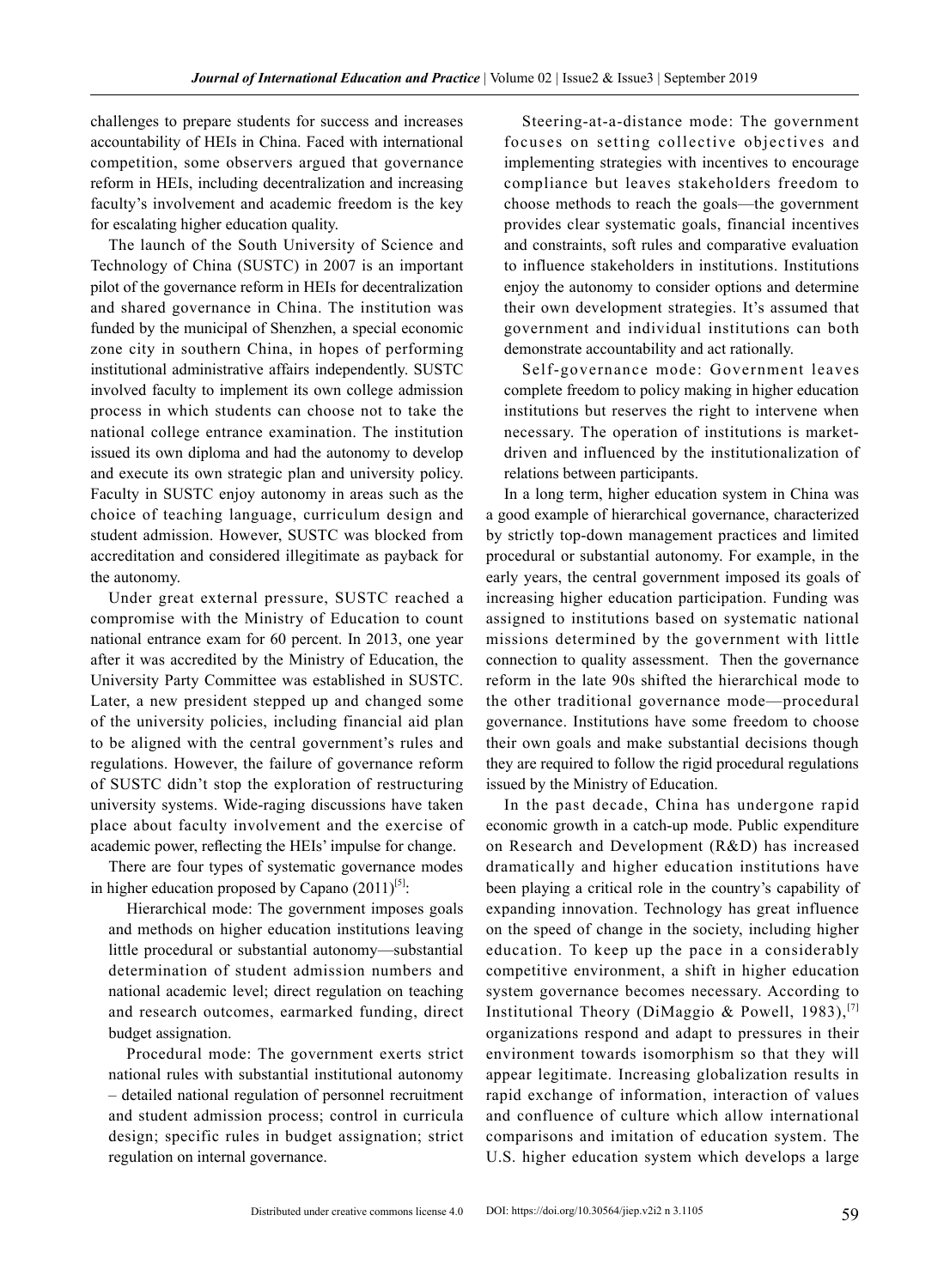challenges to prepare students for success and increases accountability of HEIs in China. Faced with international competition, some observers argued that governance reform in HEIs, including decentralization and increasing faculty's involvement and academic freedom is the key for escalating higher education quality.

The launch of the South University of Science and Technology of China (SUSTC) in 2007 is an important pilot of the governance reform in HEIs for decentralization and shared governance in China. The institution was funded by the municipal of Shenzhen, a special economic zone city in southern China, in hopes of performing institutional administrative affairs independently. SUSTC involved faculty to implement its own college admission process in which students can choose not to take the national college entrance examination. The institution issued its own diploma and had the autonomy to develop and execute its own strategic plan and university policy. Faculty in SUSTC enjoy autonomy in areas such as the choice of teaching language, curriculum design and student admission. However, SUSTC was blocked from accreditation and considered illegitimate as payback for the autonomy.

Under great external pressure, SUSTC reached a compromise with the Ministry of Education to count national entrance exam for 60 percent. In 2013, one year after it was accredited by the Ministry of Education, the University Party Committee was established in SUSTC. Later, a new president stepped up and changed some of the university policies, including financial aid plan to be aligned with the central government's rules and regulations. However, the failure of governance reform of SUSTC didn't stop the exploration of restructuring university systems. Wide-raging discussions have taken place about faculty involvement and the exercise of academic power, reflecting the HEIs' impulse for change.

There are four types of systematic governance modes in higher education proposed by Capano (2011)[5]:

Hierarchical mode: The government imposes goals and methods on higher education institutions leaving little procedural or substantial autonomy—substantial determination of student admission numbers and national academic level; direct regulation on teaching and research outcomes, earmarked funding, direct budget assignation.

Procedural mode: The government exerts strict national rules with substantial institutional autonomy – detailed national regulation of personnel recruitment and student admission process; control in curricula design; specific rules in budget assignation; strict regulation on internal governance.

Steering-at-a-distance mode: The government focuses on setting collective objectives and implementing strategies with incentives to encourage compliance but leaves stakeholders freedom to choose methods to reach the goals—the government provides clear systematic goals, financial incentives and constraints, soft rules and comparative evaluation to influence stakeholders in institutions. Institutions enjoy the autonomy to consider options and determine their own development strategies. It's assumed that government and individual institutions can both demonstrate accountability and act rationally.

Self-governance mode: Government leaves complete freedom to policy making in higher education institutions but reserves the right to intervene when necessary. The operation of institutions is market-driven and influenced by the institutionalization of relations between participants.

In a long term, higher education system in China was a good example of hierarchical governance, characterized by strictly top-down management practices and limited procedural or substantial autonomy. For example, in the early years, the central government imposed its goals of increasing higher education participation. Funding was assigned to institutions based on systematic national missions determined by the government with little connection to quality assessment. Then the governance reform in the late 90s shifted the hierarchical mode to the other traditional governance mode—procedural governance. Institutions have some freedom to choose their own goals and make substantial decisions though they are required to follow the rigid procedural regulations issued by the Ministry of Education.

In the past decade, China has undergone rapid economic growth in a catch-up mode. Public expenditure on Research and Development (R&D) has increased dramatically and higher education institutions have been playing a critical role in the country's capability of expanding innovation. Technology has great influence on the speed of change in the society, including higher education. To keep up the pace in a considerably competitive environment, a shift in higher education system governance becomes necessary. According to Institutional Theory (DiMaggio & Powell, 1983),[7] organizations respond and adapt to pressures in their environment towards isomorphism so that they will appear legitimate. Increasing globalization results in rapid exchange of information, interaction of values and confluence of culture which allow international comparisons and imitation of education system. The U.S. higher education system which develops a large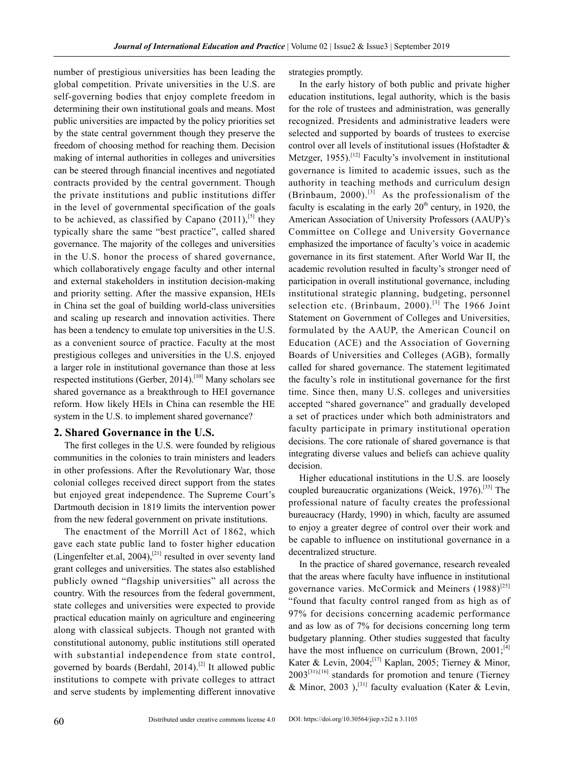number of prestigious universities has been leading the global competition. Private universities in the U.S. are self-governing bodies that enjoy complete freedom in determining their own institutional goals and means. Most public universities are impacted by the policy priorities set by the state central government though they preserve the freedom of choosing method for reaching them. Decision making of internal authorities in colleges and universities can be steered through financial incentives and negotiated contracts provided by the central government. Though the private institutions and public institutions differ in the level of governmental specification of the goals to be achieved, as classified by Capano (2011),[5] they typically share the same "best practice", called shared governance. The majority of the colleges and universities in the U.S. honor the process of shared governance, which collaboratively engage faculty and other internal and external stakeholders in institution decision-making and priority setting. After the massive expansion, HEIs in China set the goal of building world-class universities and scaling up research and innovation activities. There has been a tendency to emulate top universities in the U.S. as a convenient source of practice. Faculty at the most prestigious colleges and universities in the U.S. enjoyed a larger role in institutional governance than those at less respected institutions (Gerber, 2014).[10] Many scholars see shared governance as a breakthrough to HEI governance reform. How likely HEIs in China can resemble the HE system in the U.S. to implement shared governance?

## 2. Shared Governance in the U.S.

The first colleges in the U.S. were founded by religious communities in the colonies to train ministers and leaders in other professions. After the Revolutionary War, those colonial colleges received direct support from the states but enjoyed great independence. The Supreme Court's Dartmouth decision in 1819 limits the intervention power from the new federal government on private institutions.

The enactment of the Morrill Act of 1862, which gave each state public land to foster higher education (Lingenfelter et.al, 2004),[21] resulted in over seventy land grant colleges and universities. The states also established publicly owned "flagship universities" all across the country. With the resources from the federal government, state colleges and universities were expected to provide practical education mainly on agriculture and engineering along with classical subjects. Though not granted with constitutional autonomy, public institutions still operated with substantial independence from state control, governed by boards (Berdahl, 2014).[2] It allowed public institutions to compete with private colleges to attract and serve students by implementing different innovative strategies promptly.

In the early history of both public and private higher education institutions, legal authority, which is the basis for the role of trustees and administration, was generally recognized. Presidents and administrative leaders were selected and supported by boards of trustees to exercise control over all levels of institutional issues (Hofstadter & Metzger, 1955).[12] Faculty's involvement in institutional governance is limited to academic issues, such as the authority in teaching methods and curriculum design (Brinbaum, 2000).[3] As the professionalism of the faculty is escalating in the early 20th century, in 1920, the American Association of University Professors (AAUP)'s Committee on College and University Governance emphasized the importance of faculty's voice in academic governance in its first statement. After World War II, the academic revolution resulted in faculty's stronger need of participation in overall institutional governance, including institutional strategic planning, budgeting, personnel selection etc. (Brinbaum, 2000).[3] The 1966 Joint Statement on Government of Colleges and Universities, formulated by the AAUP, the American Council on Education (ACE) and the Association of Governing Boards of Universities and Colleges (AGB), formally called for shared governance. The statement legitimated the faculty's role in institutional governance for the first time. Since then, many U.S. colleges and universities accepted "shared governance" and gradually developed a set of practices under which both administrators and faculty participate in primary institutional operation decisions. The core rationale of shared governance is that integrating diverse values and beliefs can achieve quality decision.

Higher educational institutions in the U.S. are loosely coupled bureaucratic organizations (Weick, 1976).[33] The professional nature of faculty creates the professional bureaucracy (Hardy, 1990) in which, faculty are assumed to enjoy a greater degree of control over their work and be capable to influence on institutional governance in a decentralized structure.

In the practice of shared governance, research revealed that the areas where faculty have influence in institutional governance varies. McCormick and Meiners (1988)[25] "found that faculty control ranged from as high as of 97% for decisions concerning academic performance and as low as of 7% for decisions concerning long term budgetary planning. Other studies suggested that faculty have the most influence on curriculum (Brown, 2001;[4] Kater & Levin, 2004;[17] Kaplan, 2005; Tierney & Minor, 2003[31],[16] standards for promotion and tenure (Tierney & Minor, 2003 ),[31] faculty evaluation (Kater & Levin,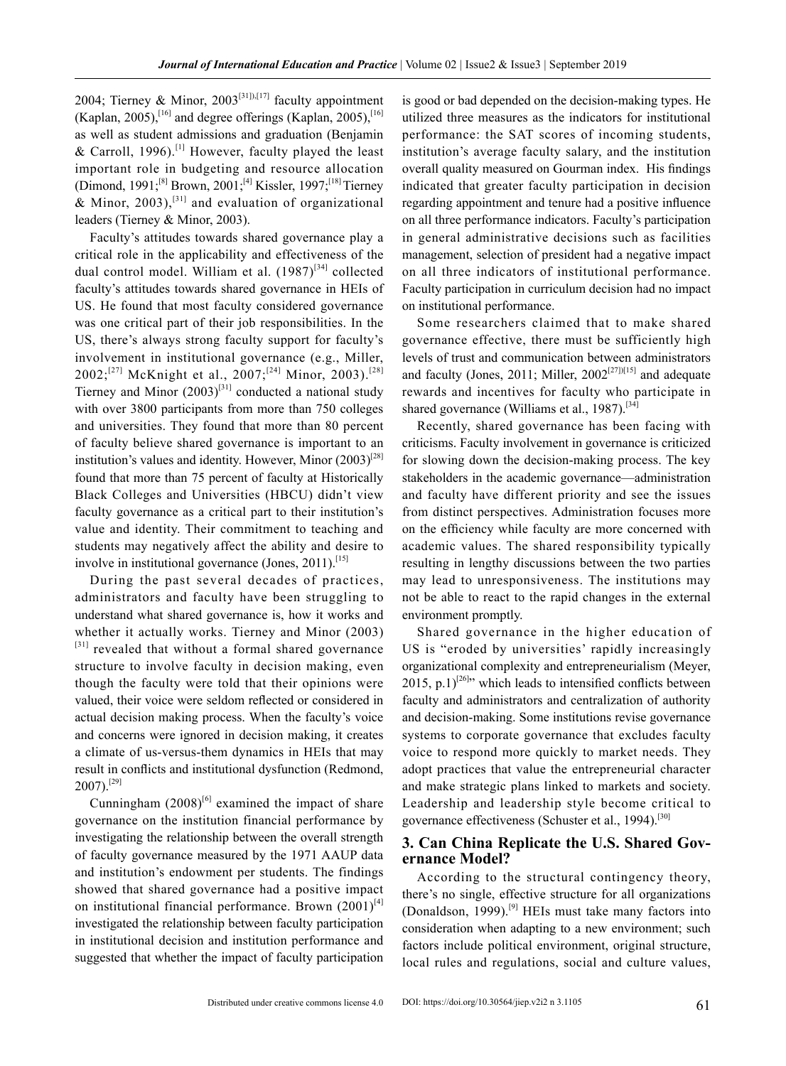2004; Tierney & Minor, 2003[31],[17] faculty appointment (Kaplan, 2005),[16] and degree offerings (Kaplan, 2005),[16] as well as student admissions and graduation (Benjamin & Carroll, 1996).[1] However, faculty played the least important role in budgeting and resource allocation (Dimond, 1991;[8] Brown, 2001;[4] Kissler, 1997;[18] Tierney & Minor, 2003),[31] and evaluation of organizational leaders (Tierney & Minor, 2003).

Faculty's attitudes towards shared governance play a critical role in the applicability and effectiveness of the dual control model. William et al. (1987)[34] collected faculty's attitudes towards shared governance in HEIs of US. He found that most faculty considered governance was one critical part of their job responsibilities. In the US, there's always strong faculty support for faculty's involvement in institutional governance (e.g., Miller, 2002;[27] McKnight et al., 2007;[24] Minor, 2003).[28] Tierney and Minor (2003)[31] conducted a national study with over 3800 participants from more than 750 colleges and universities. They found that more than 80 percent of faculty believe shared governance is important to an institution's values and identity. However, Minor (2003)[28] found that more than 75 percent of faculty at Historically Black Colleges and Universities (HBCU) didn't view faculty governance as a critical part to their institution's value and identity. Their commitment to teaching and students may negatively affect the ability and desire to involve in institutional governance (Jones, 2011).[15]

During the past several decades of practices, administrators and faculty have been struggling to understand what shared governance is, how it works and whether it actually works. Tierney and Minor (2003) [31] revealed that without a formal shared governance structure to involve faculty in decision making, even though the faculty were told that their opinions were valued, their voice were seldom reflected or considered in actual decision making process. When the faculty's voice and concerns were ignored in decision making, it creates a climate of us-versus-them dynamics in HEIs that may result in conflicts and institutional dysfunction (Redmond, 2007).[29]

Cunningham (2008)[6] examined the impact of share governance on the institution financial performance by investigating the relationship between the overall strength of faculty governance measured by the 1971 AAUP data and institution's endowment per students. The findings showed that shared governance had a positive impact on institutional financial performance. Brown (2001)[4] investigated the relationship between faculty participation in institutional decision and institution performance and suggested that whether the impact of faculty participation is good or bad depended on the decision-making types. He utilized three measures as the indicators for institutional performance: the SAT scores of incoming students, institution's average faculty salary, and the institution overall quality measured on Gourman index. His findings indicated that greater faculty participation in decision regarding appointment and tenure had a positive influence on all three performance indicators. Faculty's participation in general administrative decisions such as facilities management, selection of president had a negative impact on all three indicators of institutional performance. Faculty participation in curriculum decision had no impact on institutional performance.

Some researchers claimed that to make shared governance effective, there must be sufficiently high levels of trust and communication between administrators and faculty (Jones, 2011; Miller, 2002[27][15] and adequate rewards and incentives for faculty who participate in shared governance (Williams et al., 1987).[34]

Recently, shared governance has been facing with criticisms. Faculty involvement in governance is criticized for slowing down the decision-making process. The key stakeholders in the academic governance—administration and faculty have different priority and see the issues from distinct perspectives. Administration focuses more on the efficiency while faculty are more concerned with academic values. The shared responsibility typically resulting in lengthy discussions between the two parties may lead to unresponsiveness. The institutions may not be able to react to the rapid changes in the external environment promptly.

Shared governance in the higher education of US is "eroded by universities' rapidly increasingly organizational complexity and entrepreneurialism (Meyer, 2015, p.1)[26]" which leads to intensified conflicts between faculty and administrators and centralization of authority and decision-making. Some institutions revise governance systems to corporate governance that excludes faculty voice to respond more quickly to market needs. They adopt practices that value the entrepreneurial character and make strategic plans linked to markets and society. Leadership and leadership style become critical to governance effectiveness (Schuster et al., 1994).[30]

## 3. Can China Replicate the U.S. Shared Governance Model?

According to the structural contingency theory, there's no single, effective structure for all organizations (Donaldson, 1999).[9] HEIs must take many factors into consideration when adapting to a new environment; such factors include political environment, original structure, local rules and regulations, social and culture values,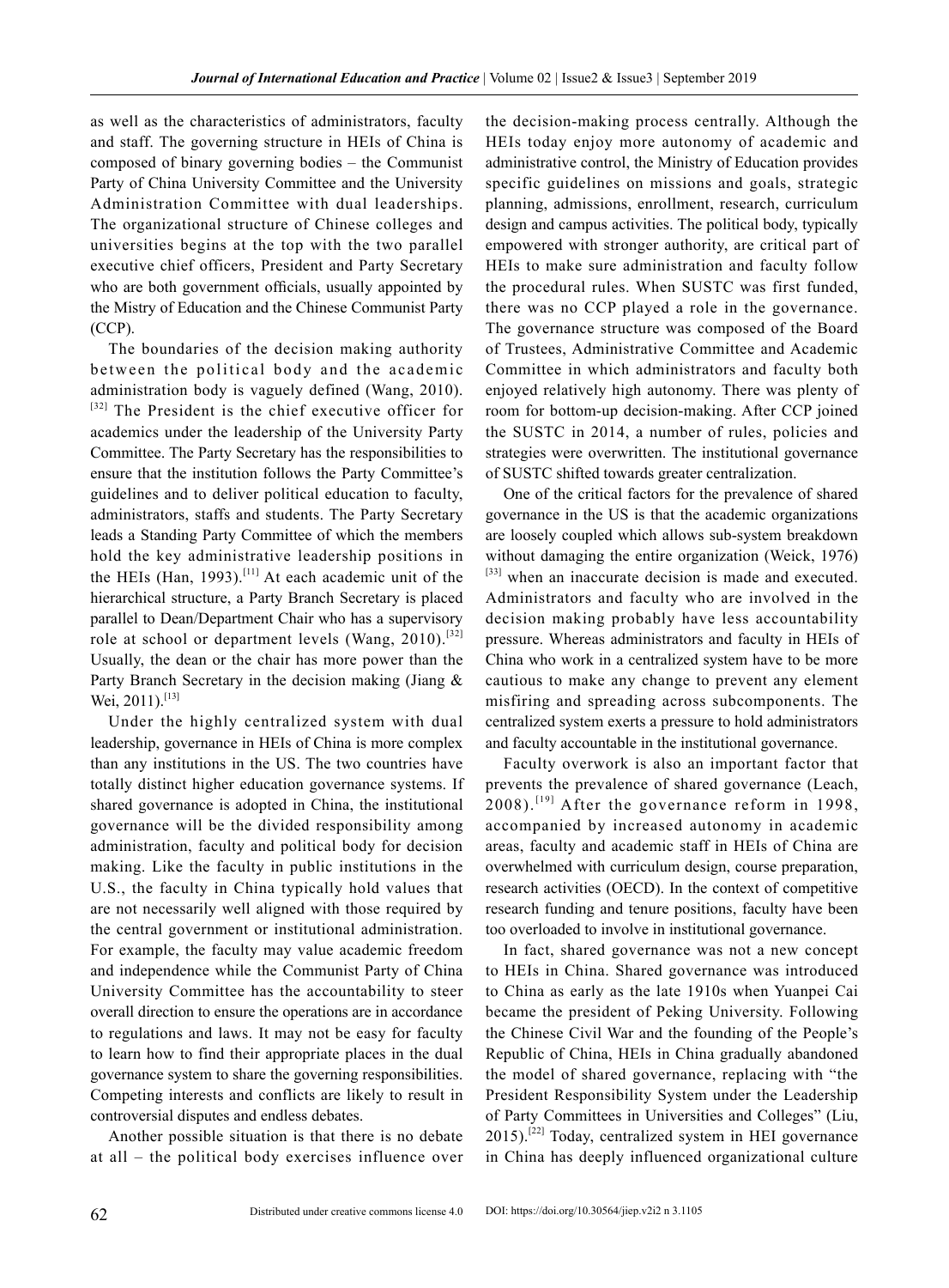as well as the characteristics of administrators, faculty and staff. The governing structure in HEIs of China is composed of binary governing bodies – the Communist Party of China University Committee and the University Administration Committee with dual leaderships. The organizational structure of Chinese colleges and universities begins at the top with the two parallel executive chief officers, President and Party Secretary who are both government officials, usually appointed by the Mistry of Education and the Chinese Communist Party (CCP).

The boundaries of the decision making authority between the political body and the academic administration body is vaguely defined (Wang, 2010).[32] The President is the chief executive officer for academics under the leadership of the University Party Committee. The Party Secretary has the responsibilities to ensure that the institution follows the Party Committee's guidelines and to deliver political education to faculty, administrators, staffs and students. The Party Secretary leads a Standing Party Committee of which the members hold the key administrative leadership positions in the HEIs (Han, 1993).[11] At each academic unit of the hierarchical structure, a Party Branch Secretary is placed parallel to Dean/Department Chair who has a supervisory role at school or department levels (Wang, 2010).[32] Usually, the dean or the chair has more power than the Party Branch Secretary in the decision making (Jiang & Wei, 2011).[13]

Under the highly centralized system with dual leadership, governance in HEIs of China is more complex than any institutions in the US. The two countries have totally distinct higher education governance systems. If shared governance is adopted in China, the institutional governance will be the divided responsibility among administration, faculty and political body for decision making. Like the faculty in public institutions in the U.S., the faculty in China typically hold values that are not necessarily well aligned with those required by the central government or institutional administration. For example, the faculty may value academic freedom and independence while the Communist Party of China University Committee has the accountability to steer overall direction to ensure the operations are in accordance to regulations and laws. It may not be easy for faculty to learn how to find their appropriate places in the dual governance system to share the governing responsibilities. Competing interests and conflicts are likely to result in controversial disputes and endless debates.

Another possible situation is that there is no debate at all – the political body exercises influence over the decision-making process centrally. Although the HEIs today enjoy more autonomy of academic and administrative control, the Ministry of Education provides specific guidelines on missions and goals, strategic planning, admissions, enrollment, research, curriculum design and campus activities. The political body, typically empowered with stronger authority, are critical part of HEIs to make sure administration and faculty follow the procedural rules. When SUSTC was first funded, there was no CCP played a role in the governance. The governance structure was composed of the Board of Trustees, Administrative Committee and Academic Committee in which administrators and faculty both enjoyed relatively high autonomy. There was plenty of room for bottom-up decision-making. After CCP joined the SUSTC in 2014, a number of rules, policies and strategies were overwritten. The institutional governance of SUSTC shifted towards greater centralization.

One of the critical factors for the prevalence of shared governance in the US is that the academic organizations are loosely coupled which allows sub-system breakdown without damaging the entire organization (Weick, 1976)[33] when an inaccurate decision is made and executed. Administrators and faculty who are involved in the decision making probably have less accountability pressure. Whereas administrators and faculty in HEIs of China who work in a centralized system have to be more cautious to make any change to prevent any element misfiring and spreading across subcomponents. The centralized system exerts a pressure to hold administrators and faculty accountable in the institutional governance.

Faculty overwork is also an important factor that prevents the prevalence of shared governance (Leach, 2008).[19] After the governance reform in 1998, accompanied by increased autonomy in academic areas, faculty and academic staff in HEIs of China are overwhelmed with curriculum design, course preparation, research activities (OECD). In the context of competitive research funding and tenure positions, faculty have been too overloaded to involve in institutional governance.

In fact, shared governance was not a new concept to HEIs in China. Shared governance was introduced to China as early as the late 1910s when Yuanpei Cai became the president of Peking University. Following the Chinese Civil War and the founding of the People's Republic of China, HEIs in China gradually abandoned the model of shared governance, replacing with "the President Responsibility System under the Leadership of Party Committees in Universities and Colleges" (Liu, 2015).[22] Today, centralized system in HEI governance in China has deeply influenced organizational culture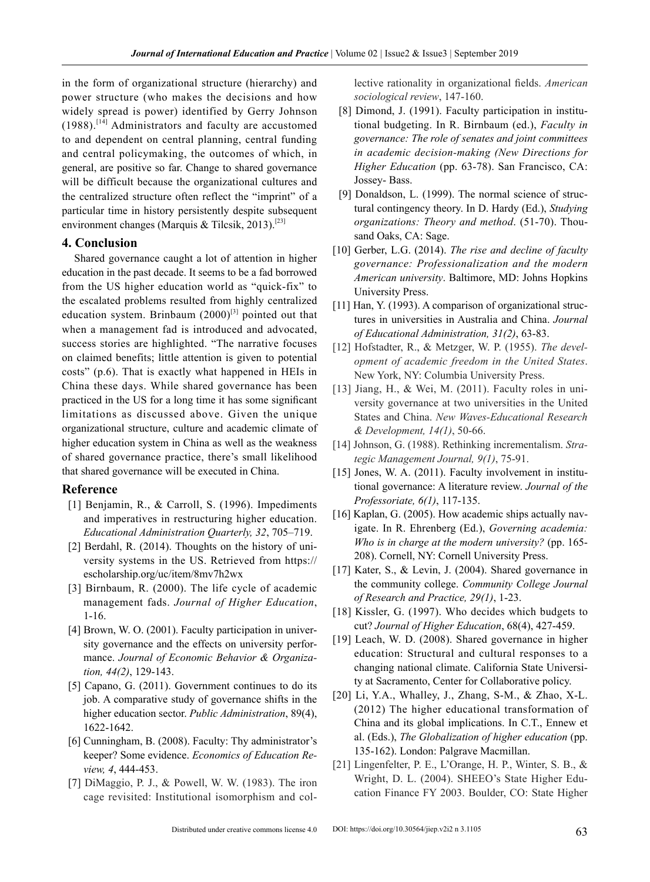in the form of organizational structure (hierarchy) and power structure (who makes the decisions and how widely spread is power) identified by Gerry Johnson (1988).[14] Administrators and faculty are accustomed to and dependent on central planning, central funding and central policymaking, the outcomes of which, in general, are positive so far. Change to shared governance will be difficult because the organizational cultures and the centralized structure often reflect the "imprint" of a particular time in history persistently despite subsequent environment changes (Marquis & Tilcsik, 2013).[23]

## 4. Conclusion

Shared governance caught a lot of attention in higher education in the past decade. It seems to be a fad borrowed from the US higher education world as "quick-fix" to the escalated problems resulted from highly centralized education system. Brinbaum (2000)[3] pointed out that when a management fad is introduced and advocated, success stories are highlighted. "The narrative focuses on claimed benefits; little attention is given to potential costs" (p.6). That is exactly what happened in HEIs in China these days. While shared governance has been practiced in the US for a long time it has some significant limitations as discussed above. Given the unique organizational structure, culture and academic climate of higher education system in China as well as the weakness of shared governance practice, there's small likelihood that shared governance will be executed in China.

## Reference

[1] Benjamin, R., & Carroll, S. (1996). Impediments and imperatives in restructuring higher education. *Educational Administration Quarterly, 32*, 705–719.

[2] Berdahl, R. (2014). Thoughts on the history of university systems in the US. Retrieved from https://escholarship.org/uc/item/8mv7h2wx

[3] Birnbaum, R. (2000). The life cycle of academic management fads. *Journal of Higher Education*, 1-16.

[4] Brown, W. O. (2001). Faculty participation in university governance and the effects on university performance. *Journal of Economic Behavior & Organization, 44(2)*, 129-143.

[5] Capano, G. (2011). Government continues to do its job. A comparative study of governance shifts in the higher education sector. *Public Administration*, 89(4), 1622-1642.

[6] Cunningham, B. (2008). Faculty: Thy administrator's keeper? Some evidence. *Economics of Education Review, 4*, 444-453.

[7] DiMaggio, P. J., & Powell, W. W. (1983). The iron cage revisited: Institutional isomorphism and collective rationality in organizational fields. *American sociological review*, 147-160.

[8] Dimond, J. (1991). Faculty participation in institutional budgeting. In R. Birnbaum (ed.), *Faculty in governance: The role of senates and joint committees in academic decision-making (New Directions for Higher Education* (pp. 63-78). San Francisco, CA: Jossey- Bass.

[9] Donaldson, L. (1999). The normal science of structural contingency theory. In D. Hardy (Ed.), *Studying organizations: Theory and method*. (51-70). Thousand Oaks, CA: Sage.

[10] Gerber, L.G. (2014). *The rise and decline of faculty governance: Professionalization and the modern American university*. Baltimore, MD: Johns Hopkins University Press.

[11] Han, Y. (1993). A comparison of organizational structures in universities in Australia and China. *Journal of Educational Administration, 31(2)*, 63-83.

[12] Hofstadter, R., & Metzger, W. P. (1955). *The development of academic freedom in the United States*. New York, NY: Columbia University Press.

[13] Jiang, H., & Wei, M. (2011). Faculty roles in university governance at two universities in the United States and China. *New Waves-Educational Research & Development, 14(1)*, 50-66.

[14] Johnson, G. (1988). Rethinking incrementalism. *Strategic Management Journal, 9(1)*, 75-91.

[15] Jones, W. A. (2011). Faculty involvement in institutional governance: A literature review. *Journal of the Professoriate, 6(1)*, 117-135.

[16] Kaplan, G. (2005). How academic ships actually navigate. In R. Ehrenberg (Ed.), *Governing academia: Who is in charge at the modern university?* (pp. 165-208). Cornell, NY: Cornell University Press.

[17] Kater, S., & Levin, J. (2004). Shared governance in the community college. *Community College Journal of Research and Practice, 29(1)*, 1-23.

[18] Kissler, G. (1997). Who decides which budgets to cut? *Journal of Higher Education*, 68(4), 427-459.

[19] Leach, W. D. (2008). Shared governance in higher education: Structural and cultural responses to a changing national climate. California State University at Sacramento, Center for Collaborative policy.

[20] Li, Y.A., Whalley, J., Zhang, S-M., & Zhao, X-L. (2012) The higher educational transformation of China and its global implications. In C.T., Ennew et al. (Eds.), *The Globalization of higher education* (pp. 135-162). London: Palgrave Macmillan.

[21] Lingenfelter, P. E., L'Orange, H. P., Winter, S. B., & Wright, D. L. (2004). SHEEO's State Higher Education Finance FY 2003. Boulder, CO: State Higher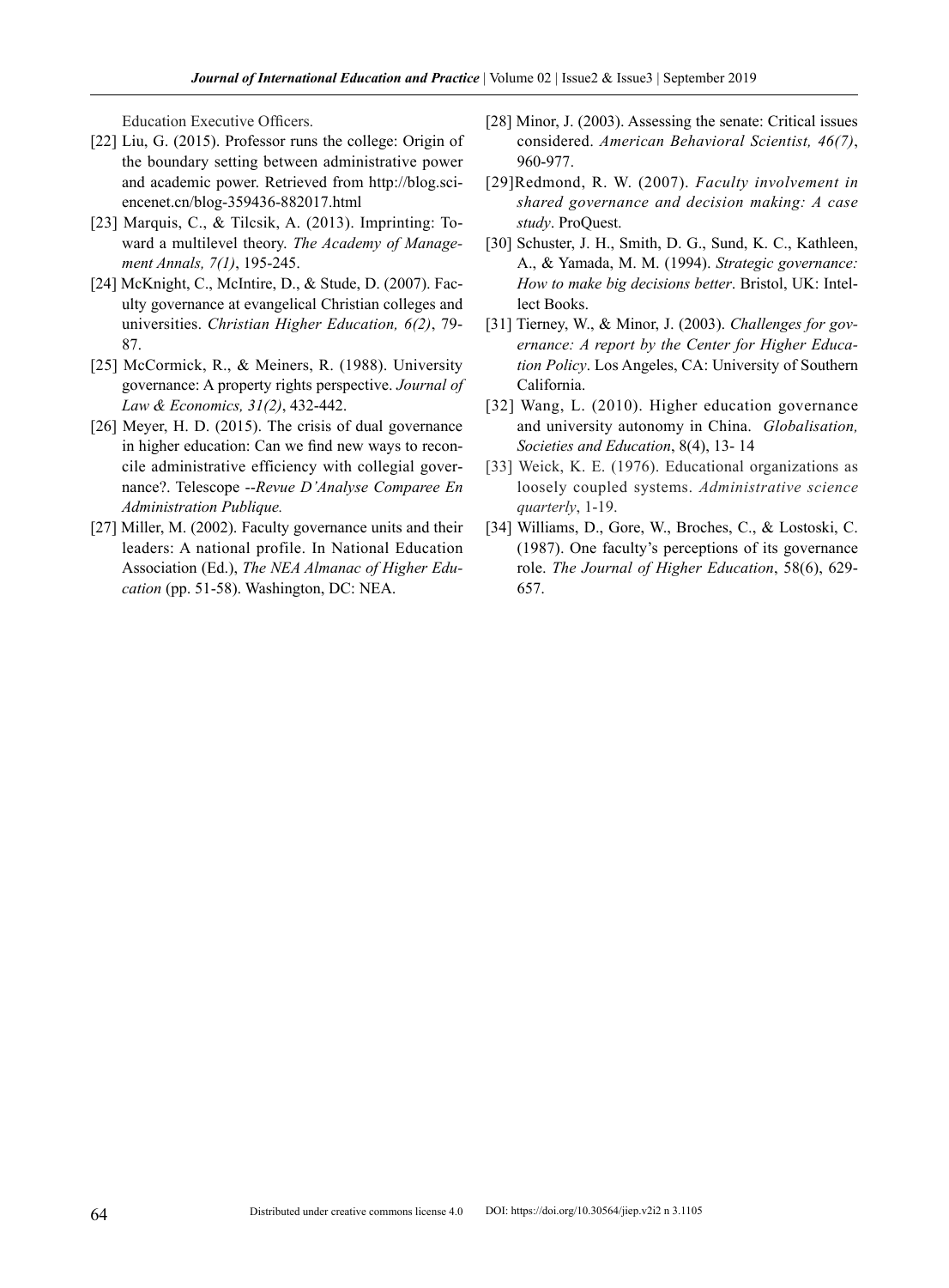Education Executive Officers.

[22] Liu, G. (2015). Professor runs the college: Origin of the boundary setting between administrative power and academic power. Retrieved from http://blog.sciencenet.cn/blog-359436-882017.html

[23] Marquis, C., & Tilcsik, A. (2013). Imprinting: Toward a multilevel theory. *The Academy of Management Annals, 7(1)*, 195-245.

[24] McKnight, C., McIntire, D., & Stude, D. (2007). Faculty governance at evangelical Christian colleges and universities. *Christian Higher Education, 6(2)*, 79-87.

[25] McCormick, R., & Meiners, R. (1988). University governance: A property rights perspective. *Journal of Law & Economics, 31(2)*, 432-442.

[26] Meyer, H. D. (2015). The crisis of dual governance in higher education: Can we find new ways to reconcile administrative efficiency with collegial governance?. Telescope --*Revue D'Analyse Comparee En Administration Publique.*

[27] Miller, M. (2002). Faculty governance units and their leaders: A national profile. In National Education Association (Ed.), *The NEA Almanac of Higher Education* (pp. 51-58). Washington, DC: NEA.

[28] Minor, J. (2003). Assessing the senate: Critical issues considered. *American Behavioral Scientist, 46(7)*, 960-977.

[29]Redmond, R. W. (2007). *Faculty involvement in shared governance and decision making: A case study*. ProQuest.

[30] Schuster, J. H., Smith, D. G., Sund, K. C., Kathleen, A., & Yamada, M. M. (1994). *Strategic governance: How to make big decisions better*. Bristol, UK: Intellect Books.

[31] Tierney, W., & Minor, J. (2003). *Challenges for governance: A report by the Center for Higher Education Policy*. Los Angeles, CA: University of Southern California.

[32] Wang, L. (2010). Higher education governance and university autonomy in China. *Globalisation, Societies and Education*, 8(4), 13- 14

[33] Weick, K. E. (1976). Educational organizations as loosely coupled systems. *Administrative science quarterly*, 1-19.

[34] Williams, D., Gore, W., Broches, C., & Lostoski, C. (1987). One faculty's perceptions of its governance role. *The Journal of Higher Education*, 58(6), 629-657.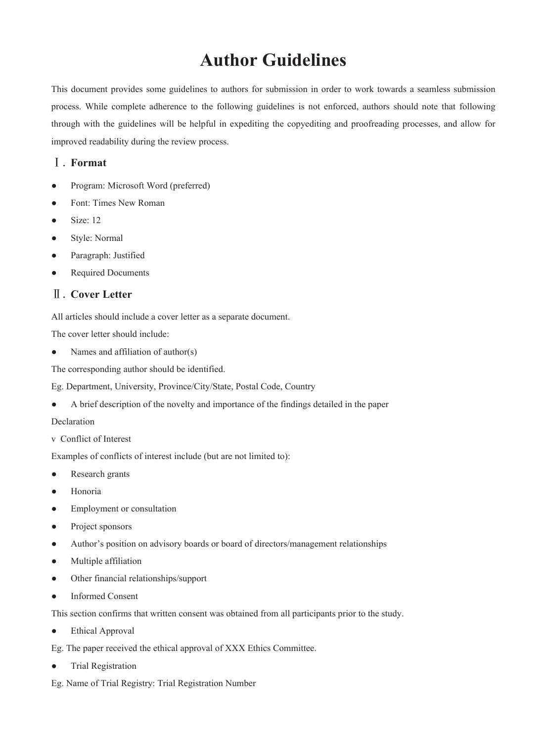# Author Guidelines

This document provides some guidelines to authors for submission in order to work towards a seamless submission process. While complete adherence to the following guidelines is not enforced, authors should note that following through with the guidelines will be helpful in expediting the copyediting and proofreading processes, and allow for improved readability during the review process.

## Ⅰ. Format

- Program: Microsoft Word (preferred)
- Font: Times New Roman
- Size: 12
- Style: Normal
- Paragraph: Justified
- Required Documents

## Ⅱ. Cover Letter

All articles should include a cover letter as a separate document.

The cover letter should include:

- Names and affiliation of author(s)

The corresponding author should be identified.

Eg. Department, University, Province/City/State, Postal Code, Country

- A brief description of the novelty and importance of the findings detailed in the paper

Declaration

v Conflict of Interest

Examples of conflicts of interest include (but are not limited to):

- Research grants
- Honoria
- Employment or consultation
- Project sponsors
- Author's position on advisory boards or board of directors/management relationships
- Multiple affiliation
- Other financial relationships/support
- Informed Consent

This section confirms that written consent was obtained from all participants prior to the study.

- Ethical Approval

Eg. The paper received the ethical approval of XXX Ethics Committee.

- Trial Registration

Eg. Name of Trial Registry: Trial Registration Number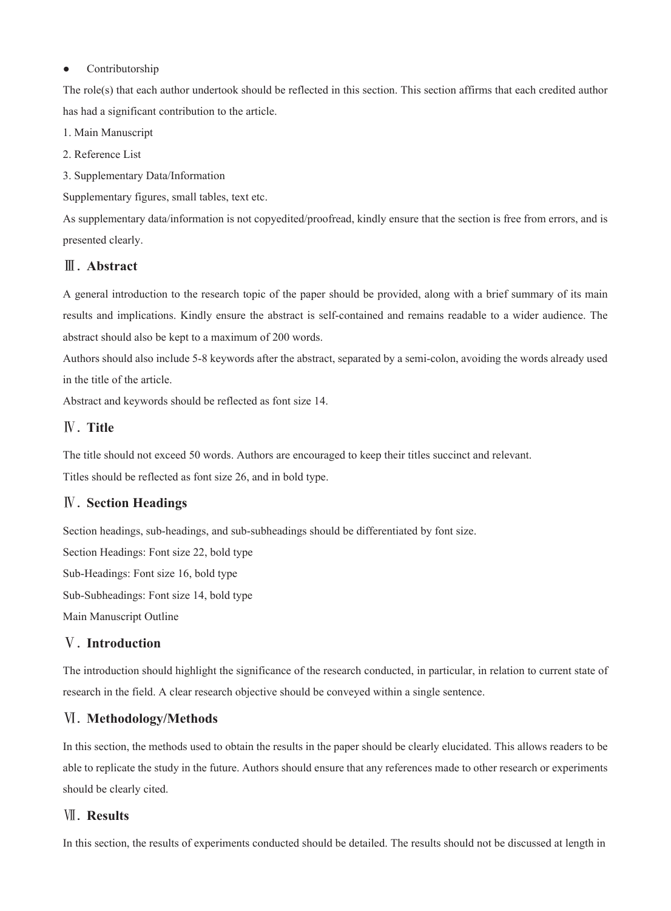- Contributorship

The role(s) that each author undertook should be reflected in this section. This section affirms that each credited author has had a significant contribution to the article.

1. Main Manuscript
2. Reference List
3. Supplementary Data/Information

Supplementary figures, small tables, text etc.

As supplementary data/information is not copyedited/proofread, kindly ensure that the section is free from errors, and is presented clearly.

## Ⅲ. Abstract

A general introduction to the research topic of the paper should be provided, along with a brief summary of its main results and implications. Kindly ensure the abstract is self-contained and remains readable to a wider audience. The abstract should also be kept to a maximum of 200 words.

Authors should also include 5-8 keywords after the abstract, separated by a semi-colon, avoiding the words already used in the title of the article.

Abstract and keywords should be reflected as font size 14.

## Ⅳ. Title

The title should not exceed 50 words. Authors are encouraged to keep their titles succinct and relevant.

Titles should be reflected as font size 26, and in bold type.

## Ⅳ. Section Headings

Section headings, sub-headings, and sub-subheadings should be differentiated by font size.

Section Headings: Font size 22, bold type

Sub-Headings: Font size 16, bold type

Sub-Subheadings: Font size 14, bold type

Main Manuscript Outline

## Ⅴ. Introduction

The introduction should highlight the significance of the research conducted, in particular, in relation to current state of research in the field. A clear research objective should be conveyed within a single sentence.

## Ⅵ. Methodology/Methods

In this section, the methods used to obtain the results in the paper should be clearly elucidated. This allows readers to be able to replicate the study in the future. Authors should ensure that any references made to other research or experiments should be clearly cited.

## Ⅶ. Results

In this section, the results of experiments conducted should be detailed. The results should not be discussed at length in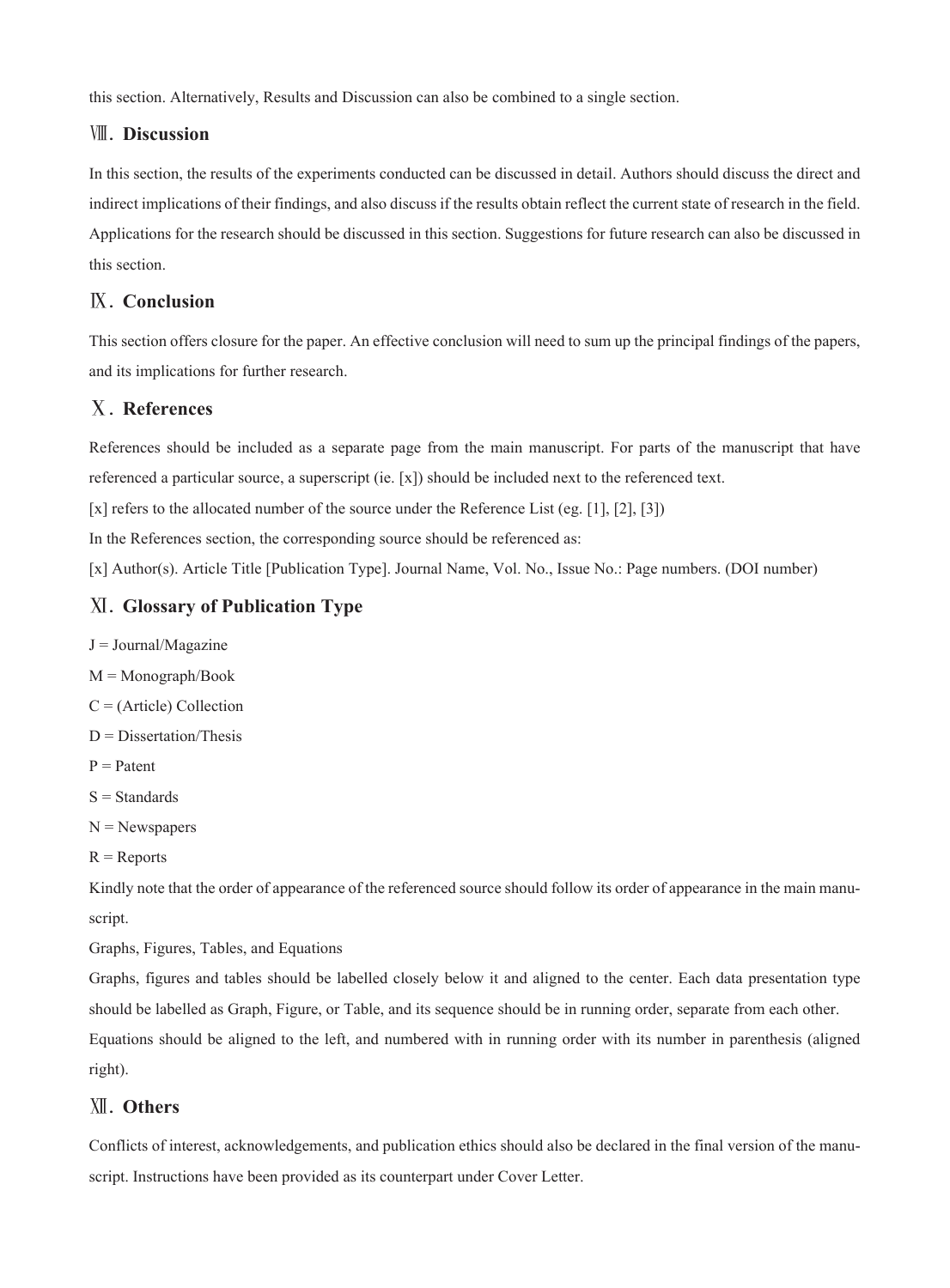this section. Alternatively, Results and Discussion can also be combined to a single section.

## Ⅷ. Discussion

In this section, the results of the experiments conducted can be discussed in detail. Authors should discuss the direct and indirect implications of their findings, and also discuss if the results obtain reflect the current state of research in the field. Applications for the research should be discussed in this section. Suggestions for future research can also be discussed in this section.

## Ⅸ. Conclusion

This section offers closure for the paper. An effective conclusion will need to sum up the principal findings of the papers, and its implications for further research.

## Ⅹ. References

References should be included as a separate page from the main manuscript. For parts of the manuscript that have referenced a particular source, a superscript (ie. [x]) should be included next to the referenced text.

[x] refers to the allocated number of the source under the Reference List (eg. [1], [2], [3])

In the References section, the corresponding source should be referenced as:

[x] Author(s). Article Title [Publication Type]. Journal Name, Vol. No., Issue No.: Page numbers. (DOI number)

## Ⅺ. Glossary of Publication Type

J = Journal/Magazine

M = Monograph/Book

C = (Article) Collection

D = Dissertation/Thesis

P = Patent

S = Standards

N = Newspapers

R = Reports

Kindly note that the order of appearance of the referenced source should follow its order of appearance in the main manuscript.

Graphs, Figures, Tables, and Equations

Graphs, figures and tables should be labelled closely below it and aligned to the center. Each data presentation type should be labelled as Graph, Figure, or Table, and its sequence should be in running order, separate from each other.

Equations should be aligned to the left, and numbered with in running order with its number in parenthesis (aligned right).

## Ⅻ. Others

Conflicts of interest, acknowledgements, and publication ethics should also be declared in the final version of the manuscript. Instructions have been provided as its counterpart under Cover Letter.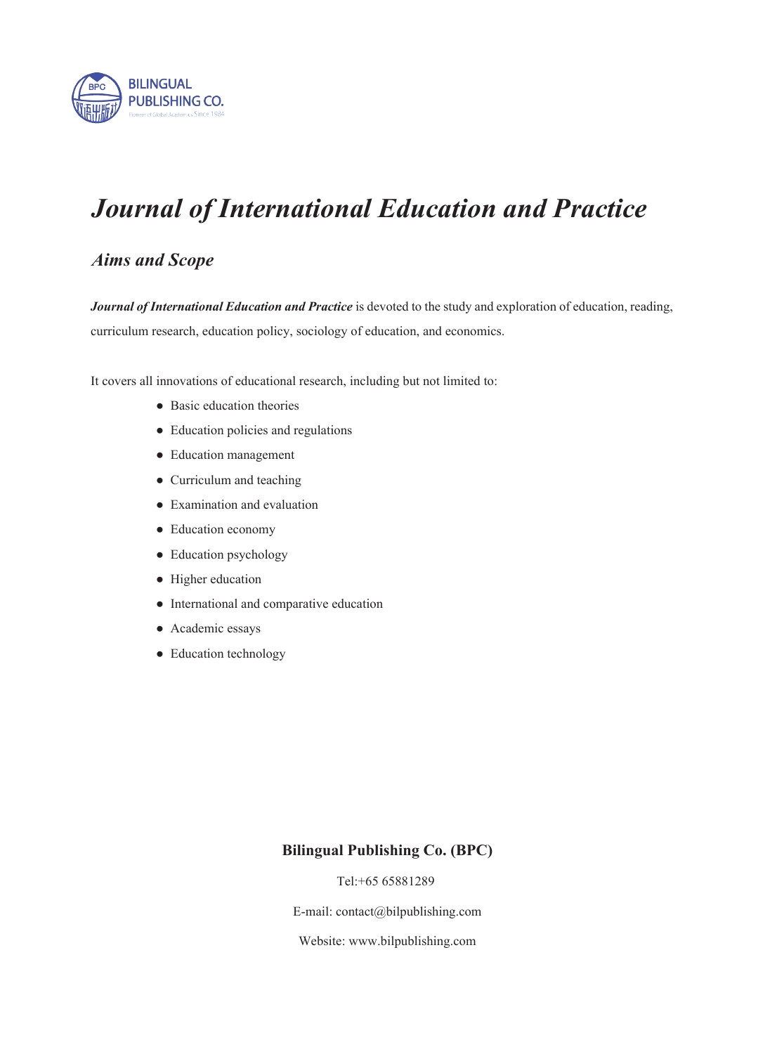BILINGUAL PUBLISHING CO.

# *Journal of International Education and Practice*

## *Aims and Scope*

***Journal of International Education and Practice*** is devoted to the study and exploration of education, reading, curriculum research, education policy, sociology of education, and economics.

It covers all innovations of educational research, including but not limited to:

- Basic education theories
- Education policies and regulations
- Education management
- Curriculum and teaching
- Examination and evaluation
- Education economy
- Education psychology
- Higher education
- International and comparative education
- Academic essays
- Education technology

**Bilingual Publishing Co. (BPC)**

Tel:+65 65881289

E-mail: contact@bilpublishing.com

Website: www.bilpublishing.com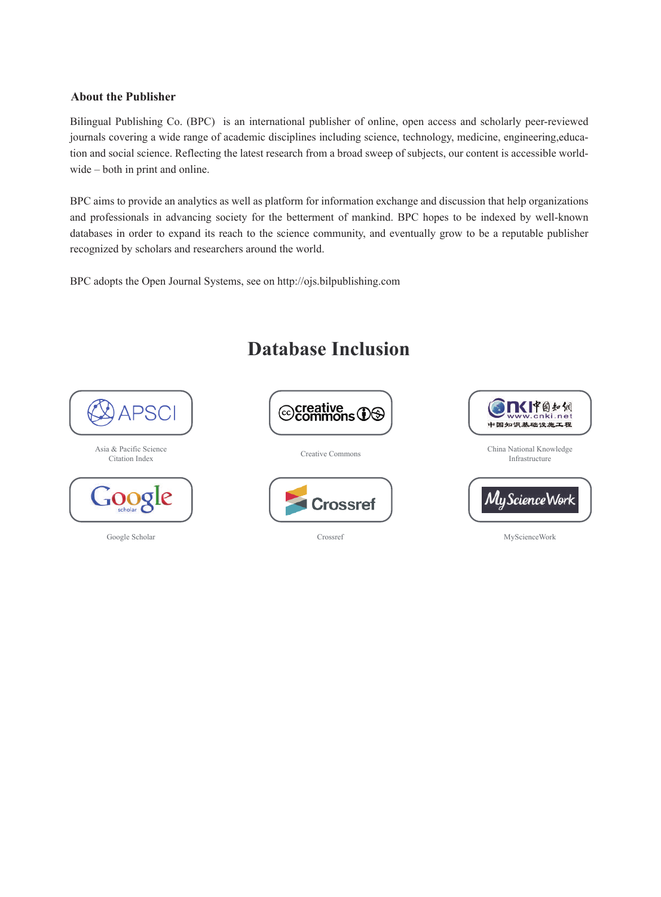### About the Publisher

Bilingual Publishing Co. (BPC) is an international publisher of online, open access and scholarly peer-reviewed journals covering a wide range of academic disciplines including science, technology, medicine, engineering,education and social science. Reflecting the latest research from a broad sweep of subjects, our content is accessible worldwide – both in print and online.

BPC aims to provide an analytics as well as platform for information exchange and discussion that help organizations and professionals in advancing society for the betterment of mankind. BPC hopes to be indexed by well-known databases in order to expand its reach to the science community, and eventually grow to be a reputable publisher recognized by scholars and researchers around the world.

BPC adopts the Open Journal Systems, see on http://ojs.bilpublishing.com

## Database Inclusion

Asia & Pacific Science Citation Index

Creative Commons

China National Knowledge Infrastructure

Google Scholar

Crossref

MyScienceWork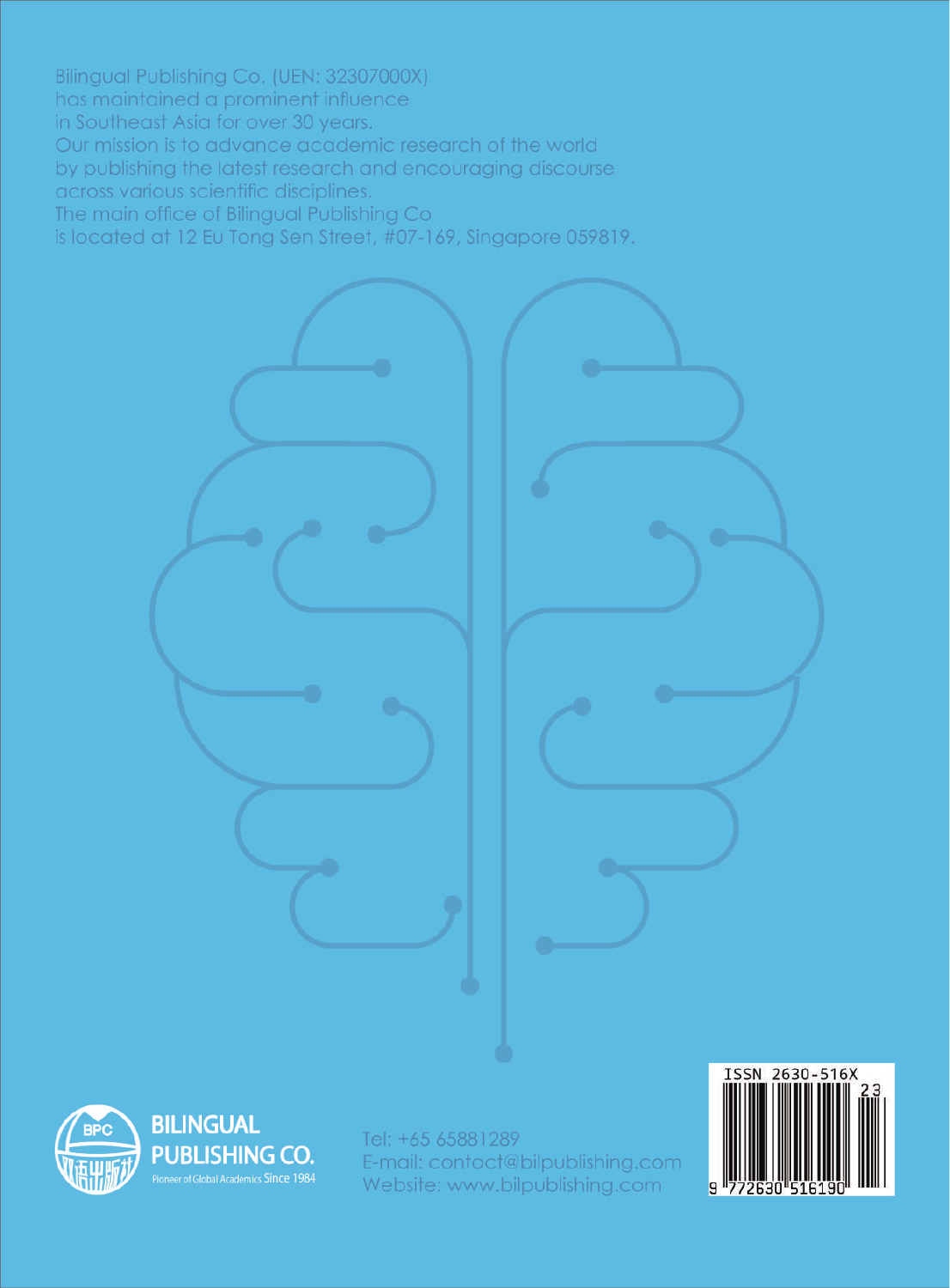Bilingual Publishing Co. (UEN: 32307000X) has maintained a prominent influence in Southeast Asia for over 30 years.
Our mission is to advance academic research of the world by publishing the latest research and encouraging discourse across various scientific disciplines.
The main office of Bilingual Publishing Co is located at 12 Eu Tong Sen Street, #07-169, Singapore 059819.

**BILINGUAL PUBLISHING CO.**

Pioneer of Global Academics Since 1984

Tel: +65 65881289
E-mail: contact@bilpublishing.com
Website: www.bilpublishing.com

ISSN 2630-516X